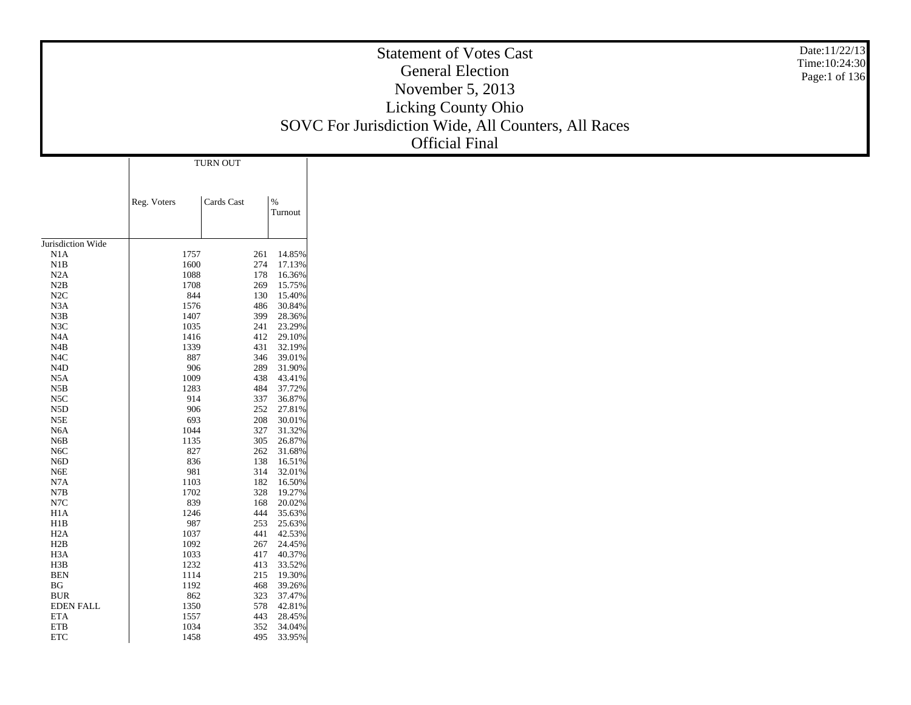# Statement of Votes Cast
## General Election
## November 5, 2013
## Licking County Ohio
## SOVC For Jurisdiction Wide, All Counters, All Races
## Official Final

| | TURN OUT | | |
|---|---|---|---|
| | Reg. Voters | Cards Cast | % Turnout |
| Jurisdiction Wide | | | |
| N1A | 1757 | 261 | 14.85% |
| N1B | 1600 | 274 | 17.13% |
| N2A | 1088 | 178 | 16.36% |
| N2B | 1708 | 269 | 15.75% |
| N2C | 844 | 130 | 15.40% |
| N3A | 1576 | 486 | 30.84% |
| N3B | 1407 | 399 | 28.36% |
| N3C | 1035 | 241 | 23.29% |
| N4A | 1416 | 412 | 29.10% |
| N4B | 1339 | 431 | 32.19% |
| N4C | 887 | 346 | 39.01% |
| N4D | 906 | 289 | 31.90% |
| N5A | 1009 | 438 | 43.41% |
| N5B | 1283 | 484 | 37.72% |
| N5C | 914 | 337 | 36.87% |
| N5D | 906 | 252 | 27.81% |
| N5E | 693 | 208 | 30.01% |
| N6A | 1044 | 327 | 31.32% |
| N6B | 1135 | 305 | 26.87% |
| N6C | 827 | 262 | 31.68% |
| N6D | 836 | 138 | 16.51% |
| N6E | 981 | 314 | 32.01% |
| N7A | 1103 | 182 | 16.50% |
| N7B | 1702 | 328 | 19.27% |
| N7C | 839 | 168 | 20.02% |
| H1A | 1246 | 444 | 35.63% |
| H1B | 987 | 253 | 25.63% |
| H2A | 1037 | 441 | 42.53% |
| H2B | 1092 | 267 | 24.45% |
| H3A | 1033 | 417 | 40.37% |
| H3B | 1232 | 413 | 33.52% |
| BEN | 1114 | 215 | 19.30% |
| BG | 1192 | 468 | 39.26% |
| BUR | 862 | 323 | 37.47% |
| EDEN FALL | 1350 | 578 | 42.81% |
| ETA | 1557 | 443 | 28.45% |
| ETB | 1034 | 352 | 34.04% |
| ETC | 1458 | 495 | 33.95% |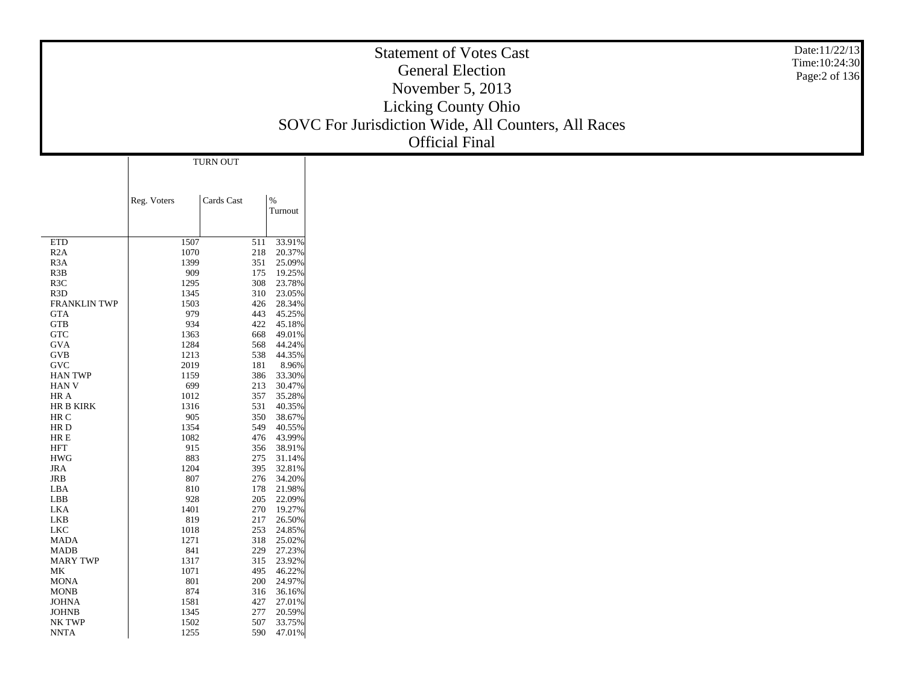# Statement of Votes Cast

General Election

November 5, 2013

Licking County Ohio

SOVC For Jurisdiction Wide, All Counters, All Races

Official Final

| | TURN OUT | | |
|---|---|---|---|
| | Reg. Voters | Cards Cast | % Turnout |
| ETD | 1507 | 511 | 33.91% |
| R2A | 1070 | 218 | 20.37% |
| R3A | 1399 | 351 | 25.09% |
| R3B | 909 | 175 | 19.25% |
| R3C | 1295 | 308 | 23.78% |
| R3D | 1345 | 310 | 23.05% |
| FRANKLIN TWP | 1503 | 426 | 28.34% |
| GTA | 979 | 443 | 45.25% |
| GTB | 934 | 422 | 45.18% |
| GTC | 1363 | 668 | 49.01% |
| GVA | 1284 | 568 | 44.24% |
| GVB | 1213 | 538 | 44.35% |
| GVC | 2019 | 181 | 8.96% |
| HAN TWP | 1159 | 386 | 33.30% |
| HAN V | 699 | 213 | 30.47% |
| HR A | 1012 | 357 | 35.28% |
| HR B KIRK | 1316 | 531 | 40.35% |
| HR C | 905 | 350 | 38.67% |
| HR D | 1354 | 549 | 40.55% |
| HR E | 1082 | 476 | 43.99% |
| HFT | 915 | 356 | 38.91% |
| HWG | 883 | 275 | 31.14% |
| JRA | 1204 | 395 | 32.81% |
| JRB | 807 | 276 | 34.20% |
| LBA | 810 | 178 | 21.98% |
| LBB | 928 | 205 | 22.09% |
| LKA | 1401 | 270 | 19.27% |
| LKB | 819 | 217 | 26.50% |
| LKC | 1018 | 253 | 24.85% |
| MADA | 1271 | 318 | 25.02% |
| MADB | 841 | 229 | 27.23% |
| MARY TWP | 1317 | 315 | 23.92% |
| MK | 1071 | 495 | 46.22% |
| MONA | 801 | 200 | 24.97% |
| MONB | 874 | 316 | 36.16% |
| JOHNA | 1581 | 427 | 27.01% |
| JOHNB | 1345 | 277 | 20.59% |
| NK TWP | 1502 | 507 | 33.75% |
| NNTA | 1255 | 590 | 47.01% |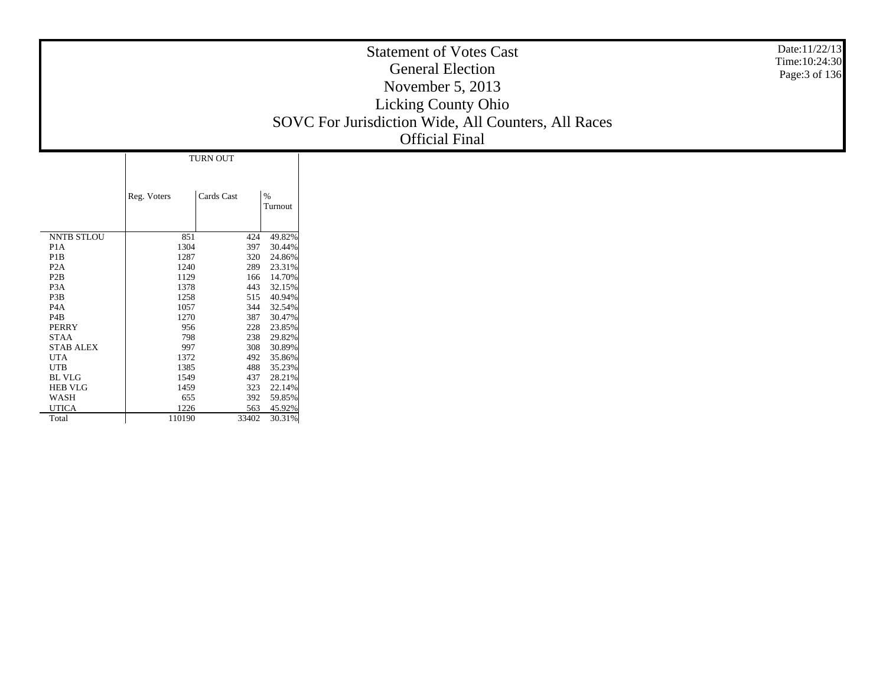# Statement of Votes Cast
## General Election
## November 5, 2013
## Licking County Ohio
## SOVC For Jurisdiction Wide, All Counters, All Races
## Official Final

| | TURN OUT | | |
|---|---|---|---|
| | Reg. Voters | Cards Cast | % Turnout |
| NNTB STLOU | 851 | 424 | 49.82% |
| P1A | 1304 | 397 | 30.44% |
| P1B | 1287 | 320 | 24.86% |
| P2A | 1240 | 289 | 23.31% |
| P2B | 1129 | 166 | 14.70% |
| P3A | 1378 | 443 | 32.15% |
| P3B | 1258 | 515 | 40.94% |
| P4A | 1057 | 344 | 32.54% |
| P4B | 1270 | 387 | 30.47% |
| PERRY | 956 | 228 | 23.85% |
| STAA | 798 | 238 | 29.82% |
| STAB ALEX | 997 | 308 | 30.89% |
| UTA | 1372 | 492 | 35.86% |
| UTB | 1385 | 488 | 35.23% |
| BL VLG | 1549 | 437 | 28.21% |
| HEB VLG | 1459 | 323 | 22.14% |
| WASH | 655 | 392 | 59.85% |
| UTICA | 1226 | 563 | 45.92% |
| Total | 110190 | 33402 | 30.31% |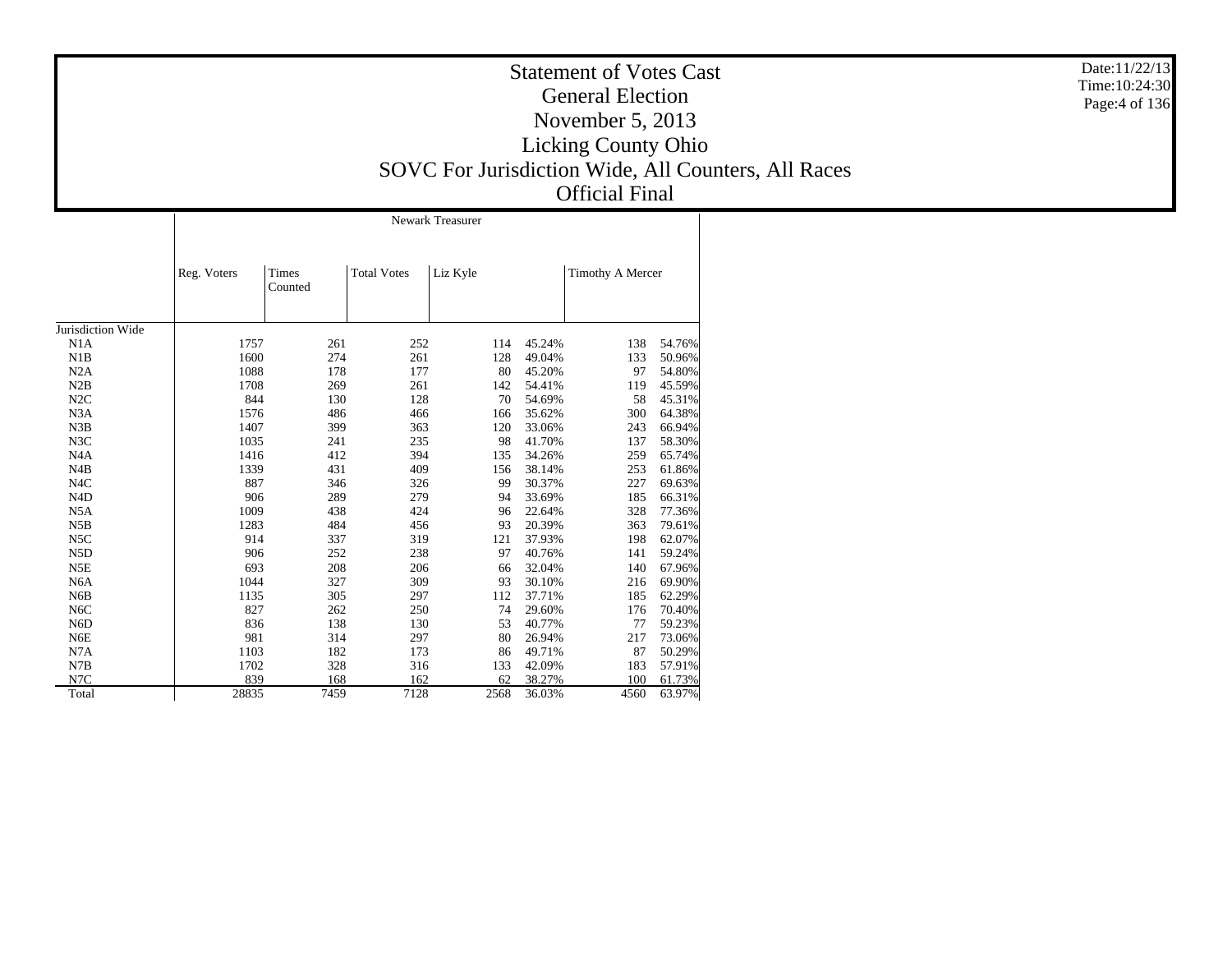# Statement of Votes Cast
## General Election
## November 5, 2013
## Licking County Ohio
## SOVC For Jurisdiction Wide, All Counters, All Races
## Official Final

Date:11/22/13
Time:10:24:30

| | Newark Treasurer | | | | | | |
|---|---|---|---|---|---|---|---|
| | Reg. Voters | Times Counted | Total Votes | Liz Kyle | | Timothy A Mercer | |
| Jurisdiction Wide | | | | | | | |
| N1A | 1757 | 261 | 252 | 114 | 45.24% | 138 | 54.76% |
| N1B | 1600 | 274 | 261 | 128 | 49.04% | 133 | 50.96% |
| N2A | 1088 | 178 | 177 | 80 | 45.20% | 97 | 54.80% |
| N2B | 1708 | 269 | 261 | 142 | 54.41% | 119 | 45.59% |
| N2C | 844 | 130 | 128 | 70 | 54.69% | 58 | 45.31% |
| N3A | 1576 | 486 | 466 | 166 | 35.62% | 300 | 64.38% |
| N3B | 1407 | 399 | 363 | 120 | 33.06% | 243 | 66.94% |
| N3C | 1035 | 241 | 235 | 98 | 41.70% | 137 | 58.30% |
| N4A | 1416 | 412 | 394 | 135 | 34.26% | 259 | 65.74% |
| N4B | 1339 | 431 | 409 | 156 | 38.14% | 253 | 61.86% |
| N4C | 887 | 346 | 326 | 99 | 30.37% | 227 | 69.63% |
| N4D | 906 | 289 | 279 | 94 | 33.69% | 185 | 66.31% |
| N5A | 1009 | 438 | 424 | 96 | 22.64% | 328 | 77.36% |
| N5B | 1283 | 484 | 456 | 93 | 20.39% | 363 | 79.61% |
| N5C | 914 | 337 | 319 | 121 | 37.93% | 198 | 62.07% |
| N5D | 906 | 252 | 238 | 97 | 40.76% | 141 | 59.24% |
| N5E | 693 | 208 | 206 | 66 | 32.04% | 140 | 67.96% |
| N6A | 1044 | 327 | 309 | 93 | 30.10% | 216 | 69.90% |
| N6B | 1135 | 305 | 297 | 112 | 37.71% | 185 | 62.29% |
| N6C | 827 | 262 | 250 | 74 | 29.60% | 176 | 70.40% |
| N6D | 836 | 138 | 130 | 53 | 40.77% | 77 | 59.23% |
| N6E | 981 | 314 | 297 | 80 | 26.94% | 217 | 73.06% |
| N7A | 1103 | 182 | 173 | 86 | 49.71% | 87 | 50.29% |
| N7B | 1702 | 328 | 316 | 133 | 42.09% | 183 | 57.91% |
| N7C | 839 | 168 | 162 | 62 | 38.27% | 100 | 61.73% |
| Total | 28835 | 7459 | 7128 | 2568 | 36.03% | 4560 | 63.97% |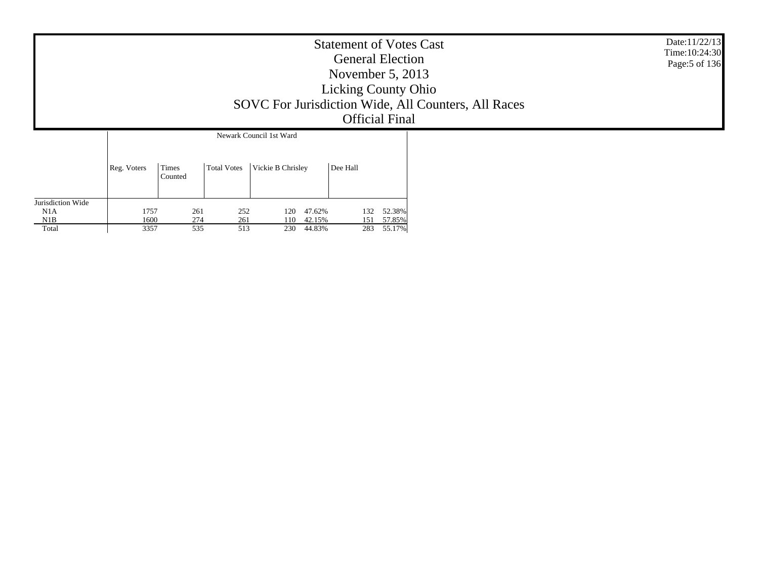# Statement of Votes Cast
## General Election
## November 5, 2013
## Licking County Ohio
## SOVC For Jurisdiction Wide, All Counters, All Races
## Official Final

Date:11/22/13
Time:10:24:30

| | Newark Council 1st Ward | | | | | | |
|---|---|---|---|---|---|---|---|
| | Reg. Voters | Times Counted | Total Votes | Vickie B Chrisley | | Dee Hall | |
| Jurisdiction Wide | | | | | | | |
| N1A | 1757 | 261 | 252 | 120 | 47.62% | 132 | 52.38% |
| N1B | 1600 | 274 | 261 | 110 | 42.15% | 151 | 57.85% |
| Total | 3357 | 535 | 513 | 230 | 44.83% | 283 | 55.17% |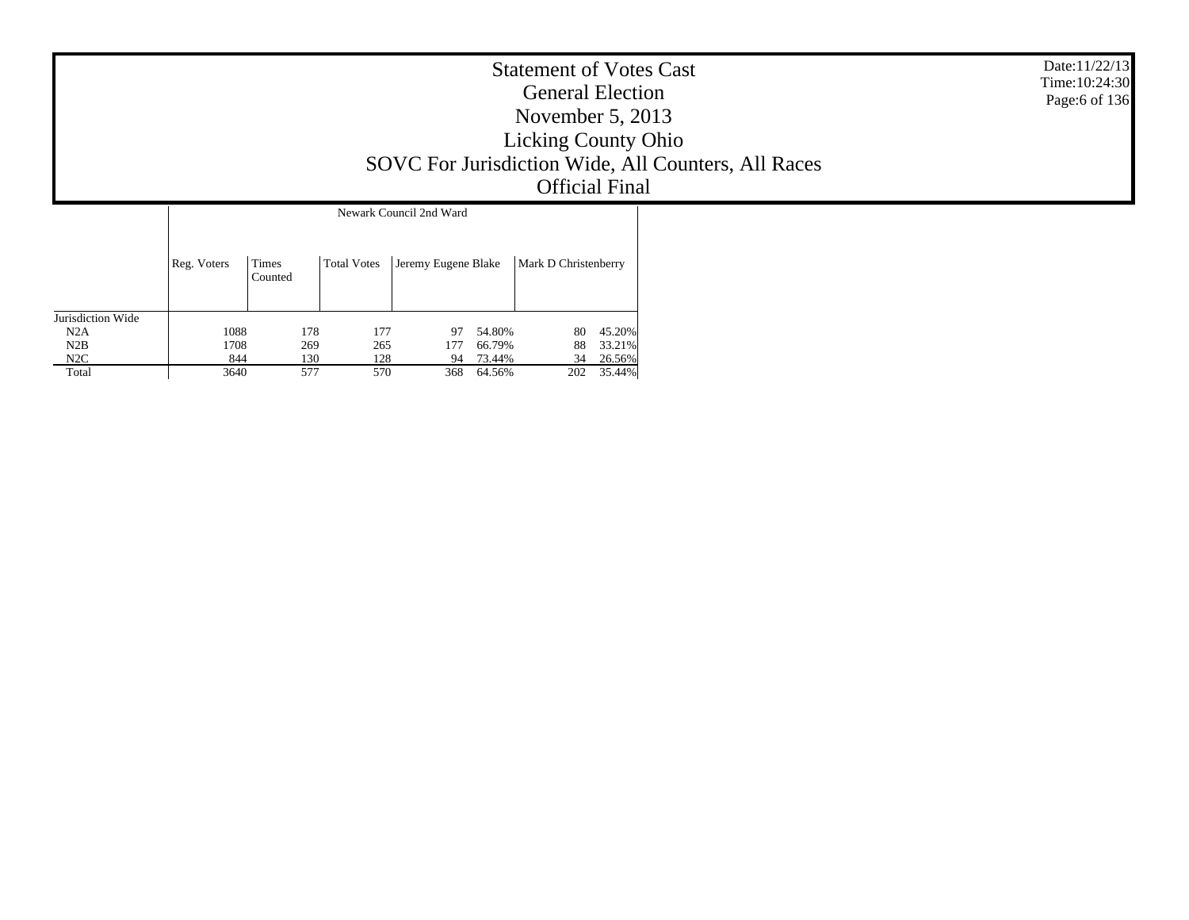# Statement of Votes Cast
## General Election
## November 5, 2013
## Licking County Ohio
## SOVC For Jurisdiction Wide, All Counters, All Races
## Official Final

Date:11/22/13
Time:10:24:30

| | Reg. Voters | Times Counted | Total Votes | Newark Council 2nd Ward | | | |
|---|---|---|---|---|---|---|---|
| | | | | Jeremy Eugene Blake | | Mark D Christenberry | |
| Jurisdiction Wide | | | | | | | |
| N2A | 1088 | 178 | 177 | 97 | 54.80% | 80 | 45.20% |
| N2B | 1708 | 269 | 265 | 177 | 66.79% | 88 | 33.21% |
| N2C | 844 | 130 | 128 | 94 | 73.44% | 34 | 26.56% |
| Total | 3640 | 577 | 570 | 368 | 64.56% | 202 | 35.44% |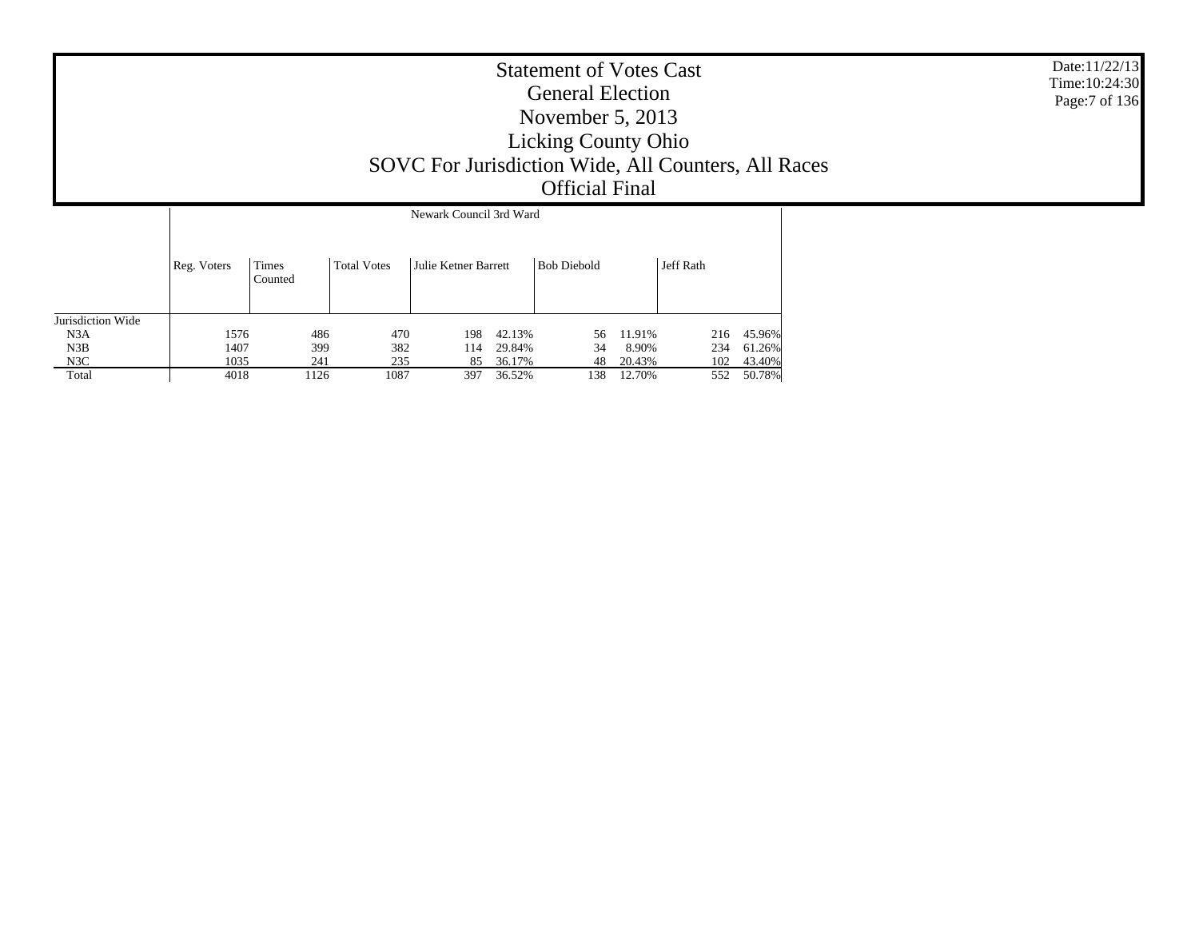# Statement of Votes Cast
## General Election
## November 5, 2013
## Licking County Ohio
## SOVC For Jurisdiction Wide, All Counters, All Races
## Official Final

Date:11/22/13
Time:10:24:30

| | Newark Council 3rd Ward | | | | | | | | |
|---|---|---|---|---|---|---|---|---|---|
| | Reg. Voters | Times Counted | Total Votes | Julie Ketner Barrett | | Bob Diebold | | Jeff Rath | |
| Jurisdiction Wide | | | | | | | | | |
| N3A | 1576 | 486 | 470 | 198 | 42.13% | 56 | 11.91% | 216 | 45.96% |
| N3B | 1407 | 399 | 382 | 114 | 29.84% | 34 | 8.90% | 234 | 61.26% |
| N3C | 1035 | 241 | 235 | 85 | 36.17% | 48 | 20.43% | 102 | 43.40% |
| Total | 4018 | 1126 | 1087 | 397 | 36.52% | 138 | 12.70% | 552 | 50.78% |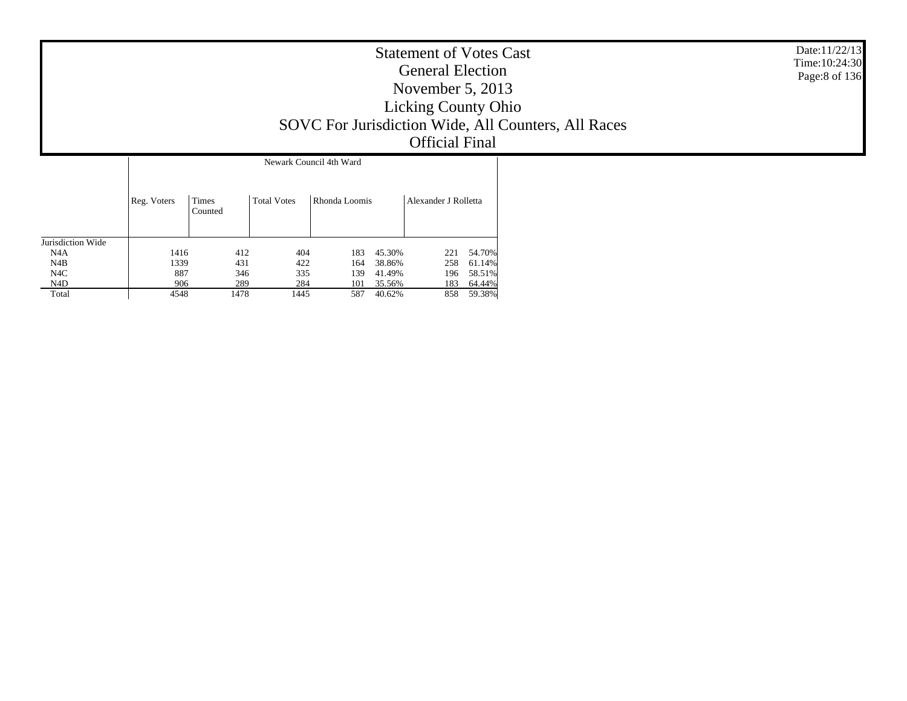# Statement of Votes Cast

## General Election

## November 5, 2013

## Licking County Ohio

## SOVC For Jurisdiction Wide, All Counters, All Races

## Official Final

Date:11/22/13
Time:10:24:30

| | Newark Council 4th Ward | | | | | | |
|---|---|---|---|---|---|---|---|
| | Reg. Voters | Times Counted | Total Votes | Rhonda Loomis | | Alexander J Rolletta | |
| Jurisdiction Wide | | | | | | | |
| N4A | 1416 | 412 | 404 | 183 | 45.30% | 221 | 54.70% |
| N4B | 1339 | 431 | 422 | 164 | 38.86% | 258 | 61.14% |
| N4C | 887 | 346 | 335 | 139 | 41.49% | 196 | 58.51% |
| N4D | 906 | 289 | 284 | 101 | 35.56% | 183 | 64.44% |
| Total | 4548 | 1478 | 1445 | 587 | 40.62% | 858 | 59.38% |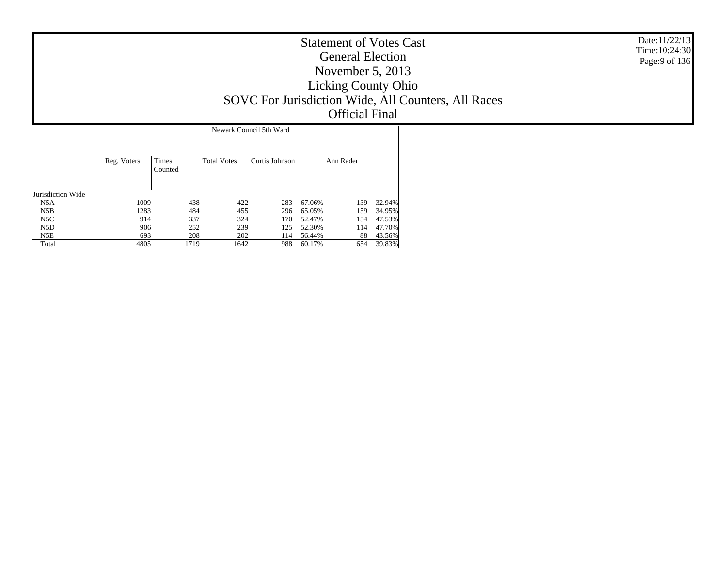# Statement of Votes Cast
## General Election
## November 5, 2013
## Licking County Ohio
## SOVC For Jurisdiction Wide, All Counters, All Races
## Official Final

Date:11/22/13
Time:10:24:30

| | Newark Council 5th Ward | | | | | | |
|---|---|---|---|---|---|---|---|
| | Reg. Voters | Times Counted | Total Votes | Curtis Johnson | | Ann Rader | |
| Jurisdiction Wide | | | | | | | |
| N5A | 1009 | 438 | 422 | 283 | 67.06% | 139 | 32.94% |
| N5B | 1283 | 484 | 455 | 296 | 65.05% | 159 | 34.95% |
| N5C | 914 | 337 | 324 | 170 | 52.47% | 154 | 47.53% |
| N5D | 906 | 252 | 239 | 125 | 52.30% | 114 | 47.70% |
| N5E | 693 | 208 | 202 | 114 | 56.44% | 88 | 43.56% |
| Total | 4805 | 1719 | 1642 | 988 | 60.17% | 654 | 39.83% |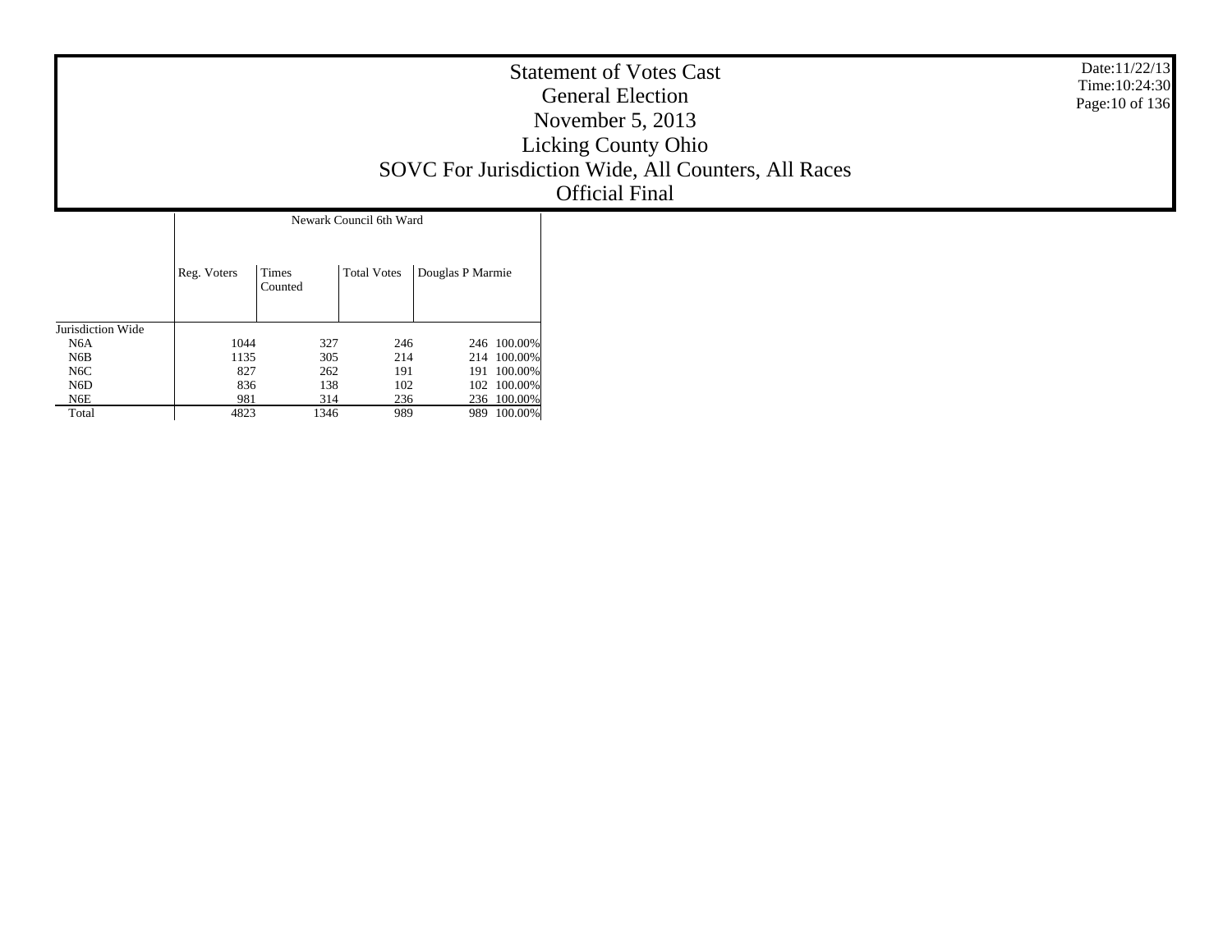# Statement of Votes Cast
## General Election
## November 5, 2013
## Licking County Ohio
## SOVC For Jurisdiction Wide, All Counters, All Races
## Official Final

Date:11/22/13
Time:10:24:30

| | Newark Council 6th Ward | | | | |
|---|---|---|---|---|---|
| | Reg. Voters | Times Counted | Total Votes | Douglas P Marmie | |
| Jurisdiction Wide | | | | | |
| N6A | 1044 | 327 | 246 | 246 | 100.00% |
| N6B | 1135 | 305 | 214 | 214 | 100.00% |
| N6C | 827 | 262 | 191 | 191 | 100.00% |
| N6D | 836 | 138 | 102 | 102 | 100.00% |
| N6E | 981 | 314 | 236 | 236 | 100.00% |
| Total | 4823 | 1346 | 989 | 989 | 100.00% |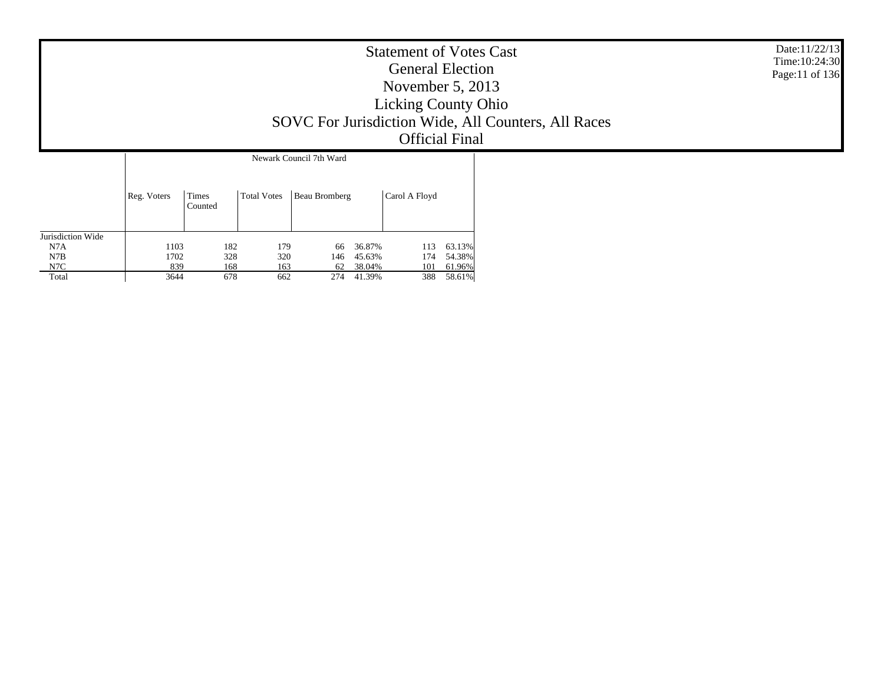# Statement of Votes Cast
## General Election
## November 5, 2013
## Licking County Ohio
## SOVC For Jurisdiction Wide, All Counters, All Races
## Official Final

| | Newark Council 7th Ward | | | | | | |
|---|---|---|---|---|---|---|---|
| | Reg. Voters | Times Counted | Total Votes | Beau Bromberg | | Carol A Floyd | |
| Jurisdiction Wide | | | | | | | |
| N7A | 1103 | 182 | 179 | 66 | 36.87% | 113 | 63.13% |
| N7B | 1702 | 328 | 320 | 146 | 45.63% | 174 | 54.38% |
| N7C | 839 | 168 | 163 | 62 | 38.04% | 101 | 61.96% |
| Total | 3644 | 678 | 662 | 274 | 41.39% | 388 | 58.61% |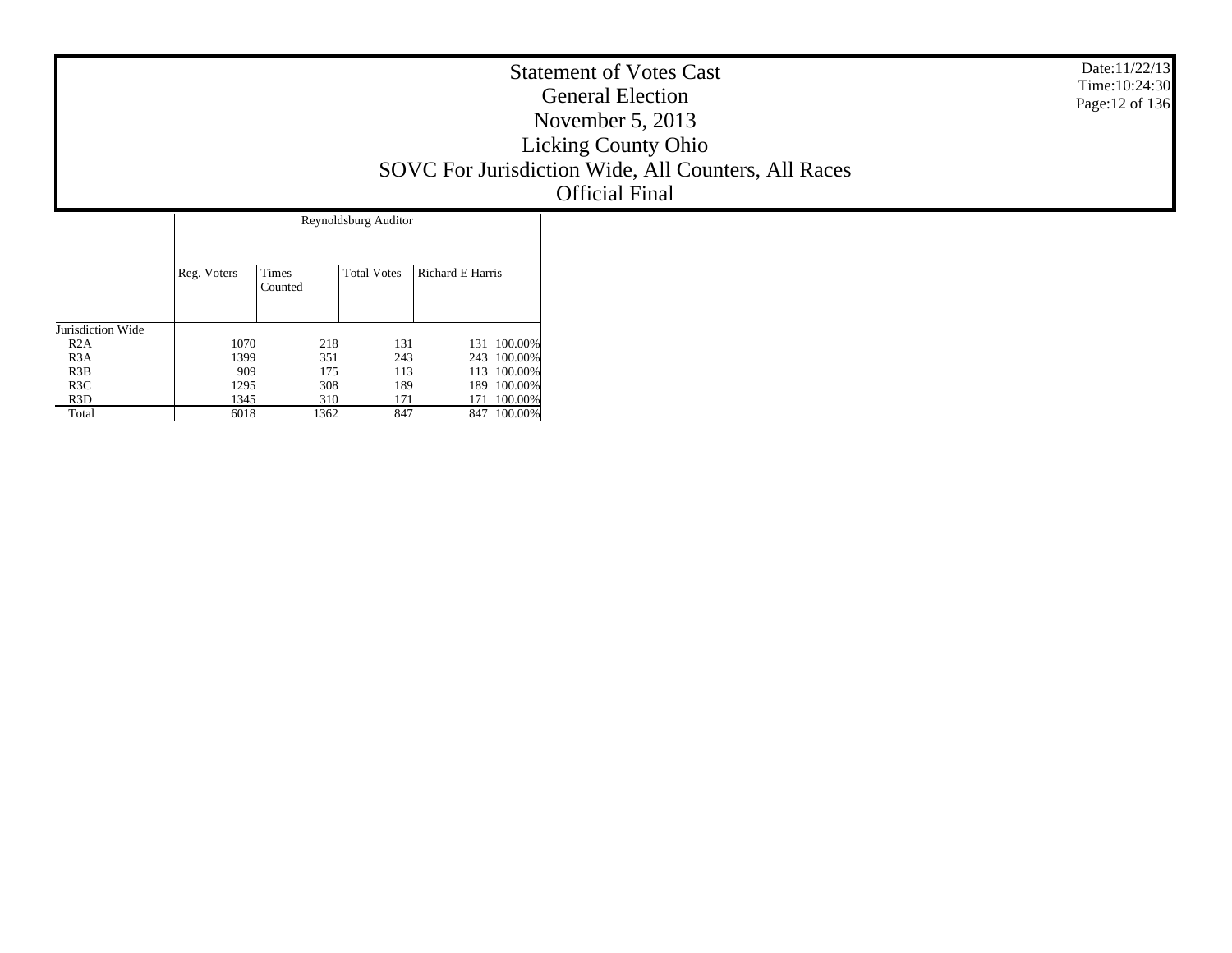# Statement of Votes Cast
## General Election
## November 5, 2013
## Licking County Ohio
## SOVC For Jurisdiction Wide, All Counters, All Races
## Official Final

Date:11/22/13
Time:10:24:30

| | Reynoldsburg Auditor | | | | |
|---|---|---|---|---|---|
| | Reg. Voters | Times Counted | Total Votes | Richard E Harris | |
| Jurisdiction Wide | | | | | |
| R2A | 1070 | 218 | 131 | 131 | 100.00% |
| R3A | 1399 | 351 | 243 | 243 | 100.00% |
| R3B | 909 | 175 | 113 | 113 | 100.00% |
| R3C | 1295 | 308 | 189 | 189 | 100.00% |
| R3D | 1345 | 310 | 171 | 171 | 100.00% |
| Total | 6018 | 1362 | 847 | 847 | 100.00% |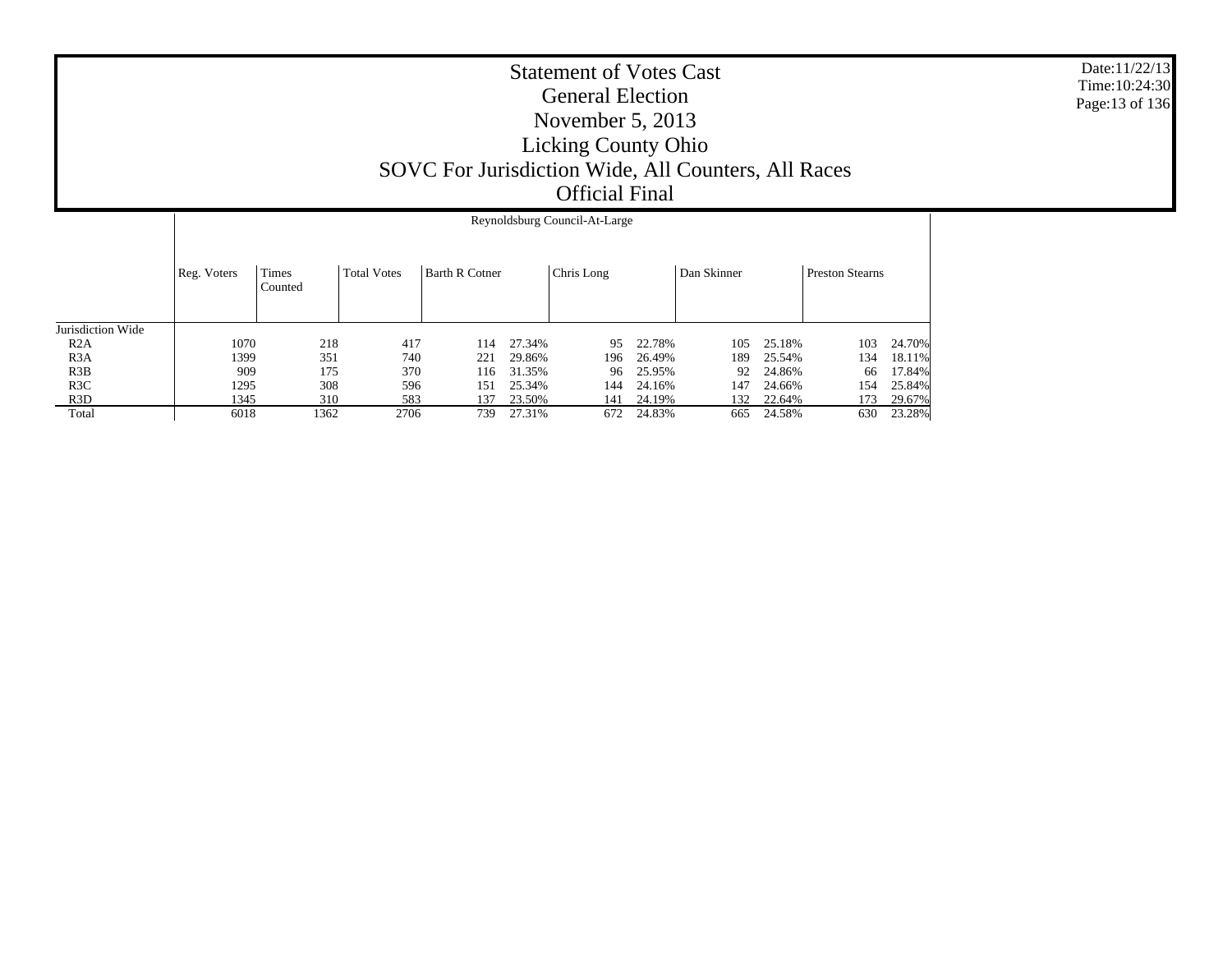# Statement of Votes Cast
## General Election
## November 5, 2013
## Licking County Ohio
## SOVC For Jurisdiction Wide, All Counters, All Races
## Official Final

Reynoldsburg Council-At-Large

| | Reg. Voters | Times Counted | Total Votes | Barth R Cotner | | Chris Long | | Dan Skinner | | Preston Stearns | |
|---|---|---|---|---|---|---|---|---|---|---|---|
| Jurisdiction Wide | | | | | | | | | | | |
| R2A | 1070 | 218 | 417 | 114 | 27.34% | 95 | 22.78% | 105 | 25.18% | 103 | 24.70% |
| R3A | 1399 | 351 | 740 | 221 | 29.86% | 196 | 26.49% | 189 | 25.54% | 134 | 18.11% |
| R3B | 909 | 175 | 370 | 116 | 31.35% | 96 | 25.95% | 92 | 24.86% | 66 | 17.84% |
| R3C | 1295 | 308 | 596 | 151 | 25.34% | 144 | 24.16% | 147 | 24.66% | 154 | 25.84% |
| R3D | 1345 | 310 | 583 | 137 | 23.50% | 141 | 24.19% | 132 | 22.64% | 173 | 29.67% |
| Total | 6018 | 1362 | 2706 | 739 | 27.31% | 672 | 24.83% | 665 | 24.58% | 630 | 23.28% |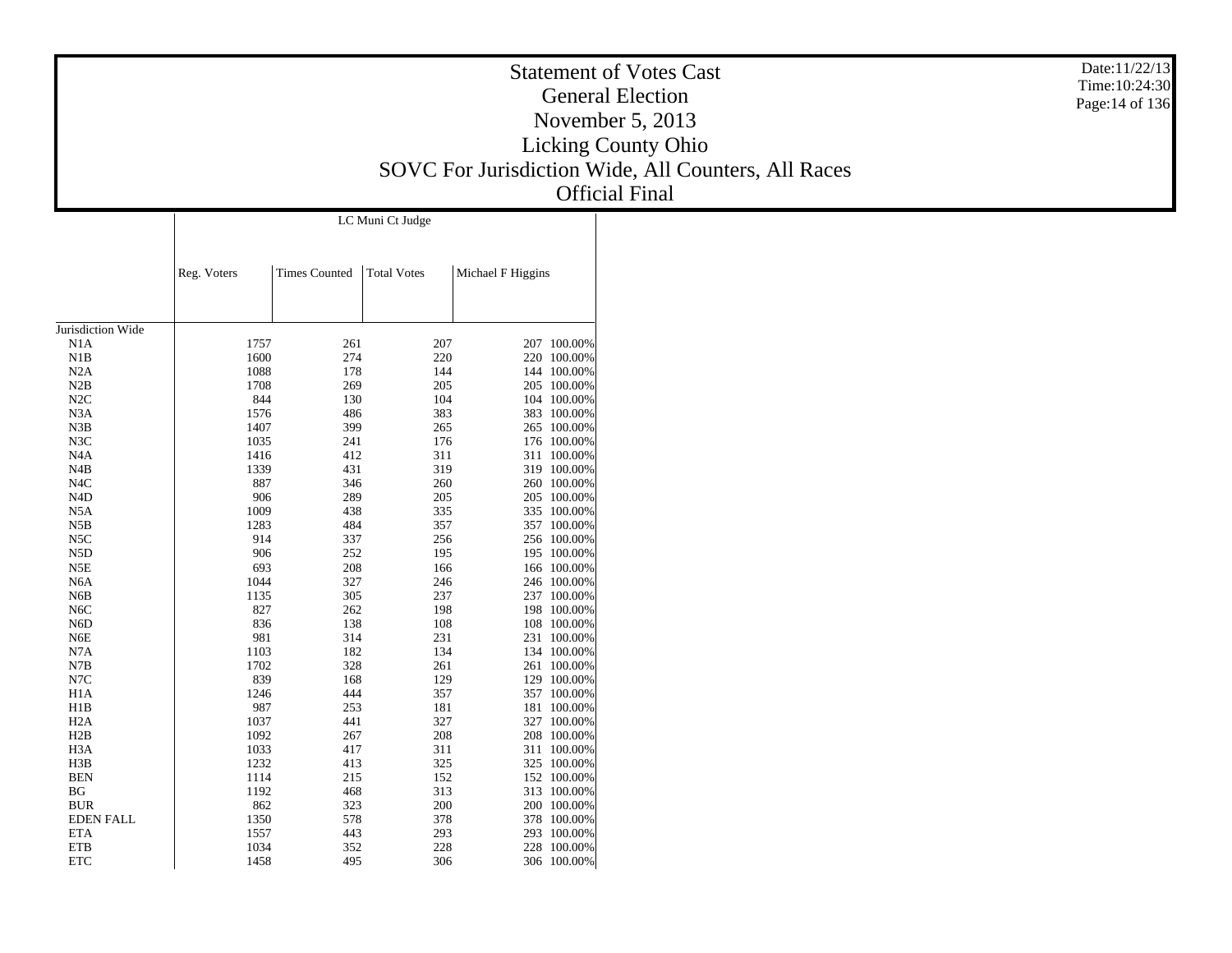# Statement of Votes Cast

## General Election

## November 5, 2013

## Licking County Ohio

## SOVC For Jurisdiction Wide, All Counters, All Races

## Official Final

Date:11/22/13
Time:10:24:30

| | LC Muni Ct Judge | | | | |
|---|---|---|---|---|---|
| | Reg. Voters | Times Counted | Total Votes | Michael F Higgins | |
| Jurisdiction Wide | | | | | |
| N1A | 1757 | 261 | 207 | 207 | 100.00% |
| N1B | 1600 | 274 | 220 | 220 | 100.00% |
| N2A | 1088 | 178 | 144 | 144 | 100.00% |
| N2B | 1708 | 269 | 205 | 205 | 100.00% |
| N2C | 844 | 130 | 104 | 104 | 100.00% |
| N3A | 1576 | 486 | 383 | 383 | 100.00% |
| N3B | 1407 | 399 | 265 | 265 | 100.00% |
| N3C | 1035 | 241 | 176 | 176 | 100.00% |
| N4A | 1416 | 412 | 311 | 311 | 100.00% |
| N4B | 1339 | 431 | 319 | 319 | 100.00% |
| N4C | 887 | 346 | 260 | 260 | 100.00% |
| N4D | 906 | 289 | 205 | 205 | 100.00% |
| N5A | 1009 | 438 | 335 | 335 | 100.00% |
| N5B | 1283 | 484 | 357 | 357 | 100.00% |
| N5C | 914 | 337 | 256 | 256 | 100.00% |
| N5D | 906 | 252 | 195 | 195 | 100.00% |
| N5E | 693 | 208 | 166 | 166 | 100.00% |
| N6A | 1044 | 327 | 246 | 246 | 100.00% |
| N6B | 1135 | 305 | 237 | 237 | 100.00% |
| N6C | 827 | 262 | 198 | 198 | 100.00% |
| N6D | 836 | 138 | 108 | 108 | 100.00% |
| N6E | 981 | 314 | 231 | 231 | 100.00% |
| N7A | 1103 | 182 | 134 | 134 | 100.00% |
| N7B | 1702 | 328 | 261 | 261 | 100.00% |
| N7C | 839 | 168 | 129 | 129 | 100.00% |
| H1A | 1246 | 444 | 357 | 357 | 100.00% |
| H1B | 987 | 253 | 181 | 181 | 100.00% |
| H2A | 1037 | 441 | 327 | 327 | 100.00% |
| H2B | 1092 | 267 | 208 | 208 | 100.00% |
| H3A | 1033 | 417 | 311 | 311 | 100.00% |
| H3B | 1232 | 413 | 325 | 325 | 100.00% |
| BEN | 1114 | 215 | 152 | 152 | 100.00% |
| BG | 1192 | 468 | 313 | 313 | 100.00% |
| BUR | 862 | 323 | 200 | 200 | 100.00% |
| EDEN FALL | 1350 | 578 | 378 | 378 | 100.00% |
| ETA | 1557 | 443 | 293 | 293 | 100.00% |
| ETB | 1034 | 352 | 228 | 228 | 100.00% |
| ETC | 1458 | 495 | 306 | 306 | 100.00% |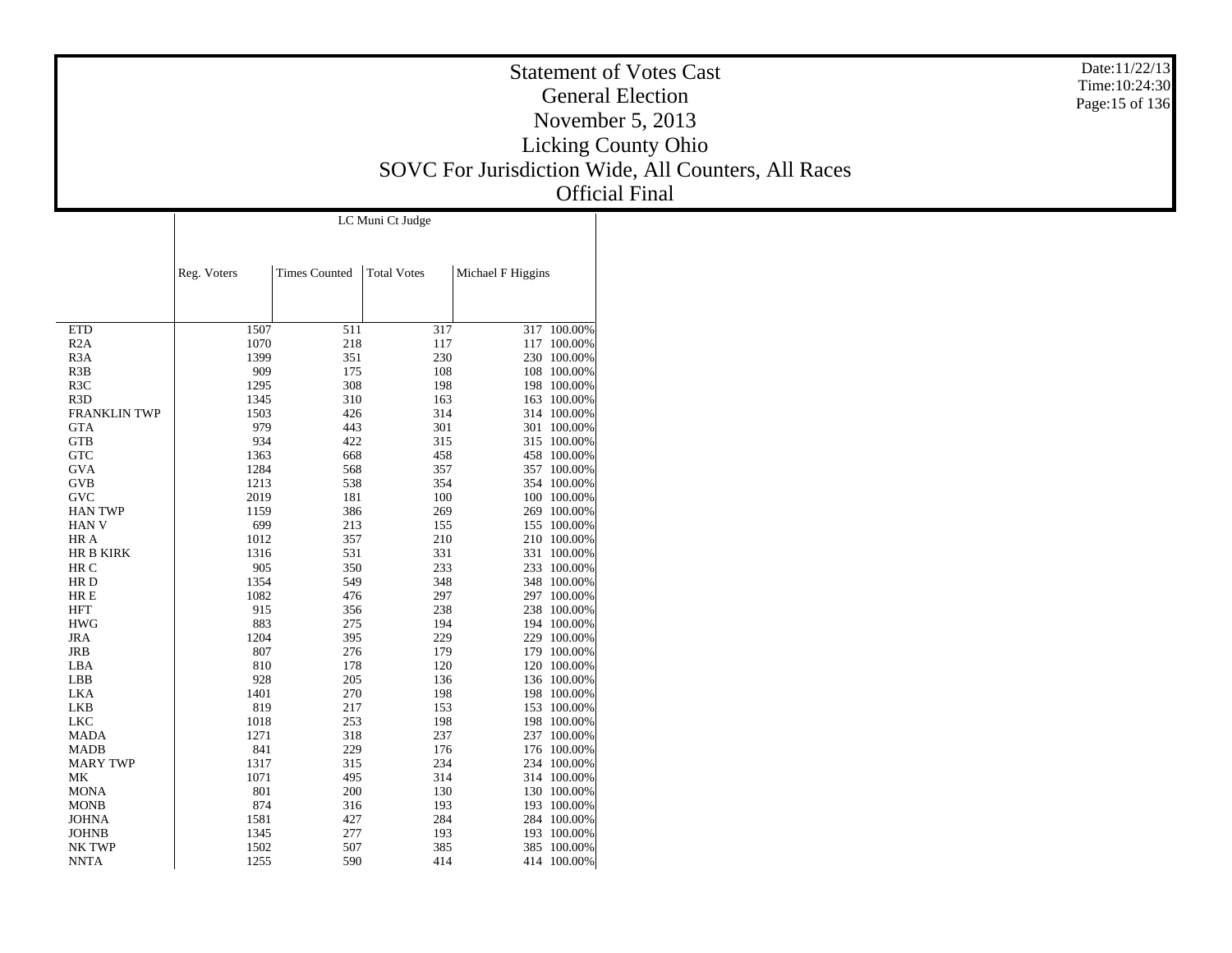# Statement of Votes Cast
## General Election
## November 5, 2013
## Licking County Ohio
## SOVC For Jurisdiction Wide, All Counters, All Races
## Official Final

Date:11/22/13
Time:10:24:30

| | LC Muni Ct Judge | | | | |
|---|---|---|---|---|---|
| | Reg. Voters | Times Counted | Total Votes | Michael F Higgins | |
| ETD | 1507 | 511 | 317 | 317 | 100.00% |
| R2A | 1070 | 218 | 117 | 117 | 100.00% |
| R3A | 1399 | 351 | 230 | 230 | 100.00% |
| R3B | 909 | 175 | 108 | 108 | 100.00% |
| R3C | 1295 | 308 | 198 | 198 | 100.00% |
| R3D | 1345 | 310 | 163 | 163 | 100.00% |
| FRANKLIN TWP | 1503 | 426 | 314 | 314 | 100.00% |
| GTA | 979 | 443 | 301 | 301 | 100.00% |
| GTB | 934 | 422 | 315 | 315 | 100.00% |
| GTC | 1363 | 668 | 458 | 458 | 100.00% |
| GVA | 1284 | 568 | 357 | 357 | 100.00% |
| GVB | 1213 | 538 | 354 | 354 | 100.00% |
| GVC | 2019 | 181 | 100 | 100 | 100.00% |
| HAN TWP | 1159 | 386 | 269 | 269 | 100.00% |
| HAN V | 699 | 213 | 155 | 155 | 100.00% |
| HR A | 1012 | 357 | 210 | 210 | 100.00% |
| HR B KIRK | 1316 | 531 | 331 | 331 | 100.00% |
| HR C | 905 | 350 | 233 | 233 | 100.00% |
| HR D | 1354 | 549 | 348 | 348 | 100.00% |
| HR E | 1082 | 476 | 297 | 297 | 100.00% |
| HFT | 915 | 356 | 238 | 238 | 100.00% |
| HWG | 883 | 275 | 194 | 194 | 100.00% |
| JRA | 1204 | 395 | 229 | 229 | 100.00% |
| JRB | 807 | 276 | 179 | 179 | 100.00% |
| LBA | 810 | 178 | 120 | 120 | 100.00% |
| LBB | 928 | 205 | 136 | 136 | 100.00% |
| LKA | 1401 | 270 | 198 | 198 | 100.00% |
| LKB | 819 | 217 | 153 | 153 | 100.00% |
| LKC | 1018 | 253 | 198 | 198 | 100.00% |
| MADA | 1271 | 318 | 237 | 237 | 100.00% |
| MADB | 841 | 229 | 176 | 176 | 100.00% |
| MARY TWP | 1317 | 315 | 234 | 234 | 100.00% |
| MK | 1071 | 495 | 314 | 314 | 100.00% |
| MONA | 801 | 200 | 130 | 130 | 100.00% |
| MONB | 874 | 316 | 193 | 193 | 100.00% |
| JOHNA | 1581 | 427 | 284 | 284 | 100.00% |
| JOHNB | 1345 | 277 | 193 | 193 | 100.00% |
| NK TWP | 1502 | 507 | 385 | 385 | 100.00% |
| NNTA | 1255 | 590 | 414 | 414 | 100.00% |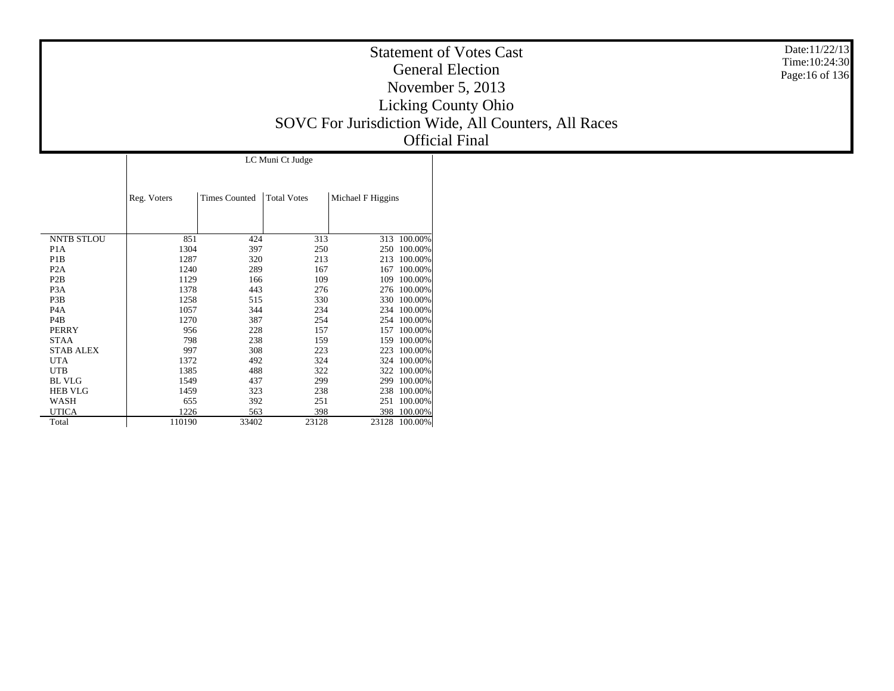# Statement of Votes Cast
## General Election
## November 5, 2013
## Licking County Ohio
## SOVC For Jurisdiction Wide, All Counters, All Races
## Official Final

Date:11/22/13
Time:10:24:30

| | LC Muni Ct Judge | | | | |
|---|---|---|---|---|---|
| | Reg. Voters | Times Counted | Total Votes | Michael F Higgins | |
| NNTB STLOU | 851 | 424 | 313 | 313 | 100.00% |
| P1A | 1304 | 397 | 250 | 250 | 100.00% |
| P1B | 1287 | 320 | 213 | 213 | 100.00% |
| P2A | 1240 | 289 | 167 | 167 | 100.00% |
| P2B | 1129 | 166 | 109 | 109 | 100.00% |
| P3A | 1378 | 443 | 276 | 276 | 100.00% |
| P3B | 1258 | 515 | 330 | 330 | 100.00% |
| P4A | 1057 | 344 | 234 | 234 | 100.00% |
| P4B | 1270 | 387 | 254 | 254 | 100.00% |
| PERRY | 956 | 228 | 157 | 157 | 100.00% |
| STAA | 798 | 238 | 159 | 159 | 100.00% |
| STAB ALEX | 997 | 308 | 223 | 223 | 100.00% |
| UTA | 1372 | 492 | 324 | 324 | 100.00% |
| UTB | 1385 | 488 | 322 | 322 | 100.00% |
| BL VLG | 1549 | 437 | 299 | 299 | 100.00% |
| HEB VLG | 1459 | 323 | 238 | 238 | 100.00% |
| WASH | 655 | 392 | 251 | 251 | 100.00% |
| UTICA | 1226 | 563 | 398 | 398 | 100.00% |
| Total | 110190 | 33402 | 23128 | 23128 | 100.00% |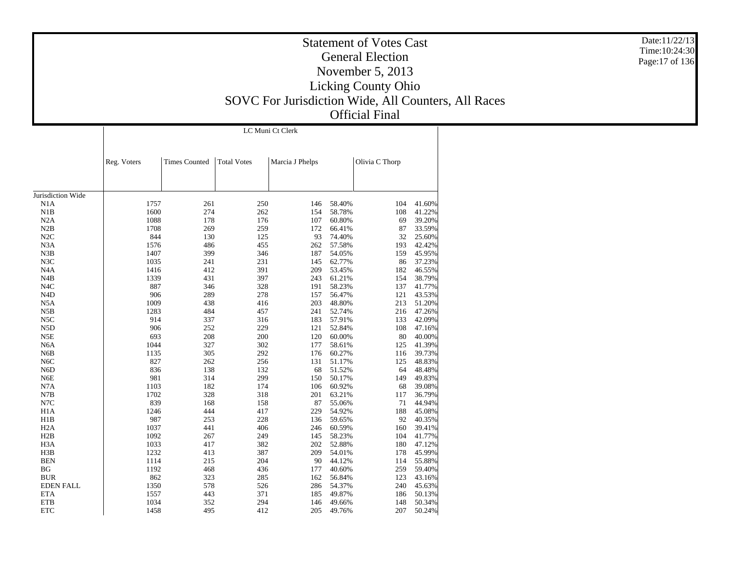# Statement of Votes Cast
## General Election
## November 5, 2013
## Licking County Ohio
## SOVC For Jurisdiction Wide, All Counters, All Races
## Official Final

Date:11/22/13
Time:10:24:30

| | LC Muni Ct Clerk | | | | | | |
|---|---|---|---|---|---|---|---|
| | Reg. Voters | Times Counted | Total Votes | Marcia J Phelps | | Olivia C Thorp | |
| Jurisdiction Wide | | | | | | | |
| N1A | 1757 | 261 | 250 | 146 | 58.40% | 104 | 41.60% |
| N1B | 1600 | 274 | 262 | 154 | 58.78% | 108 | 41.22% |
| N2A | 1088 | 178 | 176 | 107 | 60.80% | 69 | 39.20% |
| N2B | 1708 | 269 | 259 | 172 | 66.41% | 87 | 33.59% |
| N2C | 844 | 130 | 125 | 93 | 74.40% | 32 | 25.60% |
| N3A | 1576 | 486 | 455 | 262 | 57.58% | 193 | 42.42% |
| N3B | 1407 | 399 | 346 | 187 | 54.05% | 159 | 45.95% |
| N3C | 1035 | 241 | 231 | 145 | 62.77% | 86 | 37.23% |
| N4A | 1416 | 412 | 391 | 209 | 53.45% | 182 | 46.55% |
| N4B | 1339 | 431 | 397 | 243 | 61.21% | 154 | 38.79% |
| N4C | 887 | 346 | 328 | 191 | 58.23% | 137 | 41.77% |
| N4D | 906 | 289 | 278 | 157 | 56.47% | 121 | 43.53% |
| N5A | 1009 | 438 | 416 | 203 | 48.80% | 213 | 51.20% |
| N5B | 1283 | 484 | 457 | 241 | 52.74% | 216 | 47.26% |
| N5C | 914 | 337 | 316 | 183 | 57.91% | 133 | 42.09% |
| N5D | 906 | 252 | 229 | 121 | 52.84% | 108 | 47.16% |
| N5E | 693 | 208 | 200 | 120 | 60.00% | 80 | 40.00% |
| N6A | 1044 | 327 | 302 | 177 | 58.61% | 125 | 41.39% |
| N6B | 1135 | 305 | 292 | 176 | 60.27% | 116 | 39.73% |
| N6C | 827 | 262 | 256 | 131 | 51.17% | 125 | 48.83% |
| N6D | 836 | 138 | 132 | 68 | 51.52% | 64 | 48.48% |
| N6E | 981 | 314 | 299 | 150 | 50.17% | 149 | 49.83% |
| N7A | 1103 | 182 | 174 | 106 | 60.92% | 68 | 39.08% |
| N7B | 1702 | 328 | 318 | 201 | 63.21% | 117 | 36.79% |
| N7C | 839 | 168 | 158 | 87 | 55.06% | 71 | 44.94% |
| H1A | 1246 | 444 | 417 | 229 | 54.92% | 188 | 45.08% |
| H1B | 987 | 253 | 228 | 136 | 59.65% | 92 | 40.35% |
| H2A | 1037 | 441 | 406 | 246 | 60.59% | 160 | 39.41% |
| H2B | 1092 | 267 | 249 | 145 | 58.23% | 104 | 41.77% |
| H3A | 1033 | 417 | 382 | 202 | 52.88% | 180 | 47.12% |
| H3B | 1232 | 413 | 387 | 209 | 54.01% | 178 | 45.99% |
| BEN | 1114 | 215 | 204 | 90 | 44.12% | 114 | 55.88% |
| BG | 1192 | 468 | 436 | 177 | 40.60% | 259 | 59.40% |
| BUR | 862 | 323 | 285 | 162 | 56.84% | 123 | 43.16% |
| EDEN FALL | 1350 | 578 | 526 | 286 | 54.37% | 240 | 45.63% |
| ETA | 1557 | 443 | 371 | 185 | 49.87% | 186 | 50.13% |
| ETB | 1034 | 352 | 294 | 146 | 49.66% | 148 | 50.34% |
| ETC | 1458 | 495 | 412 | 205 | 49.76% | 207 | 50.24% |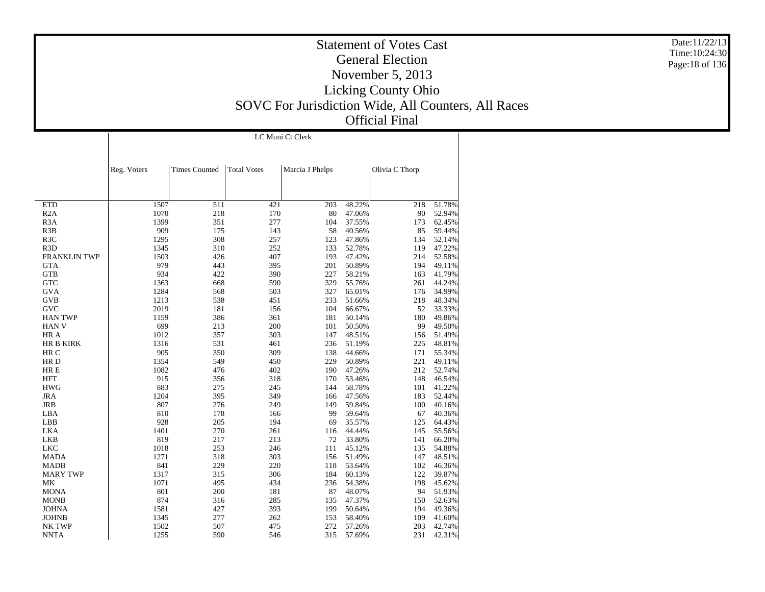# Statement of Votes Cast
## General Election
## November 5, 2013
## Licking County Ohio
## SOVC For Jurisdiction Wide, All Counters, All Races
## Official Final

Date:11/22/13
Time:10:24:30

| | LC Muni Ct Clerk | | | | | | |
|---|---|---|---|---|---|---|---|
| | Reg. Voters | Times Counted | Total Votes | Marcia J Phelps | | Olivia C Thorp | |
| ETD | 1507 | 511 | 421 | 203 | 48.22% | 218 | 51.78% |
| R2A | 1070 | 218 | 170 | 80 | 47.06% | 90 | 52.94% |
| R3A | 1399 | 351 | 277 | 104 | 37.55% | 173 | 62.45% |
| R3B | 909 | 175 | 143 | 58 | 40.56% | 85 | 59.44% |
| R3C | 1295 | 308 | 257 | 123 | 47.86% | 134 | 52.14% |
| R3D | 1345 | 310 | 252 | 133 | 52.78% | 119 | 47.22% |
| FRANKLIN TWP | 1503 | 426 | 407 | 193 | 47.42% | 214 | 52.58% |
| GTA | 979 | 443 | 395 | 201 | 50.89% | 194 | 49.11% |
| GTB | 934 | 422 | 390 | 227 | 58.21% | 163 | 41.79% |
| GTC | 1363 | 668 | 590 | 329 | 55.76% | 261 | 44.24% |
| GVA | 1284 | 568 | 503 | 327 | 65.01% | 176 | 34.99% |
| GVB | 1213 | 538 | 451 | 233 | 51.66% | 218 | 48.34% |
| GVC | 2019 | 181 | 156 | 104 | 66.67% | 52 | 33.33% |
| HAN TWP | 1159 | 386 | 361 | 181 | 50.14% | 180 | 49.86% |
| HAN V | 699 | 213 | 200 | 101 | 50.50% | 99 | 49.50% |
| HR A | 1012 | 357 | 303 | 147 | 48.51% | 156 | 51.49% |
| HR B KIRK | 1316 | 531 | 461 | 236 | 51.19% | 225 | 48.81% |
| HR C | 905 | 350 | 309 | 138 | 44.66% | 171 | 55.34% |
| HR D | 1354 | 549 | 450 | 229 | 50.89% | 221 | 49.11% |
| HR E | 1082 | 476 | 402 | 190 | 47.26% | 212 | 52.74% |
| HFT | 915 | 356 | 318 | 170 | 53.46% | 148 | 46.54% |
| HWG | 883 | 275 | 245 | 144 | 58.78% | 101 | 41.22% |
| JRA | 1204 | 395 | 349 | 166 | 47.56% | 183 | 52.44% |
| JRB | 807 | 276 | 249 | 149 | 59.84% | 100 | 40.16% |
| LBA | 810 | 178 | 166 | 99 | 59.64% | 67 | 40.36% |
| LBB | 928 | 205 | 194 | 69 | 35.57% | 125 | 64.43% |
| LKA | 1401 | 270 | 261 | 116 | 44.44% | 145 | 55.56% |
| LKB | 819 | 217 | 213 | 72 | 33.80% | 141 | 66.20% |
| LKC | 1018 | 253 | 246 | 111 | 45.12% | 135 | 54.88% |
| MADA | 1271 | 318 | 303 | 156 | 51.49% | 147 | 48.51% |
| MADB | 841 | 229 | 220 | 118 | 53.64% | 102 | 46.36% |
| MARY TWP | 1317 | 315 | 306 | 184 | 60.13% | 122 | 39.87% |
| MK | 1071 | 495 | 434 | 236 | 54.38% | 198 | 45.62% |
| MONA | 801 | 200 | 181 | 87 | 48.07% | 94 | 51.93% |
| MONB | 874 | 316 | 285 | 135 | 47.37% | 150 | 52.63% |
| JOHNA | 1581 | 427 | 393 | 199 | 50.64% | 194 | 49.36% |
| JOHNB | 1345 | 277 | 262 | 153 | 58.40% | 109 | 41.60% |
| NK TWP | 1502 | 507 | 475 | 272 | 57.26% | 203 | 42.74% |
| NNTA | 1255 | 590 | 546 | 315 | 57.69% | 231 | 42.31% |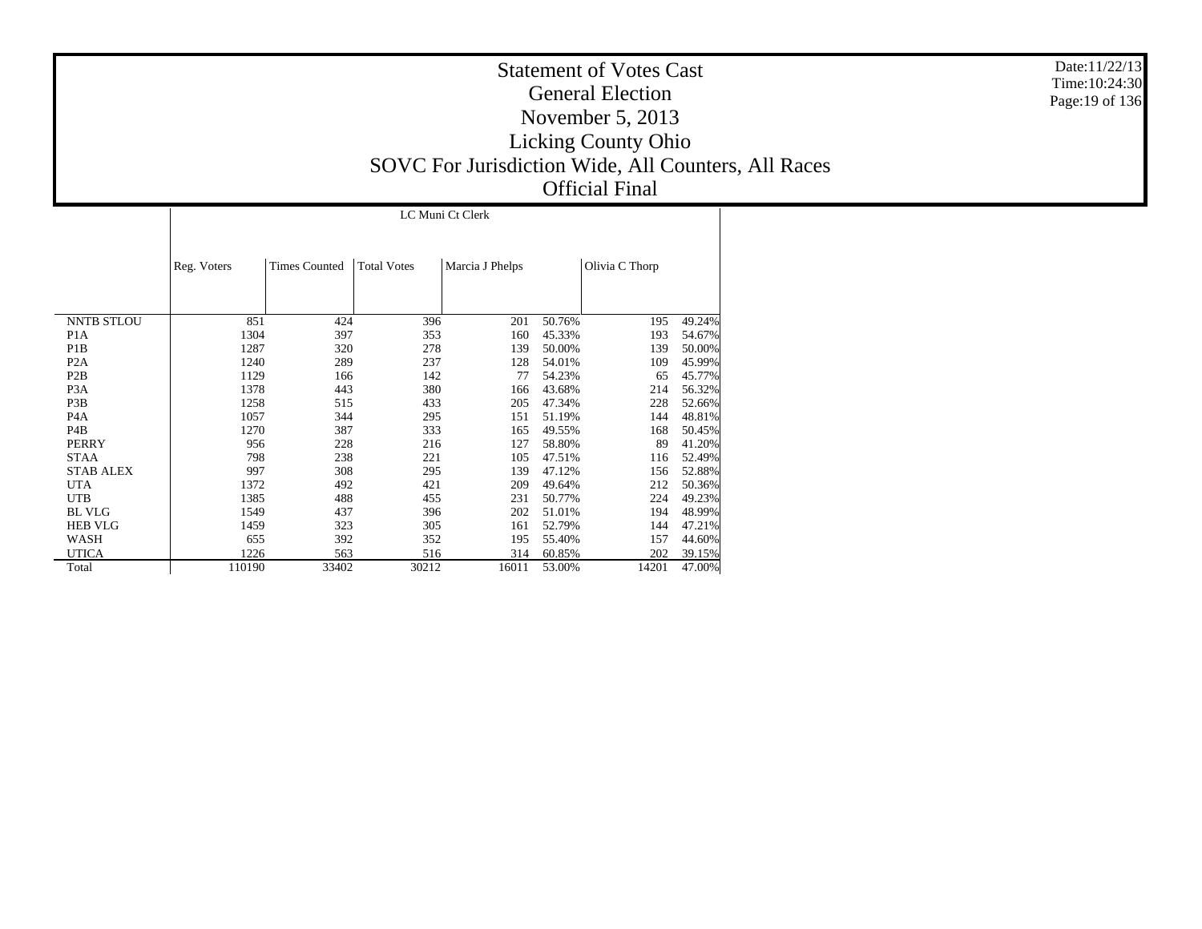# Statement of Votes Cast
## General Election
## November 5, 2013
## Licking County Ohio
## SOVC For Jurisdiction Wide, All Counters, All Races
## Official Final

Date:11/22/13
Time:10:24:30

| | LC Muni Ct Clerk | | | | | | |
|---|---|---|---|---|---|---|---|
| | Reg. Voters | Times Counted | Total Votes | Marcia J Phelps | | Olivia C Thorp | |
| NNTB STLOU | 851 | 424 | 396 | 201 | 50.76% | 195 | 49.24% |
| P1A | 1304 | 397 | 353 | 160 | 45.33% | 193 | 54.67% |
| P1B | 1287 | 320 | 278 | 139 | 50.00% | 139 | 50.00% |
| P2A | 1240 | 289 | 237 | 128 | 54.01% | 109 | 45.99% |
| P2B | 1129 | 166 | 142 | 77 | 54.23% | 65 | 45.77% |
| P3A | 1378 | 443 | 380 | 166 | 43.68% | 214 | 56.32% |
| P3B | 1258 | 515 | 433 | 205 | 47.34% | 228 | 52.66% |
| P4A | 1057 | 344 | 295 | 151 | 51.19% | 144 | 48.81% |
| P4B | 1270 | 387 | 333 | 165 | 49.55% | 168 | 50.45% |
| PERRY | 956 | 228 | 216 | 127 | 58.80% | 89 | 41.20% |
| STAA | 798 | 238 | 221 | 105 | 47.51% | 116 | 52.49% |
| STAB ALEX | 997 | 308 | 295 | 139 | 47.12% | 156 | 52.88% |
| UTA | 1372 | 492 | 421 | 209 | 49.64% | 212 | 50.36% |
| UTB | 1385 | 488 | 455 | 231 | 50.77% | 224 | 49.23% |
| BL VLG | 1549 | 437 | 396 | 202 | 51.01% | 194 | 48.99% |
| HEB VLG | 1459 | 323 | 305 | 161 | 52.79% | 144 | 47.21% |
| WASH | 655 | 392 | 352 | 195 | 55.40% | 157 | 44.60% |
| UTICA | 1226 | 563 | 516 | 314 | 60.85% | 202 | 39.15% |
| Total | 110190 | 33402 | 30212 | 16011 | 53.00% | 14201 | 47.00% |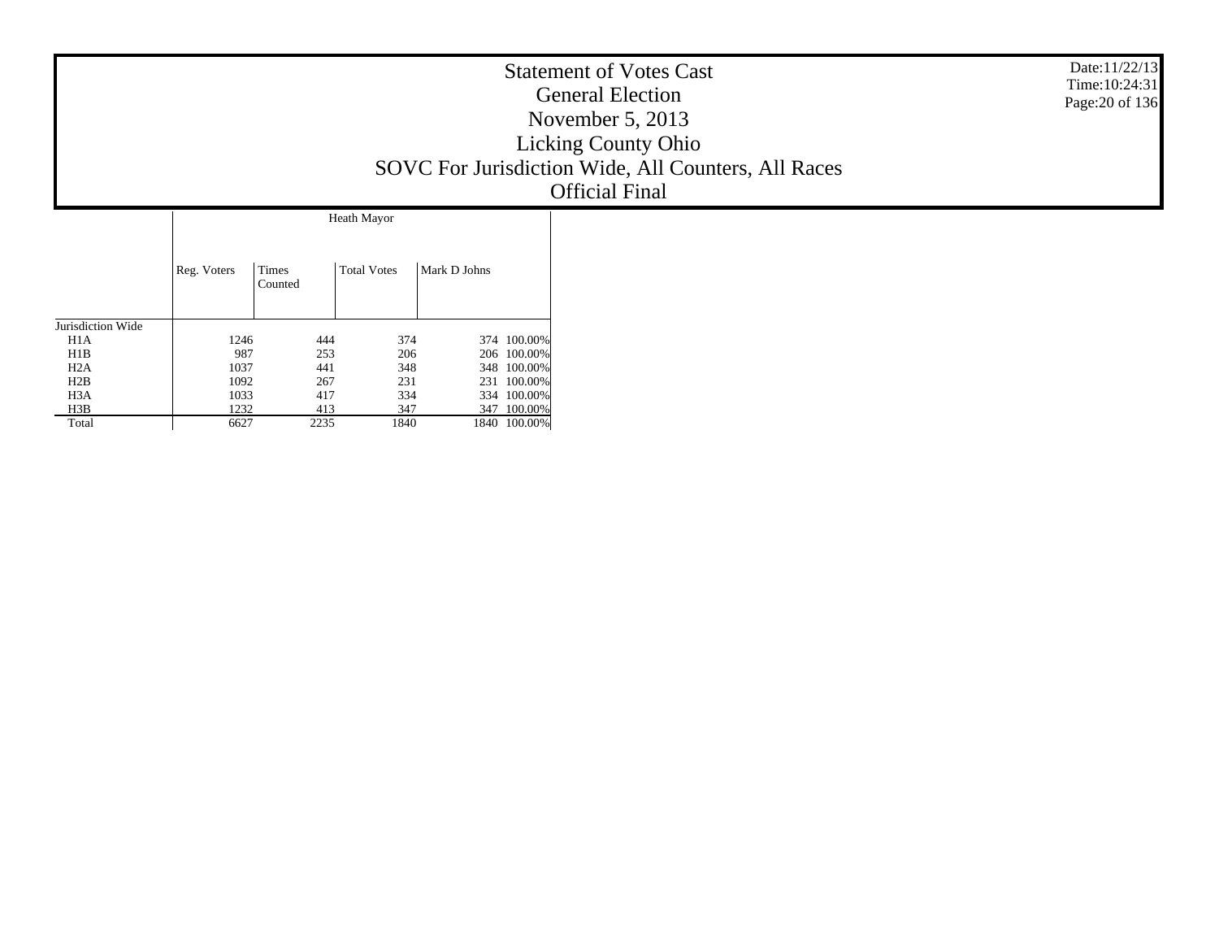# Statement of Votes Cast
## General Election
## November 5, 2013
## Licking County Ohio
## SOVC For Jurisdiction Wide, All Counters, All Races
## Official Final

Date:11/22/13
Time:10:24:31

| | Heath Mayor | | | | |
|---|---|---|---|---|---|
| | Reg. Voters | Times Counted | Total Votes | Mark D Johns | |
| Jurisdiction Wide | | | | | |
| H1A | 1246 | 444 | 374 | 374 | 100.00% |
| H1B | 987 | 253 | 206 | 206 | 100.00% |
| H2A | 1037 | 441 | 348 | 348 | 100.00% |
| H2B | 1092 | 267 | 231 | 231 | 100.00% |
| H3A | 1033 | 417 | 334 | 334 | 100.00% |
| H3B | 1232 | 413 | 347 | 347 | 100.00% |
| Total | 6627 | 2235 | 1840 | 1840 | 100.00% |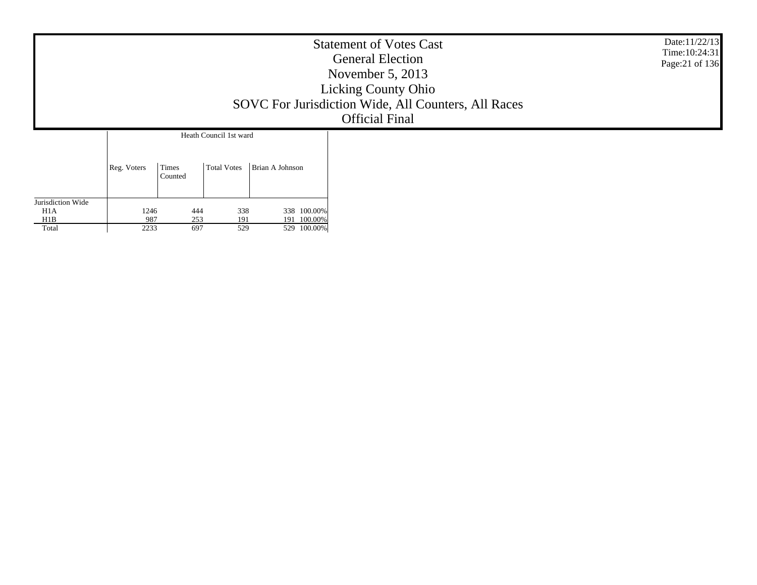# Statement of Votes Cast
## General Election
## November 5, 2013
## Licking County Ohio
## SOVC For Jurisdiction Wide, All Counters, All Races
## Official Final

Date:11/22/13
Time:10:24:31

| | Heath Council 1st ward | | | | |
|---|---|---|---|---|---|
| | Reg. Voters | Times Counted | Total Votes | Brian A Johnson | |
| Jurisdiction Wide | | | | | |
| H1A | 1246 | 444 | 338 | 338 | 100.00% |
| H1B | 987 | 253 | 191 | 191 | 100.00% |
| Total | 2233 | 697 | 529 | 529 | 100.00% |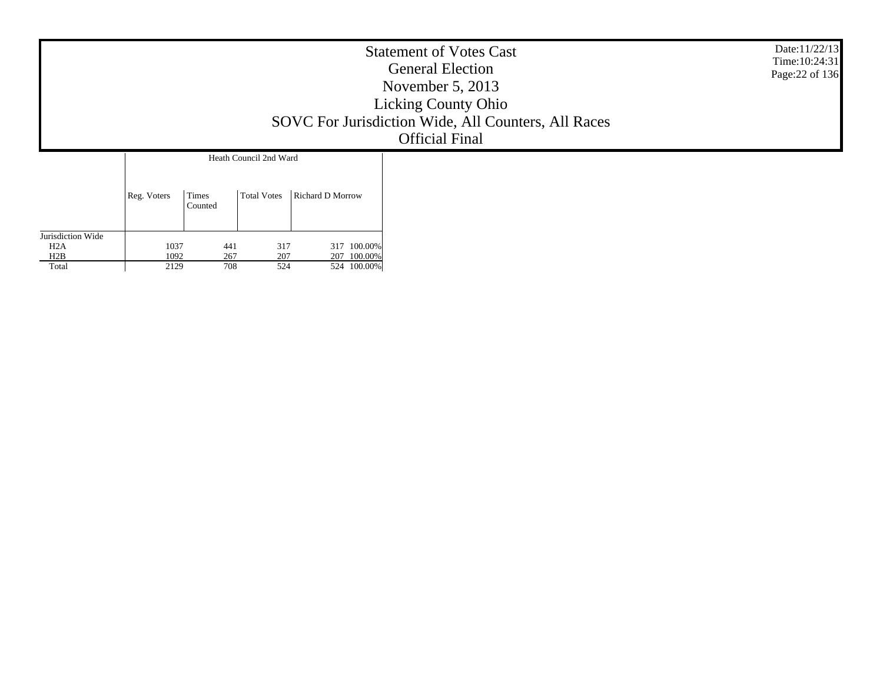# Statement of Votes Cast
## General Election
## November 5, 2013
## Licking County Ohio
## SOVC For Jurisdiction Wide, All Counters, All Races
## Official Final

Date:11/22/13
Time:10:24:31

| | Heath Council 2nd Ward | | | | |
|---|---|---|---|---|---|
| | Reg. Voters | Times Counted | Total Votes | Richard D Morrow | |
| Jurisdiction Wide | | | | | |
| H2A | 1037 | 441 | 317 | 317 | 100.00% |
| H2B | 1092 | 267 | 207 | 207 | 100.00% |
| Total | 2129 | 708 | 524 | 524 | 100.00% |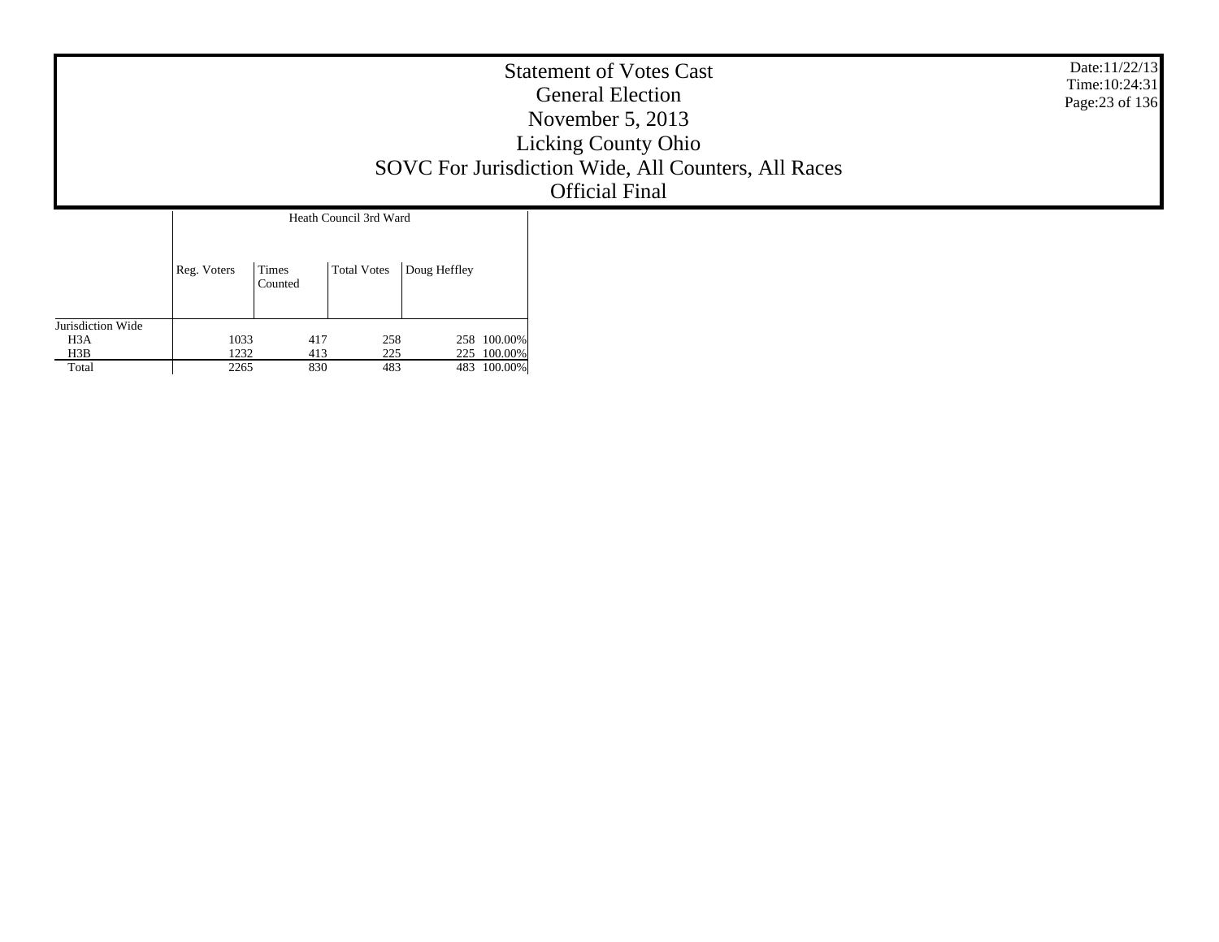# Statement of Votes Cast

## General Election

## November 5, 2013

## Licking County Ohio

## SOVC For Jurisdiction Wide, All Counters, All Races

## Official Final

Date:11/22/13
Time:10:24:31

| | Heath Council 3rd Ward | | | | |
|---|---|---|---|---|---|
| | Reg. Voters | Times Counted | Total Votes | Doug Heffley | |
| Jurisdiction Wide | | | | | |
| H3A | 1033 | 417 | 258 | 258 | 100.00% |
| H3B | 1232 | 413 | 225 | 225 | 100.00% |
| Total | 2265 | 830 | 483 | 483 | 100.00% |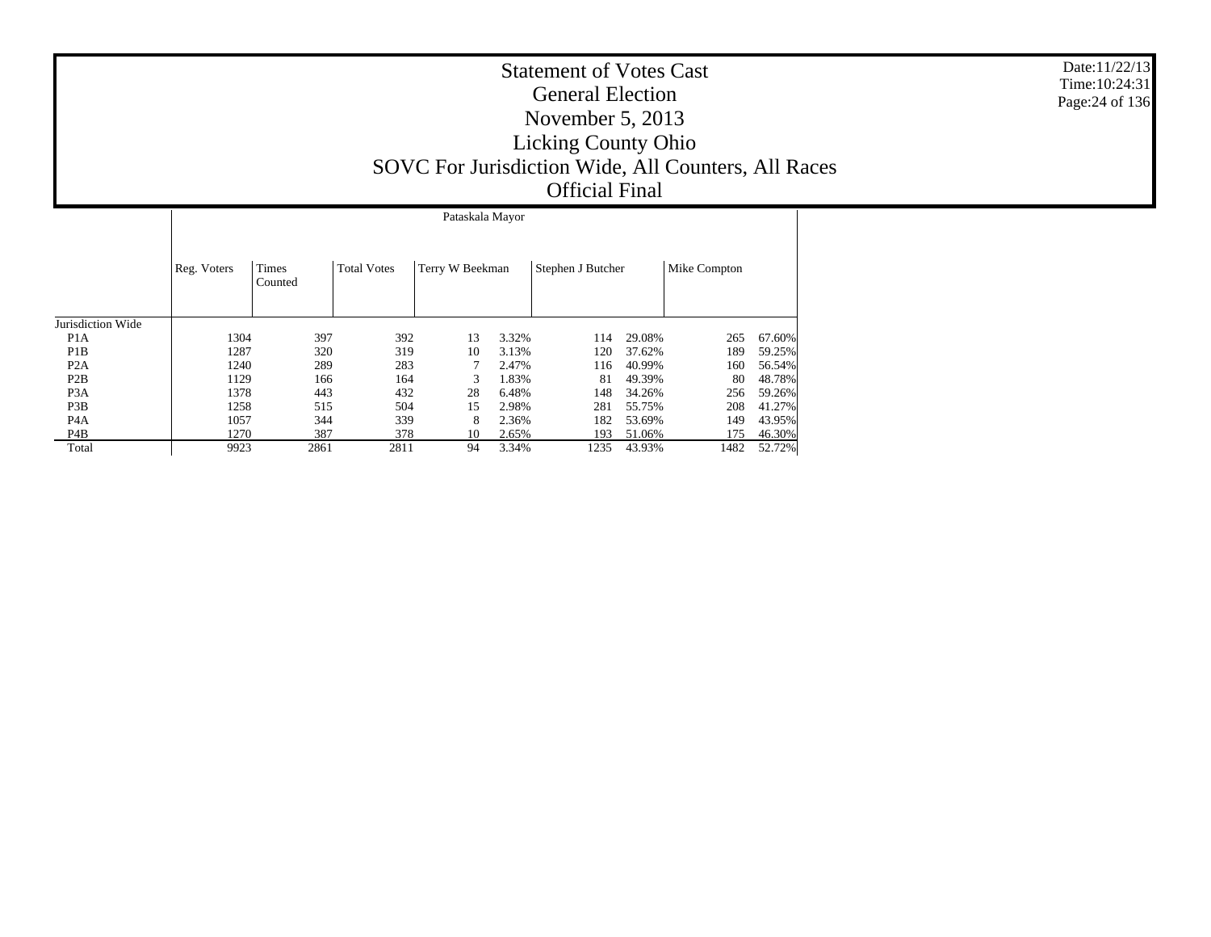# Statement of Votes Cast
## General Election
## November 5, 2013
## Licking County Ohio
## SOVC For Jurisdiction Wide, All Counters, All Races
## Official Final

Date:11/22/13
Time:10:24:31

| | Pataskala Mayor | | | | | | | | |
|---|---|---|---|---|---|---|---|---|---|
| | Reg. Voters | Times Counted | Total Votes | Terry W Beekman | | Stephen J Butcher | | Mike Compton | |
| Jurisdiction Wide | | | | | | | | | |
| P1A | 1304 | 397 | 392 | 13 | 3.32% | 114 | 29.08% | 265 | 67.60% |
| P1B | 1287 | 320 | 319 | 10 | 3.13% | 120 | 37.62% | 189 | 59.25% |
| P2A | 1240 | 289 | 283 | 7 | 2.47% | 116 | 40.99% | 160 | 56.54% |
| P2B | 1129 | 166 | 164 | 3 | 1.83% | 81 | 49.39% | 80 | 48.78% |
| P3A | 1378 | 443 | 432 | 28 | 6.48% | 148 | 34.26% | 256 | 59.26% |
| P3B | 1258 | 515 | 504 | 15 | 2.98% | 281 | 55.75% | 208 | 41.27% |
| P4A | 1057 | 344 | 339 | 8 | 2.36% | 182 | 53.69% | 149 | 43.95% |
| P4B | 1270 | 387 | 378 | 10 | 2.65% | 193 | 51.06% | 175 | 46.30% |
| Total | 9923 | 2861 | 2811 | 94 | 3.34% | 1235 | 43.93% | 1482 | 52.72% |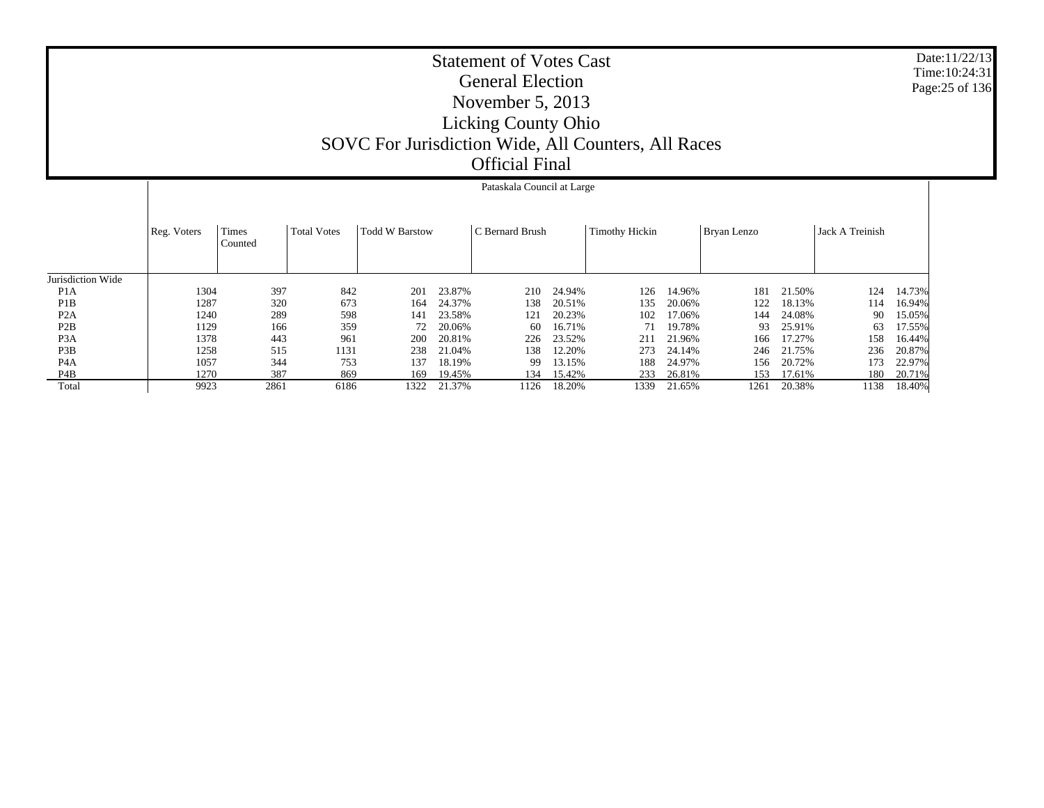# Statement of Votes Cast
## General Election
## November 5, 2013
## Licking County Ohio
## SOVC For Jurisdiction Wide, All Counters, All Races
## Official Final

Date:11/22/13
Time:10:24:31

| | Pataskala Council at Large | | | | | | | | | | | | | | | | |
|---|---|---|---|---|---|---|---|---|---|---|---|---|---|---|---|---|---|
| | Reg. Voters | Times Counted | Total Votes | Todd W Barstow | | C Bernard Brush | | Timothy Hickin | | Bryan Lenzo | | Jack A Treinish | |
| Jurisdiction Wide | | | | | | | | | | | | | |
| P1A | 1304 | 397 | 842 | 201 | 23.87% | 210 | 24.94% | 126 | 14.96% | 181 | 21.50% | 124 | 14.73% |
| P1B | 1287 | 320 | 673 | 164 | 24.37% | 138 | 20.51% | 135 | 20.06% | 122 | 18.13% | 114 | 16.94% |
| P2A | 1240 | 289 | 598 | 141 | 23.58% | 121 | 20.23% | 102 | 17.06% | 144 | 24.08% | 90 | 15.05% |
| P2B | 1129 | 166 | 359 | 72 | 20.06% | 60 | 16.71% | 71 | 19.78% | 93 | 25.91% | 63 | 17.55% |
| P3A | 1378 | 443 | 961 | 200 | 20.81% | 226 | 23.52% | 211 | 21.96% | 166 | 17.27% | 158 | 16.44% |
| P3B | 1258 | 515 | 1131 | 238 | 21.04% | 138 | 12.20% | 273 | 24.14% | 246 | 21.75% | 236 | 20.87% |
| P4A | 1057 | 344 | 753 | 137 | 18.19% | 99 | 13.15% | 188 | 24.97% | 156 | 20.72% | 173 | 22.97% |
| P4B | 1270 | 387 | 869 | 169 | 19.45% | 134 | 15.42% | 233 | 26.81% | 153 | 17.61% | 180 | 20.71% |
| Total | 9923 | 2861 | 6186 | 1322 | 21.37% | 1126 | 18.20% | 1339 | 21.65% | 1261 | 20.38% | 1138 | 18.40% |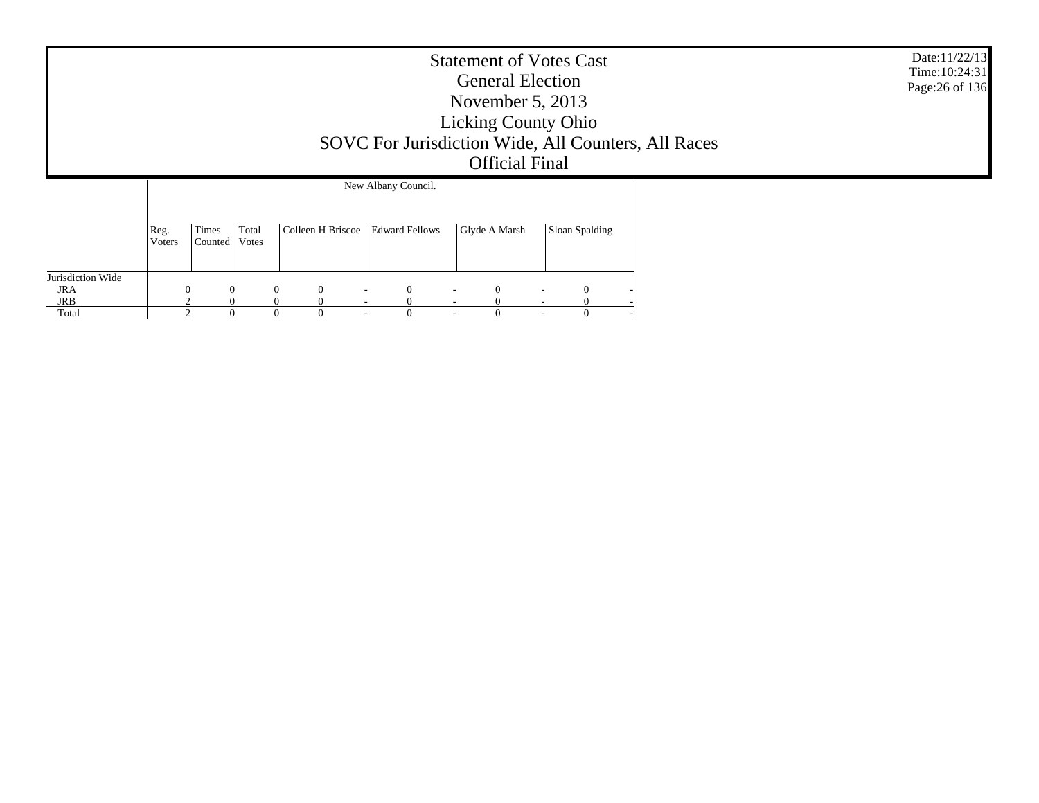# Statement of Votes Cast
## General Election
## November 5, 2013
## Licking County Ohio
## SOVC For Jurisdiction Wide, All Counters, All Races
## Official Final

Date:11/22/13
Time:10:24:31

| | New Albany Council. | | | | | | | | | | |
|---|---|---|---|---|---|---|---|---|---|---|---|
| | Reg. Voters | Times Counted | Total Votes | Colleen H Briscoe | | Edward Fellows | | Glyde A Marsh | | Sloan Spalding | |
| Jurisdiction Wide | | | | | | | | | | | |
| JRA | 0 | 0 | 0 | 0 | - | 0 | - | 0 | - | 0 | - |
| JRB | 2 | 0 | 0 | 0 | - | 0 | - | 0 | - | 0 | - |
| Total | 2 | 0 | 0 | 0 | - | 0 | - | 0 | - | 0 | - |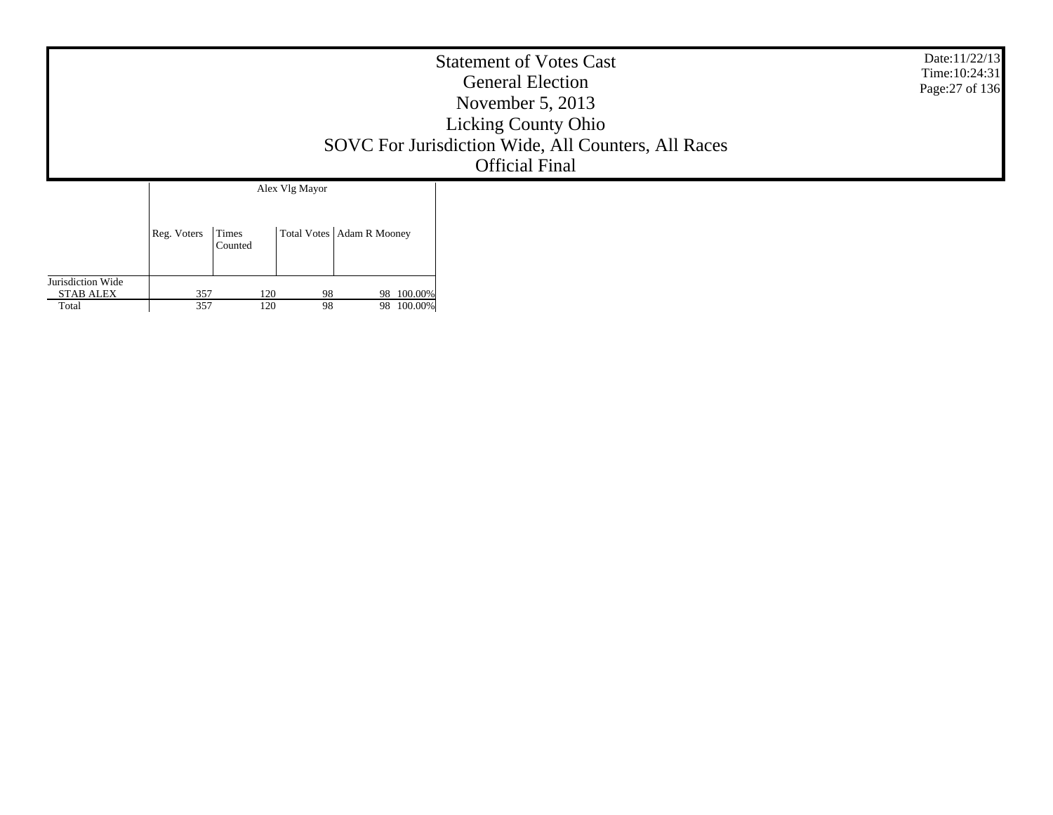# Statement of Votes Cast
## General Election
## November 5, 2013
## Licking County Ohio
## SOVC For Jurisdiction Wide, All Counters, All Races
## Official Final

| | Alex Vlg Mayor | | | | |
|---|---|---|---|---|---|
| | Reg. Voters | Times Counted | Total Votes | Adam R Mooney | |
| Jurisdiction Wide | | | | | |
| STAB ALEX | 357 | 120 | 98 | 98 | 100.00% |
| Total | 357 | 120 | 98 | 98 | 100.00% |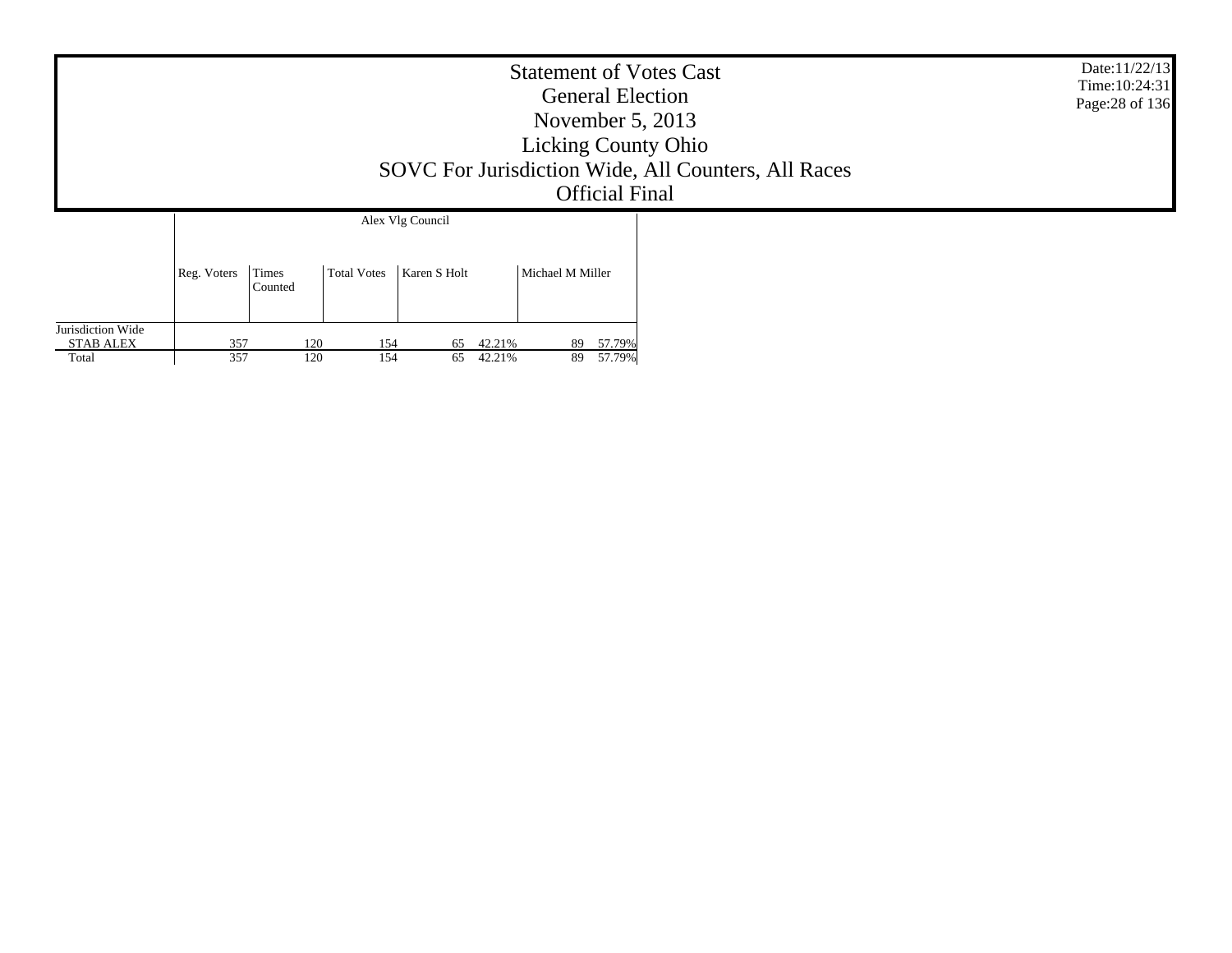# Statement of Votes Cast
## General Election
## November 5, 2013
## Licking County Ohio
## SOVC For Jurisdiction Wide, All Counters, All Races
## Official Final

Date:11/22/13
Time:10:24:31

| | Alex Vlg Council | | | | | | |
|---|---|---|---|---|---|---|---|
| | Reg. Voters | Times Counted | Total Votes | Karen S Holt | | Michael M Miller | |
| Jurisdiction Wide | | | | | | | |
| STAB ALEX | 357 | 120 | 154 | 65 | 42.21% | 89 | 57.79% |
| Total | 357 | 120 | 154 | 65 | 42.21% | 89 | 57.79% |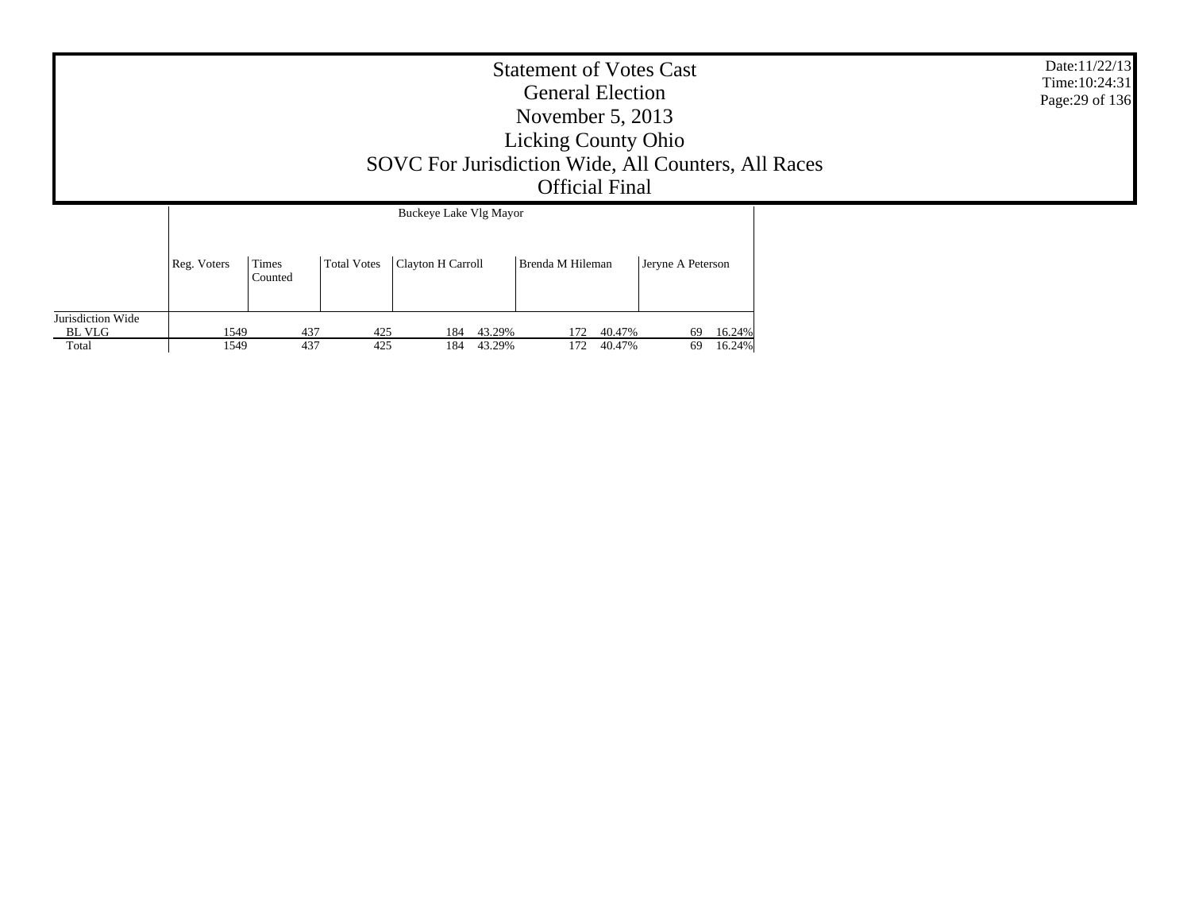# Statement of Votes Cast
## General Election
## November 5, 2013
## Licking County Ohio
## SOVC For Jurisdiction Wide, All Counters, All Races
## Official Final

Date:11/22/13
Time:10:24:31

| | Buckeye Lake Vlg Mayor | | | | | | | | |
|---|---|---|---|---|---|---|---|---|---|
| | Reg. Voters | Times Counted | Total Votes | Clayton H Carroll | | Brenda M Hileman | | Jeryne A Peterson | |
| Jurisdiction Wide | | | | | | | | | |
| BL VLG | 1549 | 437 | 425 | 184 | 43.29% | 172 | 40.47% | 69 | 16.24% |
| Total | 1549 | 437 | 425 | 184 | 43.29% | 172 | 40.47% | 69 | 16.24% |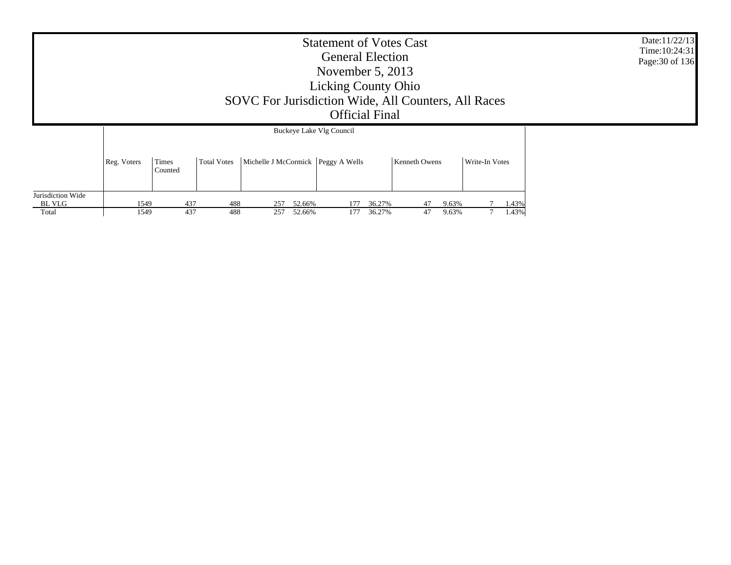# Statement of Votes Cast

## General Election

## November 5, 2013

## Licking County Ohio

## SOVC For Jurisdiction Wide, All Counters, All Races

## Official Final

Date:11/22/13
Time:10:24:31

| | Buckeye Lake Vlg Council | | | | | | | | | | |
|---|---|---|---|---|---|---|---|---|---|---|---|
| | Reg. Voters | Times Counted | Total Votes | Michelle J McCormick | | Peggy A Wells | | Kenneth Owens | | Write-In Votes | |
| Jurisdiction Wide | | | | | | | | | | | |
| BL VLG | 1549 | 437 | 488 | 257 | 52.66% | 177 | 36.27% | 47 | 9.63% | 7 | 1.43% |
| Total | 1549 | 437 | 488 | 257 | 52.66% | 177 | 36.27% | 47 | 9.63% | 7 | 1.43% |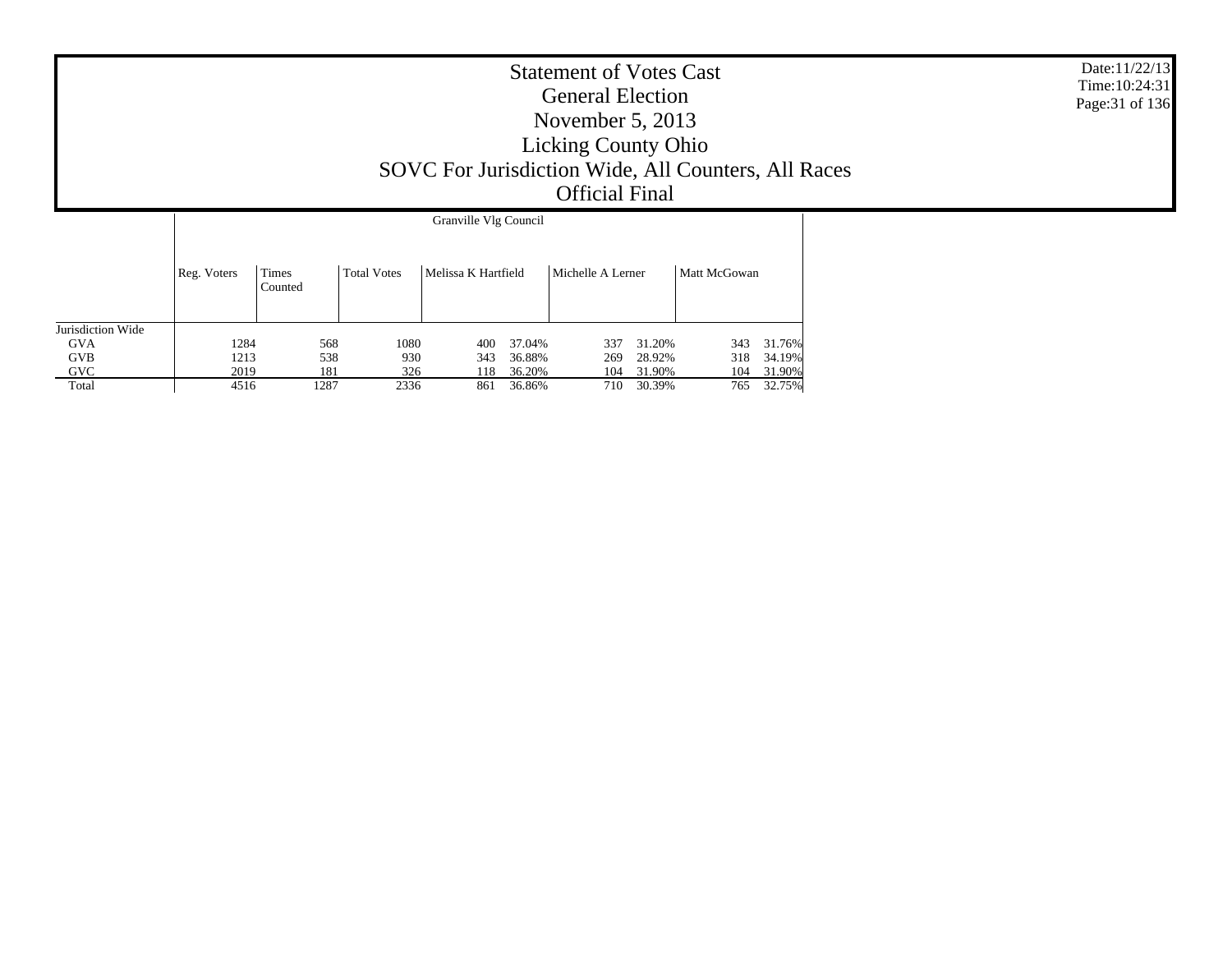# Statement of Votes Cast
## General Election
## November 5, 2013
## Licking County Ohio
## SOVC For Jurisdiction Wide, All Counters, All Races
## Official Final

Date:11/22/13
Time:10:24:31

| | Granville Vlg Council | | | | | | | | |
|---|---|---|---|---|---|---|---|---|---|
| | Reg. Voters | Times Counted | Total Votes | Melissa K Hartfield | | Michelle A Lerner | | Matt McGowan | |
| Jurisdiction Wide | | | | | | | | | |
| GVA | 1284 | 568 | 1080 | 400 | 37.04% | 337 | 31.20% | 343 | 31.76% |
| GVB | 1213 | 538 | 930 | 343 | 36.88% | 269 | 28.92% | 318 | 34.19% |
| GVC | 2019 | 181 | 326 | 118 | 36.20% | 104 | 31.90% | 104 | 31.90% |
| Total | 4516 | 1287 | 2336 | 861 | 36.86% | 710 | 30.39% | 765 | 32.75% |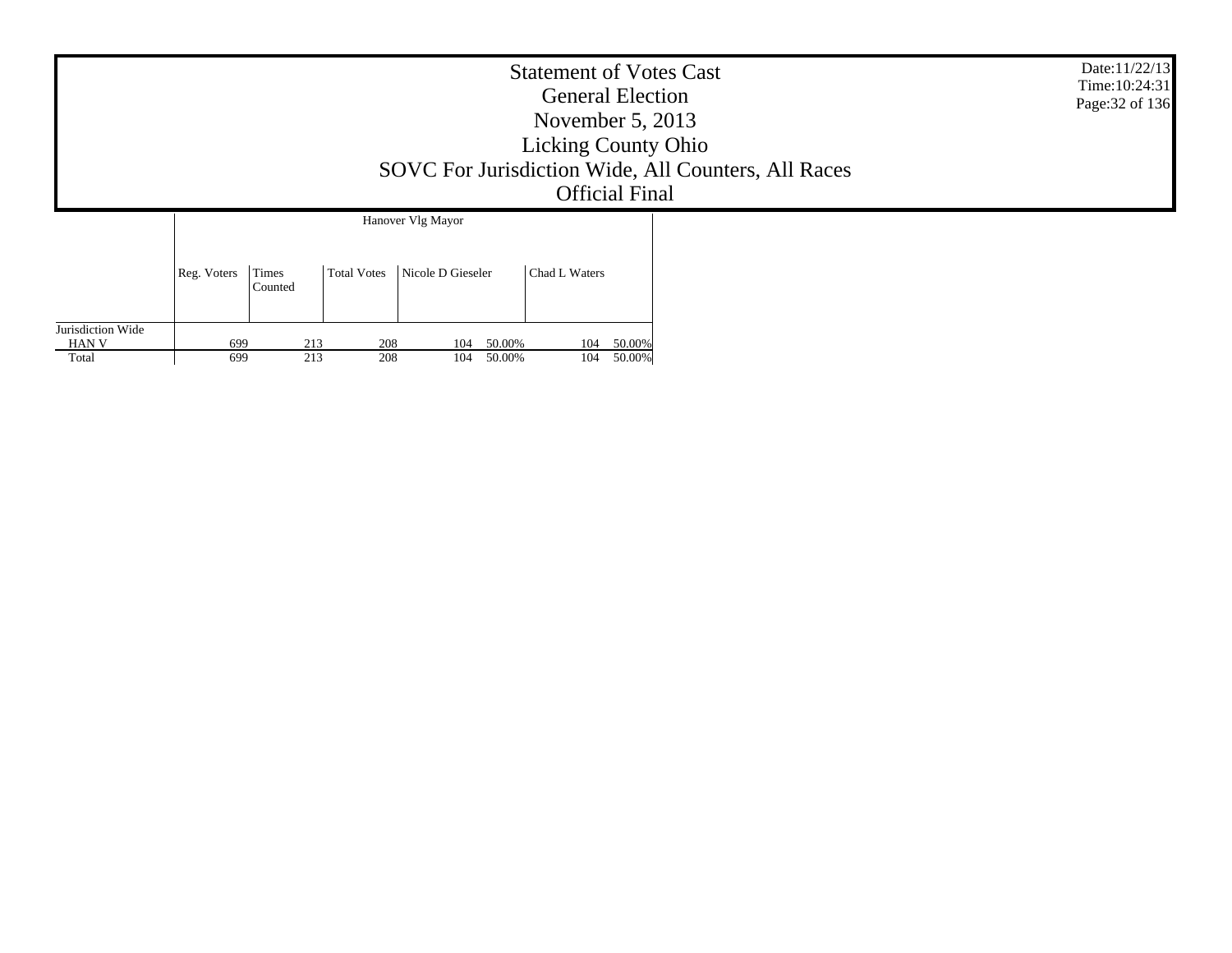# Statement of Votes Cast
## General Election
## November 5, 2013
## Licking County Ohio
## SOVC For Jurisdiction Wide, All Counters, All Races
## Official Final

Date:11/22/13
Time:10:24:31

| | Hanover Vlg Mayor | | | | | | |
|---|---|---|---|---|---|---|---|
| | Reg. Voters | Times Counted | Total Votes | Nicole D Gieseler | | Chad L Waters | |
| Jurisdiction Wide | | | | | | | |
| HAN V | 699 | 213 | 208 | 104 | 50.00% | 104 | 50.00% |
| Total | 699 | 213 | 208 | 104 | 50.00% | 104 | 50.00% |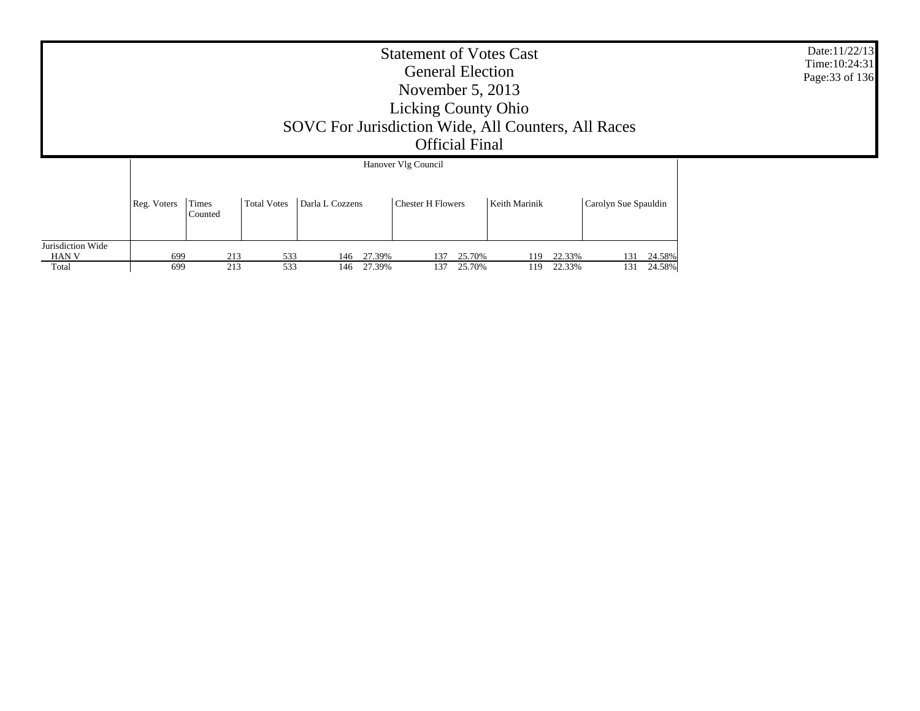# Statement of Votes Cast
## General Election
## November 5, 2013
## Licking County Ohio
## SOVC For Jurisdiction Wide, All Counters, All Races
## Official Final

Date:11/22/13
Time:10:24:31

| | Hanover Vlg Council | | | | | | | | | | |
|---|---|---|---|---|---|---|---|---|---|---|---|
| | Reg. Voters | Times Counted | Total Votes | Darla L Cozzens | | Chester H Flowers | | Keith Marinik | | Carolyn Sue Spauldin | |
| Jurisdiction Wide | | | | | | | | | | | |
| HAN V | 699 | 213 | 533 | 146 | 27.39% | 137 | 25.70% | 119 | 22.33% | 131 | 24.58% |
| Total | 699 | 213 | 533 | 146 | 27.39% | 137 | 25.70% | 119 | 22.33% | 131 | 24.58% |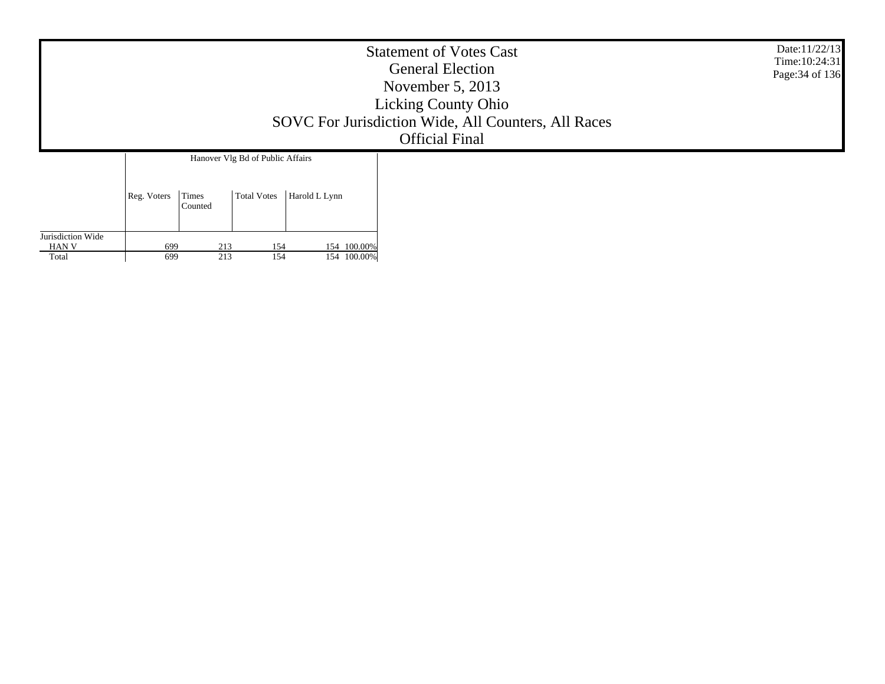# Statement of Votes Cast
## General Election
## November 5, 2013
## Licking County Ohio
## SOVC For Jurisdiction Wide, All Counters, All Races
## Official Final

Date:11/22/13
Time:10:24:31

| | Hanover Vlg Bd of Public Affairs | | | | |
|---|---|---|---|---|---|
| | Reg. Voters | Times Counted | Total Votes | Harold L Lynn | |
| Jurisdiction Wide | | | | | |
| HAN V | 699 | 213 | 154 | 154 | 100.00% |
| Total | 699 | 213 | 154 | 154 | 100.00% |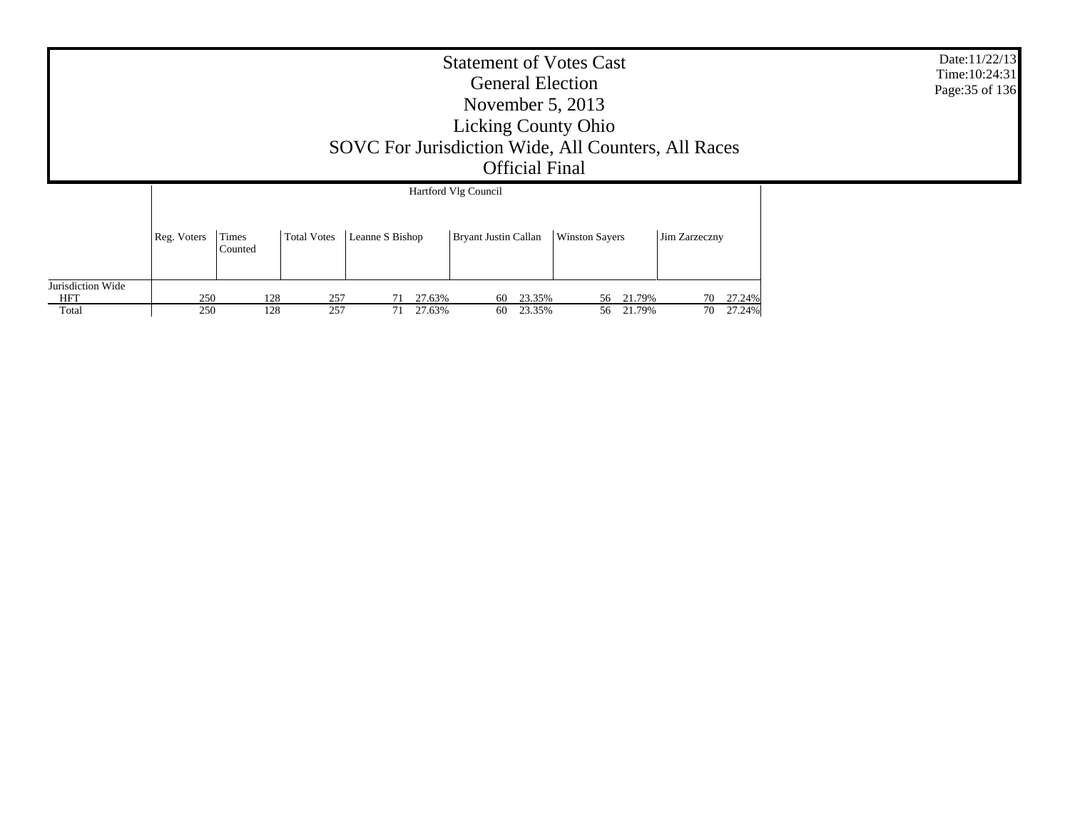# Statement of Votes Cast
## General Election
## November 5, 2013
## Licking County Ohio
## SOVC For Jurisdiction Wide, All Counters, All Races
## Official Final

Date:11/22/13
Time:10:24:31

| | Hartford Vlg Council | | | | | | | | | | |
|---|---|---|---|---|---|---|---|---|---|---|---|
| | Reg. Voters | Times Counted | Total Votes | Leanne S Bishop | | Bryant Justin Callan | | Winston Sayers | | Jim Zarzeczny | |
| Jurisdiction Wide | | | | | | | | | | | |
| HFT | 250 | 128 | 257 | 71 | 27.63% | 60 | 23.35% | 56 | 21.79% | 70 | 27.24% |
| Total | 250 | 128 | 257 | 71 | 27.63% | 60 | 23.35% | 56 | 21.79% | 70 | 27.24% |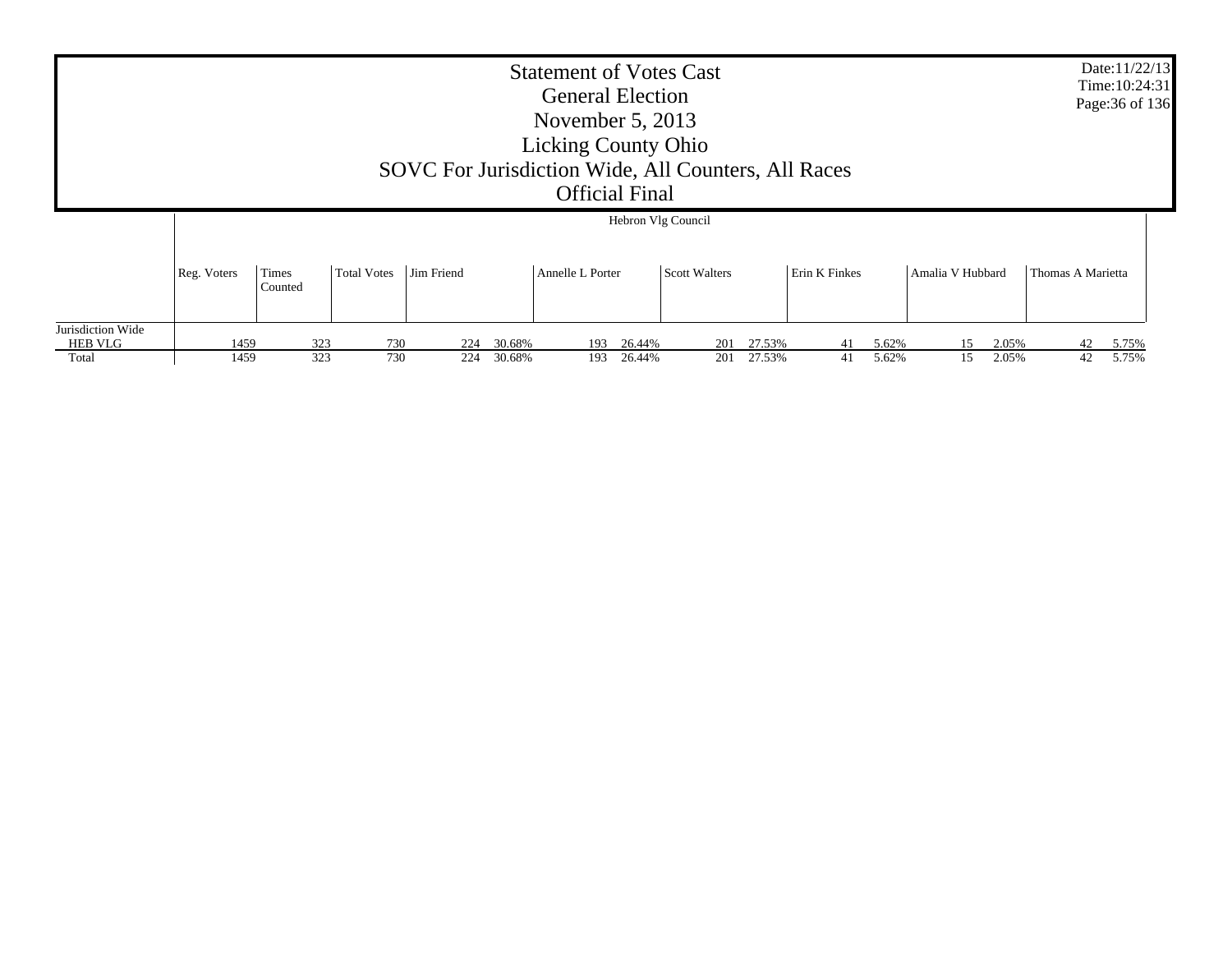# Statement of Votes Cast
## General Election
## November 5, 2013
## Licking County Ohio
## SOVC For Jurisdiction Wide, All Counters, All Races
## Official Final

Date:11/22/13
Time:10:24:31

**Hebron Vlg Council**

| | Reg. Voters | Times Counted | Total Votes | Jim Friend | | Annelle L Porter | | Scott Walters | | Erin K Finkes | | Amalia V Hubbard | | Thomas A Marietta | |
|---|---|---|---|---|---|---|---|---|---|---|---|---|---|---|---|
| Jurisdiction Wide | | | | | | | | | | | | | | | |
| HEB VLG | 1459 | 323 | 730 | 224 | 30.68% | 193 | 26.44% | 201 | 27.53% | 41 | 5.62% | 15 | 2.05% | 42 | 5.75% |
| Total | 1459 | 323 | 730 | 224 | 30.68% | 193 | 26.44% | 201 | 27.53% | 41 | 5.62% | 15 | 2.05% | 42 | 5.75% |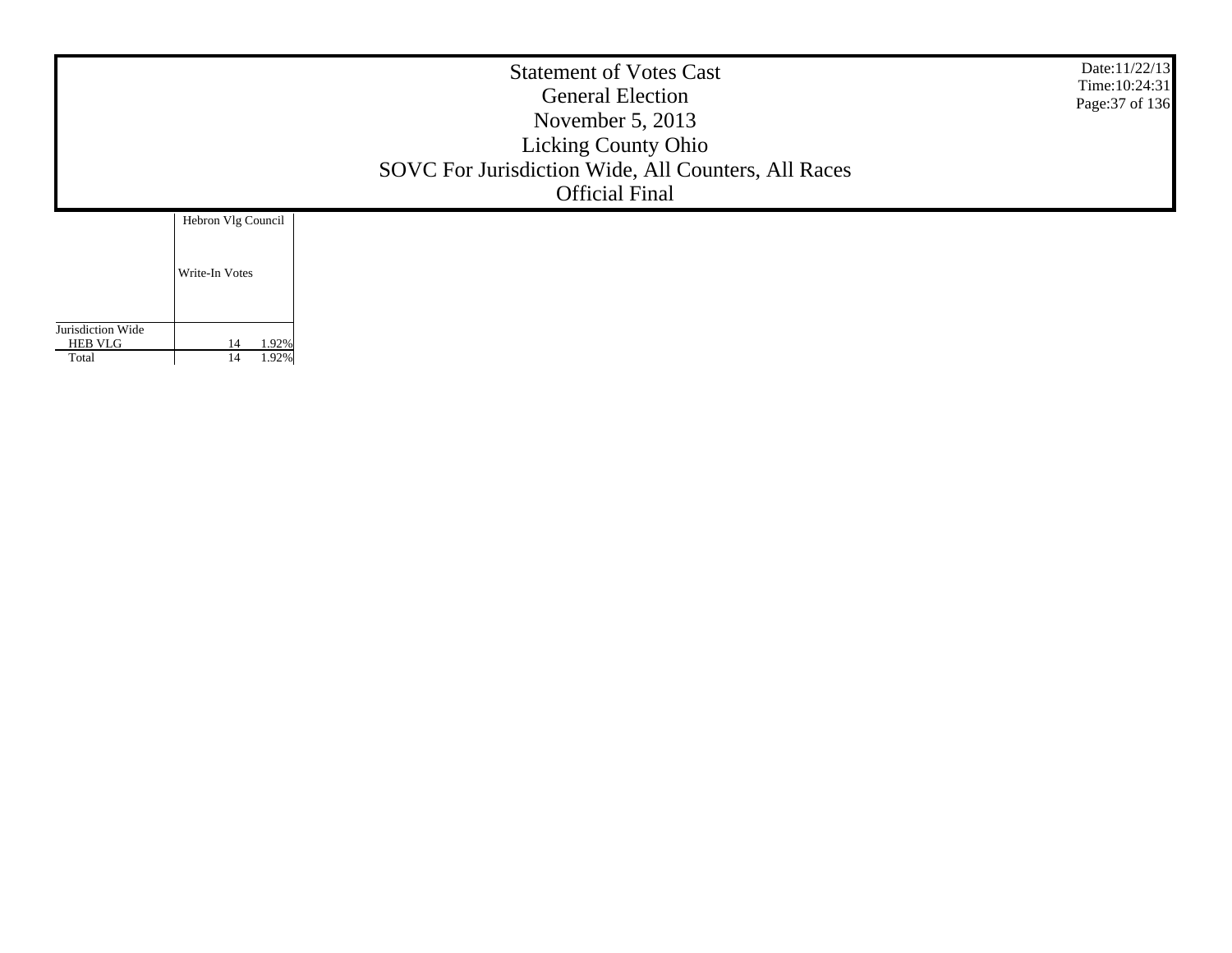Statement of Votes Cast
General Election
November 5, 2013
Licking County Ohio
SOVC For Jurisdiction Wide, All Counters, All Races
Official Final

Date:11/22/13
Time:10:24:31

| | Hebron Vlg Council | |
|---|---|---|
| | Write-In Votes | |
| Jurisdiction Wide | | |
| HEB VLG | 14 | 1.92% |
| Total | 14 | 1.92% |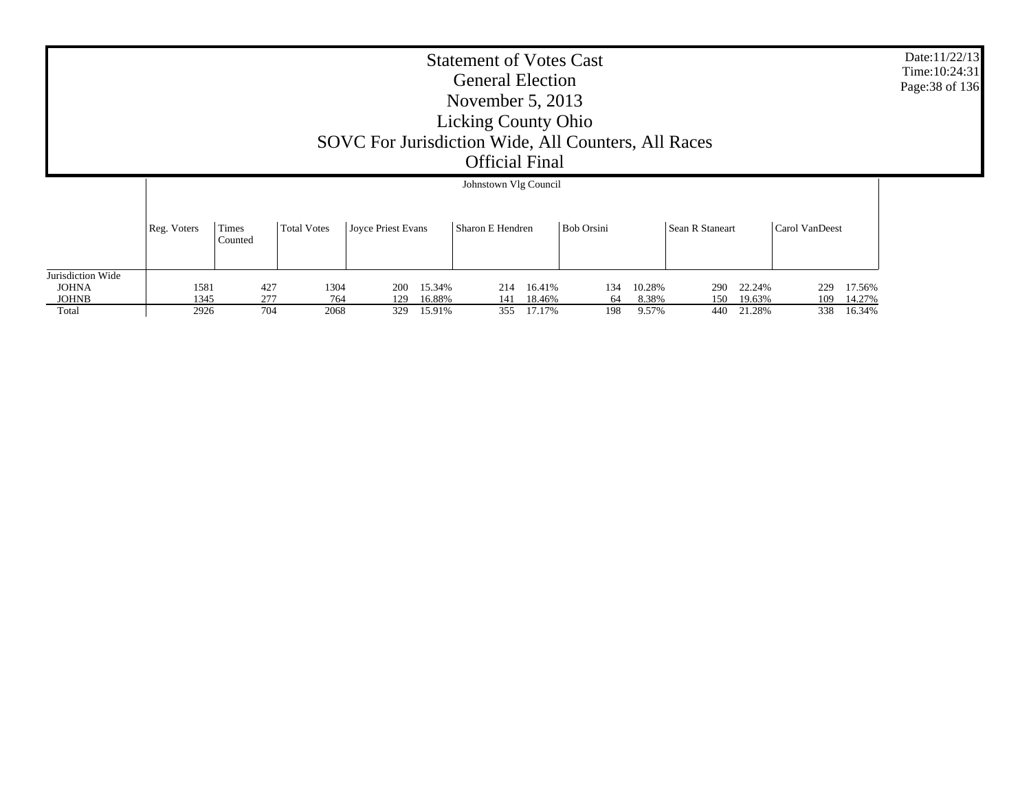# Statement of Votes Cast
## General Election
## November 5, 2013
## Licking County Ohio
## SOVC For Jurisdiction Wide, All Counters, All Races
## Official Final

Date:11/22/13
Time:10:24:31

| | | | Johnstown Vlg Council | | | | | | | | | | | | |
|---|---|---|---|---|---|---|---|---|---|---|---|---|---|---|---|
| | Reg. Voters | Times Counted | Total Votes | Joyce Priest Evans | | Sharon E Hendren | | Bob Orsini | | Sean R Staneart | | Carol VanDeest | |
| Jurisdiction Wide | | | | | | | | | | | | | |
| JOHNA | 1581 | 427 | 1304 | 200 | 15.34% | 214 | 16.41% | 134 | 10.28% | 290 | 22.24% | 229 | 17.56% |
| JOHNB | 1345 | 277 | 764 | 129 | 16.88% | 141 | 18.46% | 64 | 8.38% | 150 | 19.63% | 109 | 14.27% |
| Total | 2926 | 704 | 2068 | 329 | 15.91% | 355 | 17.17% | 198 | 9.57% | 440 | 21.28% | 338 | 16.34% |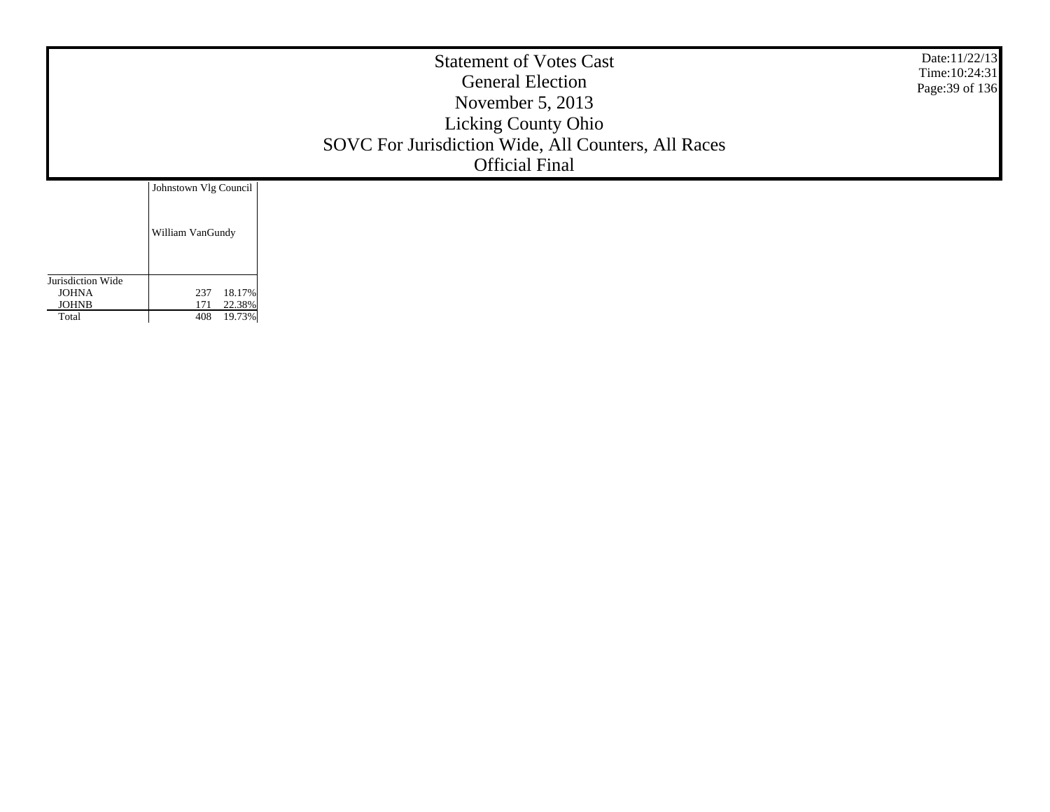Statement of Votes Cast
General Election
November 5, 2013
Licking County Ohio
SOVC For Jurisdiction Wide, All Counters, All Races
Official Final

Date:11/22/13
Time:10:24:31

| | Johnstown Vlg Council | |
|---|---|---|
| | William VanGundy | |
| Jurisdiction Wide | | |
| JOHNA | 237 | 18.17% |
| JOHNB | 171 | 22.38% |
| Total | 408 | 19.73% |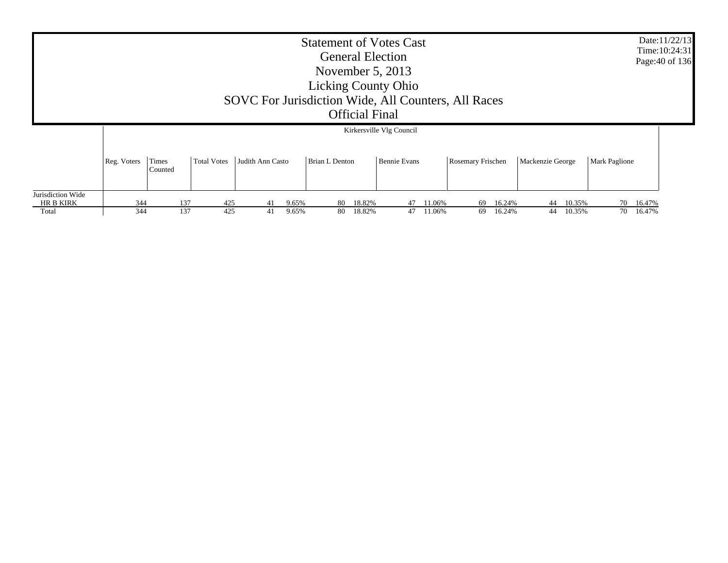# Statement of Votes Cast
## General Election
## November 5, 2013
## Licking County Ohio
## SOVC For Jurisdiction Wide, All Counters, All Races
## Official Final

Date:11/22/13
Time:10:24:31

| | | | | Kirkersville Vlg Council | | | | | | | | | | | |
|---|---|---|---|---|---|---|---|---|---|---|---|---|---|---|---|
| | Reg. Voters | Times Counted | Total Votes | Judith Ann Casto | | Brian L Denton | | Bennie Evans | | Rosemary Frischen | | Mackenzie George | | Mark Paglione | |
| Jurisdiction Wide | | | | | | | | | | | | | | | |
| HR B KIRK | 344 | 137 | 425 | 41 | 9.65% | 80 | 18.82% | 47 | 11.06% | 69 | 16.24% | 44 | 10.35% | 70 | 16.47% |
| Total | 344 | 137 | 425 | 41 | 9.65% | 80 | 18.82% | 47 | 11.06% | 69 | 16.24% | 44 | 10.35% | 70 | 16.47% |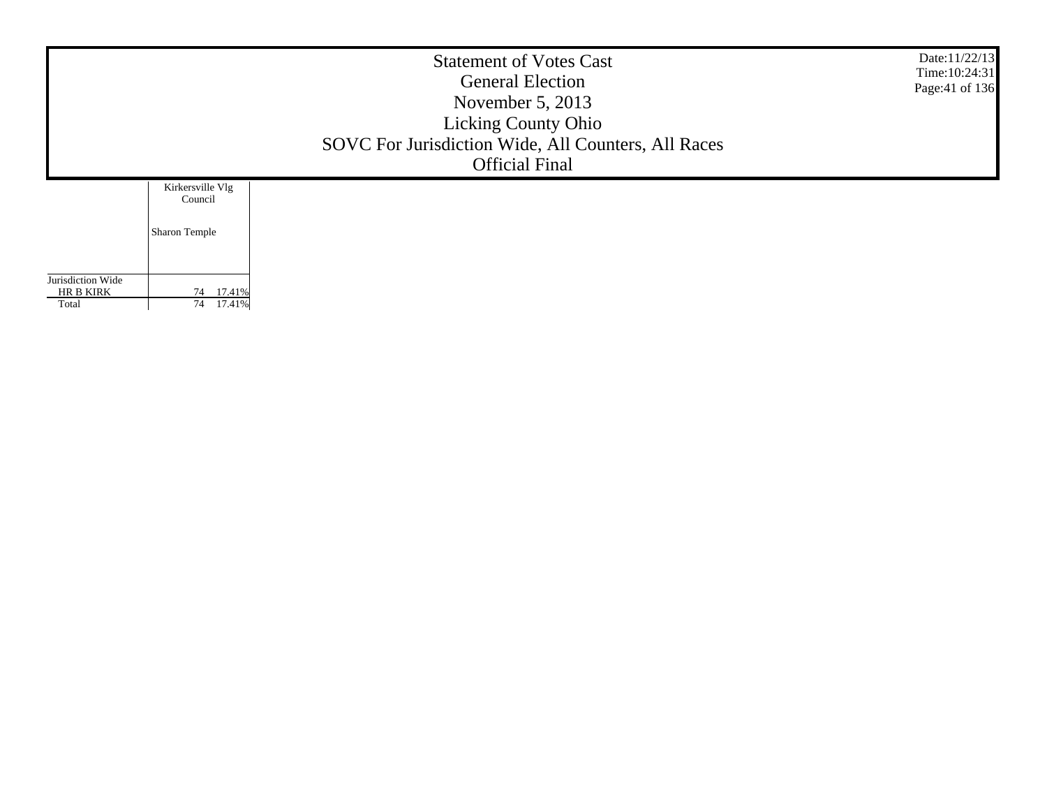# Statement of Votes Cast
## General Election
## November 5, 2013
## Licking County Ohio
## SOVC For Jurisdiction Wide, All Counters, All Races
## Official Final

Date:11/22/13
Time:10:24:31

| | Kirkersville Vlg Council | |
|---|---|---|
| | Sharon Temple | |
| Jurisdiction Wide | | |
| HR B KIRK | 74 | 17.41% |
| Total | 74 | 17.41% |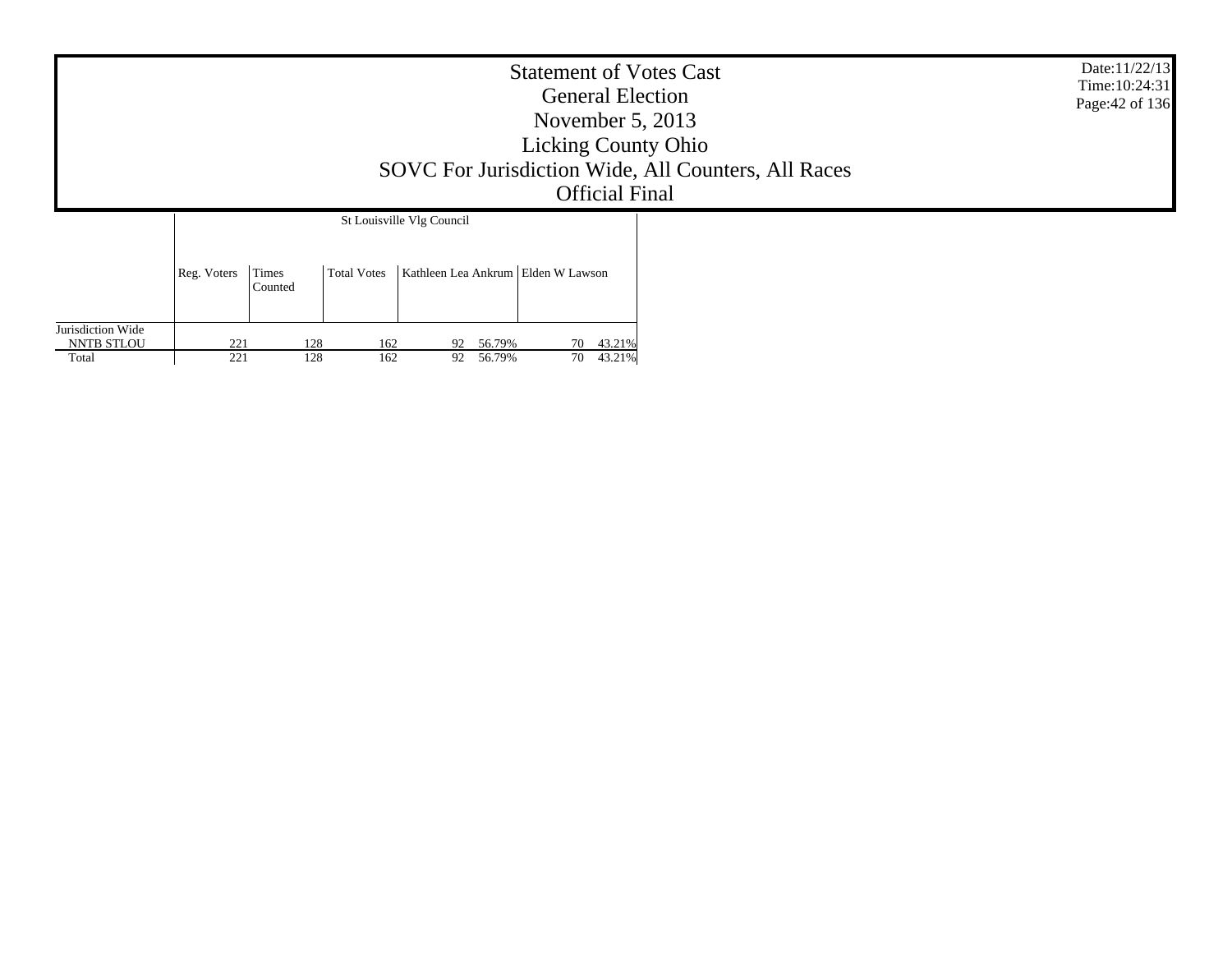# Statement of Votes Cast
## General Election
## November 5, 2013
## Licking County Ohio
## SOVC For Jurisdiction Wide, All Counters, All Races
## Official Final

Date:11/22/13
Time:10:24:31

| | St Louisville Vlg Council | | | | | | |
|---|---|---|---|---|---|---|---|
| | Reg. Voters | Times Counted | Total Votes | Kathleen Lea Ankrum | | Elden W Lawson | |
| Jurisdiction Wide | | | | | | | |
| NNTB STLOU | 221 | 128 | 162 | 92 | 56.79% | 70 | 43.21% |
| Total | 221 | 128 | 162 | 92 | 56.79% | 70 | 43.21% |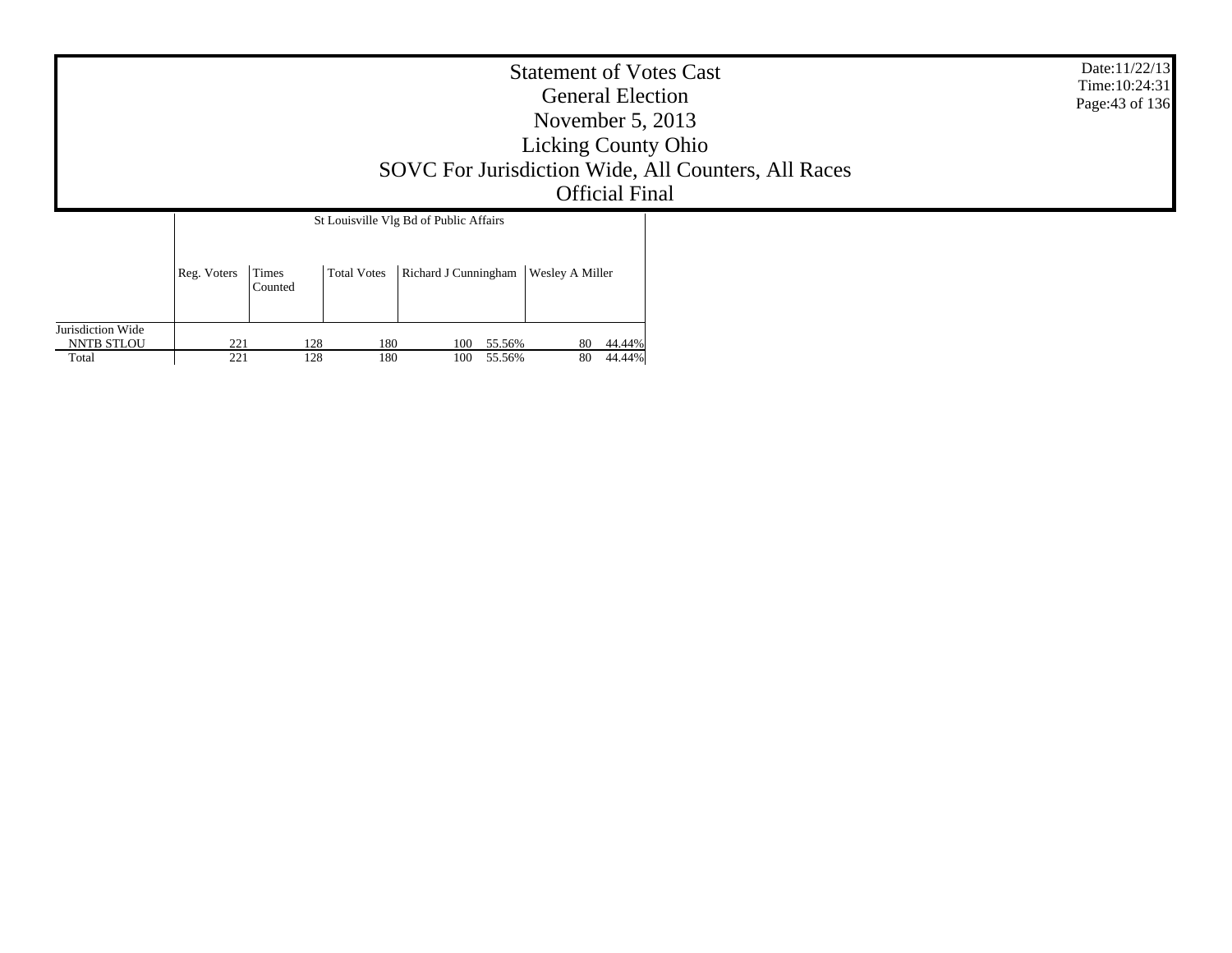# Statement of Votes Cast
## General Election
## November 5, 2013
## Licking County Ohio
## SOVC For Jurisdiction Wide, All Counters, All Races
## Official Final

Date:11/22/13
Time:10:24:31

| | St Louisville Vlg Bd of Public Affairs | | | | | | |
|---|---|---|---|---|---|---|---|
| | Reg. Voters | Times Counted | Total Votes | Richard J Cunningham | | Wesley A Miller | |
| Jurisdiction Wide | | | | | | | |
| NNTB STLOU | 221 | 128 | 180 | 100 | 55.56% | 80 | 44.44% |
| Total | 221 | 128 | 180 | 100 | 55.56% | 80 | 44.44% |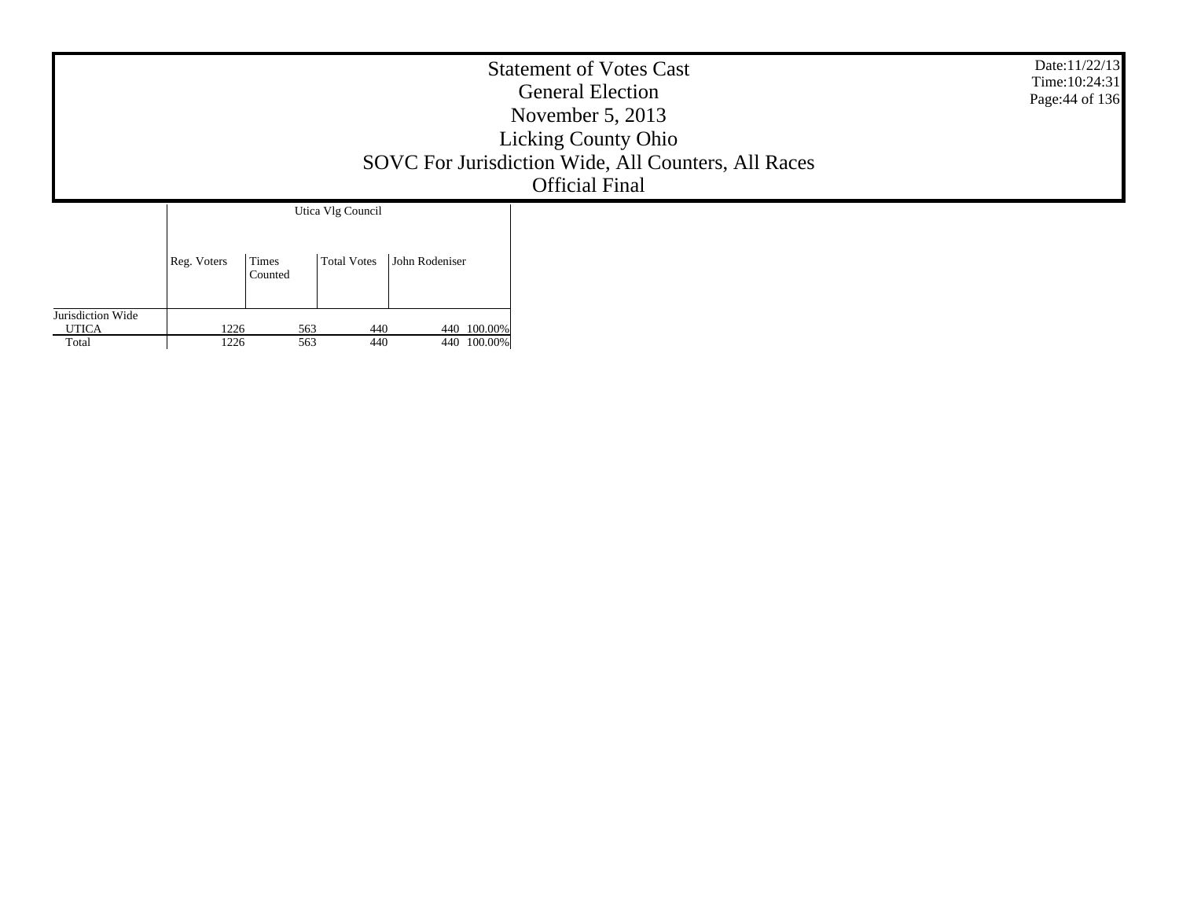# Statement of Votes Cast
## General Election
## November 5, 2013
## Licking County Ohio
## SOVC For Jurisdiction Wide, All Counters, All Races
## Official Final

Date:11/22/13
Time:10:24:31

| | Utica Vlg Council | | | | |
|---|---|---|---|---|---|
| | Reg. Voters | Times Counted | Total Votes | John Rodeniser | |
| Jurisdiction Wide | | | | | |
| UTICA | 1226 | 563 | 440 | 440 | 100.00% |
| Total | 1226 | 563 | 440 | 440 | 100.00% |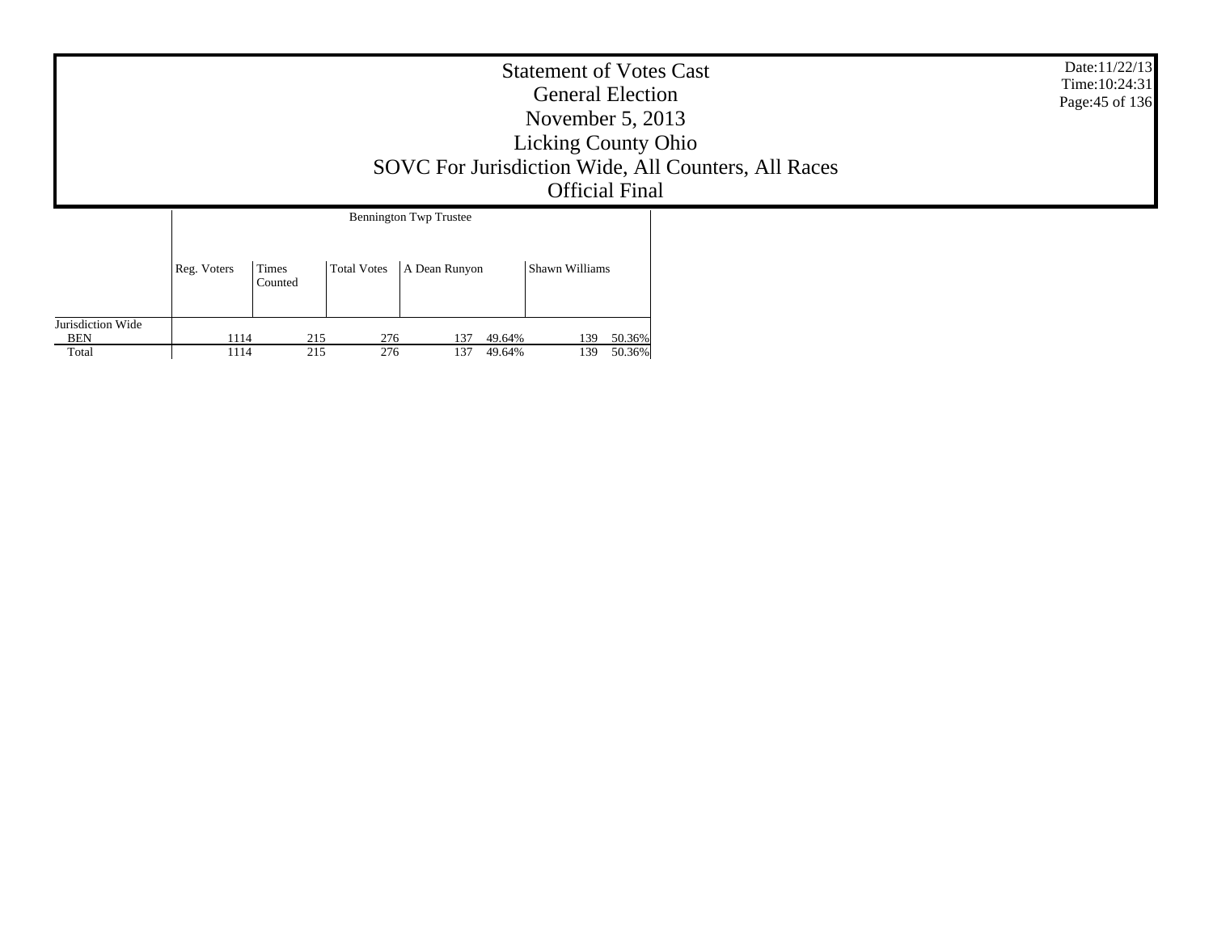# Statement of Votes Cast
## General Election
## November 5, 2013
## Licking County Ohio
## SOVC For Jurisdiction Wide, All Counters, All Races
## Official Final

Date:11/22/13
Time:10:24:31

| | | | Bennington Twp Trustee | | | | |
|---|---|---|---|---|---|---|---|
| | Reg. Voters | Times Counted | Total Votes | A Dean Runyon | | Shawn Williams | |
| Jurisdiction Wide | | | | | | | |
| BEN | 1114 | 215 | 276 | 137 | 49.64% | 139 | 50.36% |
| Total | 1114 | 215 | 276 | 137 | 49.64% | 139 | 50.36% |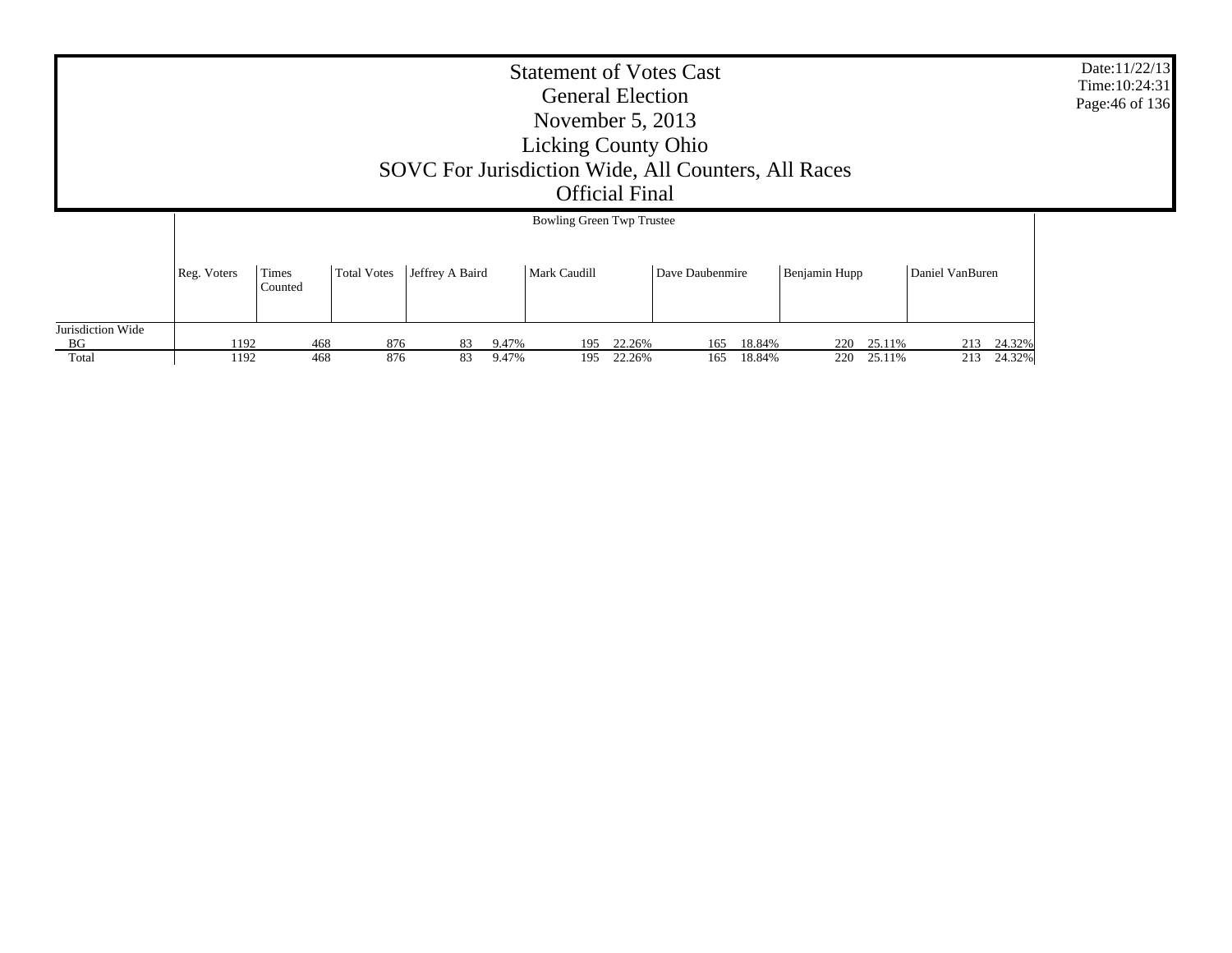# Statement of Votes Cast
## General Election
## November 5, 2013
## Licking County Ohio
## SOVC For Jurisdiction Wide, All Counters, All Races
## Official Final

Date:11/22/13
Time:10:24:31

### Bowling Green Twp Trustee

| | Reg. Voters | Times Counted | Total Votes | Jeffrey A Baird | | Mark Caudill | | Dave Daubenmire | | Benjamin Hupp | | Daniel VanBuren | |
|---|---|---|---|---|---|---|---|---|---|---|---|---|---|
| Jurisdiction Wide | | | | | | | | | | | | | |
| BG | 1192 | 468 | 876 | 83 | 9.47% | 195 | 22.26% | 165 | 18.84% | 220 | 25.11% | 213 | 24.32% |
| Total | 1192 | 468 | 876 | 83 | 9.47% | 195 | 22.26% | 165 | 18.84% | 220 | 25.11% | 213 | 24.32% |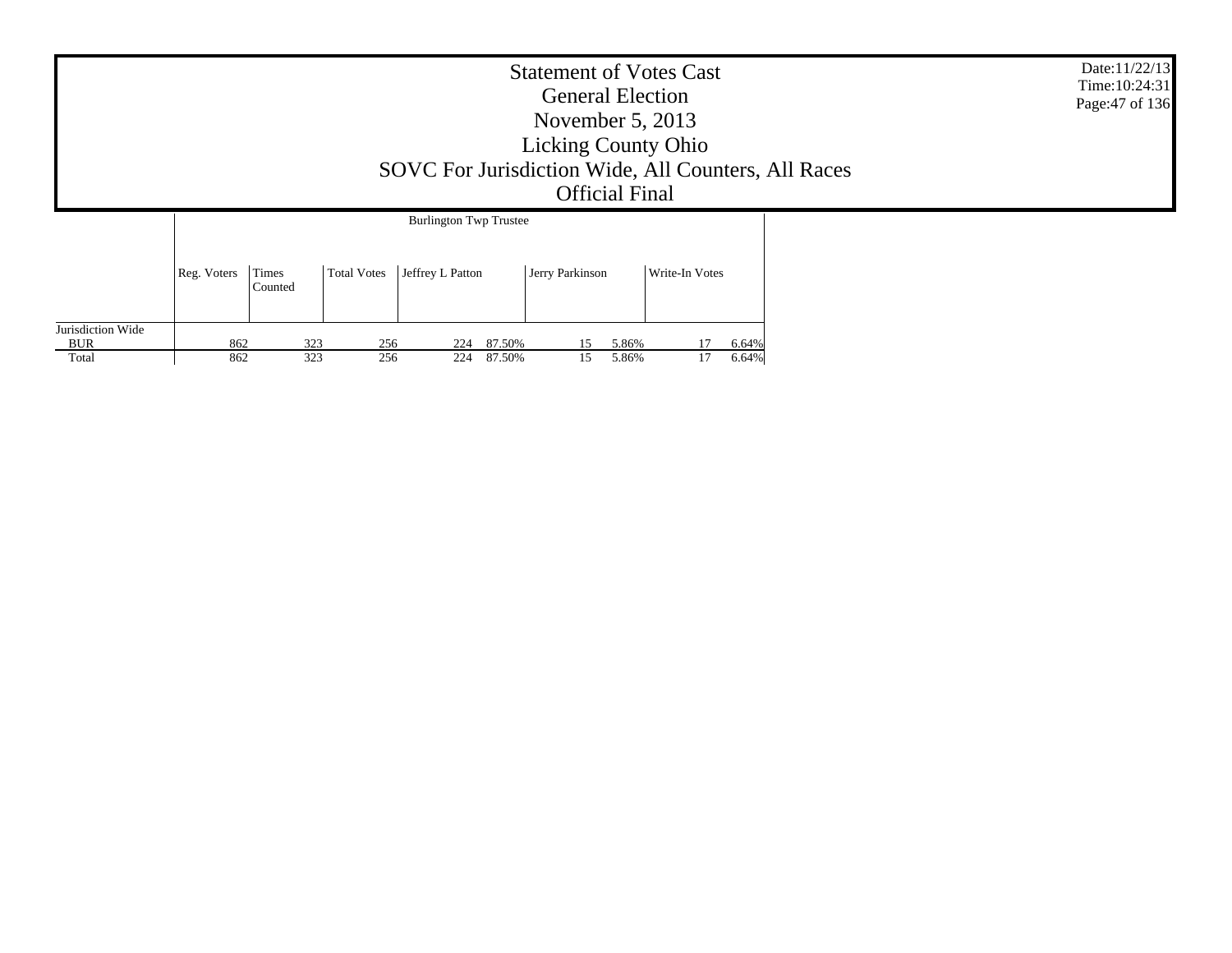# Statement of Votes Cast
## General Election
## November 5, 2013
## Licking County Ohio
## SOVC For Jurisdiction Wide, All Counters, All Races
## Official Final

| | Burlington Twp Trustee | | | | | | | | |
|---|---|---|---|---|---|---|---|---|---|
| | Reg. Voters | Times Counted | Total Votes | Jeffrey L Patton | | Jerry Parkinson | | Write-In Votes | |
| Jurisdiction Wide | | | | | | | | | |
| BUR | 862 | 323 | 256 | 224 | 87.50% | 15 | 5.86% | 17 | 6.64% |
| Total | 862 | 323 | 256 | 224 | 87.50% | 15 | 5.86% | 17 | 6.64% |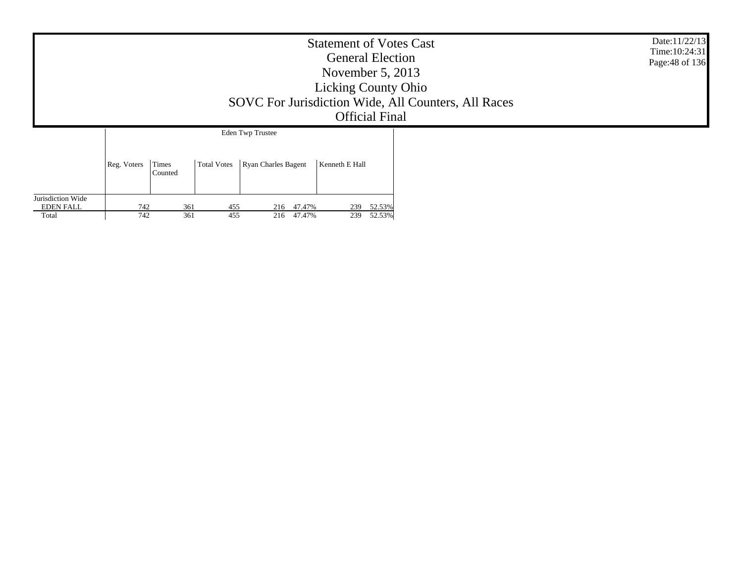# Statement of Votes Cast
## General Election
## November 5, 2013
## Licking County Ohio
## SOVC For Jurisdiction Wide, All Counters, All Races
## Official Final

Date:11/22/13
Time:10:24:31

| | Eden Twp Trustee | | | | | | |
|---|---|---|---|---|---|---|---|
| | Reg. Voters | Times Counted | Total Votes | Ryan Charles Bagent | | Kenneth E Hall | |
| Jurisdiction Wide | | | | | | | |
| EDEN FALL | 742 | 361 | 455 | 216 | 47.47% | 239 | 52.53% |
| Total | 742 | 361 | 455 | 216 | 47.47% | 239 | 52.53% |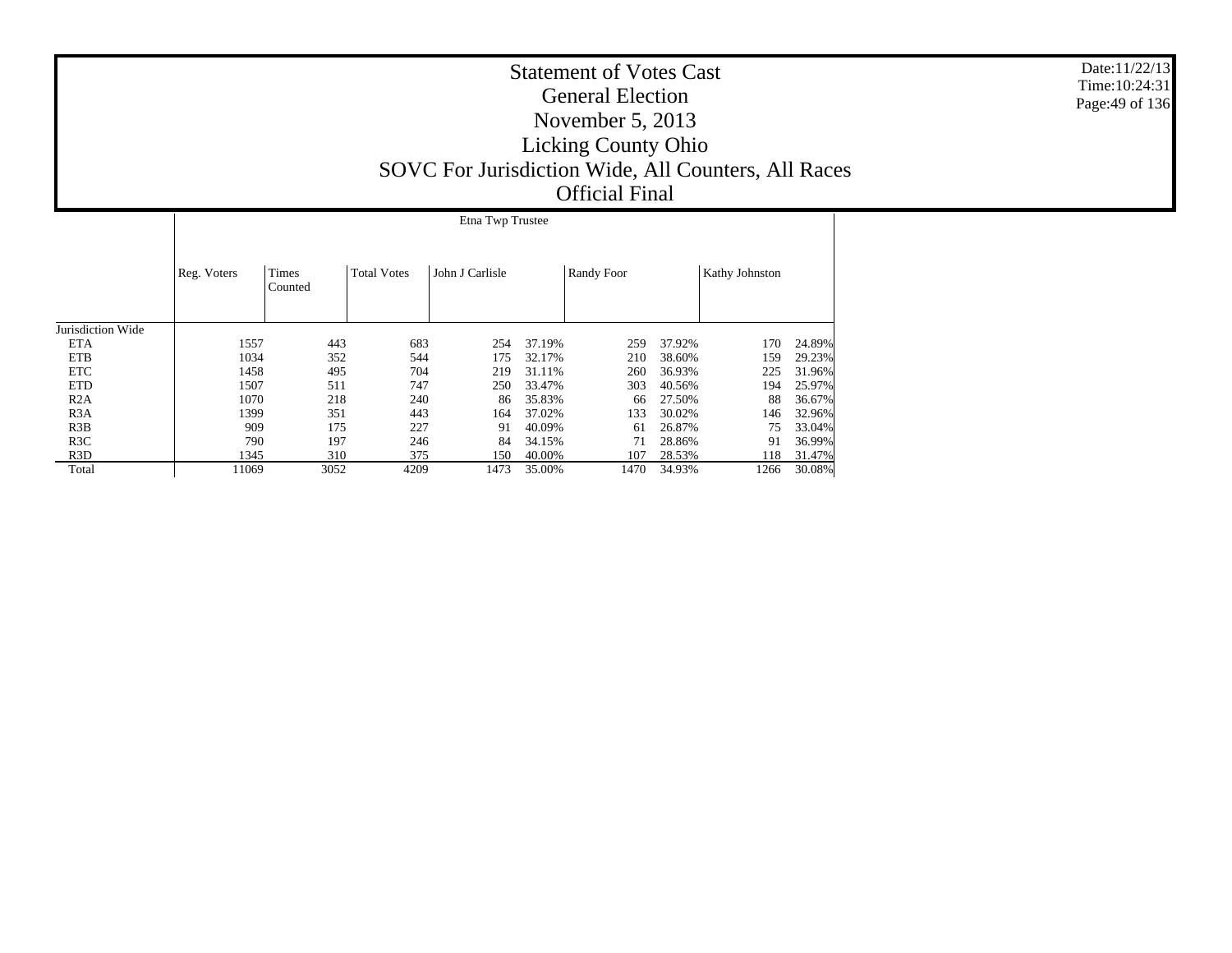# Statement of Votes Cast

## General Election

## November 5, 2013

## Licking County Ohio

## SOVC For Jurisdiction Wide, All Counters, All Races

## Official Final

| | Etna Twp Trustee | | | | | | | | |
|---|---|---|---|---|---|---|---|---|---|
| | Reg. Voters | Times Counted | Total Votes | John J Carlisle | | Randy Foor | | Kathy Johnston | |
| Jurisdiction Wide | | | | | | | | | |
| ETA | 1557 | 443 | 683 | 254 | 37.19% | 259 | 37.92% | 170 | 24.89% |
| ETB | 1034 | 352 | 544 | 175 | 32.17% | 210 | 38.60% | 159 | 29.23% |
| ETC | 1458 | 495 | 704 | 219 | 31.11% | 260 | 36.93% | 225 | 31.96% |
| ETD | 1507 | 511 | 747 | 250 | 33.47% | 303 | 40.56% | 194 | 25.97% |
| R2A | 1070 | 218 | 240 | 86 | 35.83% | 66 | 27.50% | 88 | 36.67% |
| R3A | 1399 | 351 | 443 | 164 | 37.02% | 133 | 30.02% | 146 | 32.96% |
| R3B | 909 | 175 | 227 | 91 | 40.09% | 61 | 26.87% | 75 | 33.04% |
| R3C | 790 | 197 | 246 | 84 | 34.15% | 71 | 28.86% | 91 | 36.99% |
| R3D | 1345 | 310 | 375 | 150 | 40.00% | 107 | 28.53% | 118 | 31.47% |
| Total | 11069 | 3052 | 4209 | 1473 | 35.00% | 1470 | 34.93% | 1266 | 30.08% |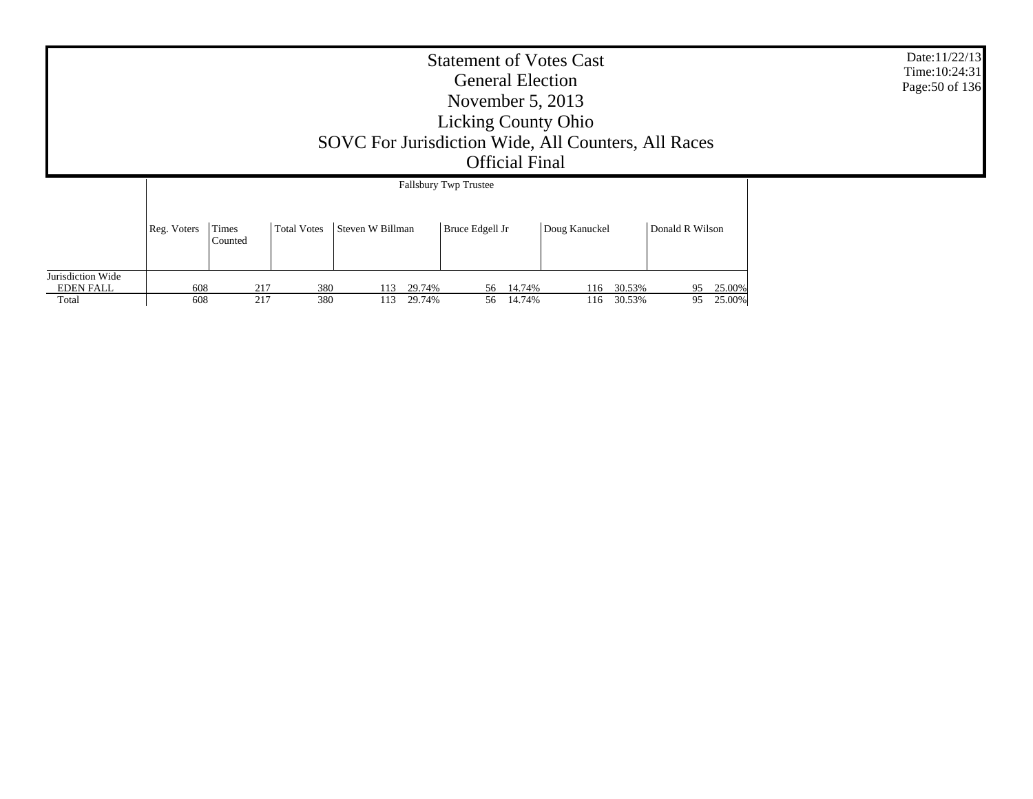# Statement of Votes Cast
## General Election
## November 5, 2013
## Licking County Ohio
## SOVC For Jurisdiction Wide, All Counters, All Races
## Official Final

Date:11/22/13
Time:10:24:31

| | Fallsbury Twp Trustee | | | | | | | | | | |
|---|---|---|---|---|---|---|---|---|---|---|---|
| | Reg. Voters | Times Counted | Total Votes | Steven W Billman | | Bruce Edgell Jr | | Doug Kanuckel | | Donald R Wilson | |
| Jurisdiction Wide | | | | | | | | | | | |
| EDEN FALL | 608 | 217 | 380 | 113 | 29.74% | 56 | 14.74% | 116 | 30.53% | 95 | 25.00% |
| Total | 608 | 217 | 380 | 113 | 29.74% | 56 | 14.74% | 116 | 30.53% | 95 | 25.00% |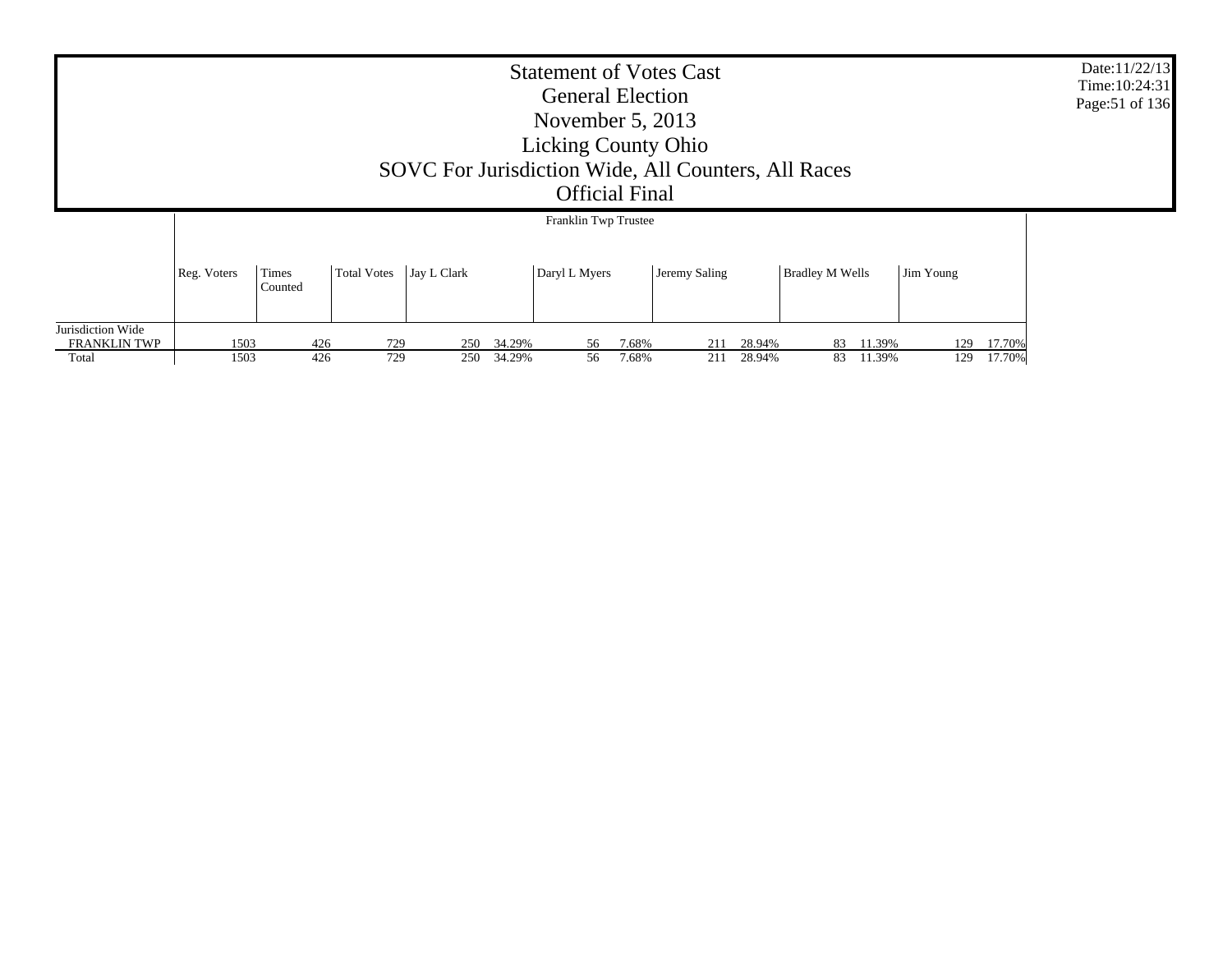# Statement of Votes Cast
## General Election
## November 5, 2013
## Licking County Ohio
## SOVC For Jurisdiction Wide, All Counters, All Races
## Official Final

Date:11/22/13
Time:10:24:31

| | Franklin Twp Trustee | | | | | | | | | | | | | |
|---|---|---|---|---|---|---|---|---|---|---|---|---|---|---|
| | Reg. Voters | Times Counted | Total Votes | Jay L Clark | | Daryl L Myers | | Jeremy Saling | | Bradley M Wells | | Jim Young | | |
| Jurisdiction Wide | | | | | | | | | | | | | | |
| FRANKLIN TWP | 1503 | 426 | 729 | 250 | 34.29% | 56 | 7.68% | 211 | 28.94% | 83 | 11.39% | 129 | 17.70% | |
| Total | 1503 | 426 | 729 | 250 | 34.29% | 56 | 7.68% | 211 | 28.94% | 83 | 11.39% | 129 | 17.70% | |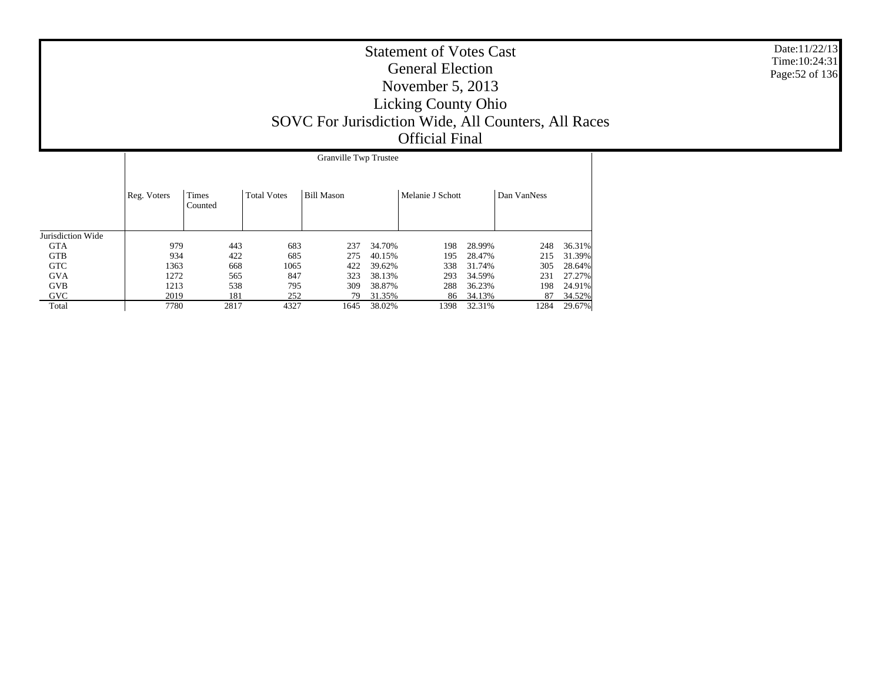# Statement of Votes Cast
## General Election
## November 5, 2013
## Licking County Ohio
## SOVC For Jurisdiction Wide, All Counters, All Races
## Official Final

Granville Twp Trustee

| | Reg. Voters | Times Counted | Total Votes | Bill Mason | | Melanie J Schott | | Dan VanNess | |
|---|---|---|---|---|---|---|---|---|---|
| Jurisdiction Wide | | | | | | | | | |
| GTA | 979 | 443 | 683 | 237 | 34.70% | 198 | 28.99% | 248 | 36.31% |
| GTB | 934 | 422 | 685 | 275 | 40.15% | 195 | 28.47% | 215 | 31.39% |
| GTC | 1363 | 668 | 1065 | 422 | 39.62% | 338 | 31.74% | 305 | 28.64% |
| GVA | 1272 | 565 | 847 | 323 | 38.13% | 293 | 34.59% | 231 | 27.27% |
| GVB | 1213 | 538 | 795 | 309 | 38.87% | 288 | 36.23% | 198 | 24.91% |
| GVC | 2019 | 181 | 252 | 79 | 31.35% | 86 | 34.13% | 87 | 34.52% |
| Total | 7780 | 2817 | 4327 | 1645 | 38.02% | 1398 | 32.31% | 1284 | 29.67% |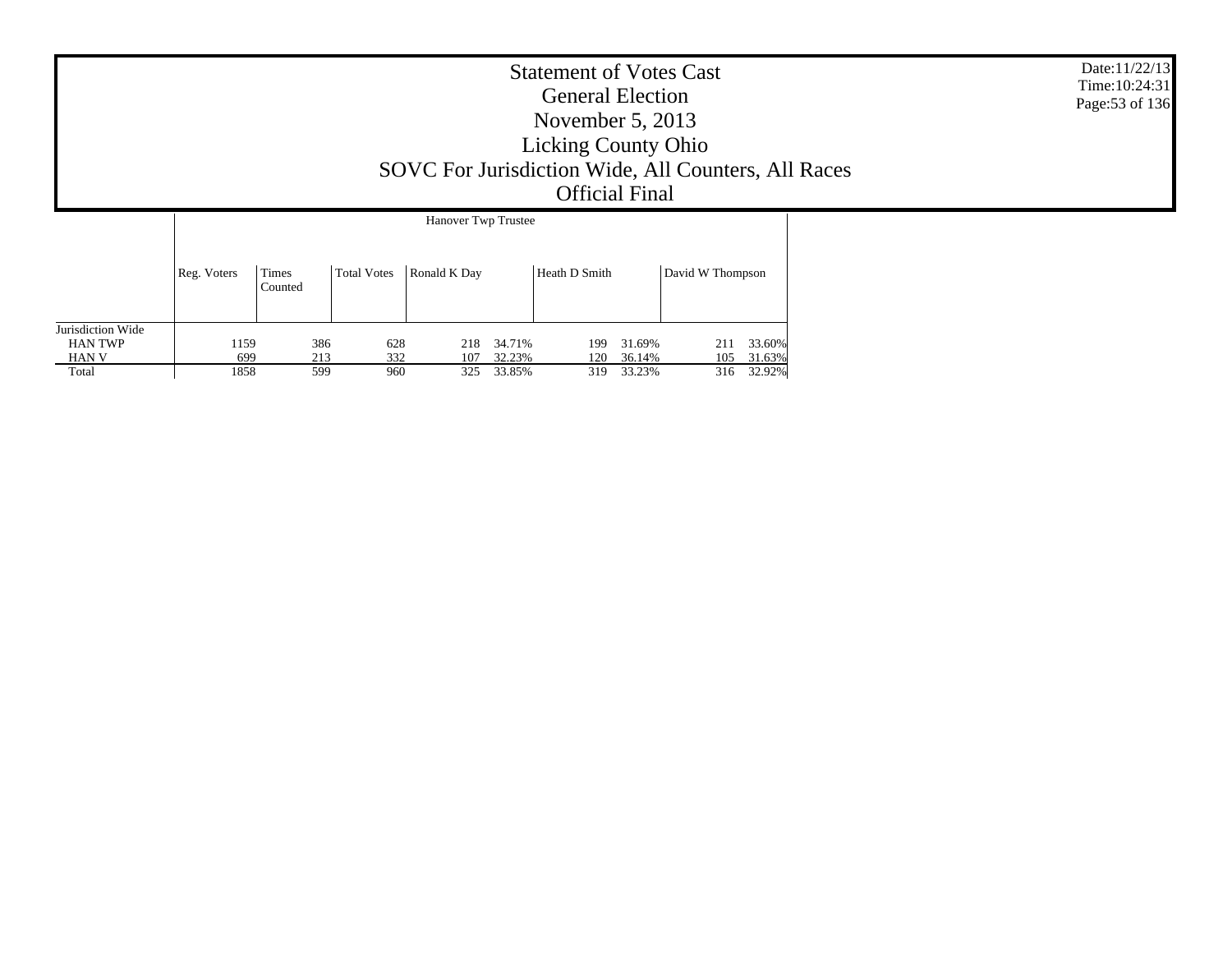# Statement of Votes Cast
## General Election
## November 5, 2013
## Licking County Ohio
## SOVC For Jurisdiction Wide, All Counters, All Races
## Official Final

Date:11/22/13
Time:10:24:31

| | Hanover Twp Trustee | | | | | | | | |
|---|---|---|---|---|---|---|---|---|---|
| | Reg. Voters | Times Counted | Total Votes | Ronald K Day | | Heath D Smith | | David W Thompson | |
| Jurisdiction Wide | | | | | | | | | |
| HAN TWP | 1159 | 386 | 628 | 218 | 34.71% | 199 | 31.69% | 211 | 33.60% |
| HAN V | 699 | 213 | 332 | 107 | 32.23% | 120 | 36.14% | 105 | 31.63% |
| Total | 1858 | 599 | 960 | 325 | 33.85% | 319 | 33.23% | 316 | 32.92% |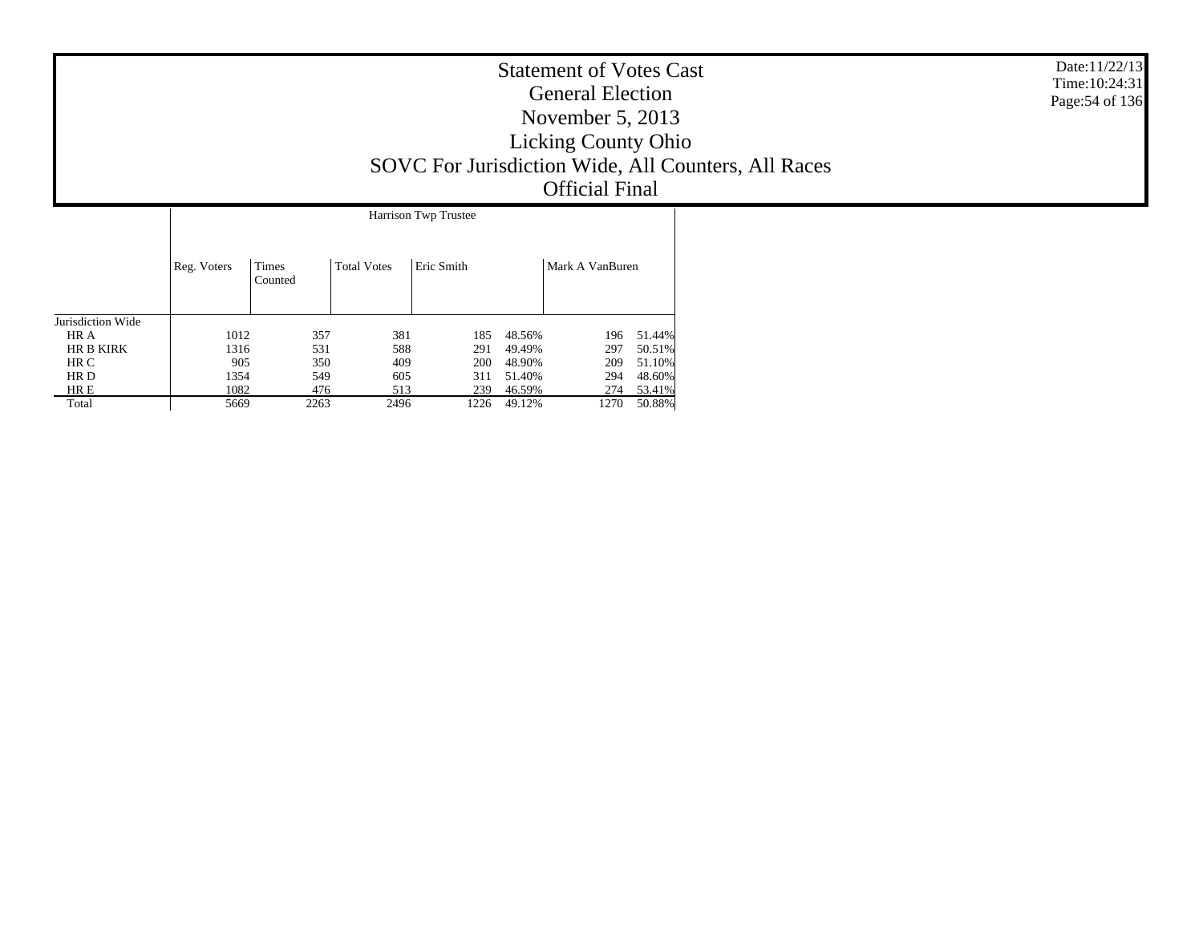# Statement of Votes Cast
## General Election
## November 5, 2013
## Licking County Ohio
## SOVC For Jurisdiction Wide, All Counters, All Races
## Official Final

Date:11/22/13
Time:10:24:31

| | Harrison Twp Trustee | | | | | | |
|---|---|---|---|---|---|---|---|
| | Reg. Voters | Times Counted | Total Votes | Eric Smith | | Mark A VanBuren | |
| Jurisdiction Wide | | | | | | | |
| HR A | 1012 | 357 | 381 | 185 | 48.56% | 196 | 51.44% |
| HR B KIRK | 1316 | 531 | 588 | 291 | 49.49% | 297 | 50.51% |
| HR C | 905 | 350 | 409 | 200 | 48.90% | 209 | 51.10% |
| HR D | 1354 | 549 | 605 | 311 | 51.40% | 294 | 48.60% |
| HR E | 1082 | 476 | 513 | 239 | 46.59% | 274 | 53.41% |
| Total | 5669 | 2263 | 2496 | 1226 | 49.12% | 1270 | 50.88% |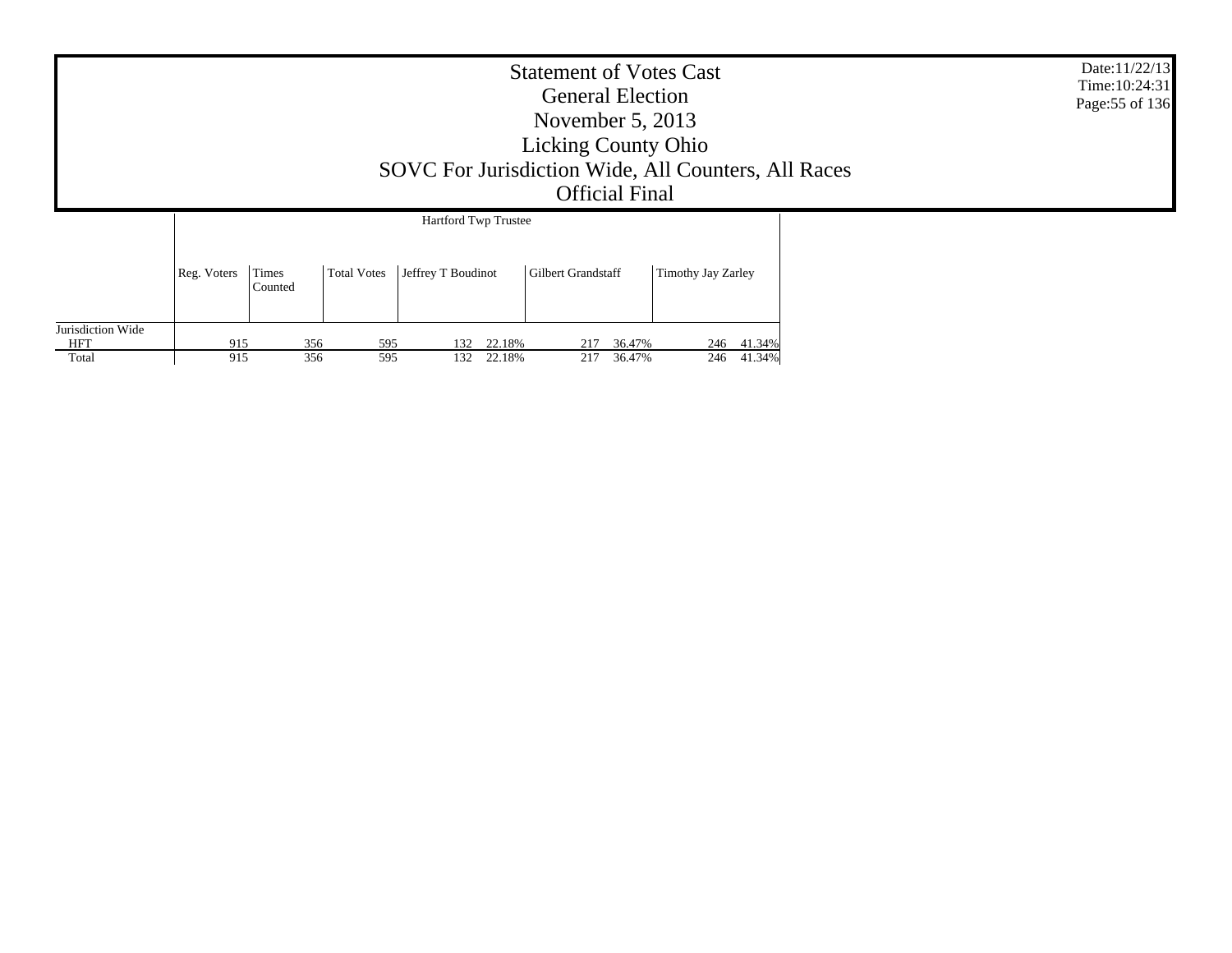# Statement of Votes Cast
## General Election
## November 5, 2013
## Licking County Ohio
## SOVC For Jurisdiction Wide, All Counters, All Races
## Official Final

| | Hartford Twp Trustee | | | | | | | | |
|---|---|---|---|---|---|---|---|---|---|
| | Reg. Voters | Times Counted | Total Votes | Jeffrey T Boudinot | | Gilbert Grandstaff | | Timothy Jay Zarley | |
| Jurisdiction Wide | | | | | | | | | |
| HFT | 915 | 356 | 595 | 132 | 22.18% | 217 | 36.47% | 246 | 41.34% |
| Total | 915 | 356 | 595 | 132 | 22.18% | 217 | 36.47% | 246 | 41.34% |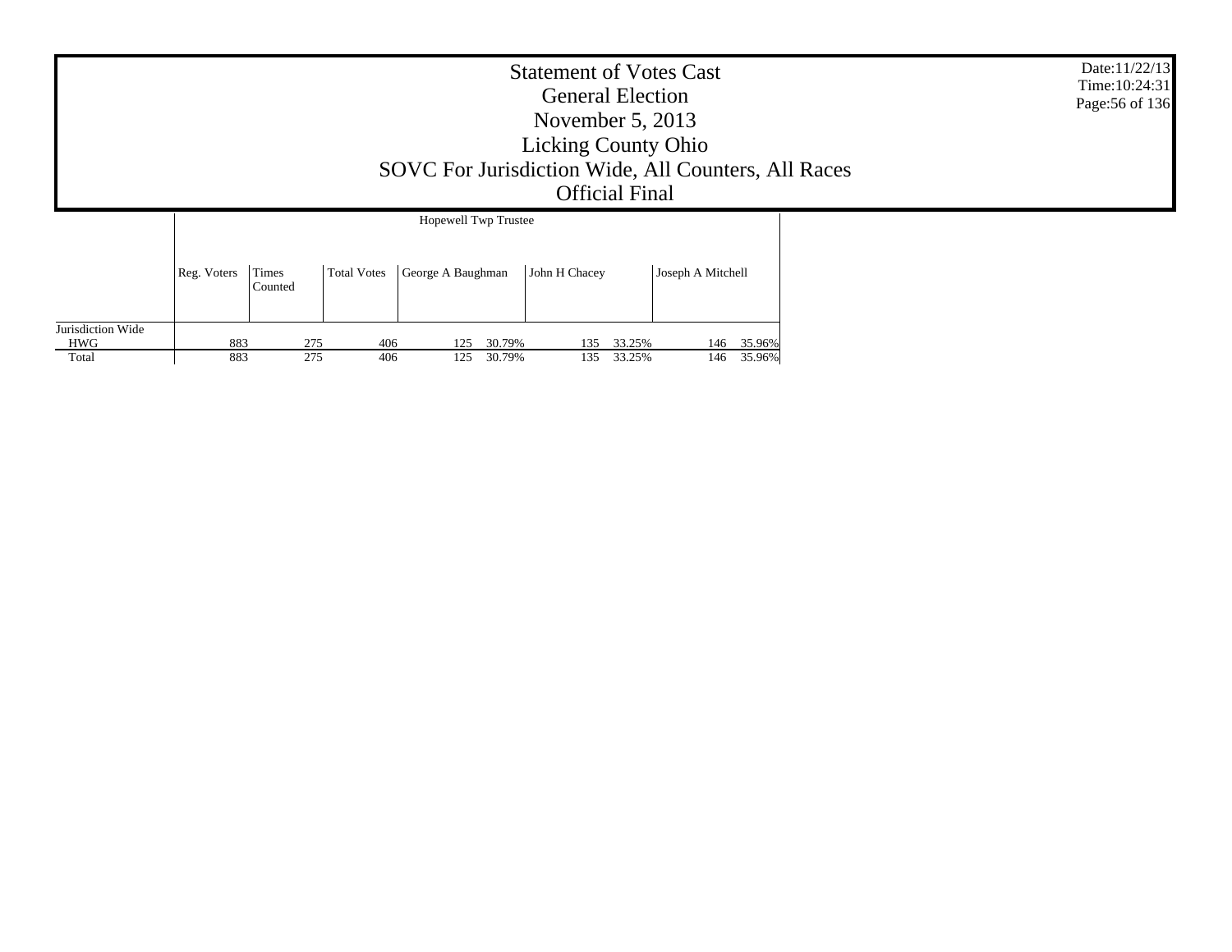# Statement of Votes Cast
## General Election
## November 5, 2013
## Licking County Ohio
## SOVC For Jurisdiction Wide, All Counters, All Races
## Official Final

Date:11/22/13
Time:10:24:31

| | Hopewell Twp Trustee | | | | | | | | |
|---|---|---|---|---|---|---|---|---|---|
| | Reg. Voters | Times Counted | Total Votes | George A Baughman | | John H Chacey | | Joseph A Mitchell | |
| Jurisdiction Wide | | | | | | | | | |
| HWG | 883 | 275 | 406 | 125 | 30.79% | 135 | 33.25% | 146 | 35.96% |
| Total | 883 | 275 | 406 | 125 | 30.79% | 135 | 33.25% | 146 | 35.96% |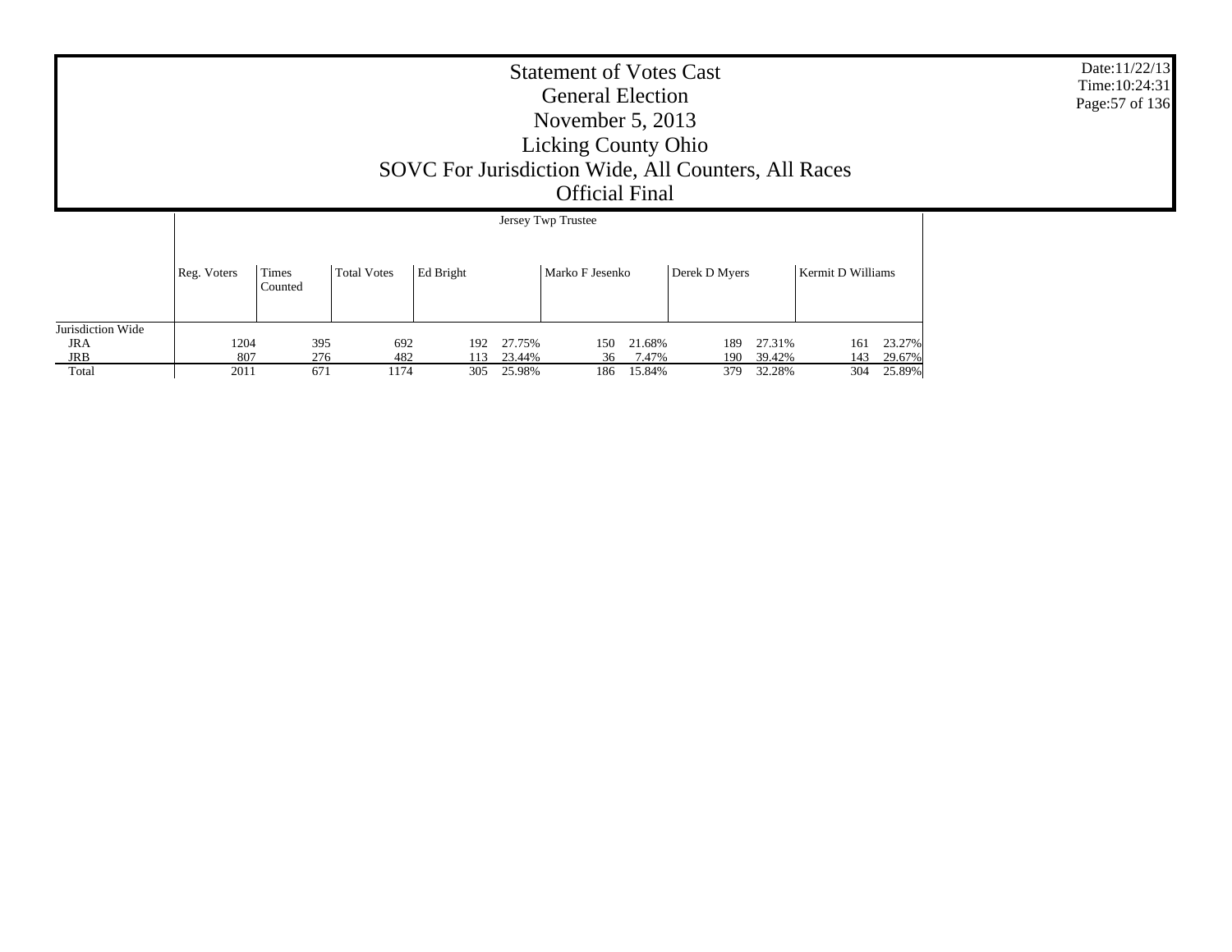# Statement of Votes Cast
## General Election
## November 5, 2013
## Licking County Ohio
## SOVC For Jurisdiction Wide, All Counters, All Races
## Official Final

Date:11/22/13
Time:10:24:31

| | Jersey Twp Trustee | | | | | | | | | | |
|---|---|---|---|---|---|---|---|---|---|---|---|
| | Reg. Voters | Times Counted | Total Votes | Ed Bright | | Marko F Jesenko | | Derek D Myers | | Kermit D Williams | |
| Jurisdiction Wide | | | | | | | | | | | |
| JRA | 1204 | 395 | 692 | 192 | 27.75% | 150 | 21.68% | 189 | 27.31% | 161 | 23.27% |
| JRB | 807 | 276 | 482 | 113 | 23.44% | 36 | 7.47% | 190 | 39.42% | 143 | 29.67% |
| Total | 2011 | 671 | 1174 | 305 | 25.98% | 186 | 15.84% | 379 | 32.28% | 304 | 25.89% |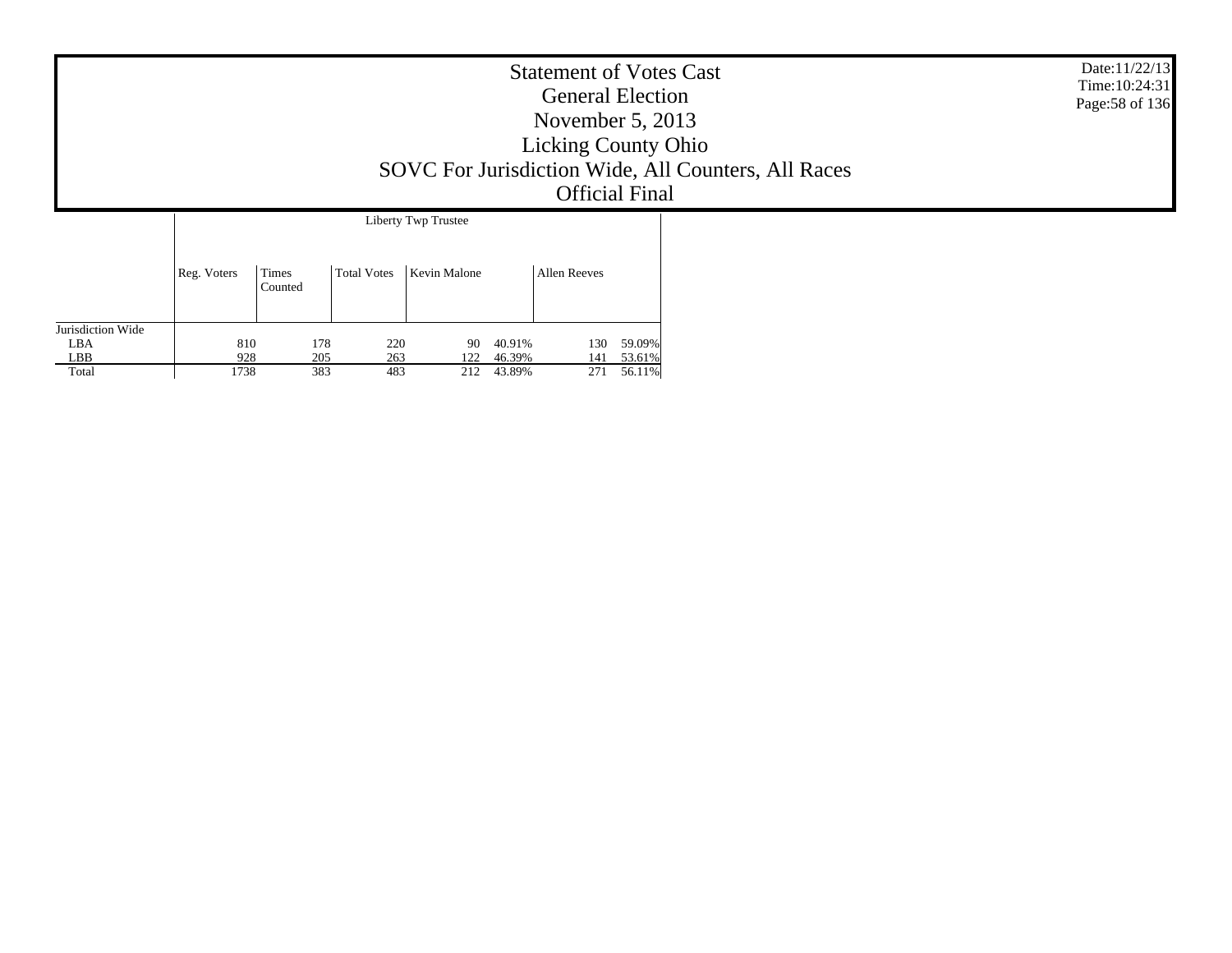# Statement of Votes Cast
## General Election
## November 5, 2013
## Licking County Ohio
## SOVC For Jurisdiction Wide, All Counters, All Races
## Official Final

Date:11/22/13
Time:10:24:31

| | Liberty Twp Trustee | | | | | | |
|---|---|---|---|---|---|---|---|
| | Reg. Voters | Times Counted | Total Votes | Kevin Malone | | Allen Reeves | |
| Jurisdiction Wide | | | | | | | |
| LBA | 810 | 178 | 220 | 90 | 40.91% | 130 | 59.09% |
| LBB | 928 | 205 | 263 | 122 | 46.39% | 141 | 53.61% |
| Total | 1738 | 383 | 483 | 212 | 43.89% | 271 | 56.11% |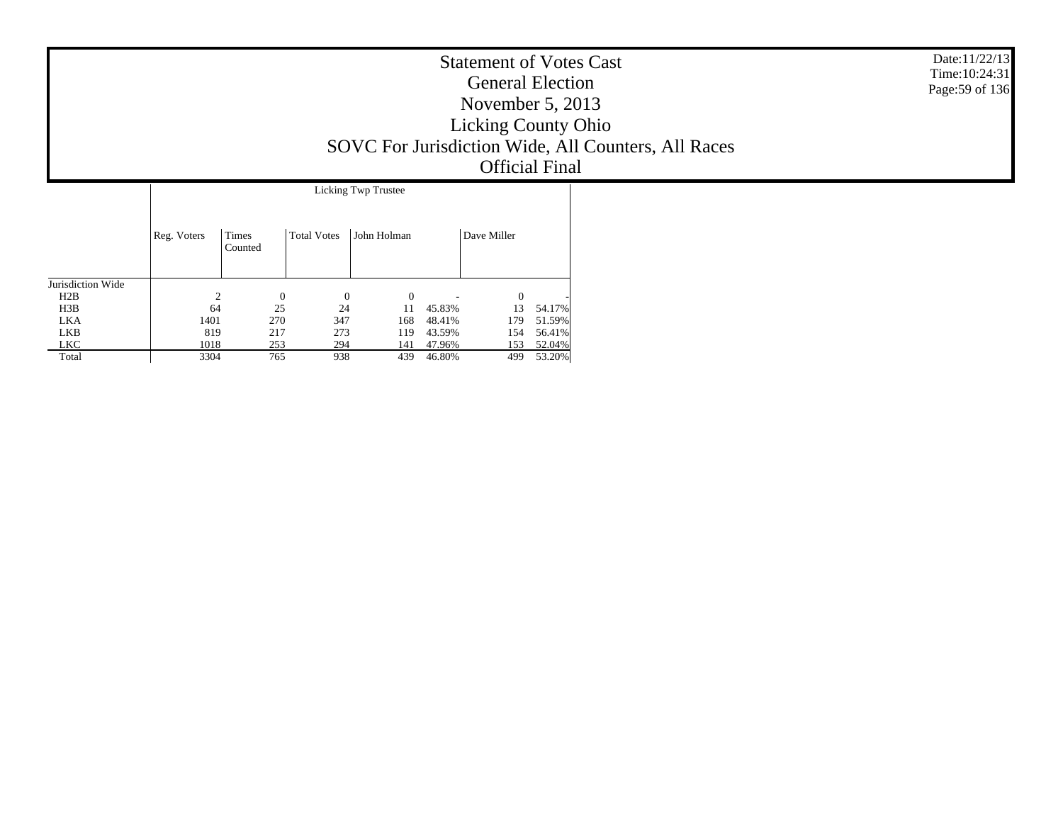# Statement of Votes Cast
## General Election
## November 5, 2013
## Licking County Ohio
## SOVC For Jurisdiction Wide, All Counters, All Races
## Official Final

Date:11/22/13
Time:10:24:31

| | Licking Twp Trustee | | | | | | |
|---|---|---|---|---|---|---|---|
| | Reg. Voters | Times Counted | Total Votes | John Holman | | Dave Miller | |
| Jurisdiction Wide | | | | | | | |
| H2B | 2 | 0 | 0 | 0 | - | 0 | - |
| H3B | 64 | 25 | 24 | 11 | 45.83% | 13 | 54.17% |
| LKA | 1401 | 270 | 347 | 168 | 48.41% | 179 | 51.59% |
| LKB | 819 | 217 | 273 | 119 | 43.59% | 154 | 56.41% |
| LKC | 1018 | 253 | 294 | 141 | 47.96% | 153 | 52.04% |
| Total | 3304 | 765 | 938 | 439 | 46.80% | 499 | 53.20% |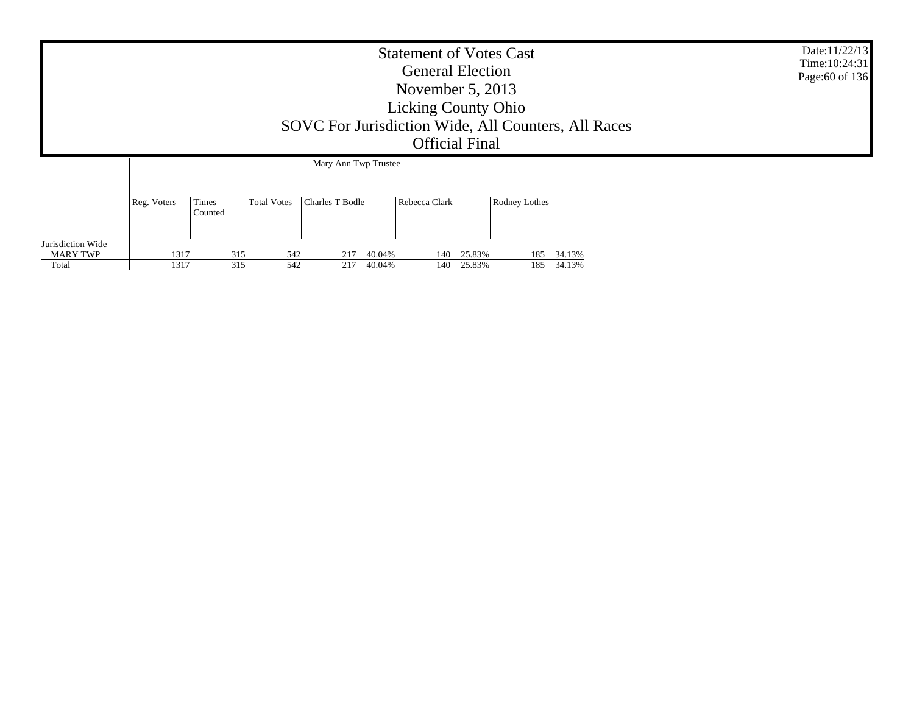# Statement of Votes Cast
## General Election
## November 5, 2013
## Licking County Ohio
## SOVC For Jurisdiction Wide, All Counters, All Races
## Official Final

Date:11/22/13
Time:10:24:31

| | Mary Ann Twp Trustee | | | | | | | | |
|---|---|---|---|---|---|---|---|---|---|
| | Reg. Voters | Times Counted | Total Votes | Charles T Bodle | | Rebecca Clark | | Rodney Lothes | |
| Jurisdiction Wide | | | | | | | | | |
| MARY TWP | 1317 | 315 | 542 | 217 | 40.04% | 140 | 25.83% | 185 | 34.13% |
| Total | 1317 | 315 | 542 | 217 | 40.04% | 140 | 25.83% | 185 | 34.13% |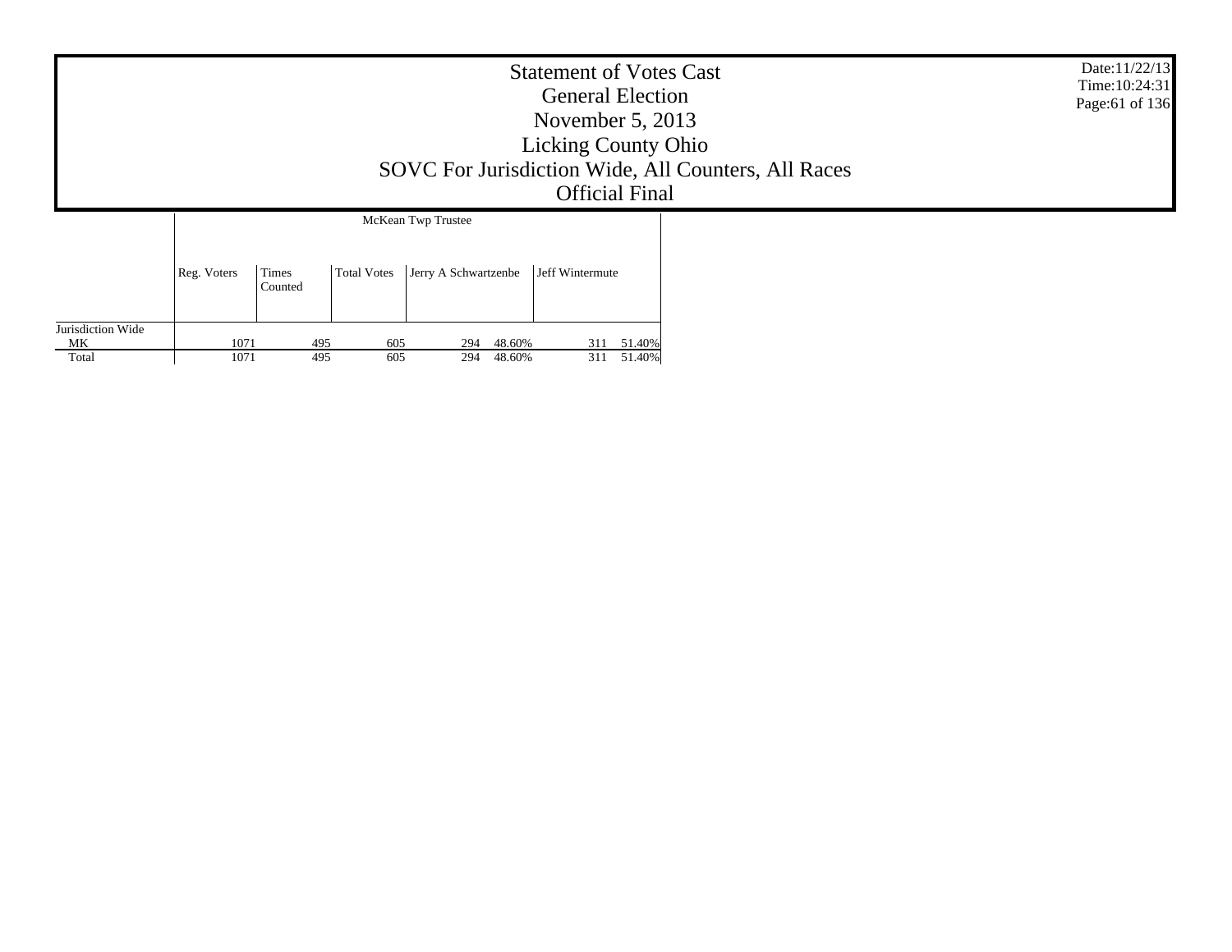# Statement of Votes Cast
## General Election
## November 5, 2013
## Licking County Ohio
## SOVC For Jurisdiction Wide, All Counters, All Races
## Official Final

| | McKean Twp Trustee | | | | | | |
|---|---|---|---|---|---|---|---|
| | Reg. Voters | Times Counted | Total Votes | Jerry A Schwartzenbe | | Jeff Wintermute | |
| Jurisdiction Wide | | | | | | | |
| MK | 1071 | 495 | 605 | 294 | 48.60% | 311 | 51.40% |
| Total | 1071 | 495 | 605 | 294 | 48.60% | 311 | 51.40% |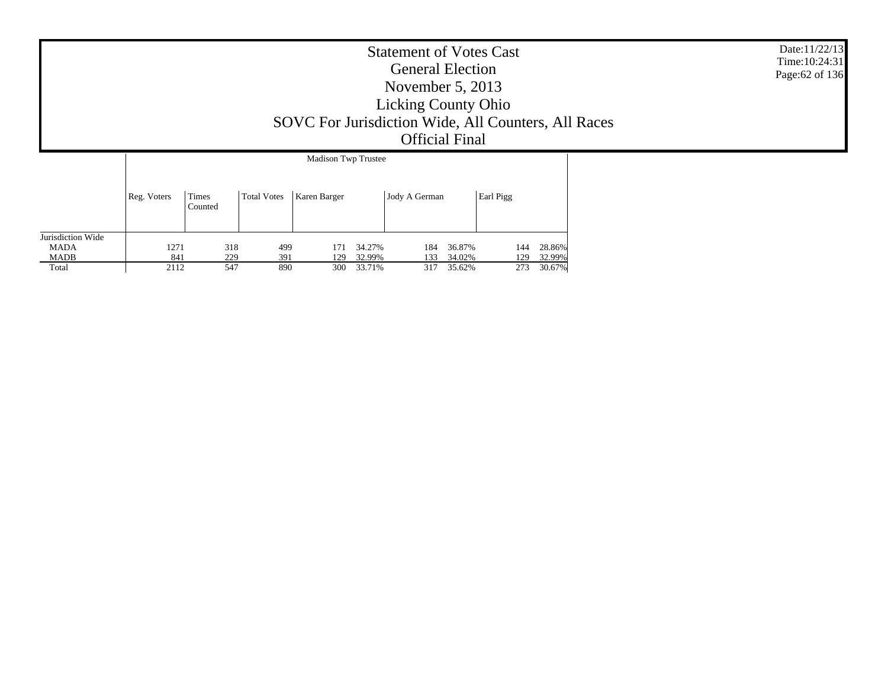# Statement of Votes Cast
## General Election
## November 5, 2013
## Licking County Ohio
## SOVC For Jurisdiction Wide, All Counters, All Races
## Official Final

Date:11/22/13
Time:10:24:31

| | Madison Twp Trustee | | | | | | | | |
|---|---|---|---|---|---|---|---|---|---|
| | Reg. Voters | Times Counted | Total Votes | Karen Barger | | Jody A German | | Earl Pigg | |
| Jurisdiction Wide | | | | | | | | | |
| MADA | 1271 | 318 | 499 | 171 | 34.27% | 184 | 36.87% | 144 | 28.86% |
| MADB | 841 | 229 | 391 | 129 | 32.99% | 133 | 34.02% | 129 | 32.99% |
| Total | 2112 | 547 | 890 | 300 | 33.71% | 317 | 35.62% | 273 | 30.67% |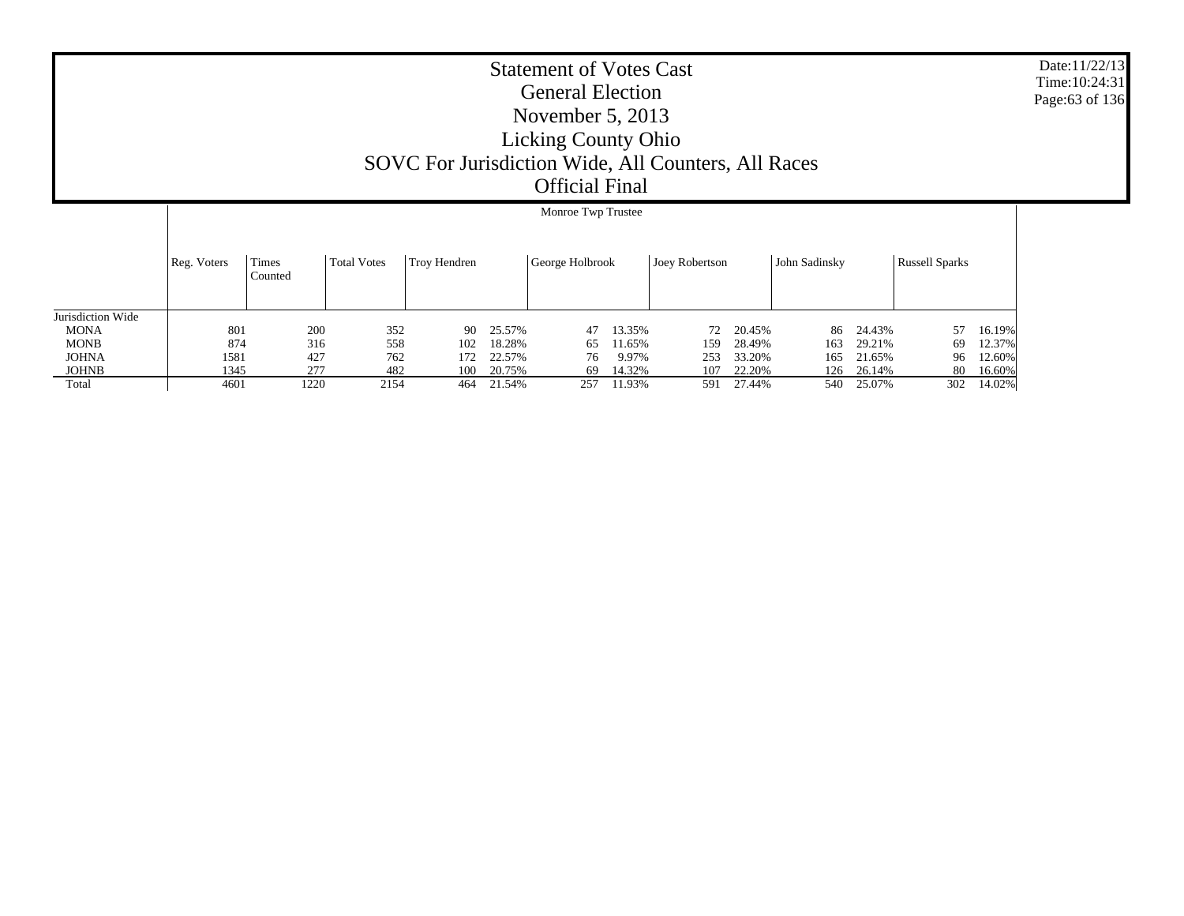# Statement of Votes Cast

## General Election

## November 5, 2013

## Licking County Ohio

## SOVC For Jurisdiction Wide, All Counters, All Races

## Official Final

Date:11/22/13
Time:10:24:31

| | Monroe Twp Trustee | | | | | | | | | | | | | |
|---|---|---|---|---|---|---|---|---|---|---|---|---|---|---|
| | Reg. Voters | Times Counted | Total Votes | Troy Hendren | | George Holbrook | | Joey Robertson | | John Sadinsky | | Russell Sparks | | 
| Jurisdiction Wide | | | | | | | | | | | | | |
| MONA | 801 | 200 | 352 | 90 | 25.57% | 47 | 13.35% | 72 | 20.45% | 86 | 24.43% | 57 | 16.19% |
| MONB | 874 | 316 | 558 | 102 | 18.28% | 65 | 11.65% | 159 | 28.49% | 163 | 29.21% | 69 | 12.37% |
| JOHNA | 1581 | 427 | 762 | 172 | 22.57% | 76 | 9.97% | 253 | 33.20% | 165 | 21.65% | 96 | 12.60% |
| JOHNB | 1345 | 277 | 482 | 100 | 20.75% | 69 | 14.32% | 107 | 22.20% | 126 | 26.14% | 80 | 16.60% |
| Total | 4601 | 1220 | 2154 | 464 | 21.54% | 257 | 11.93% | 591 | 27.44% | 540 | 25.07% | 302 | 14.02% |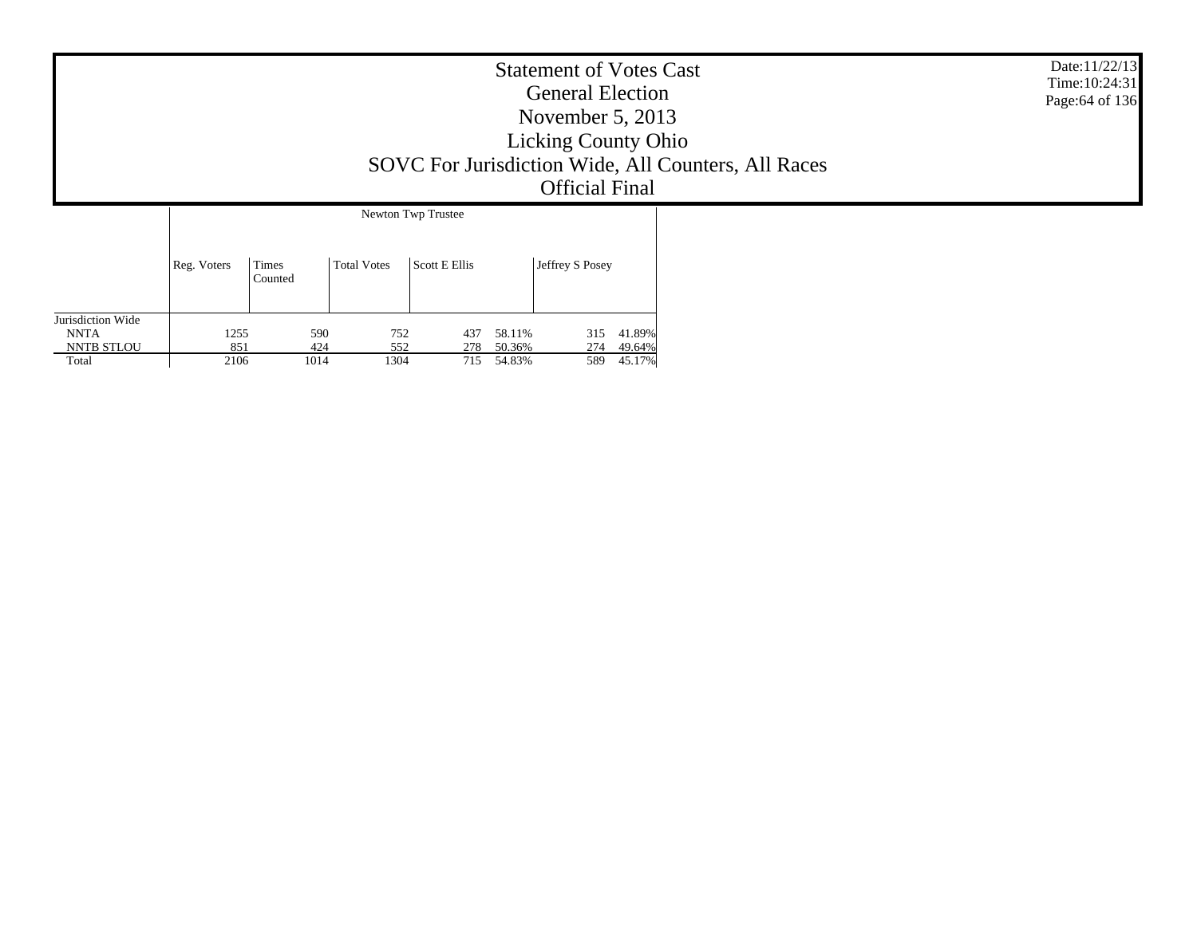# Statement of Votes Cast
## General Election
## November 5, 2013
## Licking County Ohio
## SOVC For Jurisdiction Wide, All Counters, All Races
## Official Final

| | Newton Twp Trustee | | | | | | |
|---|---|---|---|---|---|---|---|
| | Reg. Voters | Times Counted | Total Votes | Scott E Ellis | | Jeffrey S Posey | |
| Jurisdiction Wide | | | | | | | |
| NNTA | 1255 | 590 | 752 | 437 | 58.11% | 315 | 41.89% |
| NNTB STLOU | 851 | 424 | 552 | 278 | 50.36% | 274 | 49.64% |
| Total | 2106 | 1014 | 1304 | 715 | 54.83% | 589 | 45.17% |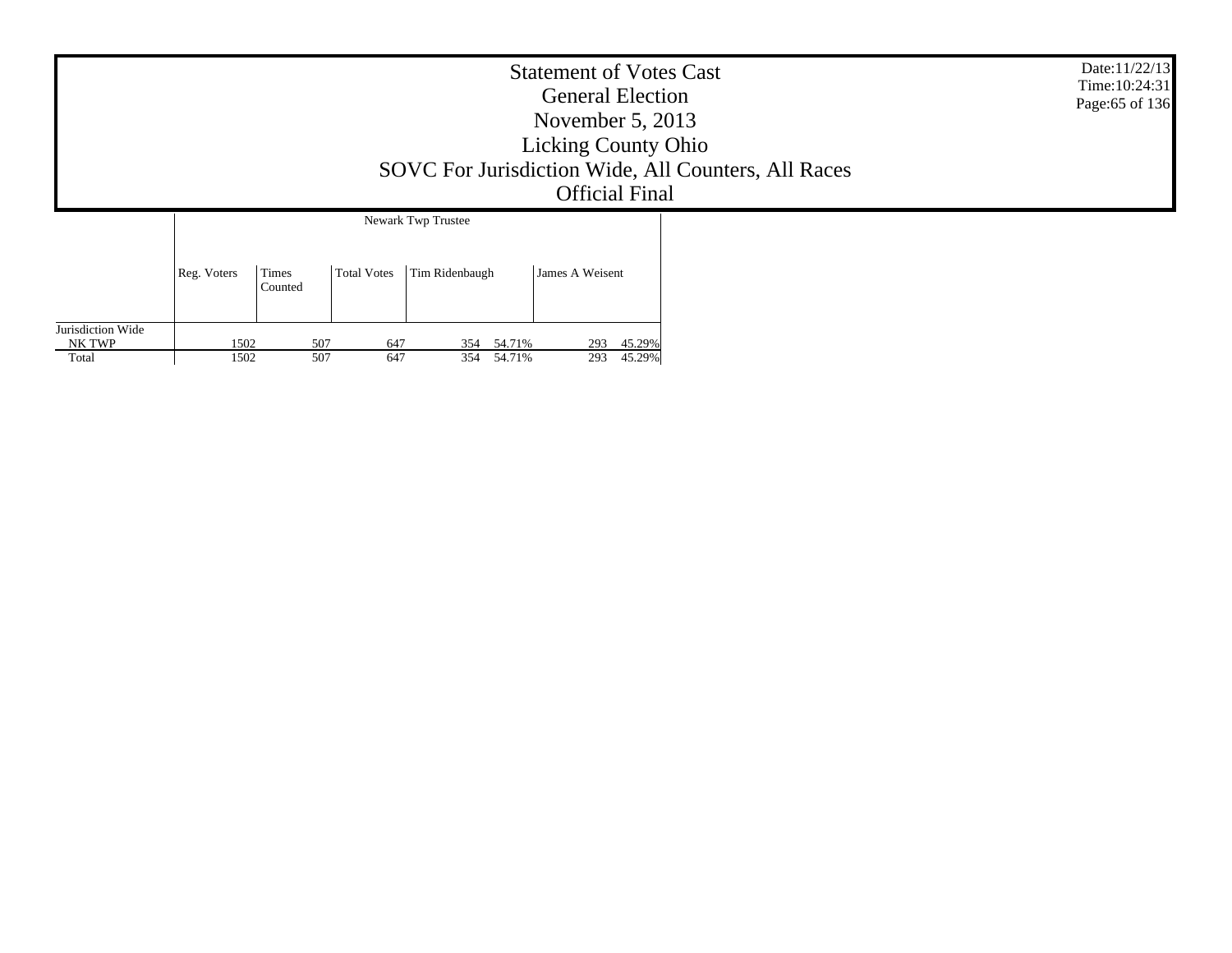# Statement of Votes Cast

## General Election

## November 5, 2013

## Licking County Ohio

## SOVC For Jurisdiction Wide, All Counters, All Races

## Official Final

Date:11/22/13
Time:10:24:31

| | Newark Twp Trustee | | | | | | |
|---|---|---|---|---|---|---|---|
| | Reg. Voters | Times Counted | Total Votes | Tim Ridenbaugh | | James A Weisent | |
| Jurisdiction Wide | | | | | | | |
| NK TWP | 1502 | 507 | 647 | 354 | 54.71% | 293 | 45.29% |
| Total | 1502 | 507 | 647 | 354 | 54.71% | 293 | 45.29% |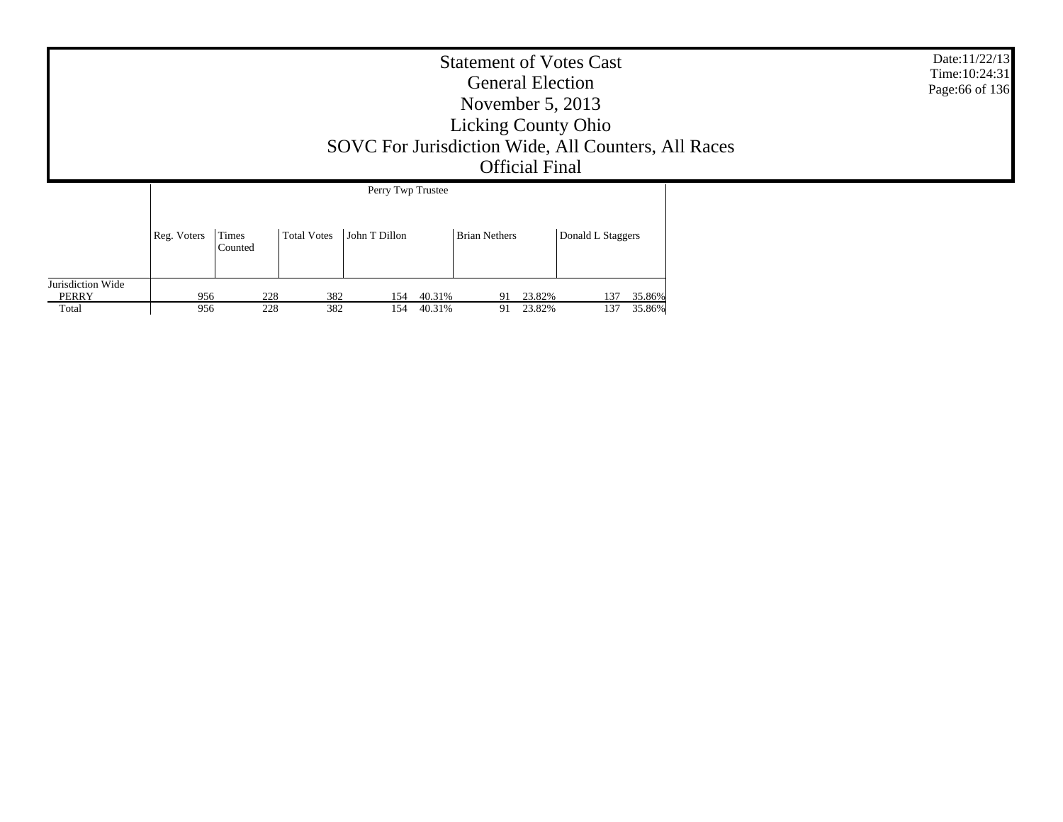# Statement of Votes Cast
## General Election
## November 5, 2013
## Licking County Ohio
## SOVC For Jurisdiction Wide, All Counters, All Races
## Official Final

Date:11/22/13
Time:10:24:31

| | Perry Twp Trustee | | | | | | | | |
|---|---|---|---|---|---|---|---|---|---|
| | Reg. Voters | Times Counted | Total Votes | John T Dillon | | Brian Nethers | | Donald L Staggers | |
| Jurisdiction Wide | | | | | | | | | |
| PERRY | 956 | 228 | 382 | 154 | 40.31% | 91 | 23.82% | 137 | 35.86% |
| Total | 956 | 228 | 382 | 154 | 40.31% | 91 | 23.82% | 137 | 35.86% |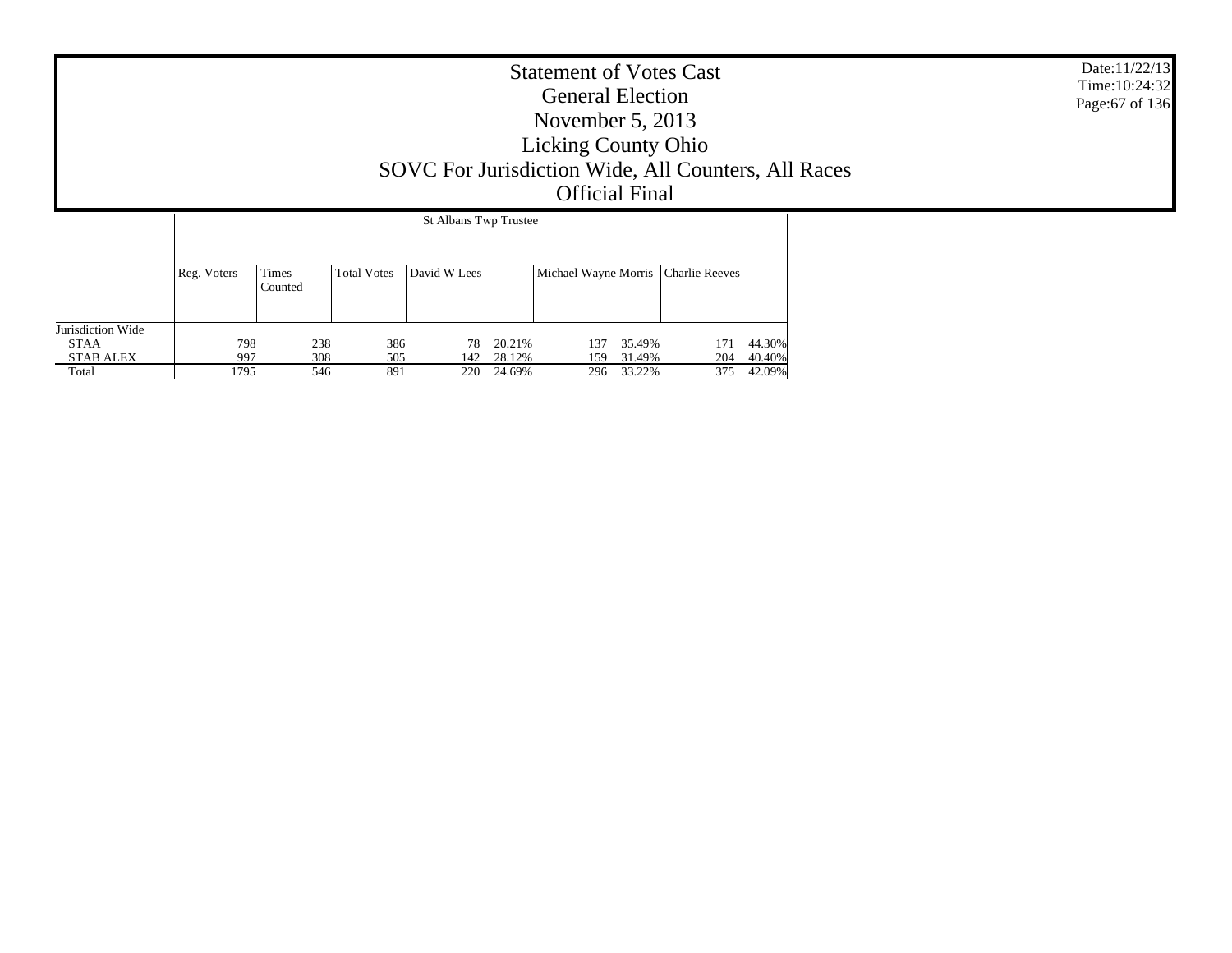# Statement of Votes Cast
## General Election
## November 5, 2013
## Licking County Ohio
## SOVC For Jurisdiction Wide, All Counters, All Races
## Official Final

Date:11/22/13
Time:10:24:32

| | St Albans Twp Trustee | | | | | | | | |
|---|---|---|---|---|---|---|---|---|---|
| | Reg. Voters | Times Counted | Total Votes | David W Lees | | Michael Wayne Morris | | Charlie Reeves | |
| Jurisdiction Wide | | | | | | | | | |
| STAA | 798 | 238 | 386 | 78 | 20.21% | 137 | 35.49% | 171 | 44.30% |
| STAB ALEX | 997 | 308 | 505 | 142 | 28.12% | 159 | 31.49% | 204 | 40.40% |
| Total | 1795 | 546 | 891 | 220 | 24.69% | 296 | 33.22% | 375 | 42.09% |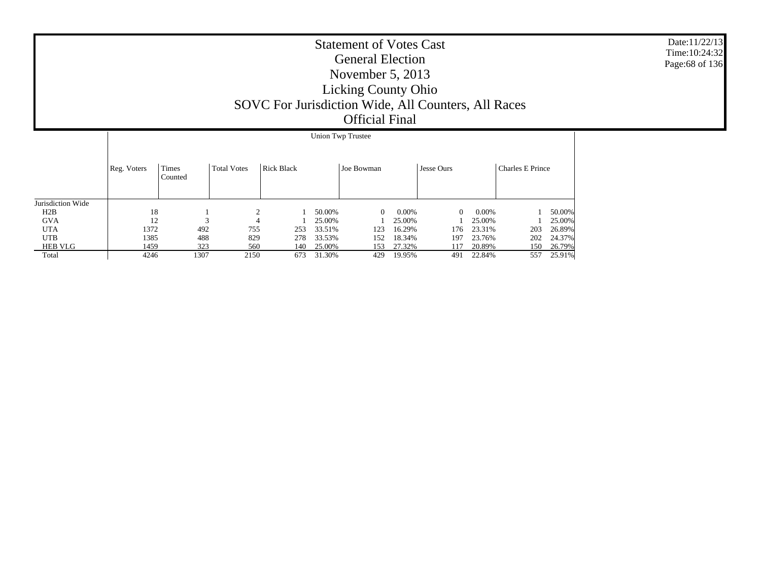# Statement of Votes Cast
## General Election
## November 5, 2013
## Licking County Ohio
## SOVC For Jurisdiction Wide, All Counters, All Races
## Official Final

Date:11/22/13
Time:10:24:32

| | Union Twp Trustee | | | | | | | | | | |
|---|---|---|---|---|---|---|---|---|---|---|---|
| | Reg. Voters | Times Counted | Total Votes | Rick Black | | Joe Bowman | | Jesse Ours | | Charles E Prince | |
| Jurisdiction Wide | | | | | | | | | | | |
| H2B | 18 | 1 | 2 | 1 | 50.00% | 0 | 0.00% | 0 | 0.00% | 1 | 50.00% |
| GVA | 12 | 3 | 4 | 1 | 25.00% | 1 | 25.00% | 1 | 25.00% | 1 | 25.00% |
| UTA | 1372 | 492 | 755 | 253 | 33.51% | 123 | 16.29% | 176 | 23.31% | 203 | 26.89% |
| UTB | 1385 | 488 | 829 | 278 | 33.53% | 152 | 18.34% | 197 | 23.76% | 202 | 24.37% |
| HEB VLG | 1459 | 323 | 560 | 140 | 25.00% | 153 | 27.32% | 117 | 20.89% | 150 | 26.79% |
| Total | 4246 | 1307 | 2150 | 673 | 31.30% | 429 | 19.95% | 491 | 22.84% | 557 | 25.91% |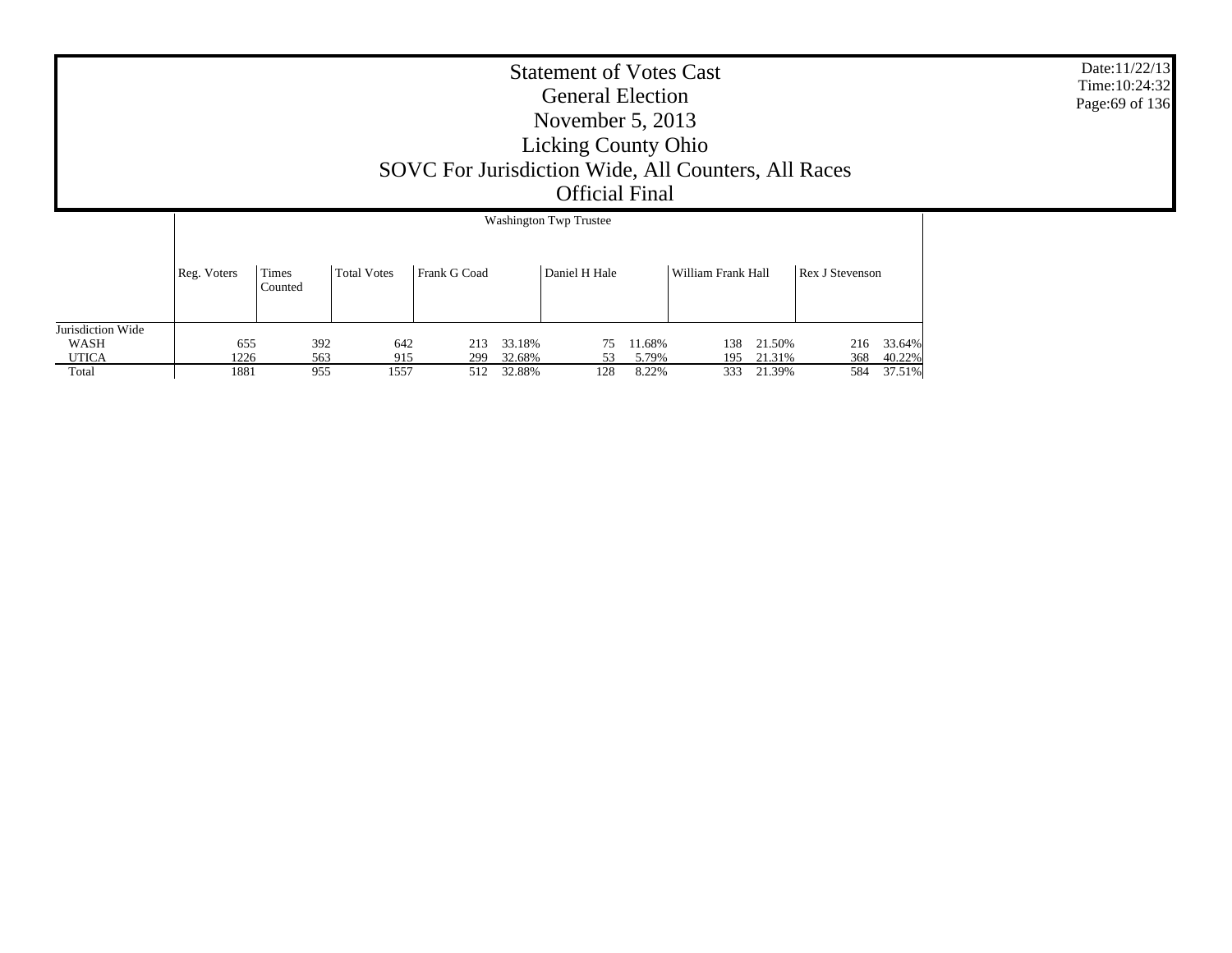# Statement of Votes Cast
## General Election
## November 5, 2013
## Licking County Ohio
## SOVC For Jurisdiction Wide, All Counters, All Races
## Official Final

Date:11/22/13
Time:10:24:32

| | Washington Twp Trustee | | | | | | | | | | |
|---|---|---|---|---|---|---|---|---|---|---|---|
| | Reg. Voters | Times Counted | Total Votes | Frank G Coad | | Daniel H Hale | | William Frank Hall | | Rex J Stevenson | |
| Jurisdiction Wide | | | | | | | | | | | |
| WASH | 655 | 392 | 642 | 213 | 33.18% | 75 | 11.68% | 138 | 21.50% | 216 | 33.64% |
| UTICA | 1226 | 563 | 915 | 299 | 32.68% | 53 | 5.79% | 195 | 21.31% | 368 | 40.22% |
| Total | 1881 | 955 | 1557 | 512 | 32.88% | 128 | 8.22% | 333 | 21.39% | 584 | 37.51% |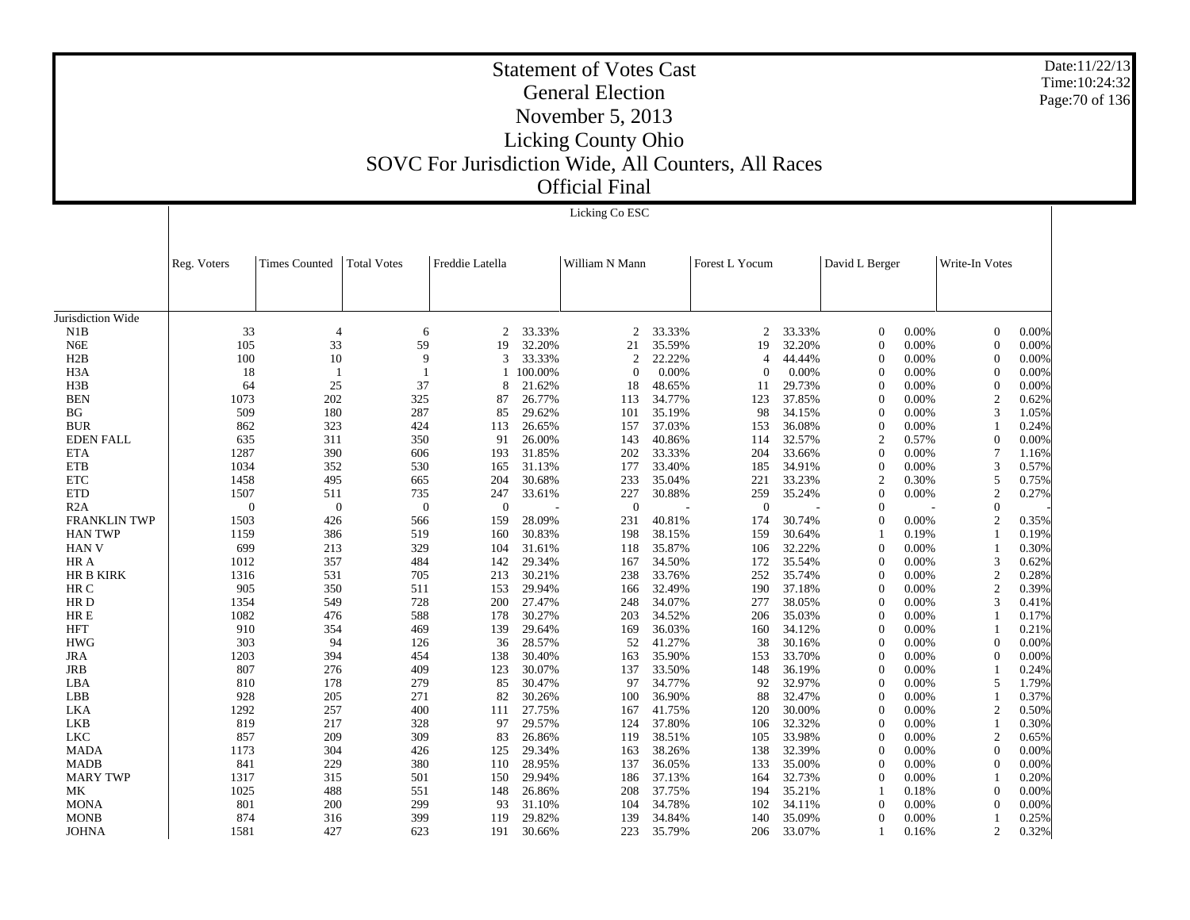# Statement of Votes Cast
## General Election
## November 5, 2013
## Licking County Ohio
## SOVC For Jurisdiction Wide, All Counters, All Races
## Official Final

Date:11/22/13
Time:10:24:32

Licking Co ESC

| | Reg. Voters | Times Counted | Total Votes | Freddie Latella | | William N Mann | | Forest L Yocum | | David L Berger | | Write-In Votes | |
|---|---|---|---|---|---|---|---|---|---|---|---|---|---|
| Jurisdiction Wide | | | | | | | | | | | | | |
| N1B | 33 | 4 | 6 | 2 | 33.33% | 2 | 33.33% | 2 | 33.33% | 0 | 0.00% | 0 | 0.00% |
| N6E | 105 | 33 | 59 | 19 | 32.20% | 21 | 35.59% | 19 | 32.20% | 0 | 0.00% | 0 | 0.00% |
| H2B | 100 | 10 | 9 | 3 | 33.33% | 2 | 22.22% | 4 | 44.44% | 0 | 0.00% | 0 | 0.00% |
| H3A | 18 | 1 | 1 | 1 | 100.00% | 0 | 0.00% | 0 | 0.00% | 0 | 0.00% | 0 | 0.00% |
| H3B | 64 | 25 | 37 | 8 | 21.62% | 18 | 48.65% | 11 | 29.73% | 0 | 0.00% | 0 | 0.00% |
| BEN | 1073 | 202 | 325 | 87 | 26.77% | 113 | 34.77% | 123 | 37.85% | 0 | 0.00% | 2 | 0.62% |
| BG | 509 | 180 | 287 | 85 | 29.62% | 101 | 35.19% | 98 | 34.15% | 0 | 0.00% | 3 | 1.05% |
| BUR | 862 | 323 | 424 | 113 | 26.65% | 157 | 37.03% | 153 | 36.08% | 0 | 0.00% | 1 | 0.24% |
| EDEN FALL | 635 | 311 | 350 | 91 | 26.00% | 143 | 40.86% | 114 | 32.57% | 2 | 0.57% | 0 | 0.00% |
| ETA | 1287 | 390 | 606 | 193 | 31.85% | 202 | 33.33% | 204 | 33.66% | 0 | 0.00% | 7 | 1.16% |
| ETB | 1034 | 352 | 530 | 165 | 31.13% | 177 | 33.40% | 185 | 34.91% | 0 | 0.00% | 3 | 0.57% |
| ETC | 1458 | 495 | 665 | 204 | 30.68% | 233 | 35.04% | 221 | 33.23% | 2 | 0.30% | 5 | 0.75% |
| ETD | 1507 | 511 | 735 | 247 | 33.61% | 227 | 30.88% | 259 | 35.24% | 0 | 0.00% | 2 | 0.27% |
| R2A | 0 | 0 | 0 | 0 | - | 0 | - | 0 | - | 0 | - | 0 | - |
| FRANKLIN TWP | 1503 | 426 | 566 | 159 | 28.09% | 231 | 40.81% | 174 | 30.74% | 0 | 0.00% | 2 | 0.35% |
| HAN TWP | 1159 | 386 | 519 | 160 | 30.83% | 198 | 38.15% | 159 | 30.64% | 1 | 0.19% | 1 | 0.19% |
| HAN V | 699 | 213 | 329 | 104 | 31.61% | 118 | 35.87% | 106 | 32.22% | 0 | 0.00% | 1 | 0.30% |
| HR A | 1012 | 357 | 484 | 142 | 29.34% | 167 | 34.50% | 172 | 35.54% | 0 | 0.00% | 3 | 0.62% |
| HR B KIRK | 1316 | 531 | 705 | 213 | 30.21% | 238 | 33.76% | 252 | 35.74% | 0 | 0.00% | 2 | 0.28% |
| HR C | 905 | 350 | 511 | 153 | 29.94% | 166 | 32.49% | 190 | 37.18% | 0 | 0.00% | 2 | 0.39% |
| HR D | 1354 | 549 | 728 | 200 | 27.47% | 248 | 34.07% | 277 | 38.05% | 0 | 0.00% | 3 | 0.41% |
| HR E | 1082 | 476 | 588 | 178 | 30.27% | 203 | 34.52% | 206 | 35.03% | 0 | 0.00% | 1 | 0.17% |
| HFT | 910 | 354 | 469 | 139 | 29.64% | 169 | 36.03% | 160 | 34.12% | 0 | 0.00% | 1 | 0.21% |
| HWG | 303 | 94 | 126 | 36 | 28.57% | 52 | 41.27% | 38 | 30.16% | 0 | 0.00% | 0 | 0.00% |
| JRA | 1203 | 394 | 454 | 138 | 30.40% | 163 | 35.90% | 153 | 33.70% | 0 | 0.00% | 0 | 0.00% |
| JRB | 807 | 276 | 409 | 123 | 30.07% | 137 | 33.50% | 148 | 36.19% | 0 | 0.00% | 1 | 0.24% |
| LBA | 810 | 178 | 279 | 85 | 30.47% | 97 | 34.77% | 92 | 32.97% | 0 | 0.00% | 5 | 1.79% |
| LBB | 928 | 205 | 271 | 82 | 30.26% | 100 | 36.90% | 88 | 32.47% | 0 | 0.00% | 1 | 0.37% |
| LKA | 1292 | 257 | 400 | 111 | 27.75% | 167 | 41.75% | 120 | 30.00% | 0 | 0.00% | 2 | 0.50% |
| LKB | 819 | 217 | 328 | 97 | 29.57% | 124 | 37.80% | 106 | 32.32% | 0 | 0.00% | 1 | 0.30% |
| LKC | 857 | 209 | 309 | 83 | 26.86% | 119 | 38.51% | 105 | 33.98% | 0 | 0.00% | 2 | 0.65% |
| MADA | 1173 | 304 | 426 | 125 | 29.34% | 163 | 38.26% | 138 | 32.39% | 0 | 0.00% | 0 | 0.00% |
| MADB | 841 | 229 | 380 | 110 | 28.95% | 137 | 36.05% | 133 | 35.00% | 0 | 0.00% | 0 | 0.00% |
| MARY TWP | 1317 | 315 | 501 | 150 | 29.94% | 186 | 37.13% | 164 | 32.73% | 0 | 0.00% | 1 | 0.20% |
| MK | 1025 | 488 | 551 | 148 | 26.86% | 208 | 37.75% | 194 | 35.21% | 1 | 0.18% | 0 | 0.00% |
| MONA | 801 | 200 | 299 | 93 | 31.10% | 104 | 34.78% | 102 | 34.11% | 0 | 0.00% | 0 | 0.00% |
| MONB | 874 | 316 | 399 | 119 | 29.82% | 139 | 34.84% | 140 | 35.09% | 0 | 0.00% | 1 | 0.25% |
| JOHNA | 1581 | 427 | 623 | 191 | 30.66% | 223 | 35.79% | 206 | 33.07% | 1 | 0.16% | 2 | 0.32% |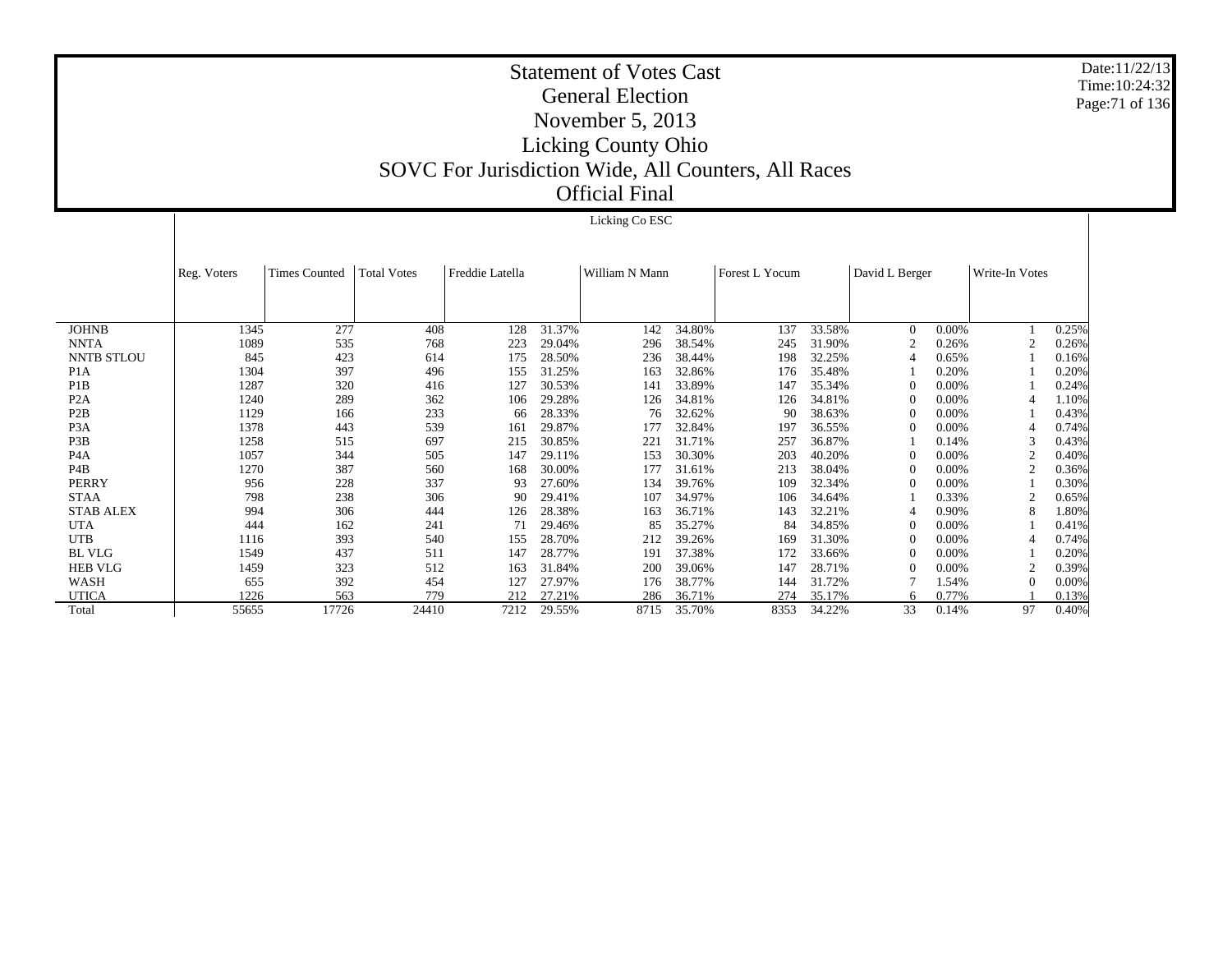# Statement of Votes Cast

## General Election

## November 5, 2013

## Licking County Ohio

## SOVC For Jurisdiction Wide, All Counters, All Races

## Official Final

Date:11/22/13
Time:10:24:32

| | Licking Co ESC | | | | | | | | | | | | | | |
|---|---|---|---|---|---|---|---|---|---|---|---|---|---|---|---|
| | Reg. Voters | Times Counted | Total Votes | Freddie Latella | | William N Mann | | Forest L Yocum | | David L Berger | | Write-In Votes | |
| JOHNB | 1345 | 277 | 408 | 128 | 31.37% | 142 | 34.80% | 137 | 33.58% | 0 | 0.00% | 1 | 0.25% |
| NNTA | 1089 | 535 | 768 | 223 | 29.04% | 296 | 38.54% | 245 | 31.90% | 2 | 0.26% | 2 | 0.26% |
| NNTB STLOU | 845 | 423 | 614 | 175 | 28.50% | 236 | 38.44% | 198 | 32.25% | 4 | 0.65% | 1 | 0.16% |
| P1A | 1304 | 397 | 496 | 155 | 31.25% | 163 | 32.86% | 176 | 35.48% | 1 | 0.20% | 1 | 0.20% |
| P1B | 1287 | 320 | 416 | 127 | 30.53% | 141 | 33.89% | 147 | 35.34% | 0 | 0.00% | 1 | 0.24% |
| P2A | 1240 | 289 | 362 | 106 | 29.28% | 126 | 34.81% | 126 | 34.81% | 0 | 0.00% | 4 | 1.10% |
| P2B | 1129 | 166 | 233 | 66 | 28.33% | 76 | 32.62% | 90 | 38.63% | 0 | 0.00% | 1 | 0.43% |
| P3A | 1378 | 443 | 539 | 161 | 29.87% | 177 | 32.84% | 197 | 36.55% | 0 | 0.00% | 4 | 0.74% |
| P3B | 1258 | 515 | 697 | 215 | 30.85% | 221 | 31.71% | 257 | 36.87% | 1 | 0.14% | 3 | 0.43% |
| P4A | 1057 | 344 | 505 | 147 | 29.11% | 153 | 30.30% | 203 | 40.20% | 0 | 0.00% | 2 | 0.40% |
| P4B | 1270 | 387 | 560 | 168 | 30.00% | 177 | 31.61% | 213 | 38.04% | 0 | 0.00% | 2 | 0.36% |
| PERRY | 956 | 228 | 337 | 93 | 27.60% | 134 | 39.76% | 109 | 32.34% | 0 | 0.00% | 1 | 0.30% |
| STAA | 798 | 238 | 306 | 90 | 29.41% | 107 | 34.97% | 106 | 34.64% | 1 | 0.33% | 2 | 0.65% |
| STAB ALEX | 994 | 306 | 444 | 126 | 28.38% | 163 | 36.71% | 143 | 32.21% | 4 | 0.90% | 8 | 1.80% |
| UTA | 444 | 162 | 241 | 71 | 29.46% | 85 | 35.27% | 84 | 34.85% | 0 | 0.00% | 1 | 0.41% |
| UTB | 1116 | 393 | 540 | 155 | 28.70% | 212 | 39.26% | 169 | 31.30% | 0 | 0.00% | 4 | 0.74% |
| BL VLG | 1549 | 437 | 511 | 147 | 28.77% | 191 | 37.38% | 172 | 33.66% | 0 | 0.00% | 1 | 0.20% |
| HEB VLG | 1459 | 323 | 512 | 163 | 31.84% | 200 | 39.06% | 147 | 28.71% | 0 | 0.00% | 2 | 0.39% |
| WASH | 655 | 392 | 454 | 127 | 27.97% | 176 | 38.77% | 144 | 31.72% | 7 | 1.54% | 0 | 0.00% |
| UTICA | 1226 | 563 | 779 | 212 | 27.21% | 286 | 36.71% | 274 | 35.17% | 6 | 0.77% | 1 | 0.13% |
| Total | 55655 | 17726 | 24410 | 7212 | 29.55% | 8715 | 35.70% | 8353 | 34.22% | 33 | 0.14% | 97 | 0.40% |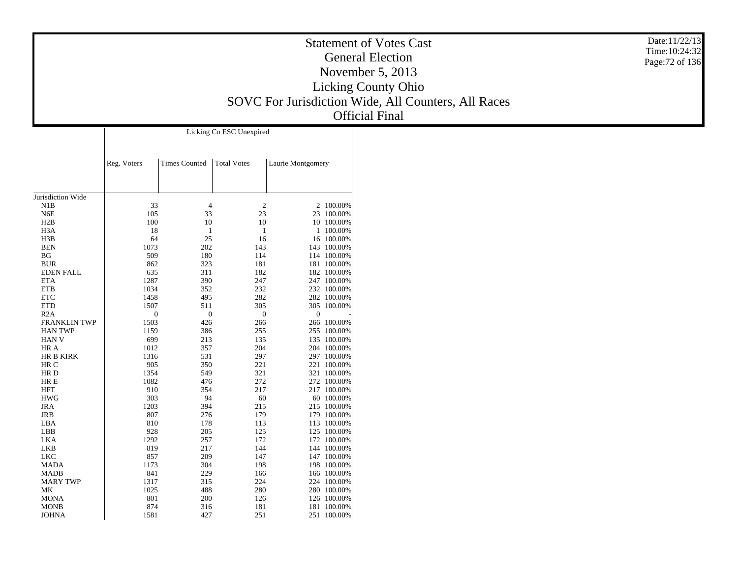# Statement of Votes Cast
## General Election
## November 5, 2013
## Licking County Ohio
## SOVC For Jurisdiction Wide, All Counters, All Races
## Official Final

Date:11/22/13
Time:10:24:32

| | Licking Co ESC Unexpired | | | | |
|---|---|---|---|---|---|
| | Reg. Voters | Times Counted | Total Votes | Laurie Montgomery | |
| Jurisdiction Wide | | | | | |
| N1B | 33 | 4 | 2 | 2 | 100.00% |
| N6E | 105 | 33 | 23 | 23 | 100.00% |
| H2B | 100 | 10 | 10 | 10 | 100.00% |
| H3A | 18 | 1 | 1 | 1 | 100.00% |
| H3B | 64 | 25 | 16 | 16 | 100.00% |
| BEN | 1073 | 202 | 143 | 143 | 100.00% |
| BG | 509 | 180 | 114 | 114 | 100.00% |
| BUR | 862 | 323 | 181 | 181 | 100.00% |
| EDEN FALL | 635 | 311 | 182 | 182 | 100.00% |
| ETA | 1287 | 390 | 247 | 247 | 100.00% |
| ETB | 1034 | 352 | 232 | 232 | 100.00% |
| ETC | 1458 | 495 | 282 | 282 | 100.00% |
| ETD | 1507 | 511 | 305 | 305 | 100.00% |
| R2A | 0 | 0 | 0 | 0 | - |
| FRANKLIN TWP | 1503 | 426 | 266 | 266 | 100.00% |
| HAN TWP | 1159 | 386 | 255 | 255 | 100.00% |
| HAN V | 699 | 213 | 135 | 135 | 100.00% |
| HR A | 1012 | 357 | 204 | 204 | 100.00% |
| HR B KIRK | 1316 | 531 | 297 | 297 | 100.00% |
| HR C | 905 | 350 | 221 | 221 | 100.00% |
| HR D | 1354 | 549 | 321 | 321 | 100.00% |
| HR E | 1082 | 476 | 272 | 272 | 100.00% |
| HFT | 910 | 354 | 217 | 217 | 100.00% |
| HWG | 303 | 94 | 60 | 60 | 100.00% |
| JRA | 1203 | 394 | 215 | 215 | 100.00% |
| JRB | 807 | 276 | 179 | 179 | 100.00% |
| LBA | 810 | 178 | 113 | 113 | 100.00% |
| LBB | 928 | 205 | 125 | 125 | 100.00% |
| LKA | 1292 | 257 | 172 | 172 | 100.00% |
| LKB | 819 | 217 | 144 | 144 | 100.00% |
| LKC | 857 | 209 | 147 | 147 | 100.00% |
| MADA | 1173 | 304 | 198 | 198 | 100.00% |
| MADB | 841 | 229 | 166 | 166 | 100.00% |
| MARY TWP | 1317 | 315 | 224 | 224 | 100.00% |
| MK | 1025 | 488 | 280 | 280 | 100.00% |
| MONA | 801 | 200 | 126 | 126 | 100.00% |
| MONB | 874 | 316 | 181 | 181 | 100.00% |
| JOHNA | 1581 | 427 | 251 | 251 | 100.00% |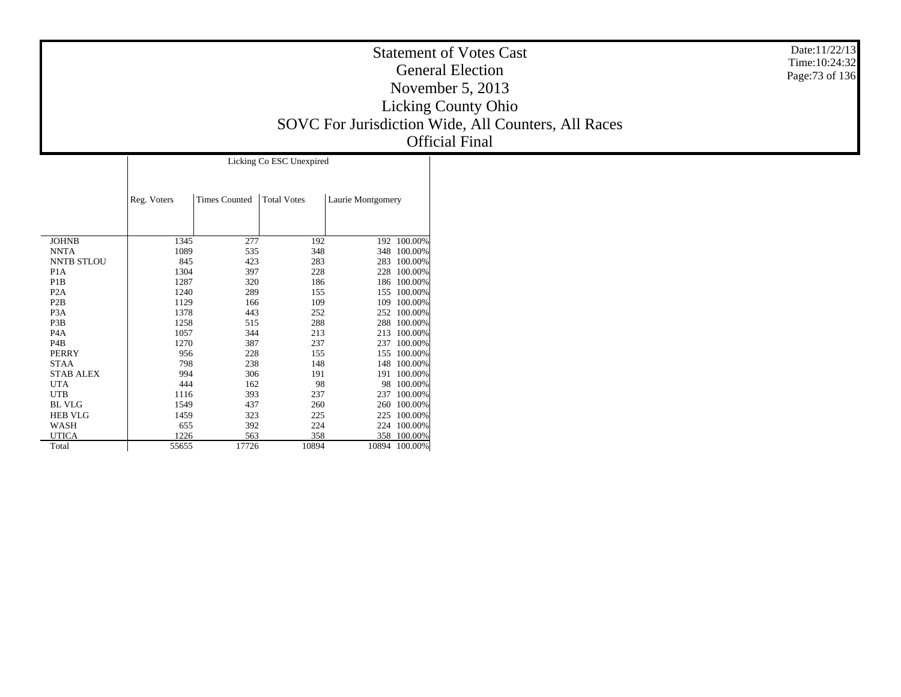# Statement of Votes Cast
## General Election
## November 5, 2013
## Licking County Ohio
## SOVC For Jurisdiction Wide, All Counters, All Races
## Official Final

Date:11/22/13
Time:10:24:32

| | Licking Co ESC Unexpired | | | | |
|---|---|---|---|---|---|
| | Reg. Voters | Times Counted | Total Votes | Laurie Montgomery | |
| JOHNB | 1345 | 277 | 192 | 192 | 100.00% |
| NNTA | 1089 | 535 | 348 | 348 | 100.00% |
| NNTB STLOU | 845 | 423 | 283 | 283 | 100.00% |
| P1A | 1304 | 397 | 228 | 228 | 100.00% |
| P1B | 1287 | 320 | 186 | 186 | 100.00% |
| P2A | 1240 | 289 | 155 | 155 | 100.00% |
| P2B | 1129 | 166 | 109 | 109 | 100.00% |
| P3A | 1378 | 443 | 252 | 252 | 100.00% |
| P3B | 1258 | 515 | 288 | 288 | 100.00% |
| P4A | 1057 | 344 | 213 | 213 | 100.00% |
| P4B | 1270 | 387 | 237 | 237 | 100.00% |
| PERRY | 956 | 228 | 155 | 155 | 100.00% |
| STAA | 798 | 238 | 148 | 148 | 100.00% |
| STAB ALEX | 994 | 306 | 191 | 191 | 100.00% |
| UTA | 444 | 162 | 98 | 98 | 100.00% |
| UTB | 1116 | 393 | 237 | 237 | 100.00% |
| BL VLG | 1549 | 437 | 260 | 260 | 100.00% |
| HEB VLG | 1459 | 323 | 225 | 225 | 100.00% |
| WASH | 655 | 392 | 224 | 224 | 100.00% |
| UTICA | 1226 | 563 | 358 | 358 | 100.00% |
| Total | 55655 | 17726 | 10894 | 10894 | 100.00% |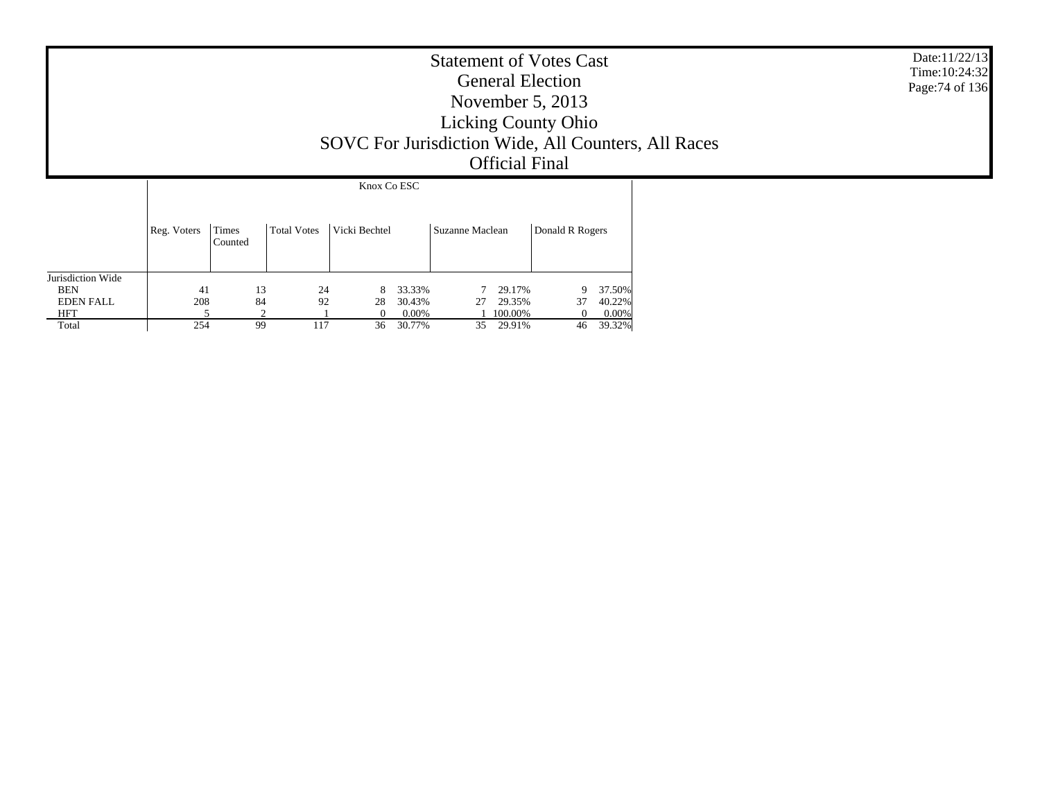# Statement of Votes Cast
## General Election
## November 5, 2013
## Licking County Ohio
## SOVC For Jurisdiction Wide, All Counters, All Races
## Official Final

Date:11/22/13
Time:10:24:32

| | Knox Co ESC | | | | | | | | |
|---|---|---|---|---|---|---|---|---|---|
| | Reg. Voters | Times Counted | Total Votes | Vicki Bechtel | | Suzanne Maclean | | Donald R Rogers | |
| Jurisdiction Wide | | | | | | | | | |
| BEN | 41 | 13 | 24 | 8 | 33.33% | 7 | 29.17% | 9 | 37.50% |
| EDEN FALL | 208 | 84 | 92 | 28 | 30.43% | 27 | 29.35% | 37 | 40.22% |
| HFT | 5 | 2 | 1 | 0 | 0.00% | 1 | 100.00% | 0 | 0.00% |
| Total | 254 | 99 | 117 | 36 | 30.77% | 35 | 29.91% | 46 | 39.32% |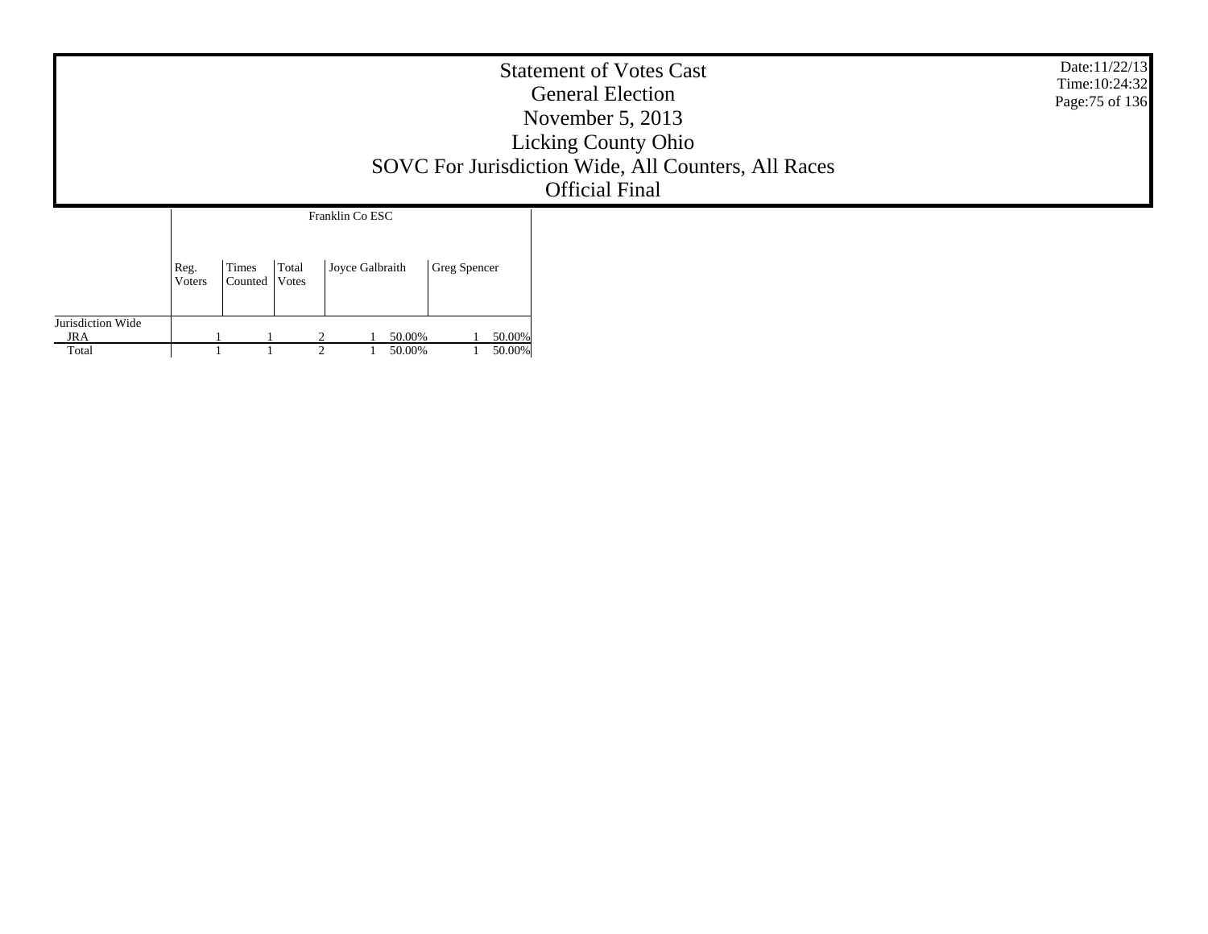# Statement of Votes Cast
## General Election
## November 5, 2013
## Licking County Ohio
## SOVC For Jurisdiction Wide, All Counters, All Races
## Official Final

Date:11/22/13
Time:10:24:32

| | Franklin Co ESC | | | | | | |
|---|---|---|---|---|---|---|---|
| | Reg. Voters | Times Counted | Total Votes | Joyce Galbraith | | Greg Spencer | |
| Jurisdiction Wide | | | | | | | |
| JRA | 1 | 1 | 2 | 1 | 50.00% | 1 | 50.00% |
| Total | 1 | 1 | 2 | 1 | 50.00% | 1 | 50.00% |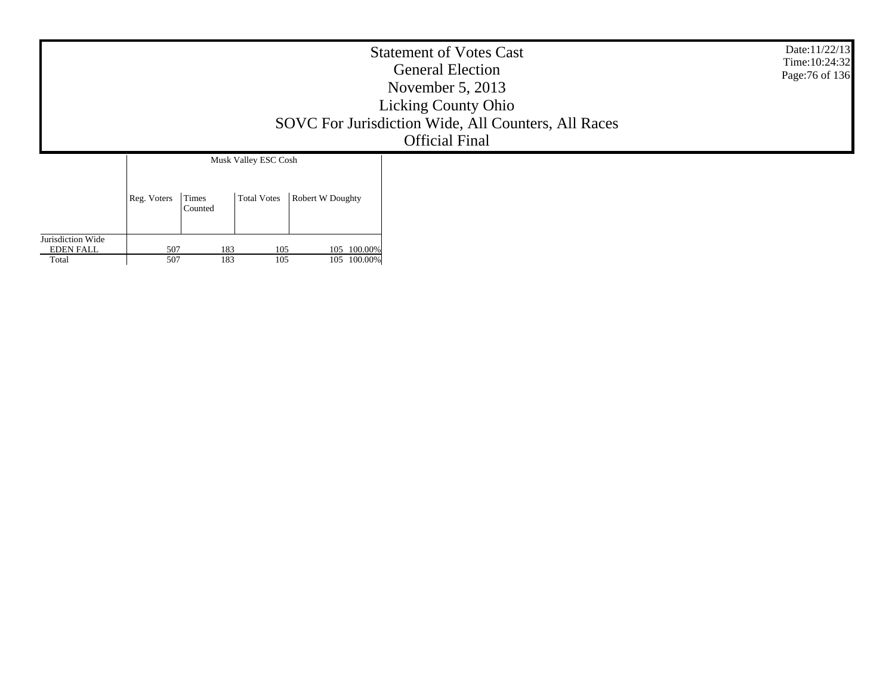# Statement of Votes Cast
## General Election
## November 5, 2013
## Licking County Ohio
## SOVC For Jurisdiction Wide, All Counters, All Races
## Official Final

Date:11/22/13
Time:10:24:32

| | Musk Valley ESC Cosh | | | | |
|---|---|---|---|---|---|
| | Reg. Voters | Times Counted | Total Votes | Robert W Doughty | |
| Jurisdiction Wide | | | | | |
| EDEN FALL | 507 | 183 | 105 | 105 | 100.00% |
| Total | 507 | 183 | 105 | 105 | 100.00% |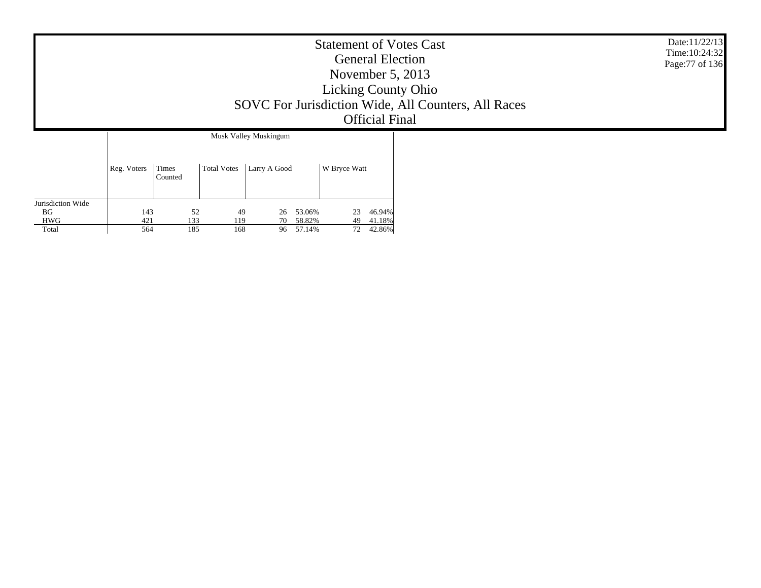# Statement of Votes Cast
## General Election
## November 5, 2013
## Licking County Ohio
## SOVC For Jurisdiction Wide, All Counters, All Races
## Official Final

Date:11/22/13
Time:10:24:32

| | Musk Valley Muskingum | | | | | | |
|---|---|---|---|---|---|---|---|
| | Reg. Voters | Times Counted | Total Votes | Larry A Good | | W Bryce Watt | |
| Jurisdiction Wide | | | | | | | |
| BG | 143 | 52 | 49 | 26 | 53.06% | 23 | 46.94% |
| HWG | 421 | 133 | 119 | 70 | 58.82% | 49 | 41.18% |
| Total | 564 | 185 | 168 | 96 | 57.14% | 72 | 42.86% |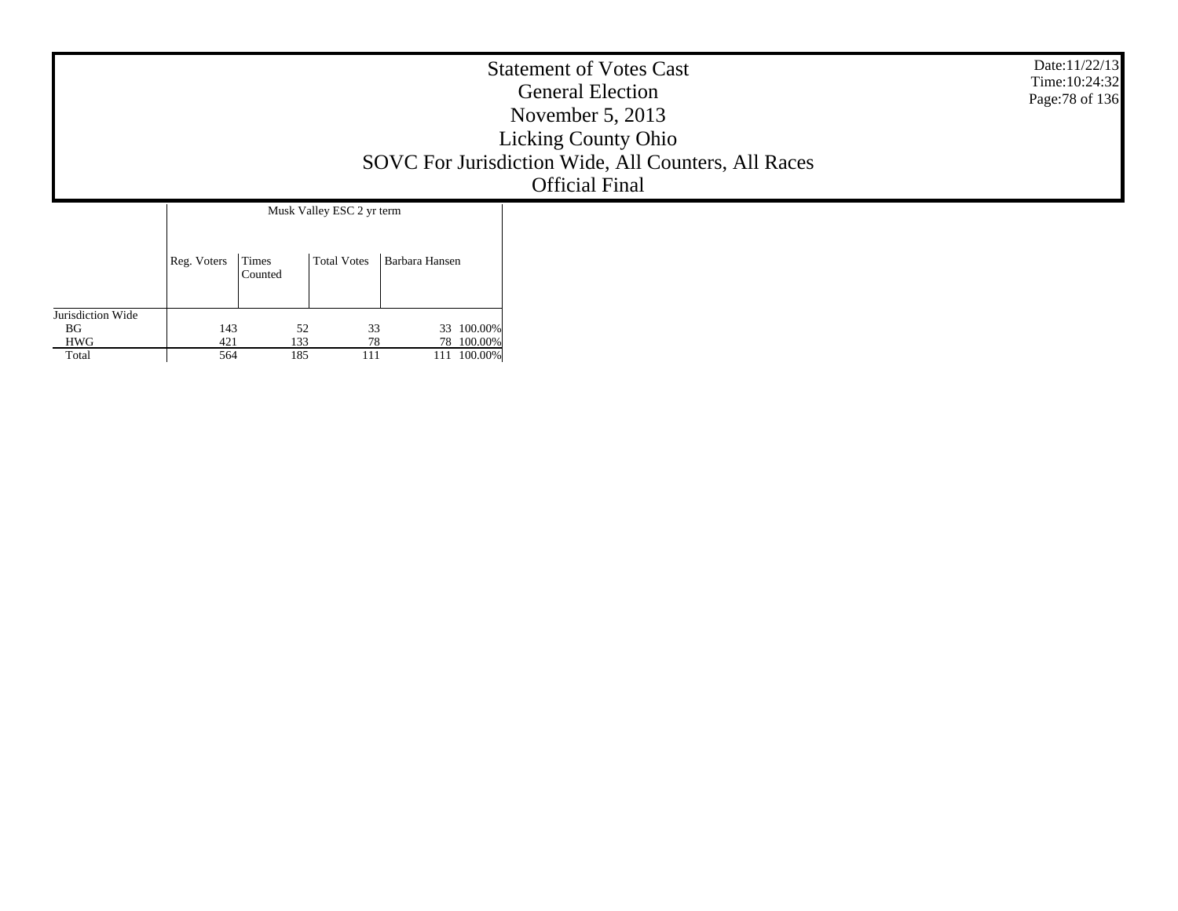# Statement of Votes Cast
## General Election
## November 5, 2013
## Licking County Ohio
## SOVC For Jurisdiction Wide, All Counters, All Races
## Official Final

Date:11/22/13
Time:10:24:32

| | Musk Valley ESC 2 yr term | | | | |
|---|---|---|---|---|---|
| | Reg. Voters | Times Counted | Total Votes | Barbara Hansen | |
| Jurisdiction Wide | | | | | |
| BG | 143 | 52 | 33 | 33 | 100.00% |
| HWG | 421 | 133 | 78 | 78 | 100.00% |
| Total | 564 | 185 | 111 | 111 | 100.00% |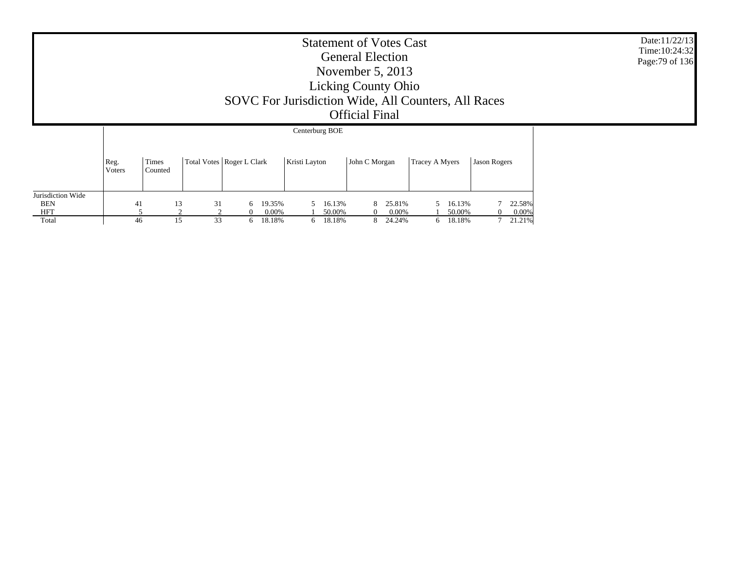# Statement of Votes Cast
## General Election
## November 5, 2013
## Licking County Ohio
## SOVC For Jurisdiction Wide, All Counters, All Races
## Official Final

| | Centerburg BOE | | | | | | | | | | | | | |
|---|---|---|---|---|---|---|---|---|---|---|---|---|---|---|
| | Reg. Voters | Times Counted | Total Votes | Roger L Clark | | Kristi Layton | | John C Morgan | | Tracey A Myers | | Jason Rogers | | |
| Jurisdiction Wide | | | | | | | | | | | | | | |
| BEN | 41 | 13 | 31 | 6 | 19.35% | 5 | 16.13% | 8 | 25.81% | 5 | 16.13% | 7 | 22.58% | |
| HFT | 5 | 2 | 2 | 0 | 0.00% | 1 | 50.00% | 0 | 0.00% | 1 | 50.00% | 0 | 0.00% | |
| Total | 46 | 15 | 33 | 6 | 18.18% | 6 | 18.18% | 8 | 24.24% | 6 | 18.18% | 7 | 21.21% | |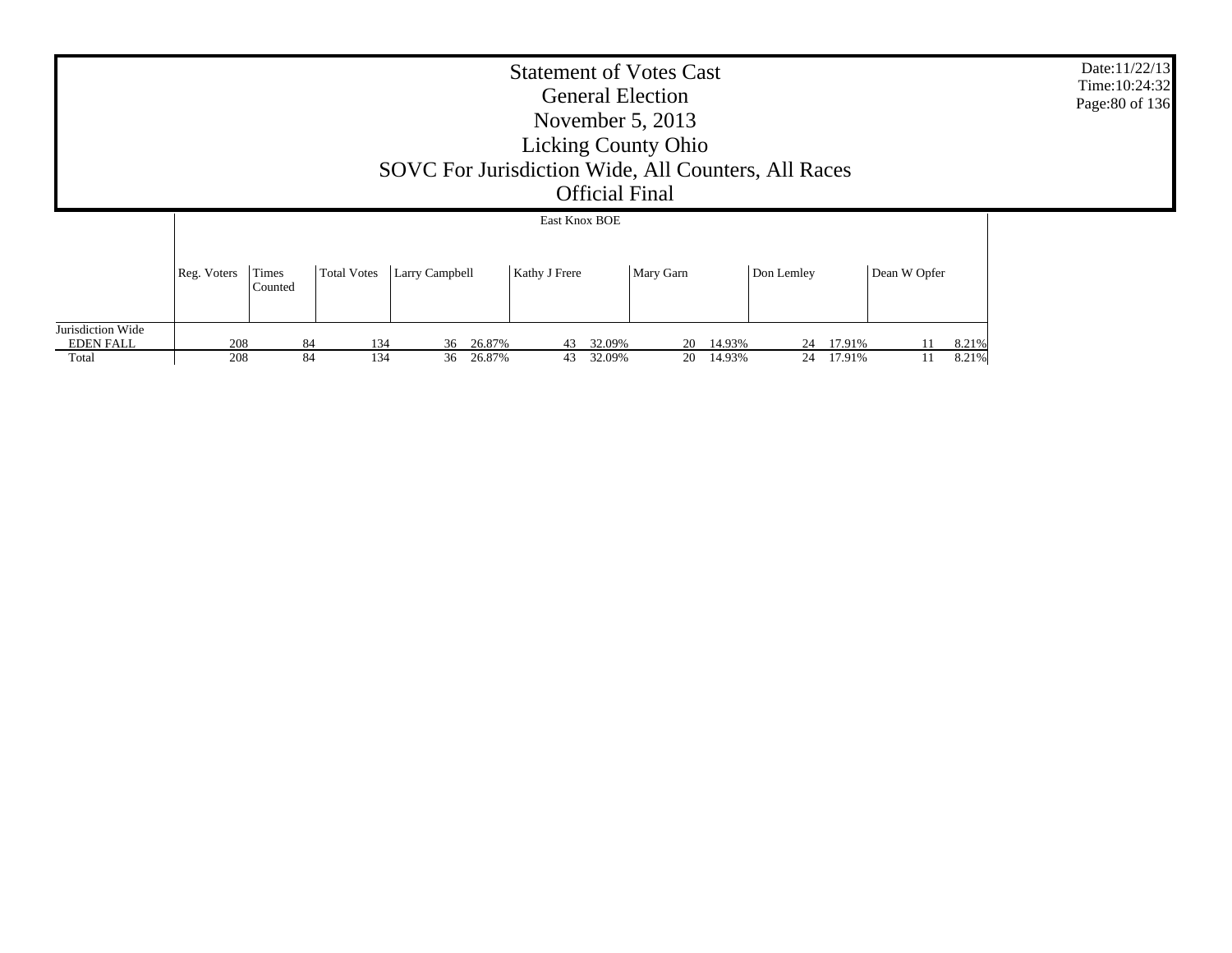# Statement of Votes Cast
## General Election
## November 5, 2013
## Licking County Ohio
## SOVC For Jurisdiction Wide, All Counters, All Races
## Official Final

Date:11/22/13
Time:10:24:32

| | Reg. Voters | Times Counted | Total Votes | East Knox BOE | | | | | | | | | |
|---|---|---|---|---|---|---|---|---|---|---|---|---|---|
| | | | | Larry Campbell | | Kathy J Frere | | Mary Garn | | Don Lemley | | Dean W Opfer | |
| Jurisdiction Wide | | | | | | | | | | | | | |
| EDEN FALL | 208 | 84 | 134 | 36 | 26.87% | 43 | 32.09% | 20 | 14.93% | 24 | 17.91% | 11 | 8.21% |
| Total | 208 | 84 | 134 | 36 | 26.87% | 43 | 32.09% | 20 | 14.93% | 24 | 17.91% | 11 | 8.21% |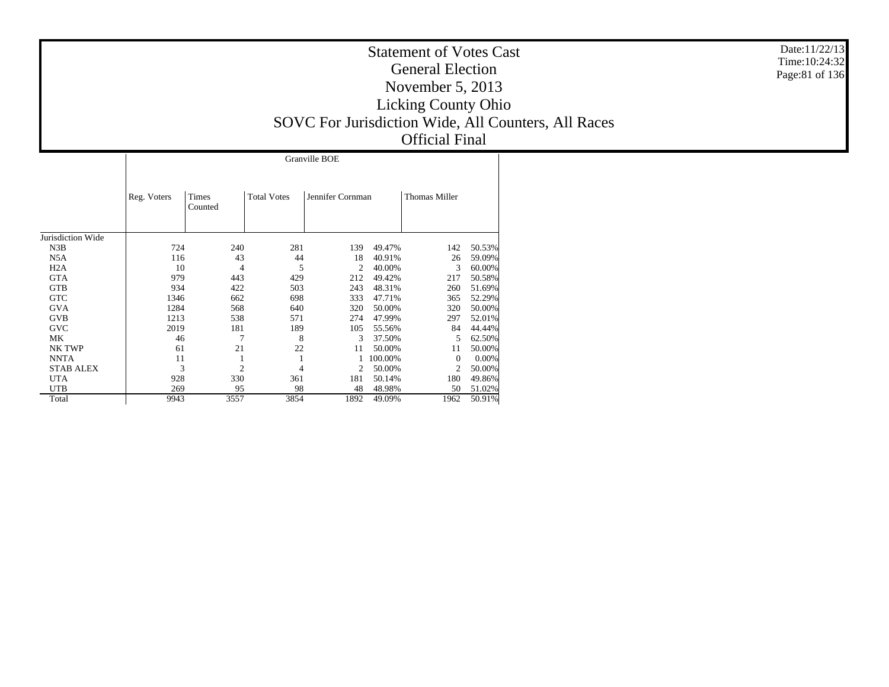# Statement of Votes Cast
## General Election
## November 5, 2013
## Licking County Ohio
## SOVC For Jurisdiction Wide, All Counters, All Races
## Official Final

Date:11/22/13
Time:10:24:32

| | Granville BOE | | | | | | |
|---|---|---|---|---|---|---|---|
| | Reg. Voters | Times Counted | Total Votes | Jennifer Cornman | | Thomas Miller | |
| Jurisdiction Wide | | | | | | | |
| N3B | 724 | 240 | 281 | 139 | 49.47% | 142 | 50.53% |
| N5A | 116 | 43 | 44 | 18 | 40.91% | 26 | 59.09% |
| H2A | 10 | 4 | 5 | 2 | 40.00% | 3 | 60.00% |
| GTA | 979 | 443 | 429 | 212 | 49.42% | 217 | 50.58% |
| GTB | 934 | 422 | 503 | 243 | 48.31% | 260 | 51.69% |
| GTC | 1346 | 662 | 698 | 333 | 47.71% | 365 | 52.29% |
| GVA | 1284 | 568 | 640 | 320 | 50.00% | 320 | 50.00% |
| GVB | 1213 | 538 | 571 | 274 | 47.99% | 297 | 52.01% |
| GVC | 2019 | 181 | 189 | 105 | 55.56% | 84 | 44.44% |
| MK | 46 | 7 | 8 | 3 | 37.50% | 5 | 62.50% |
| NK TWP | 61 | 21 | 22 | 11 | 50.00% | 11 | 50.00% |
| NNTA | 11 | 1 | 1 | 1 | 100.00% | 0 | 0.00% |
| STAB ALEX | 3 | 2 | 4 | 2 | 50.00% | 2 | 50.00% |
| UTA | 928 | 330 | 361 | 181 | 50.14% | 180 | 49.86% |
| UTB | 269 | 95 | 98 | 48 | 48.98% | 50 | 51.02% |
| Total | 9943 | 3557 | 3854 | 1892 | 49.09% | 1962 | 50.91% |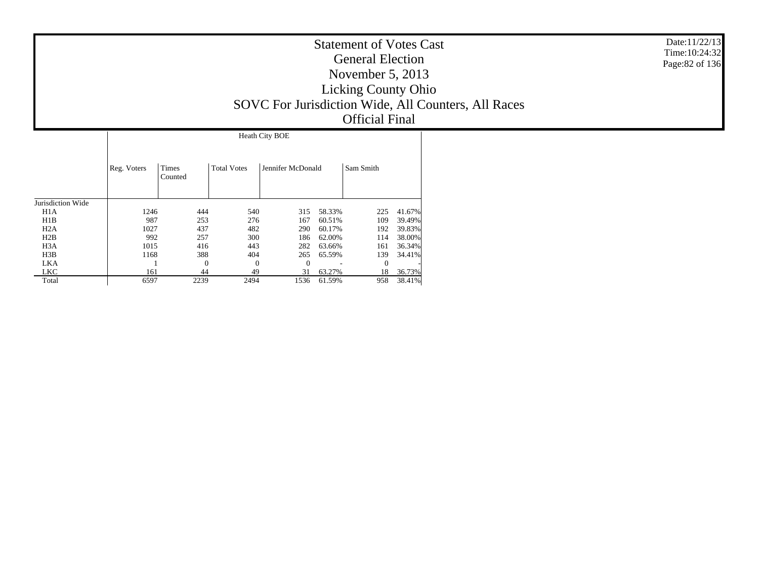# Statement of Votes Cast

## General Election

## November 5, 2013

## Licking County Ohio

## SOVC For Jurisdiction Wide, All Counters, All Races

## Official Final

Date:11/22/13
Time:10:24:32

| | Heath City BOE | | | | | | |
|---|---|---|---|---|---|---|---|
| | Reg. Voters | Times Counted | Total Votes | Jennifer McDonald | | Sam Smith | |
| Jurisdiction Wide | | | | | | | |
| H1A | 1246 | 444 | 540 | 315 | 58.33% | 225 | 41.67% |
| H1B | 987 | 253 | 276 | 167 | 60.51% | 109 | 39.49% |
| H2A | 1027 | 437 | 482 | 290 | 60.17% | 192 | 39.83% |
| H2B | 992 | 257 | 300 | 186 | 62.00% | 114 | 38.00% |
| H3A | 1015 | 416 | 443 | 282 | 63.66% | 161 | 36.34% |
| H3B | 1168 | 388 | 404 | 265 | 65.59% | 139 | 34.41% |
| LKA | 1 | 0 | 0 | 0 | - | 0 | - |
| LKC | 161 | 44 | 49 | 31 | 63.27% | 18 | 36.73% |
| Total | 6597 | 2239 | 2494 | 1536 | 61.59% | 958 | 38.41% |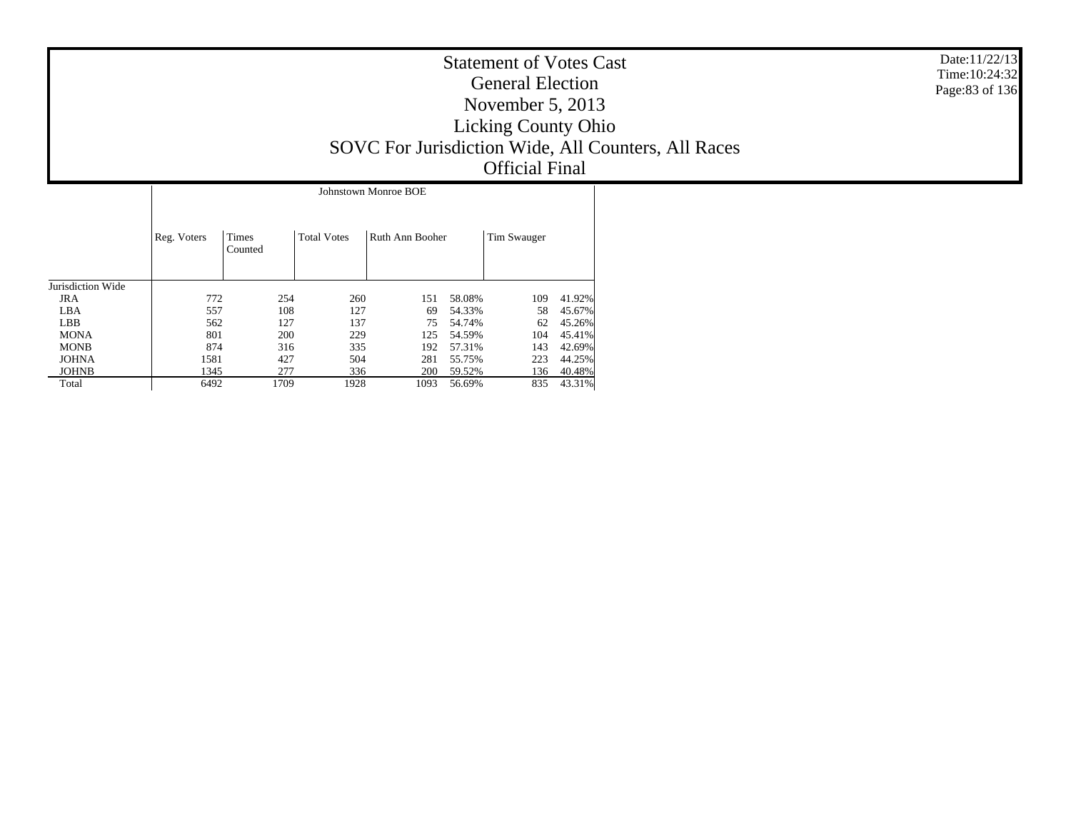# Statement of Votes Cast
## General Election
## November 5, 2013
## Licking County Ohio
## SOVC For Jurisdiction Wide, All Counters, All Races
## Official Final

Date:11/22/13
Time:10:24:32

| | Johnstown Monroe BOE | | | | | | |
|---|---|---|---|---|---|---|---|
| | Reg. Voters | Times Counted | Total Votes | Ruth Ann Booher | | Tim Swauger | |
| Jurisdiction Wide | | | | | | | |
| JRA | 772 | 254 | 260 | 151 | 58.08% | 109 | 41.92% |
| LBA | 557 | 108 | 127 | 69 | 54.33% | 58 | 45.67% |
| LBB | 562 | 127 | 137 | 75 | 54.74% | 62 | 45.26% |
| MONA | 801 | 200 | 229 | 125 | 54.59% | 104 | 45.41% |
| MONB | 874 | 316 | 335 | 192 | 57.31% | 143 | 42.69% |
| JOHNA | 1581 | 427 | 504 | 281 | 55.75% | 223 | 44.25% |
| JOHNB | 1345 | 277 | 336 | 200 | 59.52% | 136 | 40.48% |
| Total | 6492 | 1709 | 1928 | 1093 | 56.69% | 835 | 43.31% |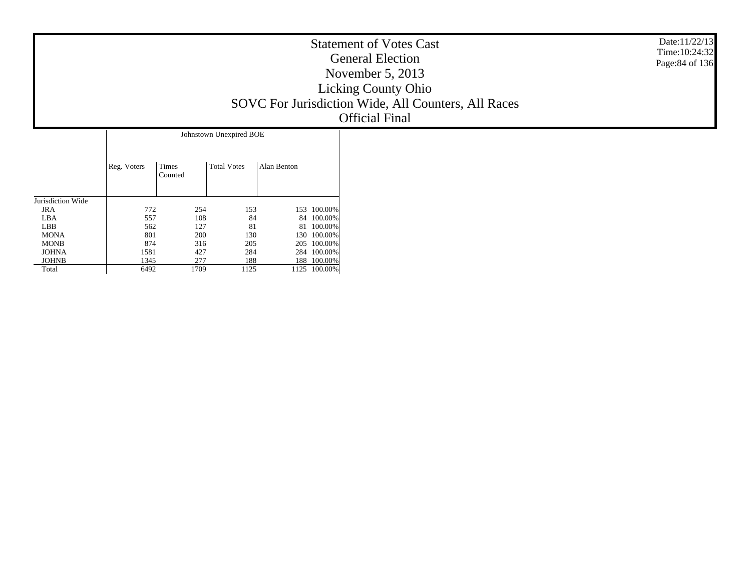# Statement of Votes Cast
## General Election
## November 5, 2013
## Licking County Ohio
## SOVC For Jurisdiction Wide, All Counters, All Races
## Official Final

Date:11/22/13
Time:10:24:32

| | Johnstown Unexpired BOE | | | | |
|---|---|---|---|---|---|
| | Reg. Voters | Times Counted | Total Votes | Alan Benton | |
| Jurisdiction Wide | | | | | |
| JRA | 772 | 254 | 153 | 153 | 100.00% |
| LBA | 557 | 108 | 84 | 84 | 100.00% |
| LBB | 562 | 127 | 81 | 81 | 100.00% |
| MONA | 801 | 200 | 130 | 130 | 100.00% |
| MONB | 874 | 316 | 205 | 205 | 100.00% |
| JOHNA | 1581 | 427 | 284 | 284 | 100.00% |
| JOHNB | 1345 | 277 | 188 | 188 | 100.00% |
| Total | 6492 | 1709 | 1125 | 1125 | 100.00% |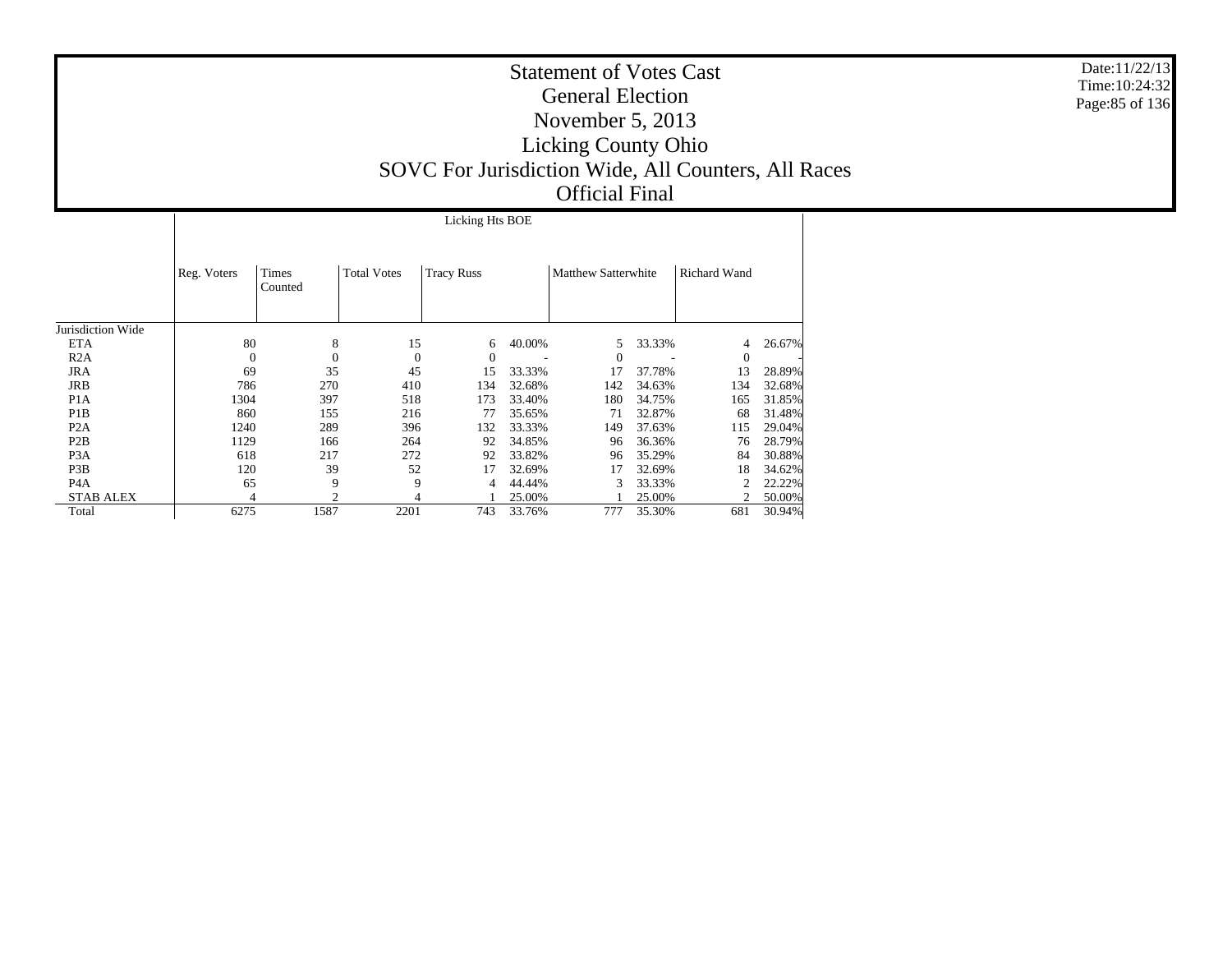# Statement of Votes Cast
## General Election
## November 5, 2013
## Licking County Ohio
## SOVC For Jurisdiction Wide, All Counters, All Races
## Official Final

Date:11/22/13
Time:10:24:32

| | Licking Hts BOE | | | | | | | | |
|---|---|---|---|---|---|---|---|---|---|
| | Reg. Voters | Times Counted | Total Votes | Tracy Russ | | Matthew Satterwhite | | Richard Wand | |
| Jurisdiction Wide | | | | | | | | | |
| ETA | 80 | 8 | 15 | 6 | 40.00% | 5 | 33.33% | 4 | 26.67% |
| R2A | 0 | 0 | 0 | 0 | - | 0 | - | 0 | - |
| JRA | 69 | 35 | 45 | 15 | 33.33% | 17 | 37.78% | 13 | 28.89% |
| JRB | 786 | 270 | 410 | 134 | 32.68% | 142 | 34.63% | 134 | 32.68% |
| P1A | 1304 | 397 | 518 | 173 | 33.40% | 180 | 34.75% | 165 | 31.85% |
| P1B | 860 | 155 | 216 | 77 | 35.65% | 71 | 32.87% | 68 | 31.48% |
| P2A | 1240 | 289 | 396 | 132 | 33.33% | 149 | 37.63% | 115 | 29.04% |
| P2B | 1129 | 166 | 264 | 92 | 34.85% | 96 | 36.36% | 76 | 28.79% |
| P3A | 618 | 217 | 272 | 92 | 33.82% | 96 | 35.29% | 84 | 30.88% |
| P3B | 120 | 39 | 52 | 17 | 32.69% | 17 | 32.69% | 18 | 34.62% |
| P4A | 65 | 9 | 9 | 4 | 44.44% | 3 | 33.33% | 2 | 22.22% |
| STAB ALEX | 4 | 2 | 4 | 1 | 25.00% | 1 | 25.00% | 2 | 50.00% |
| Total | 6275 | 1587 | 2201 | 743 | 33.76% | 777 | 35.30% | 681 | 30.94% |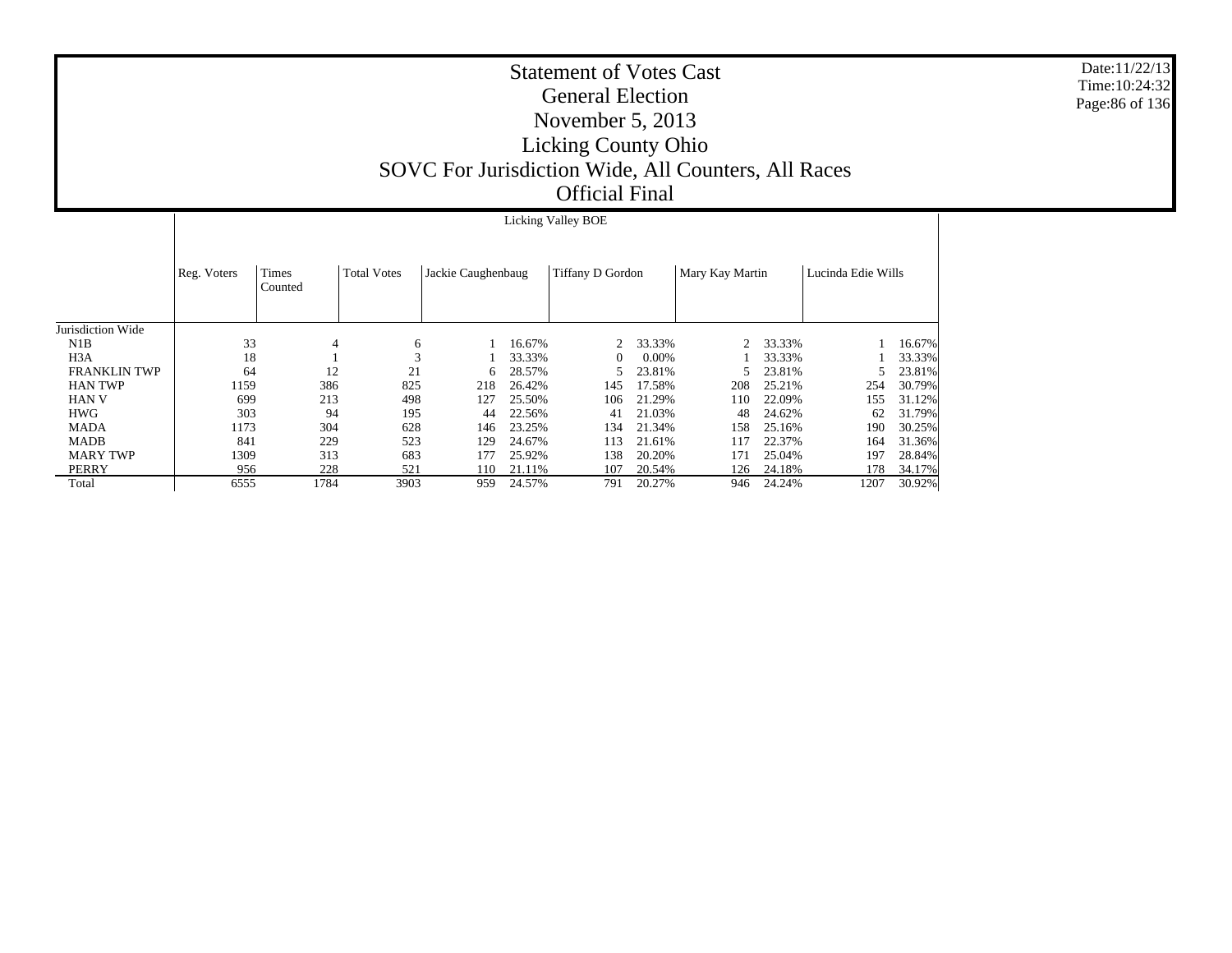# Statement of Votes Cast
## General Election
## November 5, 2013
## Licking County Ohio
## SOVC For Jurisdiction Wide, All Counters, All Races
## Official Final

Date:11/22/13
Time:10:24:32

| | Licking Valley BOE | | | | | | | | | | |
|---|---|---|---|---|---|---|---|---|---|---|---|
| | Reg. Voters | Times Counted | Total Votes | Jackie Caughenbaug | | Tiffany D Gordon | | Mary Kay Martin | | Lucinda Edie Wills | |
| Jurisdiction Wide | | | | | | | | | | | |
| N1B | 33 | 4 | 6 | 1 | 16.67% | 2 | 33.33% | 2 | 33.33% | 1 | 16.67% |
| H3A | 18 | 1 | 3 | 1 | 33.33% | 0 | 0.00% | 1 | 33.33% | 1 | 33.33% |
| FRANKLIN TWP | 64 | 12 | 21 | 6 | 28.57% | 5 | 23.81% | 5 | 23.81% | 5 | 23.81% |
| HAN TWP | 1159 | 386 | 825 | 218 | 26.42% | 145 | 17.58% | 208 | 25.21% | 254 | 30.79% |
| HAN V | 699 | 213 | 498 | 127 | 25.50% | 106 | 21.29% | 110 | 22.09% | 155 | 31.12% |
| HWG | 303 | 94 | 195 | 44 | 22.56% | 41 | 21.03% | 48 | 24.62% | 62 | 31.79% |
| MADA | 1173 | 304 | 628 | 146 | 23.25% | 134 | 21.34% | 158 | 25.16% | 190 | 30.25% |
| MADB | 841 | 229 | 523 | 129 | 24.67% | 113 | 21.61% | 117 | 22.37% | 164 | 31.36% |
| MARY TWP | 1309 | 313 | 683 | 177 | 25.92% | 138 | 20.20% | 171 | 25.04% | 197 | 28.84% |
| PERRY | 956 | 228 | 521 | 110 | 21.11% | 107 | 20.54% | 126 | 24.18% | 178 | 34.17% |
| Total | 6555 | 1784 | 3903 | 959 | 24.57% | 791 | 20.27% | 946 | 24.24% | 1207 | 30.92% |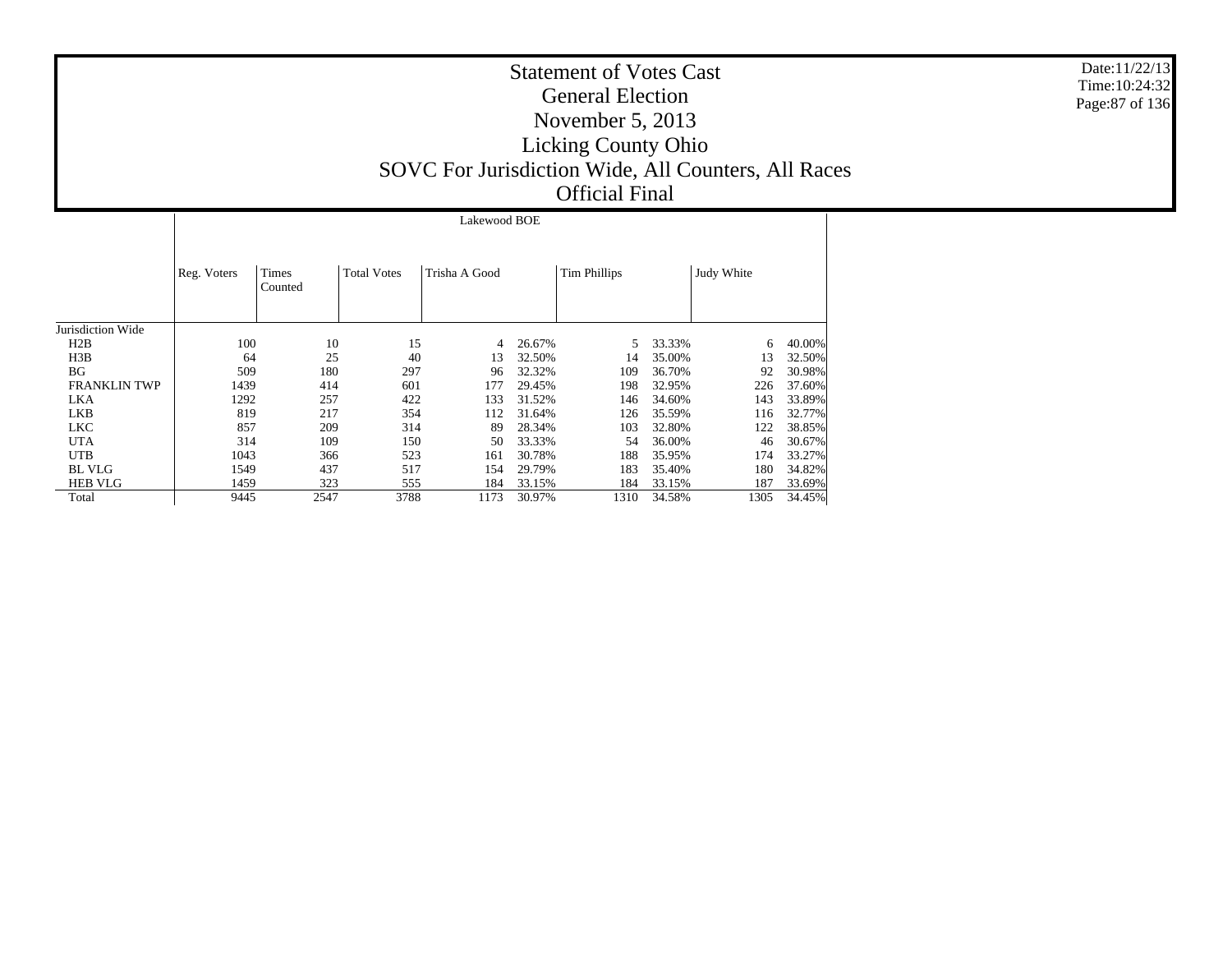# Statement of Votes Cast

## General Election

## November 5, 2013

## Licking County Ohio

## SOVC For Jurisdiction Wide, All Counters, All Races

## Official Final

Date:11/22/13
Time:10:24:32

| | Lakewood BOE | | | | | | | | |
|---|---|---|---|---|---|---|---|---|---|
| | Reg. Voters | Times Counted | Total Votes | Trisha A Good | | Tim Phillips | | Judy White | |
| Jurisdiction Wide | | | | | | | | | |
| H2B | 100 | 10 | 15 | 4 | 26.67% | 5 | 33.33% | 6 | 40.00% |
| H3B | 64 | 25 | 40 | 13 | 32.50% | 14 | 35.00% | 13 | 32.50% |
| BG | 509 | 180 | 297 | 96 | 32.32% | 109 | 36.70% | 92 | 30.98% |
| FRANKLIN TWP | 1439 | 414 | 601 | 177 | 29.45% | 198 | 32.95% | 226 | 37.60% |
| LKA | 1292 | 257 | 422 | 133 | 31.52% | 146 | 34.60% | 143 | 33.89% |
| LKB | 819 | 217 | 354 | 112 | 31.64% | 126 | 35.59% | 116 | 32.77% |
| LKC | 857 | 209 | 314 | 89 | 28.34% | 103 | 32.80% | 122 | 38.85% |
| UTA | 314 | 109 | 150 | 50 | 33.33% | 54 | 36.00% | 46 | 30.67% |
| UTB | 1043 | 366 | 523 | 161 | 30.78% | 188 | 35.95% | 174 | 33.27% |
| BL VLG | 1549 | 437 | 517 | 154 | 29.79% | 183 | 35.40% | 180 | 34.82% |
| HEB VLG | 1459 | 323 | 555 | 184 | 33.15% | 184 | 33.15% | 187 | 33.69% |
| Total | 9445 | 2547 | 3788 | 1173 | 30.97% | 1310 | 34.58% | 1305 | 34.45% |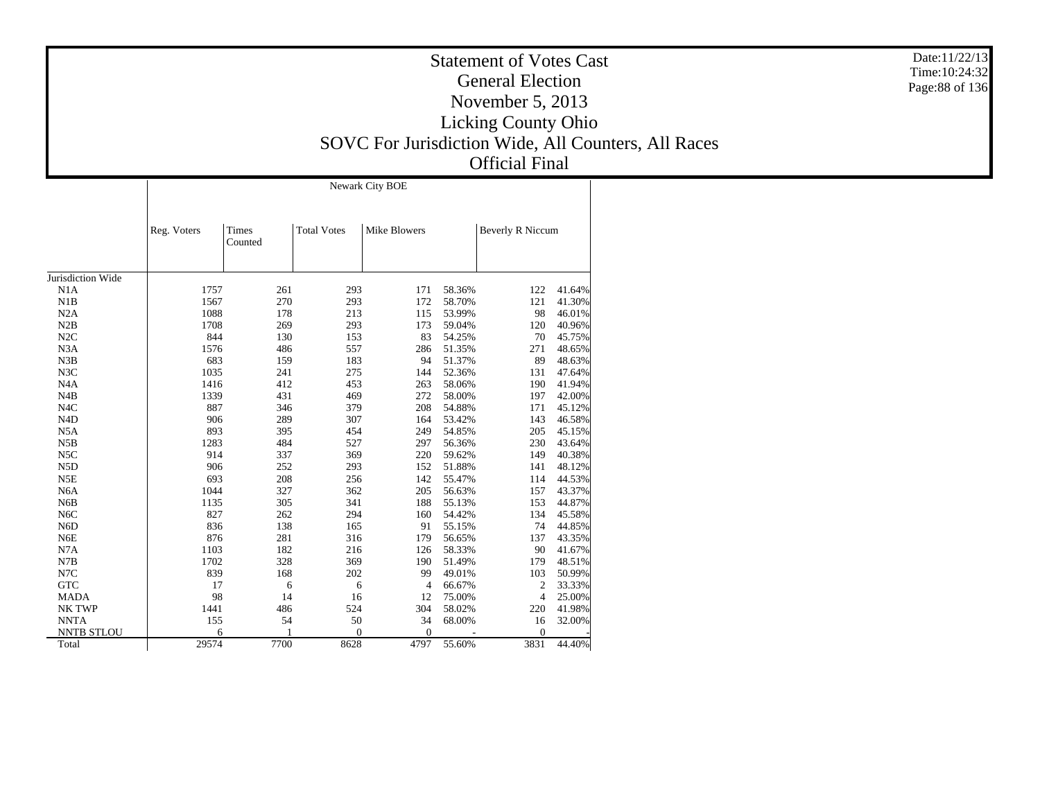# Statement of Votes Cast
## General Election
## November 5, 2013
## Licking County Ohio
## SOVC For Jurisdiction Wide, All Counters, All Races
## Official Final

Date:11/22/13
Time:10:24:32

| | Newark City BOE | | | | | | |
|---|---|---|---|---|---|---|---|
| | Reg. Voters | Times Counted | Total Votes | Mike Blowers | | Beverly R Niccum | |
| Jurisdiction Wide | | | | | | | |
| N1A | 1757 | 261 | 293 | 171 | 58.36% | 122 | 41.64% |
| N1B | 1567 | 270 | 293 | 172 | 58.70% | 121 | 41.30% |
| N2A | 1088 | 178 | 213 | 115 | 53.99% | 98 | 46.01% |
| N2B | 1708 | 269 | 293 | 173 | 59.04% | 120 | 40.96% |
| N2C | 844 | 130 | 153 | 83 | 54.25% | 70 | 45.75% |
| N3A | 1576 | 486 | 557 | 286 | 51.35% | 271 | 48.65% |
| N3B | 683 | 159 | 183 | 94 | 51.37% | 89 | 48.63% |
| N3C | 1035 | 241 | 275 | 144 | 52.36% | 131 | 47.64% |
| N4A | 1416 | 412 | 453 | 263 | 58.06% | 190 | 41.94% |
| N4B | 1339 | 431 | 469 | 272 | 58.00% | 197 | 42.00% |
| N4C | 887 | 346 | 379 | 208 | 54.88% | 171 | 45.12% |
| N4D | 906 | 289 | 307 | 164 | 53.42% | 143 | 46.58% |
| N5A | 893 | 395 | 454 | 249 | 54.85% | 205 | 45.15% |
| N5B | 1283 | 484 | 527 | 297 | 56.36% | 230 | 43.64% |
| N5C | 914 | 337 | 369 | 220 | 59.62% | 149 | 40.38% |
| N5D | 906 | 252 | 293 | 152 | 51.88% | 141 | 48.12% |
| N5E | 693 | 208 | 256 | 142 | 55.47% | 114 | 44.53% |
| N6A | 1044 | 327 | 362 | 205 | 56.63% | 157 | 43.37% |
| N6B | 1135 | 305 | 341 | 188 | 55.13% | 153 | 44.87% |
| N6C | 827 | 262 | 294 | 160 | 54.42% | 134 | 45.58% |
| N6D | 836 | 138 | 165 | 91 | 55.15% | 74 | 44.85% |
| N6E | 876 | 281 | 316 | 179 | 56.65% | 137 | 43.35% |
| N7A | 1103 | 182 | 216 | 126 | 58.33% | 90 | 41.67% |
| N7B | 1702 | 328 | 369 | 190 | 51.49% | 179 | 48.51% |
| N7C | 839 | 168 | 202 | 99 | 49.01% | 103 | 50.99% |
| GTC | 17 | 6 | 6 | 4 | 66.67% | 2 | 33.33% |
| MADA | 98 | 14 | 16 | 12 | 75.00% | 4 | 25.00% |
| NK TWP | 1441 | 486 | 524 | 304 | 58.02% | 220 | 41.98% |
| NNTA | 155 | 54 | 50 | 34 | 68.00% | 16 | 32.00% |
| NNTB STLOU | 6 | 1 | 0 | 0 | - | 0 | - |
| Total | 29574 | 7700 | 8628 | 4797 | 55.60% | 3831 | 44.40% |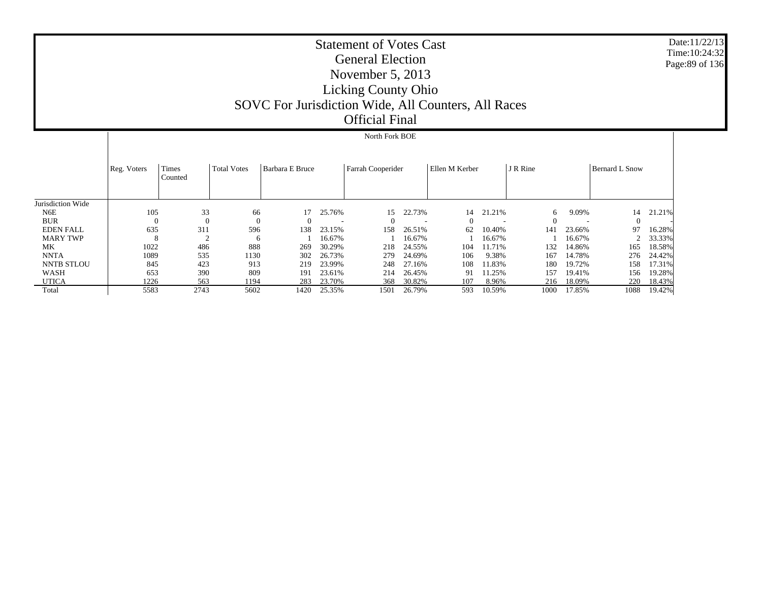# Statement of Votes Cast
# General Election
# November 5, 2013
# Licking County Ohio
# SOVC For Jurisdiction Wide, All Counters, All Races
# Official Final

North Fork BOE

| | Reg. Voters | Times Counted | Total Votes | Barbara E Bruce | | Farrah Cooperider | | Ellen M Kerber | | J R Rine | | Bernard L Snow | |
|---|---|---|---|---|---|---|---|---|---|---|---|---|---|
| Jurisdiction Wide | | | | | | | | | | | | | |
| N6E | 105 | 33 | 66 | 17 | 25.76% | 15 | 22.73% | 14 | 21.21% | 6 | 9.09% | 14 | 21.21% |
| BUR | 0 | 0 | 0 | 0 | - | 0 | - | 0 | - | 0 | - | 0 | - |
| EDEN FALL | 635 | 311 | 596 | 138 | 23.15% | 158 | 26.51% | 62 | 10.40% | 141 | 23.66% | 97 | 16.28% |
| MARY TWP | 8 | 2 | 6 | 1 | 16.67% | 1 | 16.67% | 1 | 16.67% | 1 | 16.67% | 2 | 33.33% |
| MK | 1022 | 486 | 888 | 269 | 30.29% | 218 | 24.55% | 104 | 11.71% | 132 | 14.86% | 165 | 18.58% |
| NNTA | 1089 | 535 | 1130 | 302 | 26.73% | 279 | 24.69% | 106 | 9.38% | 167 | 14.78% | 276 | 24.42% |
| NNTB STLOU | 845 | 423 | 913 | 219 | 23.99% | 248 | 27.16% | 108 | 11.83% | 180 | 19.72% | 158 | 17.31% |
| WASH | 653 | 390 | 809 | 191 | 23.61% | 214 | 26.45% | 91 | 11.25% | 157 | 19.41% | 156 | 19.28% |
| UTICA | 1226 | 563 | 1194 | 283 | 23.70% | 368 | 30.82% | 107 | 8.96% | 216 | 18.09% | 220 | 18.43% |
| Total | 5583 | 2743 | 5602 | 1420 | 25.35% | 1501 | 26.79% | 593 | 10.59% | 1000 | 17.85% | 1088 | 19.42% |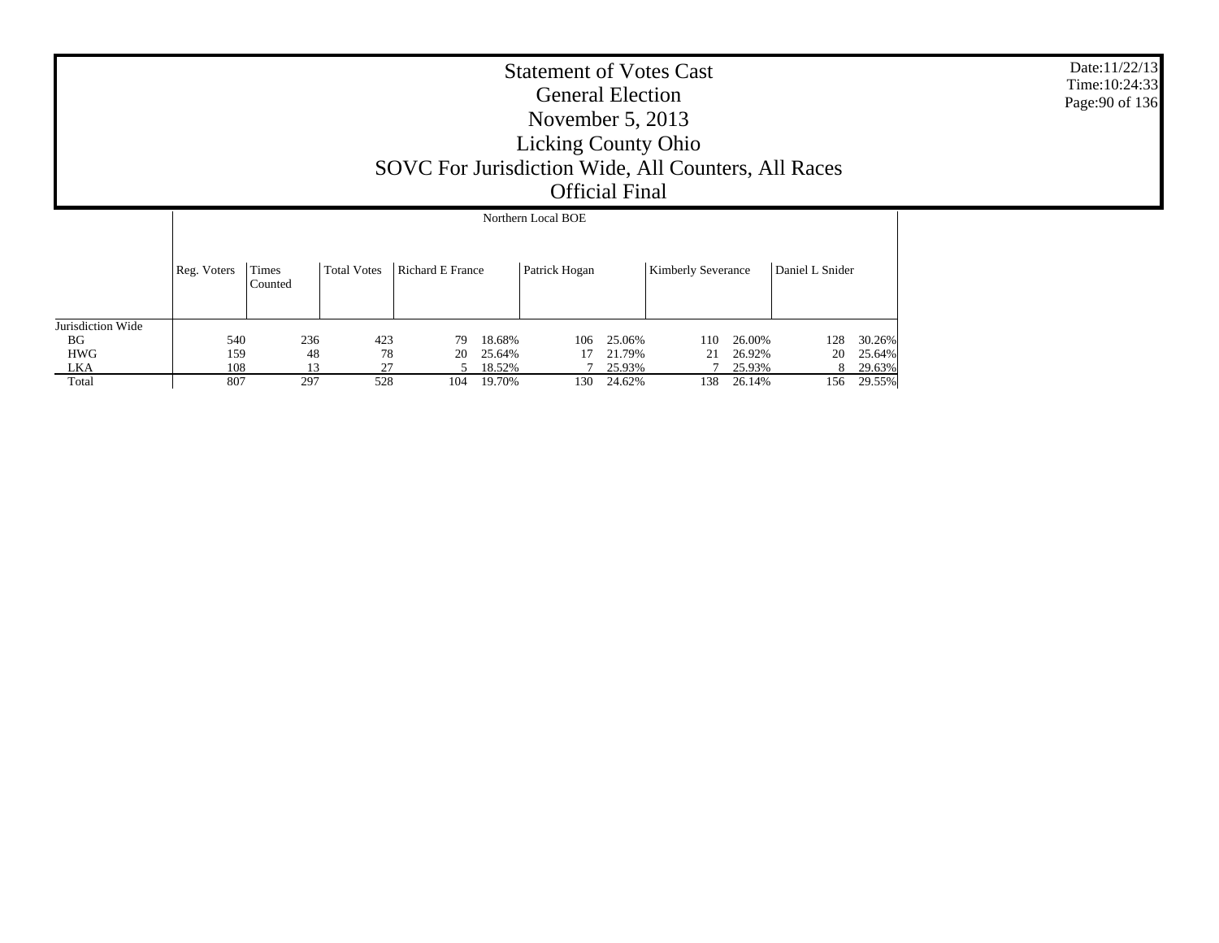# Statement of Votes Cast
## General Election
## November 5, 2013
## Licking County Ohio
## SOVC For Jurisdiction Wide, All Counters, All Races
## Official Final

Date:11/22/13
Time:10:24:33

| | Northern Local BOE | | | | | | | | | | | |
|---|---|---|---|---|---|---|---|---|---|---|---|---|
| | Reg. Voters | Times Counted | Total Votes | Richard E France | | Patrick Hogan | | Kimberly Severance | | Daniel L Snider | | |
| Jurisdiction Wide | | | | | | | | | | | | |
| BG | 540 | 236 | 423 | 79 | 18.68% | 106 | 25.06% | 110 | 26.00% | 128 | 30.26% | |
| HWG | 159 | 48 | 78 | 20 | 25.64% | 17 | 21.79% | 21 | 26.92% | 20 | 25.64% | |
| LKA | 108 | 13 | 27 | 5 | 18.52% | 7 | 25.93% | 7 | 25.93% | 8 | 29.63% | |
| Total | 807 | 297 | 528 | 104 | 19.70% | 130 | 24.62% | 138 | 26.14% | 156 | 29.55% | |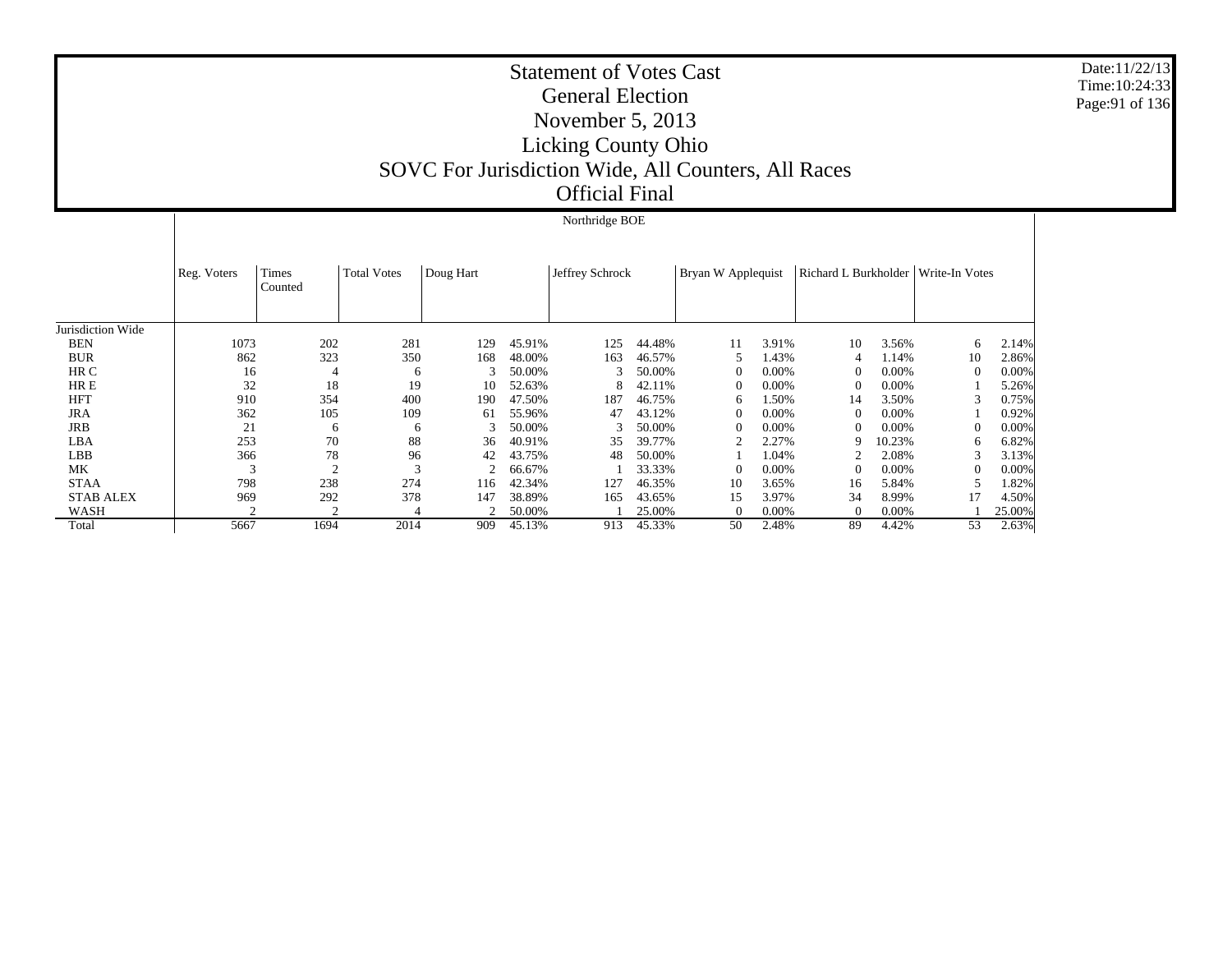# Statement of Votes Cast
## General Election
## November 5, 2013
## Licking County Ohio
## SOVC For Jurisdiction Wide, All Counters, All Races
## Official Final

Date:11/22/13
Time:10:24:33

**Northridge BOE**

| | Reg. Voters | Times Counted | Total Votes | Doug Hart | | Jeffrey Schrock | | Bryan W Applequist | | Richard L Burkholder | | Write-In Votes | |
|---|---|---|---|---|---|---|---|---|---|---|---|---|---|
| Jurisdiction Wide | | | | | | | | | | | | | |
| BEN | 1073 | 202 | 281 | 129 | 45.91% | 125 | 44.48% | 11 | 3.91% | 10 | 3.56% | 6 | 2.14% |
| BUR | 862 | 323 | 350 | 168 | 48.00% | 163 | 46.57% | 5 | 1.43% | 4 | 1.14% | 10 | 2.86% |
| HR C | 16 | 4 | 6 | 3 | 50.00% | 3 | 50.00% | 0 | 0.00% | 0 | 0.00% | 0 | 0.00% |
| HR E | 32 | 18 | 19 | 10 | 52.63% | 8 | 42.11% | 0 | 0.00% | 0 | 0.00% | 1 | 5.26% |
| HFT | 910 | 354 | 400 | 190 | 47.50% | 187 | 46.75% | 6 | 1.50% | 14 | 3.50% | 3 | 0.75% |
| JRA | 362 | 105 | 109 | 61 | 55.96% | 47 | 43.12% | 0 | 0.00% | 0 | 0.00% | 1 | 0.92% |
| JRB | 21 | 6 | 6 | 3 | 50.00% | 3 | 50.00% | 0 | 0.00% | 0 | 0.00% | 0 | 0.00% |
| LBA | 253 | 70 | 88 | 36 | 40.91% | 35 | 39.77% | 2 | 2.27% | 9 | 10.23% | 6 | 6.82% |
| LBB | 366 | 78 | 96 | 42 | 43.75% | 48 | 50.00% | 1 | 1.04% | 2 | 2.08% | 3 | 3.13% |
| MK | 3 | 2 | 3 | 2 | 66.67% | 1 | 33.33% | 0 | 0.00% | 0 | 0.00% | 0 | 0.00% |
| STAA | 798 | 238 | 274 | 116 | 42.34% | 127 | 46.35% | 10 | 3.65% | 16 | 5.84% | 5 | 1.82% |
| STAB ALEX | 969 | 292 | 378 | 147 | 38.89% | 165 | 43.65% | 15 | 3.97% | 34 | 8.99% | 17 | 4.50% |
| WASH | 2 | 2 | 4 | 2 | 50.00% | 1 | 25.00% | 0 | 0.00% | 0 | 0.00% | 1 | 25.00% |
| Total | 5667 | 1694 | 2014 | 909 | 45.13% | 913 | 45.33% | 50 | 2.48% | 89 | 4.42% | 53 | 2.63% |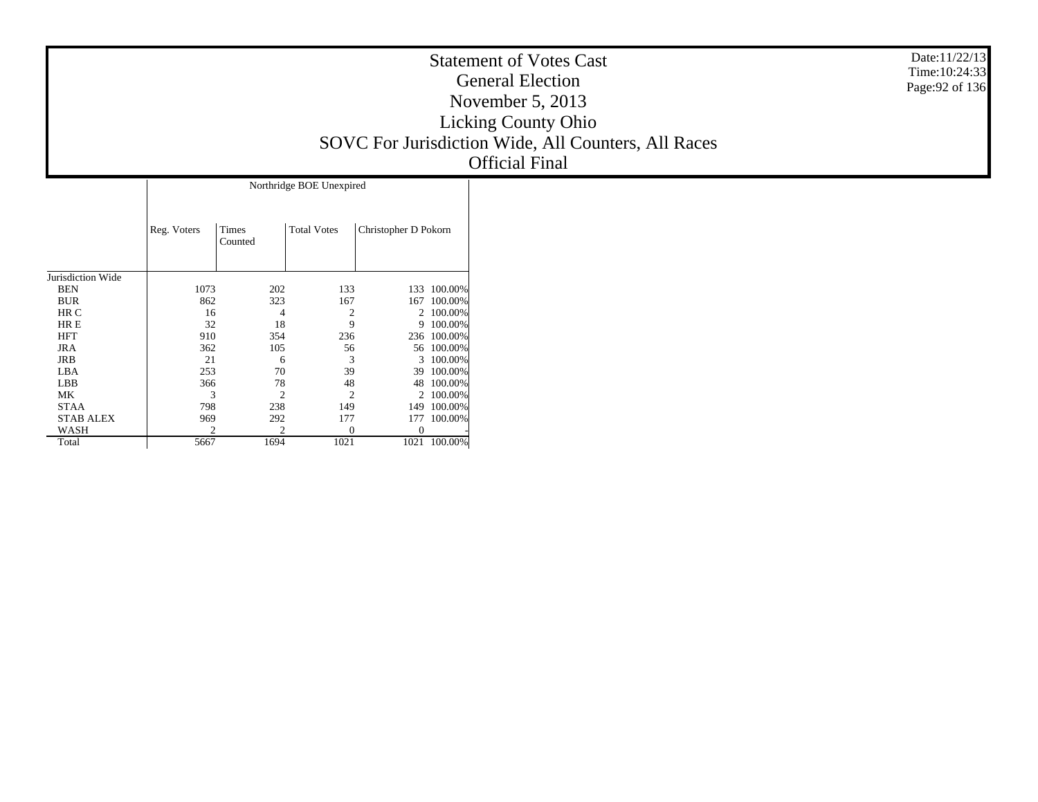# Statement of Votes Cast
## General Election
## November 5, 2013
## Licking County Ohio
## SOVC For Jurisdiction Wide, All Counters, All Races
## Official Final

| | Northridge BOE Unexpired | | | | |
|---|---|---|---|---|---|
| | Reg. Voters | Times Counted | Total Votes | Christopher D Pokorn | |
| Jurisdiction Wide | | | | | |
| BEN | 1073 | 202 | 133 | 133 | 100.00% |
| BUR | 862 | 323 | 167 | 167 | 100.00% |
| HR C | 16 | 4 | 2 | 2 | 100.00% |
| HR E | 32 | 18 | 9 | 9 | 100.00% |
| HFT | 910 | 354 | 236 | 236 | 100.00% |
| JRA | 362 | 105 | 56 | 56 | 100.00% |
| JRB | 21 | 6 | 3 | 3 | 100.00% |
| LBA | 253 | 70 | 39 | 39 | 100.00% |
| LBB | 366 | 78 | 48 | 48 | 100.00% |
| MK | 3 | 2 | 2 | 2 | 100.00% |
| STAA | 798 | 238 | 149 | 149 | 100.00% |
| STAB ALEX | 969 | 292 | 177 | 177 | 100.00% |
| WASH | 2 | 2 | 0 | 0 | - |
| Total | 5667 | 1694 | 1021 | 1021 | 100.00% |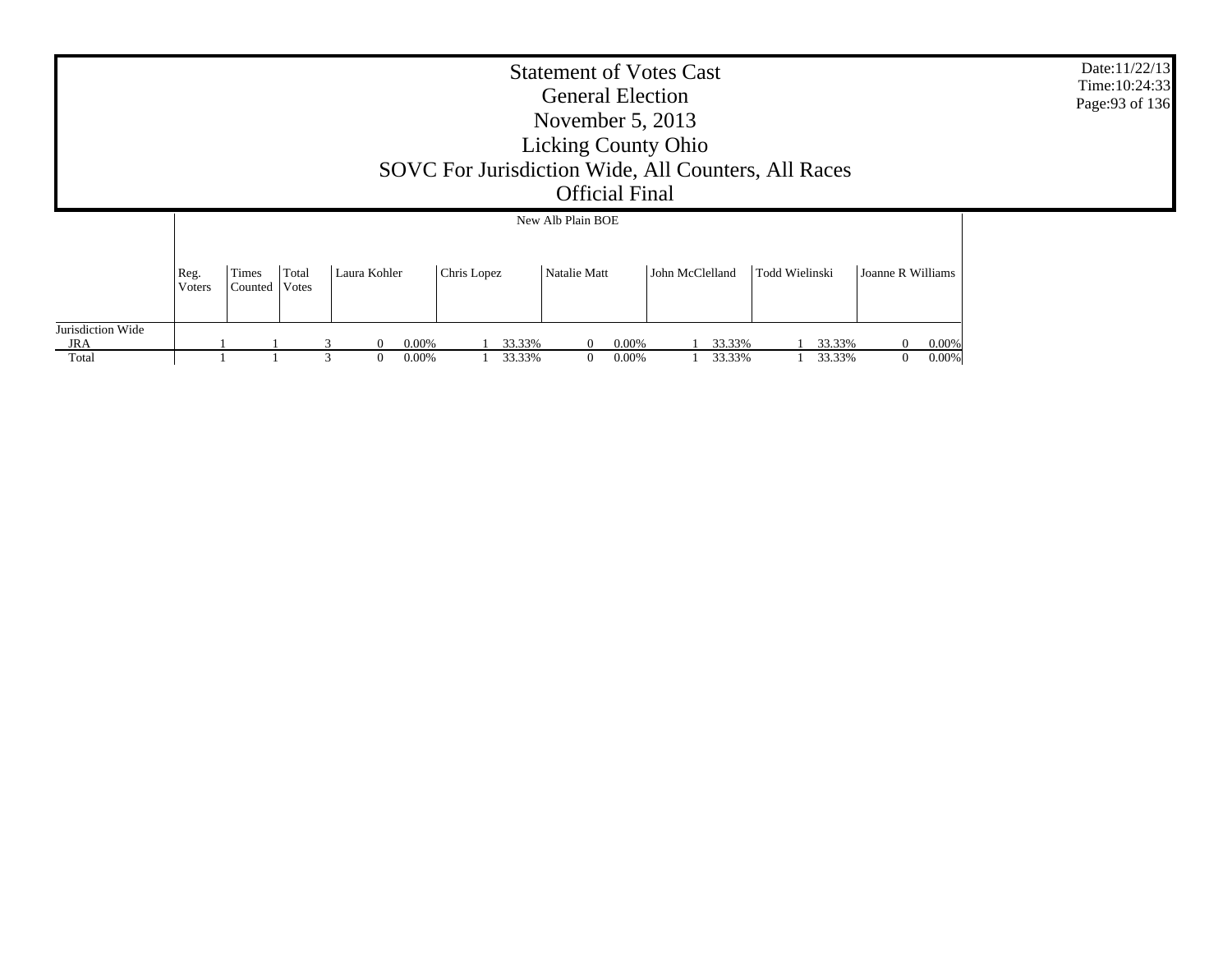# Statement of Votes Cast
## General Election
## November 5, 2013
## Licking County Ohio
## SOVC For Jurisdiction Wide, All Counters, All Races
## Official Final

| | New Alb Plain BOE | | | | | | | | | | | | | | |
|---|---|---|---|---|---|---|---|---|---|---|---|---|---|---|---|
| | Reg. Voters | Times Counted | Total Votes | Laura Kohler | | Chris Lopez | | Natalie Matt | | John McClelland | | Todd Wielinski | | Joanne R Williams | |
| Jurisdiction Wide | | | | | | | | | | | | | | | |
| JRA | 1 | 1 | 3 | 0 | 0.00% | 1 | 33.33% | 0 | 0.00% | 1 | 33.33% | 1 | 33.33% | 0 | 0.00% |
| Total | 1 | 1 | 3 | 0 | 0.00% | 1 | 33.33% | 0 | 0.00% | 1 | 33.33% | 1 | 33.33% | 0 | 0.00% |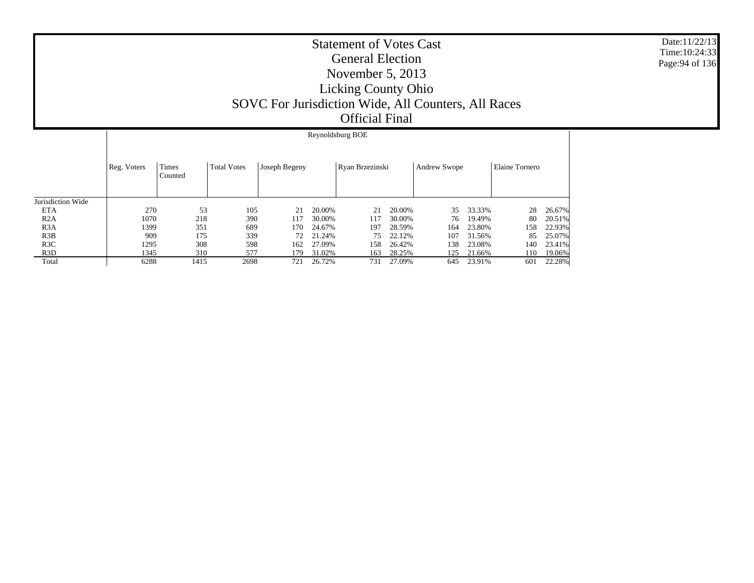# Statement of Votes Cast
## General Election
## November 5, 2013
## Licking County Ohio
## SOVC For Jurisdiction Wide, All Counters, All Races
## Official Final

Date:11/22/13
Time:10:24:33

**Reynoldsburg BOE**

| | Reg. Voters | Times Counted | Total Votes | Joseph Begeny | | Ryan Brzezinski | | Andrew Swope | | Elaine Tornero | |
|---|---|---|---|---|---|---|---|---|---|---|---|
| Jurisdiction Wide | | | | | | | | | | | |
| ETA | 270 | 53 | 105 | 21 | 20.00% | 21 | 20.00% | 35 | 33.33% | 28 | 26.67% |
| R2A | 1070 | 218 | 390 | 117 | 30.00% | 117 | 30.00% | 76 | 19.49% | 80 | 20.51% |
| R3A | 1399 | 351 | 689 | 170 | 24.67% | 197 | 28.59% | 164 | 23.80% | 158 | 22.93% |
| R3B | 909 | 175 | 339 | 72 | 21.24% | 75 | 22.12% | 107 | 31.56% | 85 | 25.07% |
| R3C | 1295 | 308 | 598 | 162 | 27.09% | 158 | 26.42% | 138 | 23.08% | 140 | 23.41% |
| R3D | 1345 | 310 | 577 | 179 | 31.02% | 163 | 28.25% | 125 | 21.66% | 110 | 19.06% |
| Total | 6288 | 1415 | 2698 | 721 | 26.72% | 731 | 27.09% | 645 | 23.91% | 601 | 22.28% |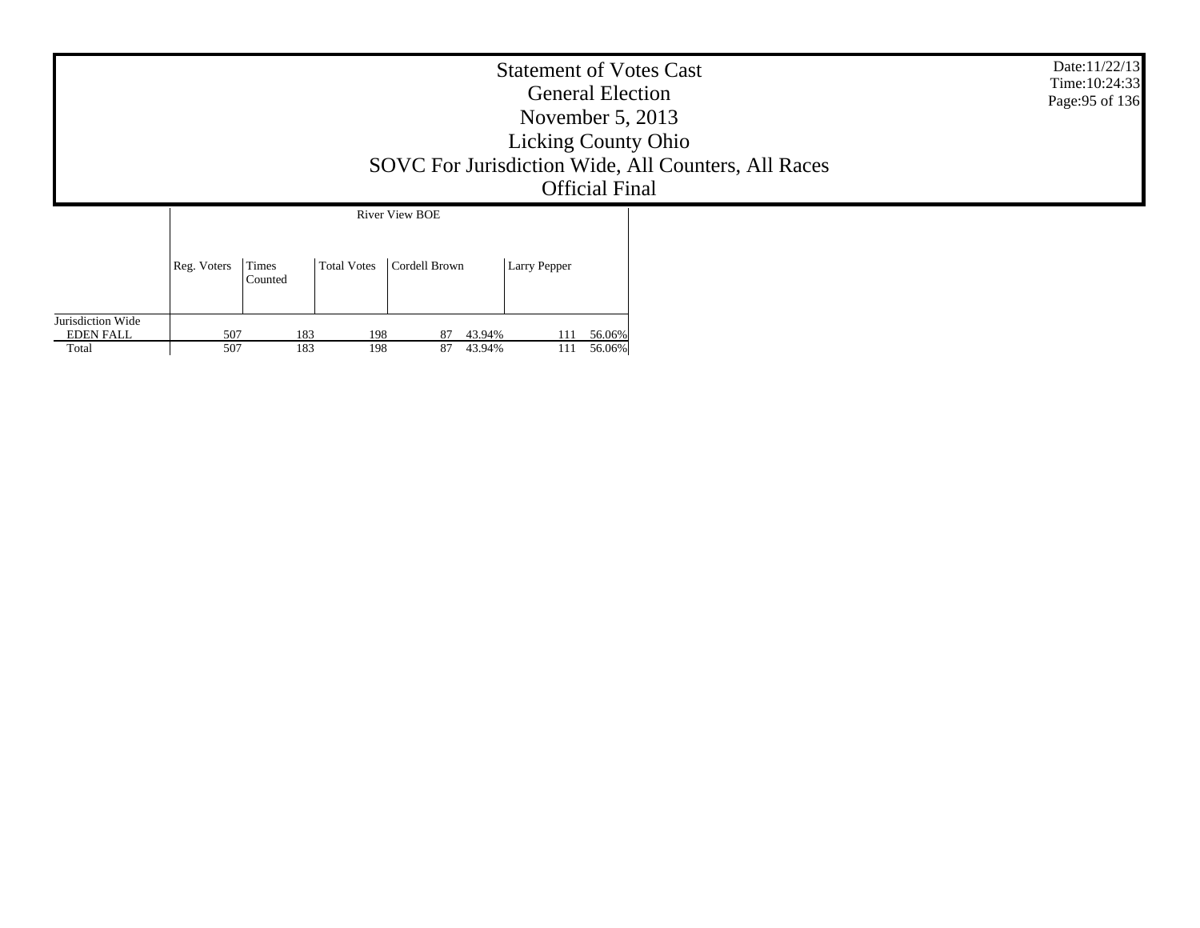# Statement of Votes Cast
## General Election
## November 5, 2013
## Licking County Ohio
## SOVC For Jurisdiction Wide, All Counters, All Races
## Official Final

Date:11/22/13
Time:10:24:33

| | River View BOE | | | | | | |
|---|---|---|---|---|---|---|---|
| | Reg. Voters | Times Counted | Total Votes | Cordell Brown | | Larry Pepper | |
| Jurisdiction Wide | | | | | | | |
| EDEN FALL | 507 | 183 | 198 | 87 | 43.94% | 111 | 56.06% |
| Total | 507 | 183 | 198 | 87 | 43.94% | 111 | 56.06% |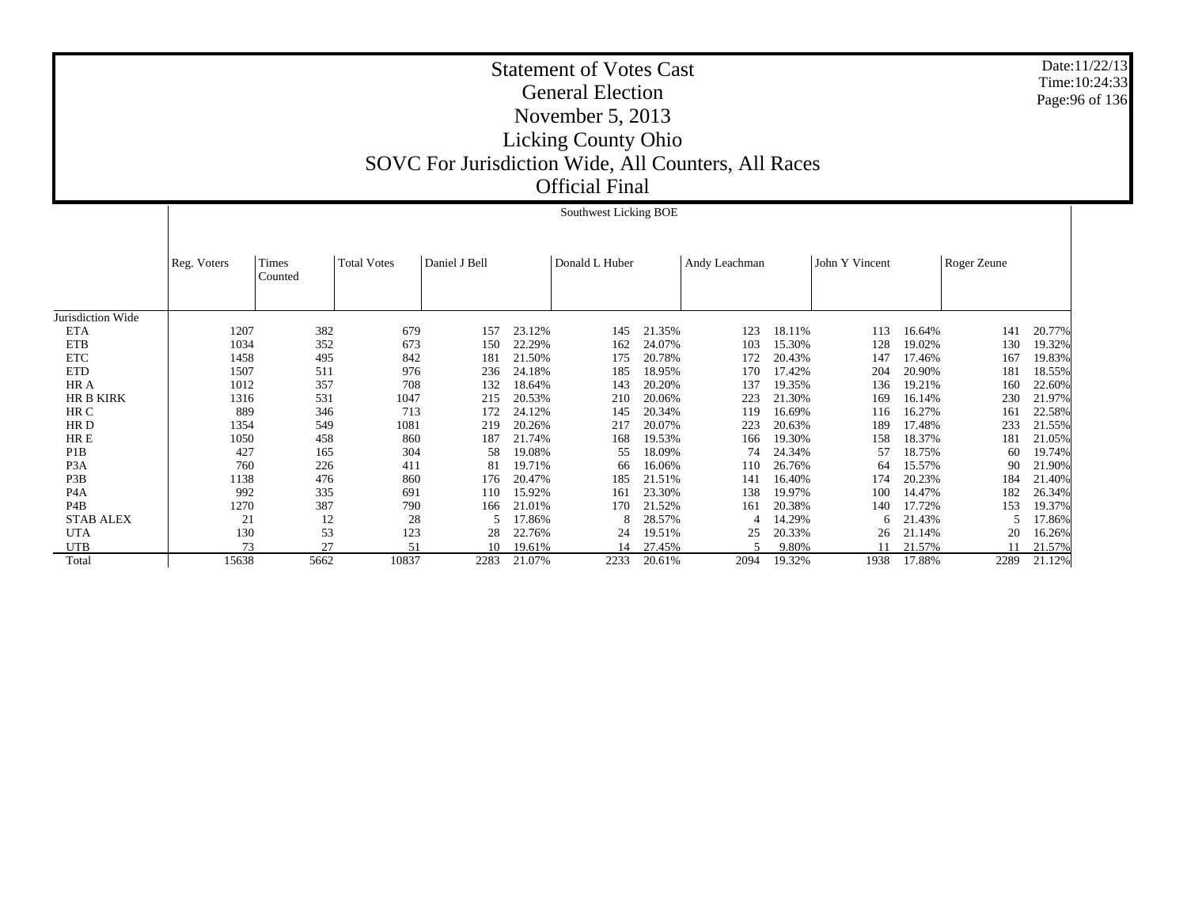# Statement of Votes Cast
## General Election
## November 5, 2013
## Licking County Ohio
## SOVC For Jurisdiction Wide, All Counters, All Races
## Official Final

Date:11/22/13
Time:10:24:33

Southwest Licking BOE

| | Reg. Voters | Times Counted | Total Votes | Daniel J Bell | | Donald L Huber | | Andy Leachman | | John Y Vincent | | Roger Zeune | |
|---|---|---|---|---|---|---|---|---|---|---|---|---|---|
| Jurisdiction Wide | | | | | | | | | | | | | |
| ETA | 1207 | 382 | 679 | 157 | 23.12% | 145 | 21.35% | 123 | 18.11% | 113 | 16.64% | 141 | 20.77% |
| ETB | 1034 | 352 | 673 | 150 | 22.29% | 162 | 24.07% | 103 | 15.30% | 128 | 19.02% | 130 | 19.32% |
| ETC | 1458 | 495 | 842 | 181 | 21.50% | 175 | 20.78% | 172 | 20.43% | 147 | 17.46% | 167 | 19.83% |
| ETD | 1507 | 511 | 976 | 236 | 24.18% | 185 | 18.95% | 170 | 17.42% | 204 | 20.90% | 181 | 18.55% |
| HR A | 1012 | 357 | 708 | 132 | 18.64% | 143 | 20.20% | 137 | 19.35% | 136 | 19.21% | 160 | 22.60% |
| HR B KIRK | 1316 | 531 | 1047 | 215 | 20.53% | 210 | 20.06% | 223 | 21.30% | 169 | 16.14% | 230 | 21.97% |
| HR C | 889 | 346 | 713 | 172 | 24.12% | 145 | 20.34% | 119 | 16.69% | 116 | 16.27% | 161 | 22.58% |
| HR D | 1354 | 549 | 1081 | 219 | 20.26% | 217 | 20.07% | 223 | 20.63% | 189 | 17.48% | 233 | 21.55% |
| HR E | 1050 | 458 | 860 | 187 | 21.74% | 168 | 19.53% | 166 | 19.30% | 158 | 18.37% | 181 | 21.05% |
| P1B | 427 | 165 | 304 | 58 | 19.08% | 55 | 18.09% | 74 | 24.34% | 57 | 18.75% | 60 | 19.74% |
| P3A | 760 | 226 | 411 | 81 | 19.71% | 66 | 16.06% | 110 | 26.76% | 64 | 15.57% | 90 | 21.90% |
| P3B | 1138 | 476 | 860 | 176 | 20.47% | 185 | 21.51% | 141 | 16.40% | 174 | 20.23% | 184 | 21.40% |
| P4A | 992 | 335 | 691 | 110 | 15.92% | 161 | 23.30% | 138 | 19.97% | 100 | 14.47% | 182 | 26.34% |
| P4B | 1270 | 387 | 790 | 166 | 21.01% | 170 | 21.52% | 161 | 20.38% | 140 | 17.72% | 153 | 19.37% |
| STAB ALEX | 21 | 12 | 28 | 5 | 17.86% | 8 | 28.57% | 4 | 14.29% | 6 | 21.43% | 5 | 17.86% |
| UTA | 130 | 53 | 123 | 28 | 22.76% | 24 | 19.51% | 25 | 20.33% | 26 | 21.14% | 20 | 16.26% |
| UTB | 73 | 27 | 51 | 10 | 19.61% | 14 | 27.45% | 5 | 9.80% | 11 | 21.57% | 11 | 21.57% |
| Total | 15638 | 5662 | 10837 | 2283 | 21.07% | 2233 | 20.61% | 2094 | 19.32% | 1938 | 17.88% | 2289 | 21.12% |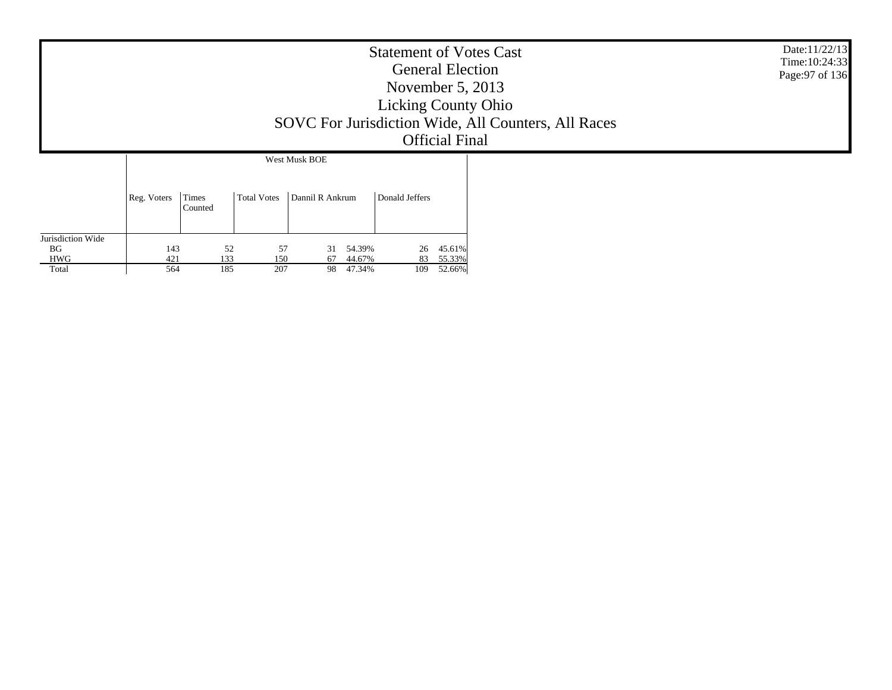# Statement of Votes Cast
## General Election
## November 5, 2013
## Licking County Ohio
## SOVC For Jurisdiction Wide, All Counters, All Races
## Official Final

Date:11/22/13
Time:10:24:33

| | West Musk BOE | | | | | | |
|---|---|---|---|---|---|---|---|
| | Reg. Voters | Times Counted | Total Votes | Dannil R Ankrum | | Donald Jeffers | |
| Jurisdiction Wide | | | | | | | |
| BG | 143 | 52 | 57 | 31 | 54.39% | 26 | 45.61% |
| HWG | 421 | 133 | 150 | 67 | 44.67% | 83 | 55.33% |
| Total | 564 | 185 | 207 | 98 | 47.34% | 109 | 52.66% |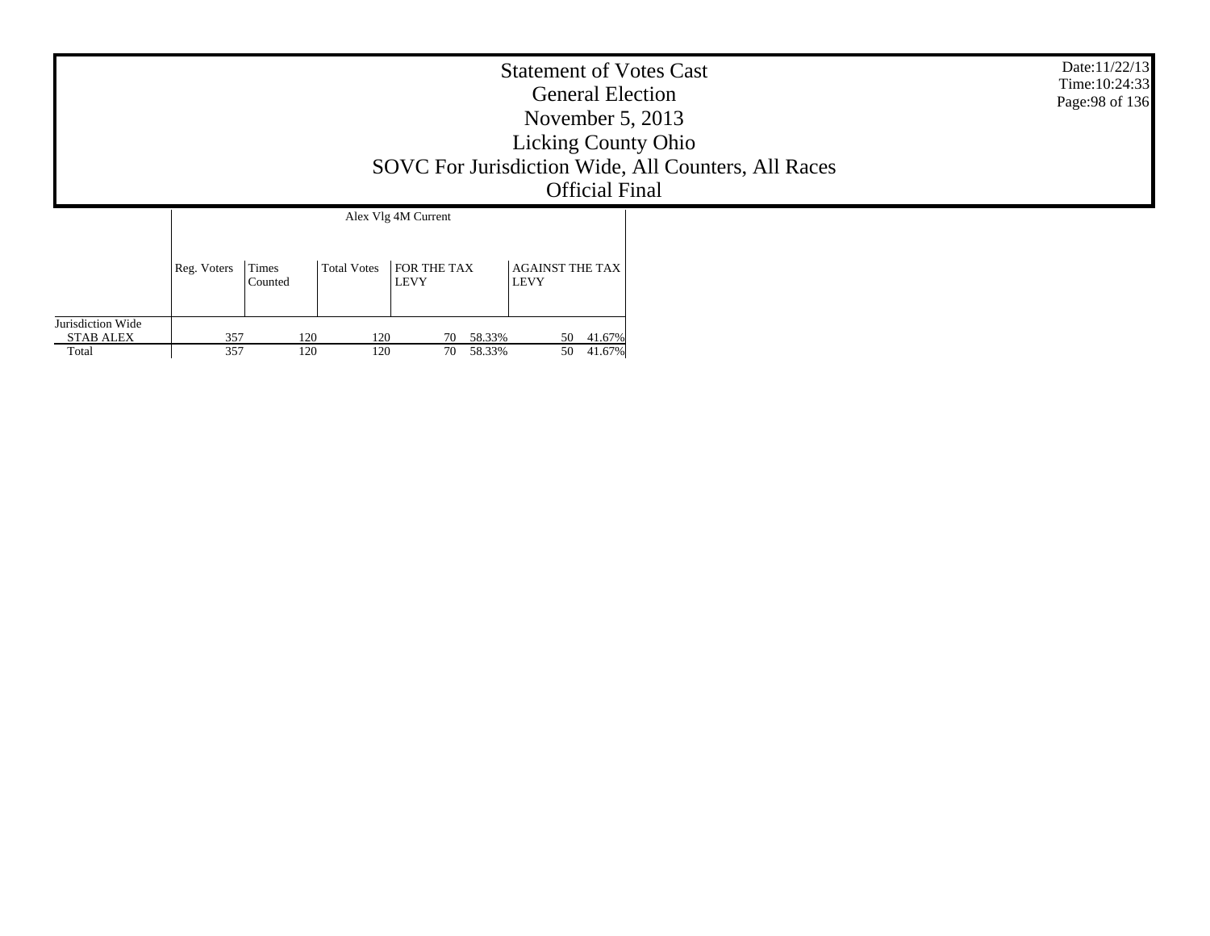# Statement of Votes Cast
## General Election
## November 5, 2013
## Licking County Ohio
## SOVC For Jurisdiction Wide, All Counters, All Races
## Official Final

Date:11/22/13
Time:10:24:33

| | Alex Vlg 4M Current | | | | | | |
|---|---|---|---|---|---|---|---|
| | Reg. Voters | Times Counted | Total Votes | FOR THE TAX LEVY | | AGAINST THE TAX LEVY | |
| Jurisdiction Wide | | | | | | | |
| STAB ALEX | 357 | 120 | 120 | 70 | 58.33% | 50 | 41.67% |
| Total | 357 | 120 | 120 | 70 | 58.33% | 50 | 41.67% |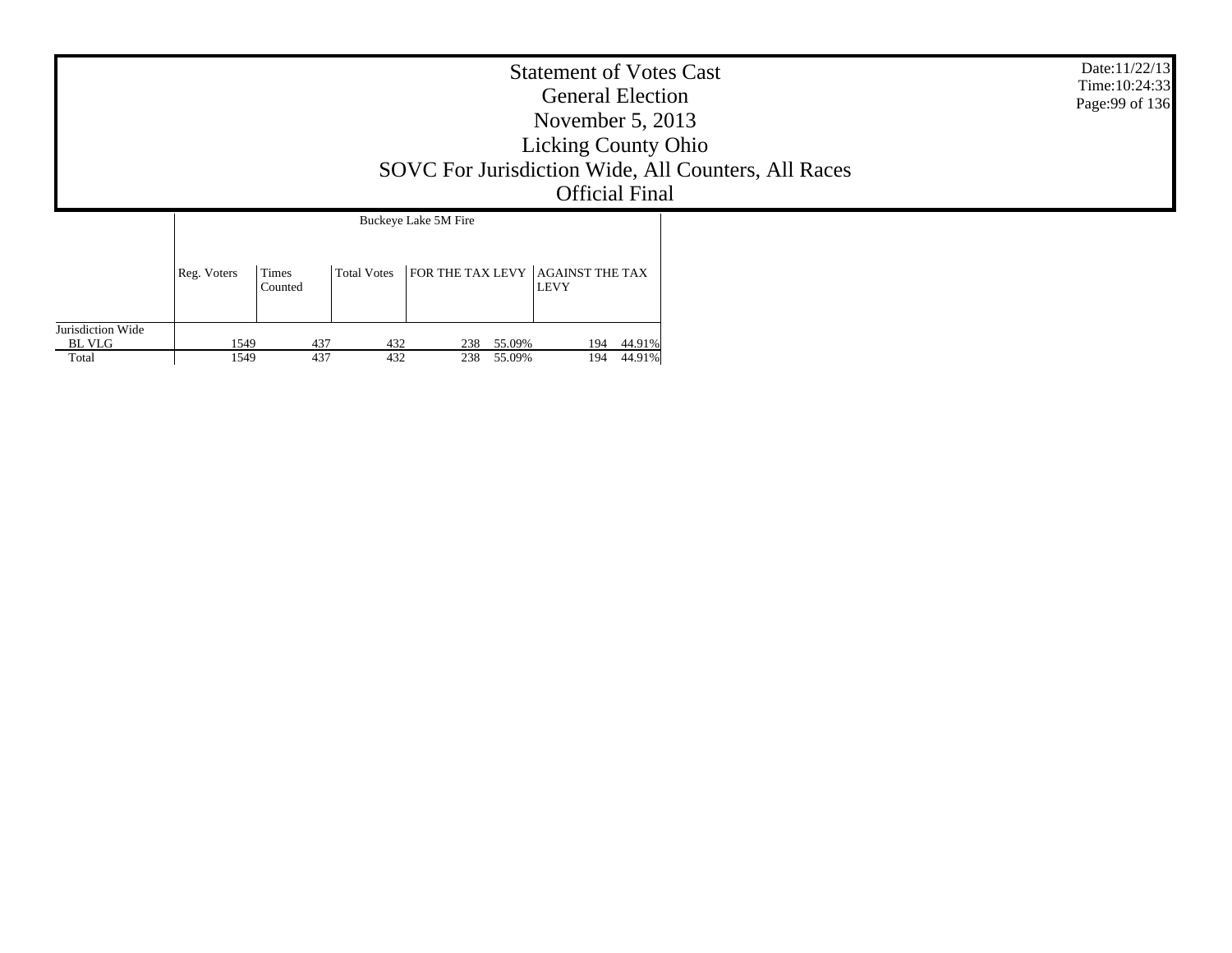# Statement of Votes Cast
## General Election
## November 5, 2013
## Licking County Ohio
## SOVC For Jurisdiction Wide, All Counters, All Races
## Official Final

Date:11/22/13
Time:10:24:33

| | Buckeye Lake 5M Fire | | | | | | |
|---|---|---|---|---|---|---|---|
| | Reg. Voters | Times Counted | Total Votes | FOR THE TAX LEVY | | AGAINST THE TAX LEVY | |
| Jurisdiction Wide | | | | | | | |
| BL VLG | 1549 | 437 | 432 | 238 | 55.09% | 194 | 44.91% |
| Total | 1549 | 437 | 432 | 238 | 55.09% | 194 | 44.91% |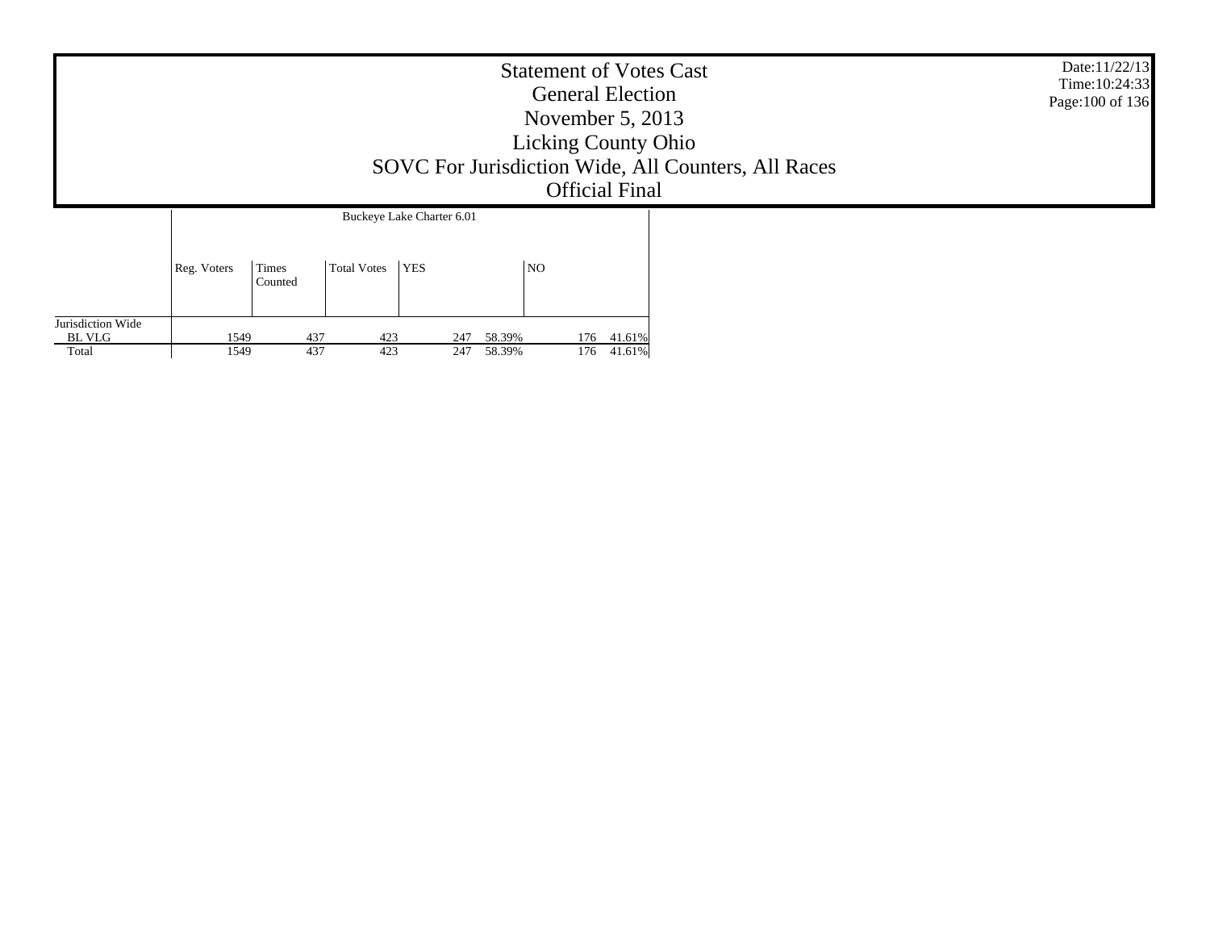# Statement of Votes Cast
## General Election
## November 5, 2013
## Licking County Ohio
## SOVC For Jurisdiction Wide, All Counters, All Races
## Official Final

Date:11/22/13
Time:10:24:33

| | Buckeye Lake Charter 6.01 | | | | | | |
|---|---|---|---|---|---|---|---|
| | Reg. Voters | Times Counted | Total Votes | YES | | NO | |
| Jurisdiction Wide | | | | | | | |
| BL VLG | 1549 | 437 | 423 | 247 | 58.39% | 176 | 41.61% |
| Total | 1549 | 437 | 423 | 247 | 58.39% | 176 | 41.61% |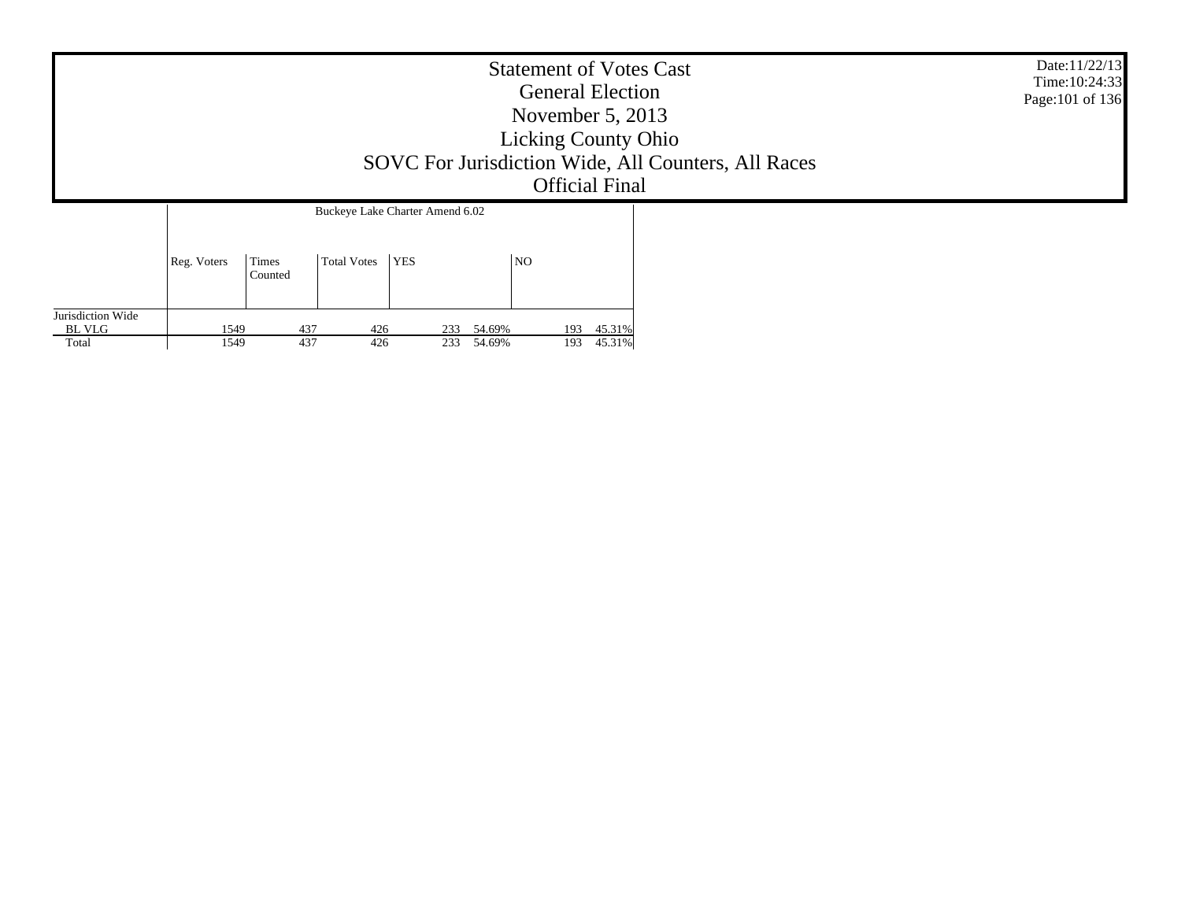# Statement of Votes Cast
## General Election
## November 5, 2013
## Licking County Ohio
## SOVC For Jurisdiction Wide, All Counters, All Races
## Official Final

Date:11/22/13
Time:10:24:33

| | Buckeye Lake Charter Amend 6.02 | | | | | | |
|---|---|---|---|---|---|---|---|
| | Reg. Voters | Times Counted | Total Votes | YES | | NO | |
| Jurisdiction Wide | | | | | | | |
| BL VLG | 1549 | 437 | 426 | 233 | 54.69% | 193 | 45.31% |
| Total | 1549 | 437 | 426 | 233 | 54.69% | 193 | 45.31% |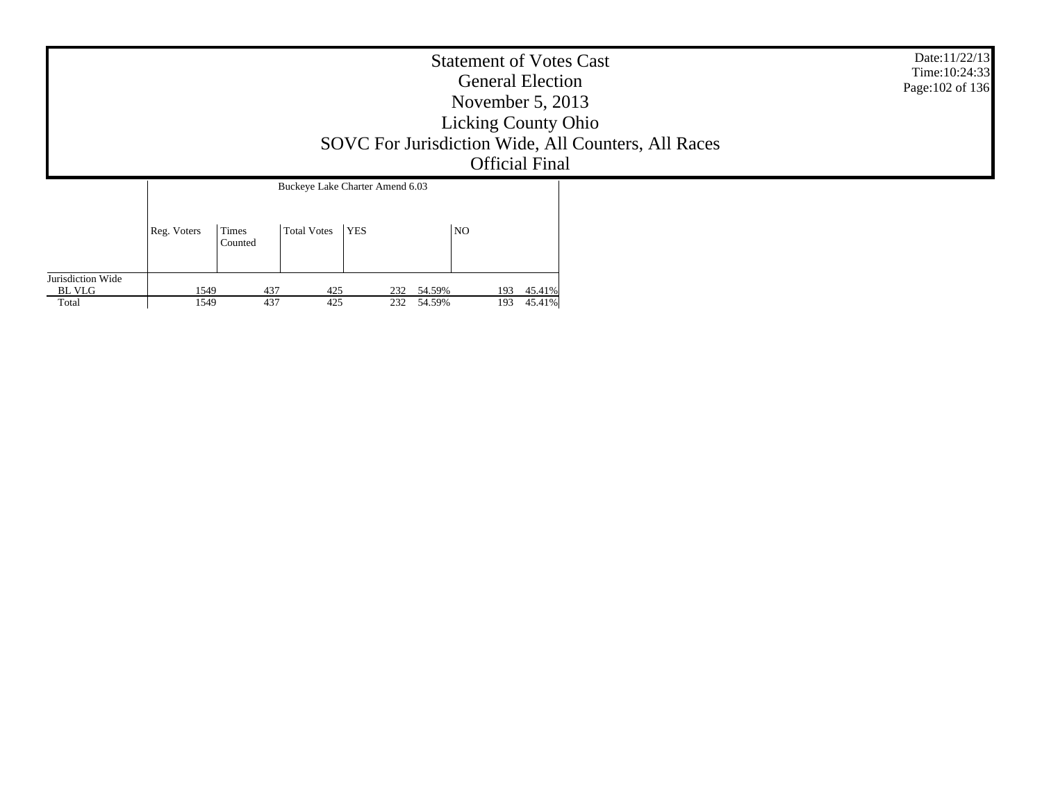# Statement of Votes Cast
## General Election
## November 5, 2013
## Licking County Ohio
## SOVC For Jurisdiction Wide, All Counters, All Races
## Official Final

Date:11/22/13
Time:10:24:33

| | Buckeye Lake Charter Amend 6.03 | | | | | | |
|---|---|---|---|---|---|---|---|
| | Reg. Voters | Times Counted | Total Votes | YES | | NO | |
| Jurisdiction Wide | | | | | | | |
| BL VLG | 1549 | 437 | 425 | 232 | 54.59% | 193 | 45.41% |
| Total | 1549 | 437 | 425 | 232 | 54.59% | 193 | 45.41% |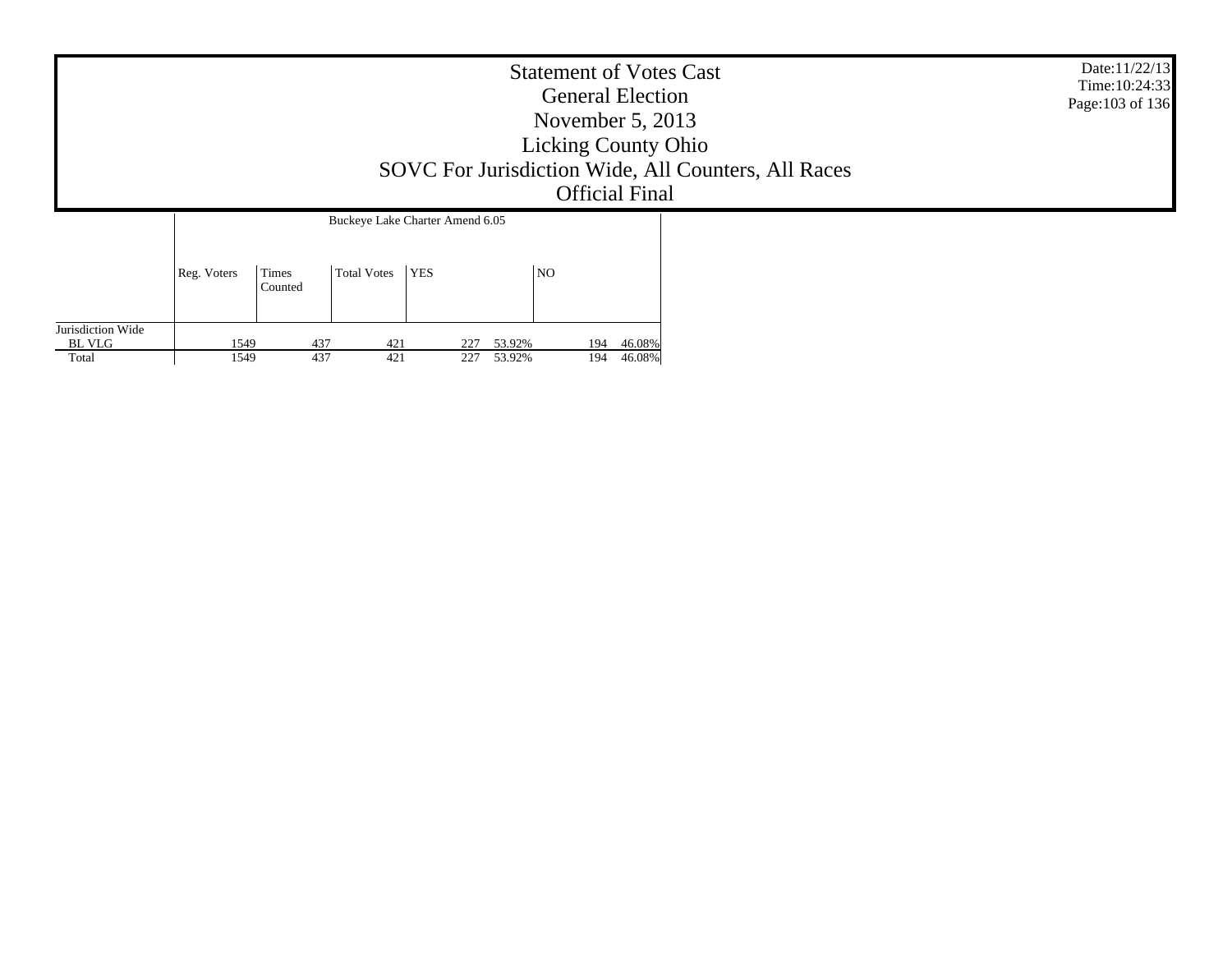# Statement of Votes Cast
## General Election
## November 5, 2013
## Licking County Ohio
## SOVC For Jurisdiction Wide, All Counters, All Races
## Official Final

Date:11/22/13
Time:10:24:33

| | Buckeye Lake Charter Amend 6.05 | | | | | | |
|---|---|---|---|---|---|---|---|
| | Reg. Voters | Times Counted | Total Votes | YES | | NO | |
| Jurisdiction Wide | | | | | | | |
| BL VLG | 1549 | 437 | 421 | 227 | 53.92% | 194 | 46.08% |
| Total | 1549 | 437 | 421 | 227 | 53.92% | 194 | 46.08% |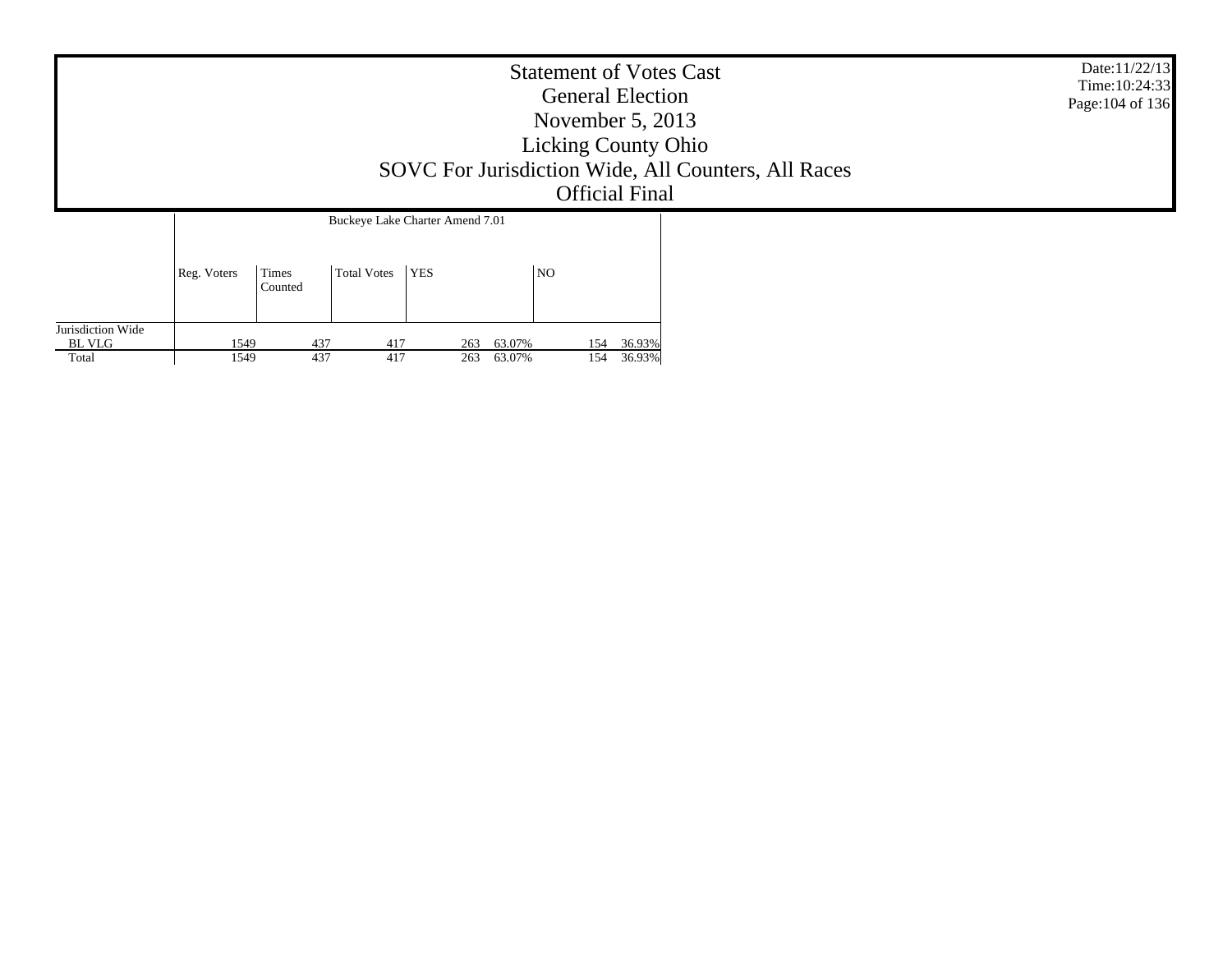# Statement of Votes Cast
## General Election
## November 5, 2013
## Licking County Ohio
## SOVC For Jurisdiction Wide, All Counters, All Races
## Official Final

Date:11/22/13
Time:10:24:33

| | Buckeye Lake Charter Amend 7.01 | | | | | | |
|---|---|---|---|---|---|---|---|
| | Reg. Voters | Times Counted | Total Votes | YES | | NO | |
| Jurisdiction Wide | | | | | | | |
| BL VLG | 1549 | 437 | 417 | 263 | 63.07% | 154 | 36.93% |
| Total | 1549 | 437 | 417 | 263 | 63.07% | 154 | 36.93% |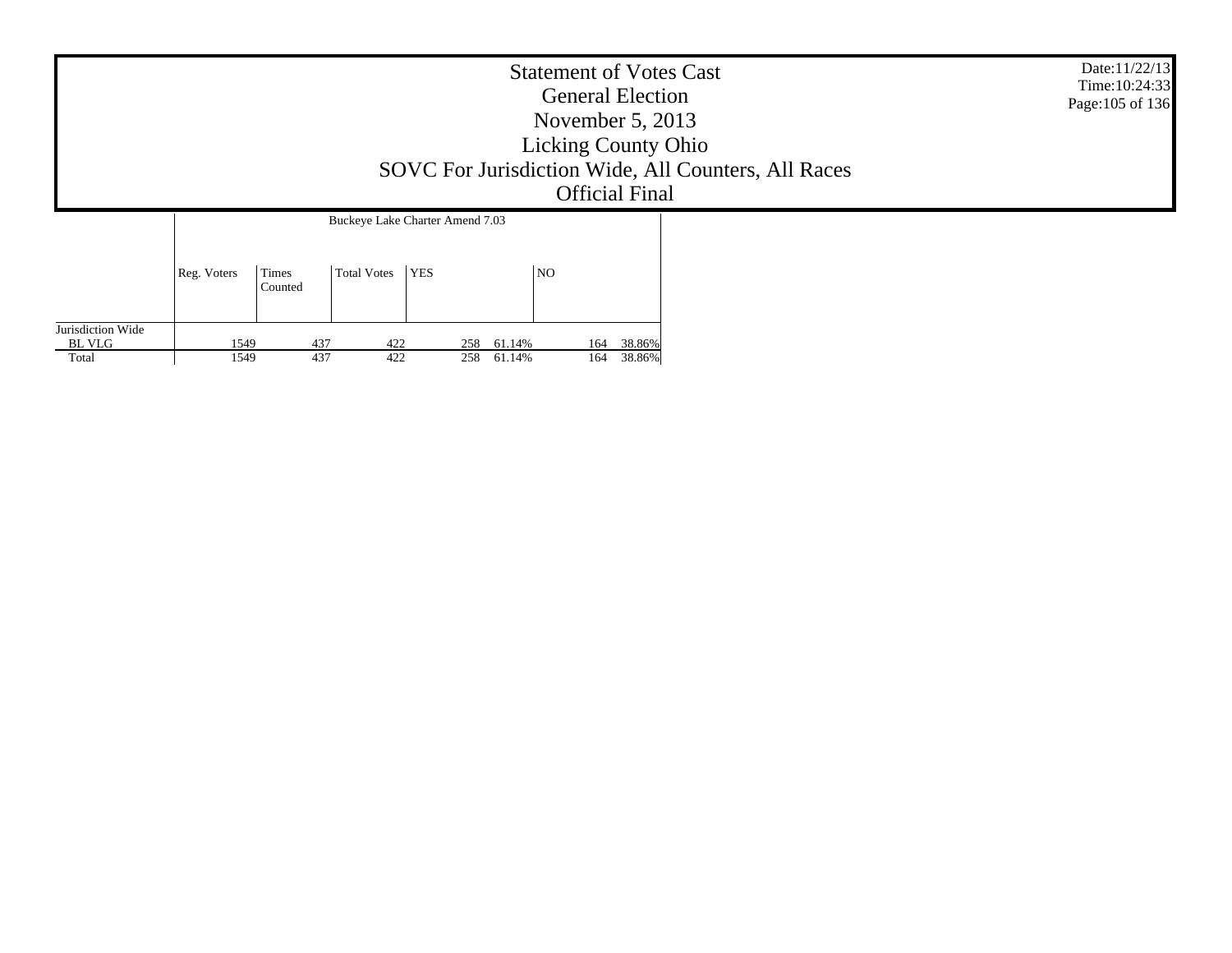# Statement of Votes Cast
## General Election
## November 5, 2013
## Licking County Ohio
## SOVC For Jurisdiction Wide, All Counters, All Races
## Official Final

Date:11/22/13
Time:10:24:33

| | Buckeye Lake Charter Amend 7.03 | | | | | | |
|---|---|---|---|---|---|---|---|
| | Reg. Voters | Times Counted | Total Votes | YES | | NO | |
| Jurisdiction Wide | | | | | | | |
| BL VLG | 1549 | 437 | 422 | 258 | 61.14% | 164 | 38.86% |
| Total | 1549 | 437 | 422 | 258 | 61.14% | 164 | 38.86% |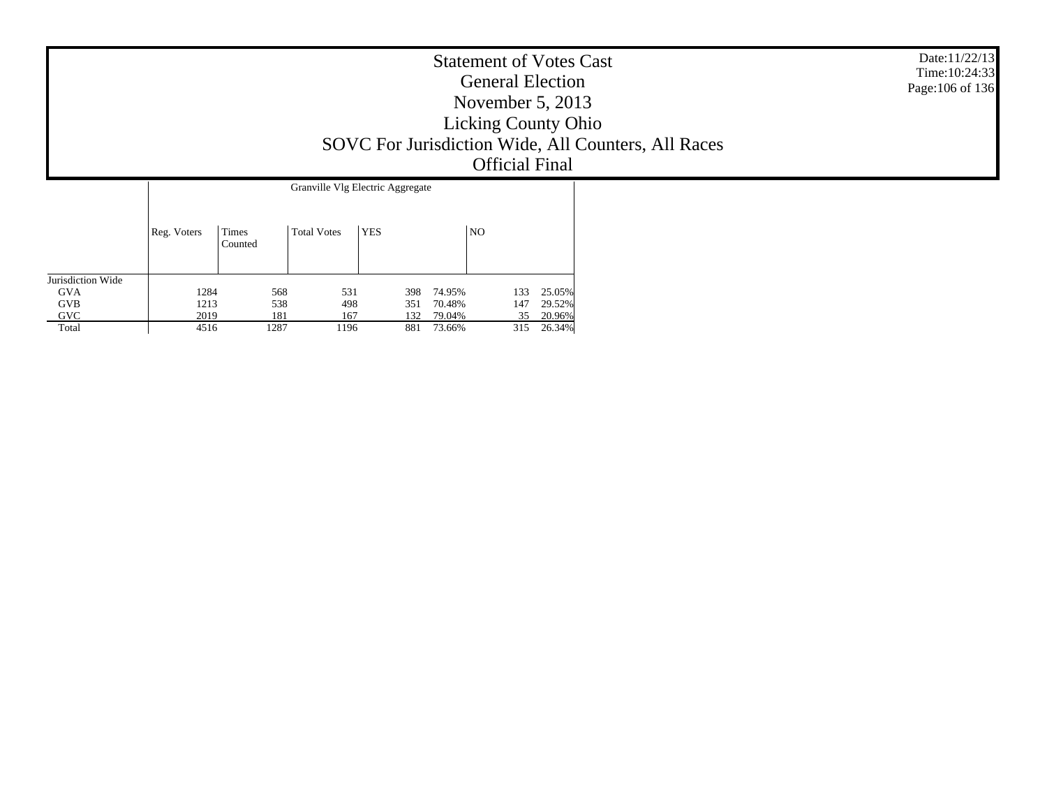# Statement of Votes Cast
## General Election
## November 5, 2013
## Licking County Ohio
## SOVC For Jurisdiction Wide, All Counters, All Races
## Official Final

Date:11/22/13
Time:10:24:33

| | Granville Vlg Electric Aggregate | | | | | | |
|---|---|---|---|---|---|---|---|
| | Reg. Voters | Times Counted | Total Votes | YES | | NO | |
| Jurisdiction Wide | | | | | | | |
| GVA | 1284 | 568 | 531 | 398 | 74.95% | 133 | 25.05% |
| GVB | 1213 | 538 | 498 | 351 | 70.48% | 147 | 29.52% |
| GVC | 2019 | 181 | 167 | 132 | 79.04% | 35 | 20.96% |
| Total | 4516 | 1287 | 1196 | 881 | 73.66% | 315 | 26.34% |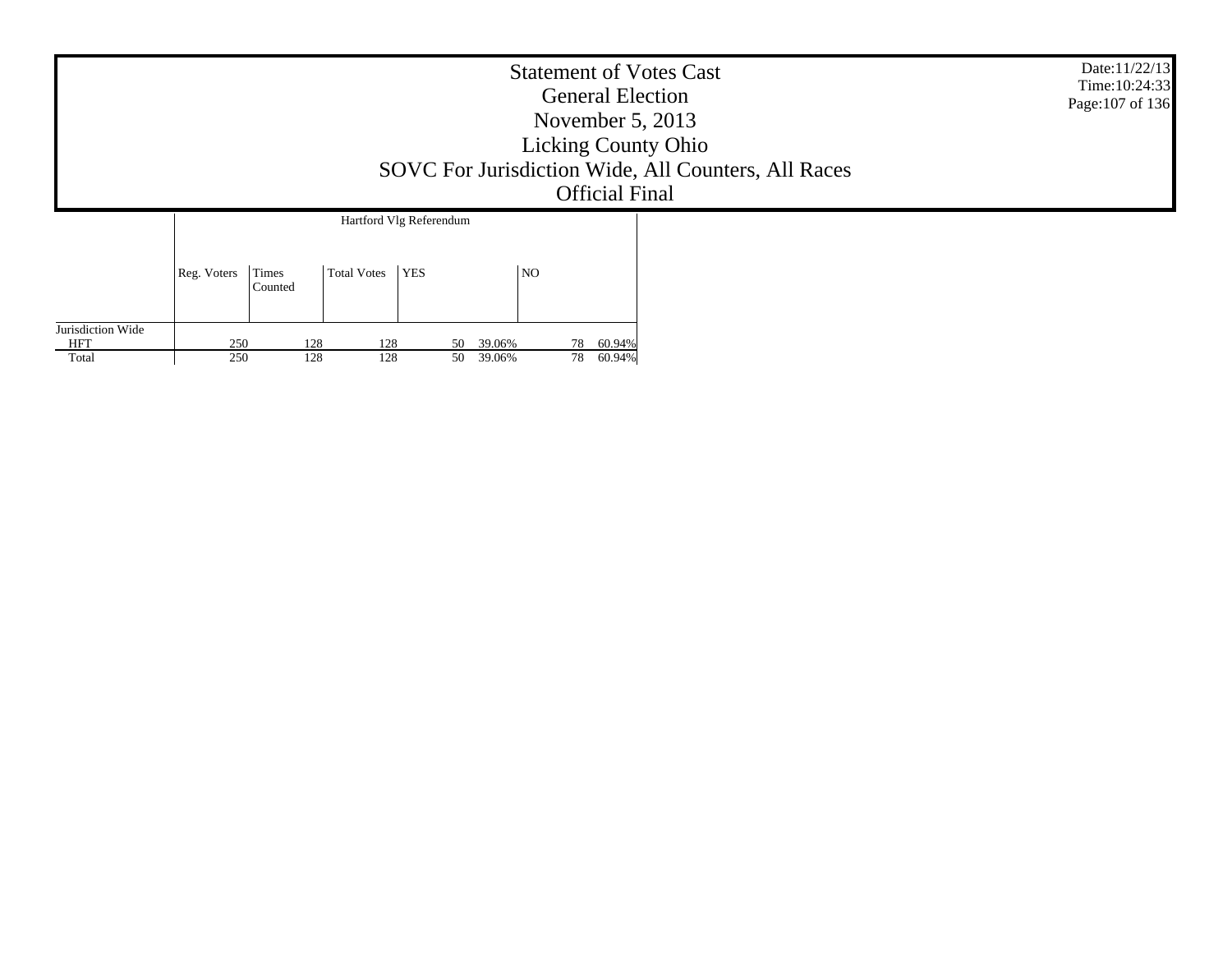# Statement of Votes Cast
## General Election
## November 5, 2013
## Licking County Ohio
## SOVC For Jurisdiction Wide, All Counters, All Races
## Official Final

Date:11/22/13
Time:10:24:33

| | Hartford Vlg Referendum | | | | | | |
|---|---|---|---|---|---|---|---|
| | Reg. Voters | Times Counted | Total Votes | YES | | NO | |
| Jurisdiction Wide | | | | | | | |
| HFT | 250 | 128 | 128 | 50 | 39.06% | 78 | 60.94% |
| Total | 250 | 128 | 128 | 50 | 39.06% | 78 | 60.94% |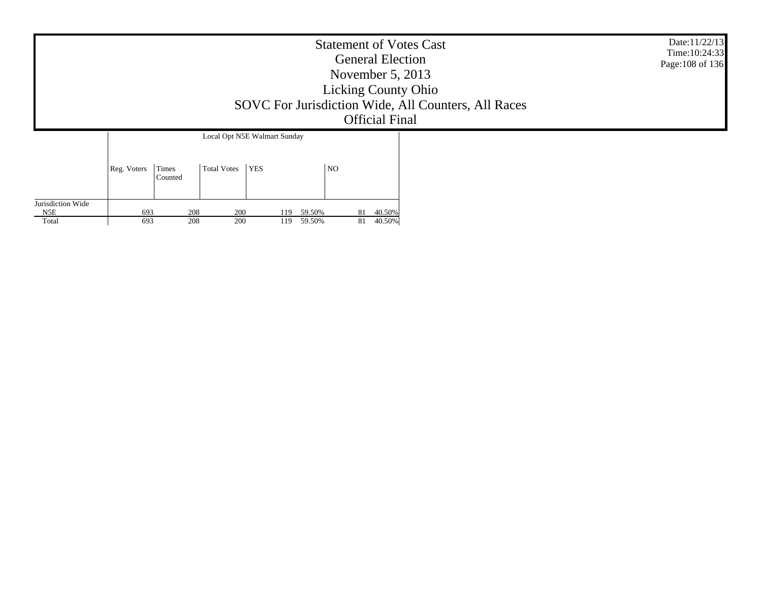# Statement of Votes Cast
## General Election
## November 5, 2013
## Licking County Ohio
## SOVC For Jurisdiction Wide, All Counters, All Races
## Official Final

Date:11/22/13
Time:10:24:33

| | Local Opt N5E Walmart Sunday | | | | | | |
|---|---|---|---|---|---|---|---|
| | Reg. Voters | Times Counted | Total Votes | YES | | NO | |
| Jurisdiction Wide | | | | | | | |
| N5E | 693 | 208 | 200 | 119 | 59.50% | 81 | 40.50% |
| Total | 693 | 208 | 200 | 119 | 59.50% | 81 | 40.50% |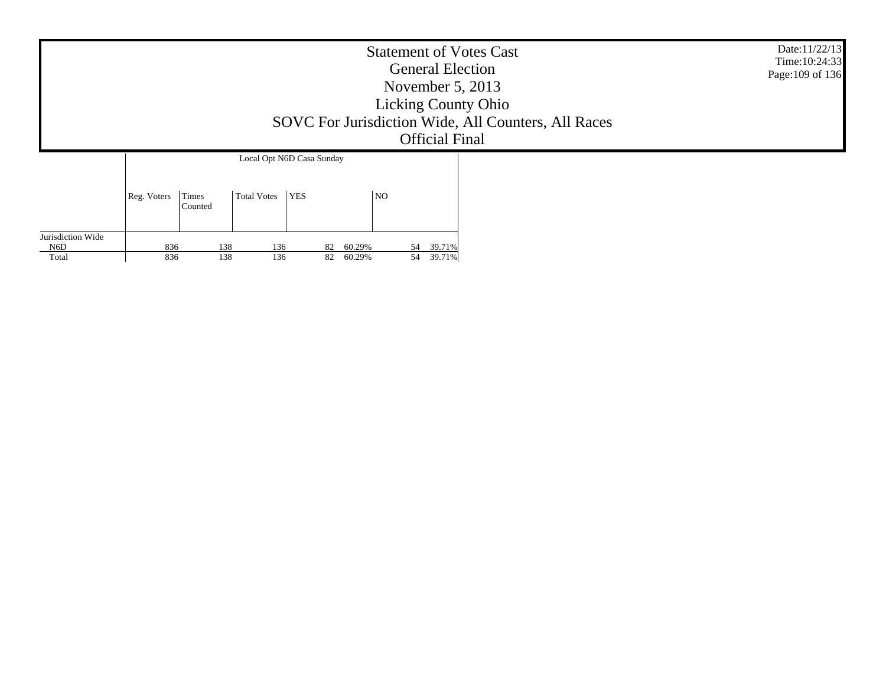# Statement of Votes Cast
## General Election
## November 5, 2013
## Licking County Ohio
## SOVC For Jurisdiction Wide, All Counters, All Races
## Official Final

Date:11/22/13
Time:10:24:33

| | Local Opt N6D Casa Sunday | | | | | | |
|---|---|---|---|---|---|---|---|
| | Reg. Voters | Times Counted | Total Votes | YES | | NO | |
| Jurisdiction Wide | | | | | | | |
| N6D | 836 | 138 | 136 | 82 | 60.29% | 54 | 39.71% |
| Total | 836 | 138 | 136 | 82 | 60.29% | 54 | 39.71% |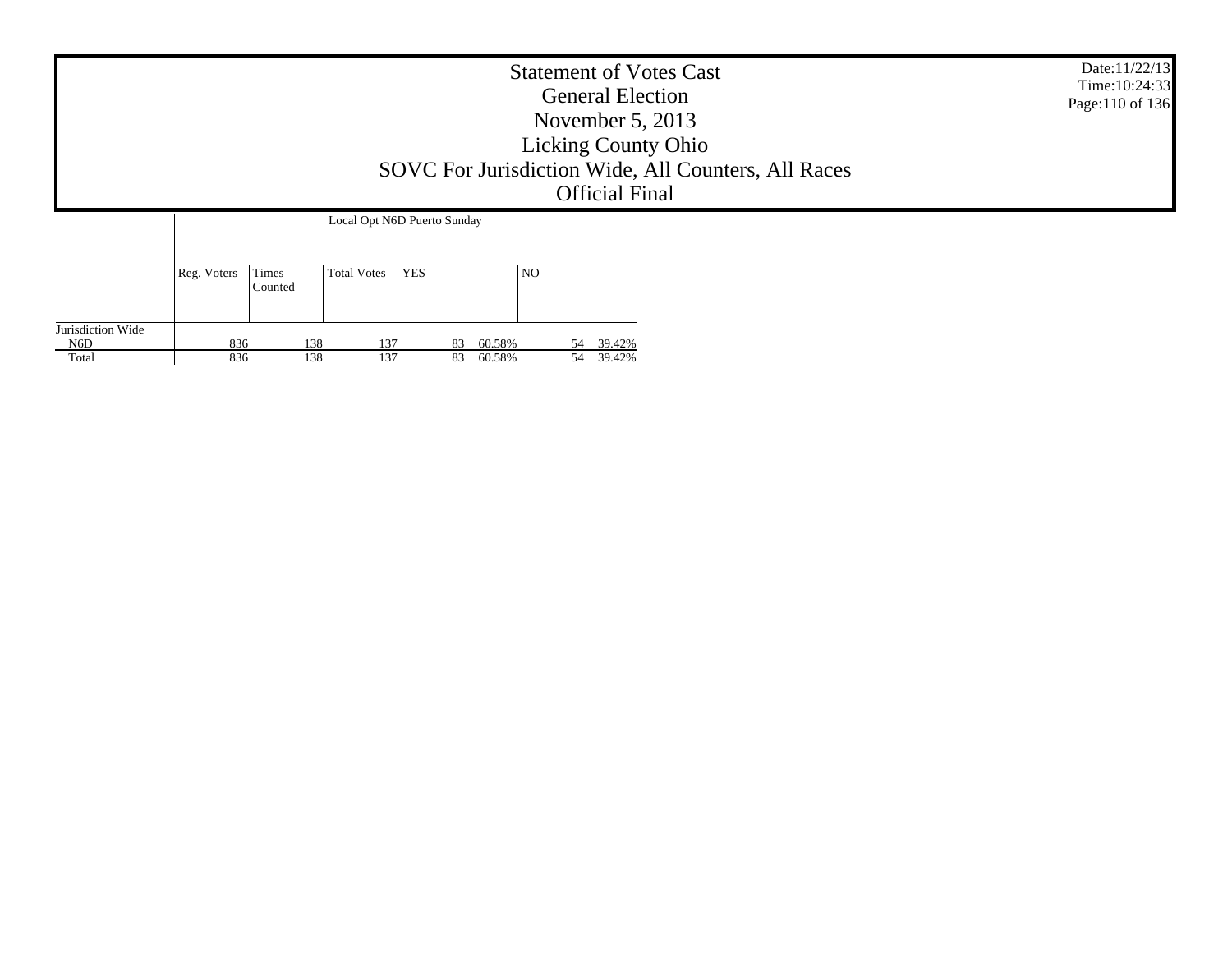# Statement of Votes Cast
## General Election
## November 5, 2013
## Licking County Ohio
## SOVC For Jurisdiction Wide, All Counters, All Races
## Official Final

Date:11/22/13
Time:10:24:33

| | Local Opt N6D Puerto Sunday | | | | | | |
|---|---|---|---|---|---|---|---|
| | Reg. Voters | Times Counted | Total Votes | YES | | NO | |
| Jurisdiction Wide | | | | | | | |
| N6D | 836 | 138 | 137 | 83 | 60.58% | 54 | 39.42% |
| Total | 836 | 138 | 137 | 83 | 60.58% | 54 | 39.42% |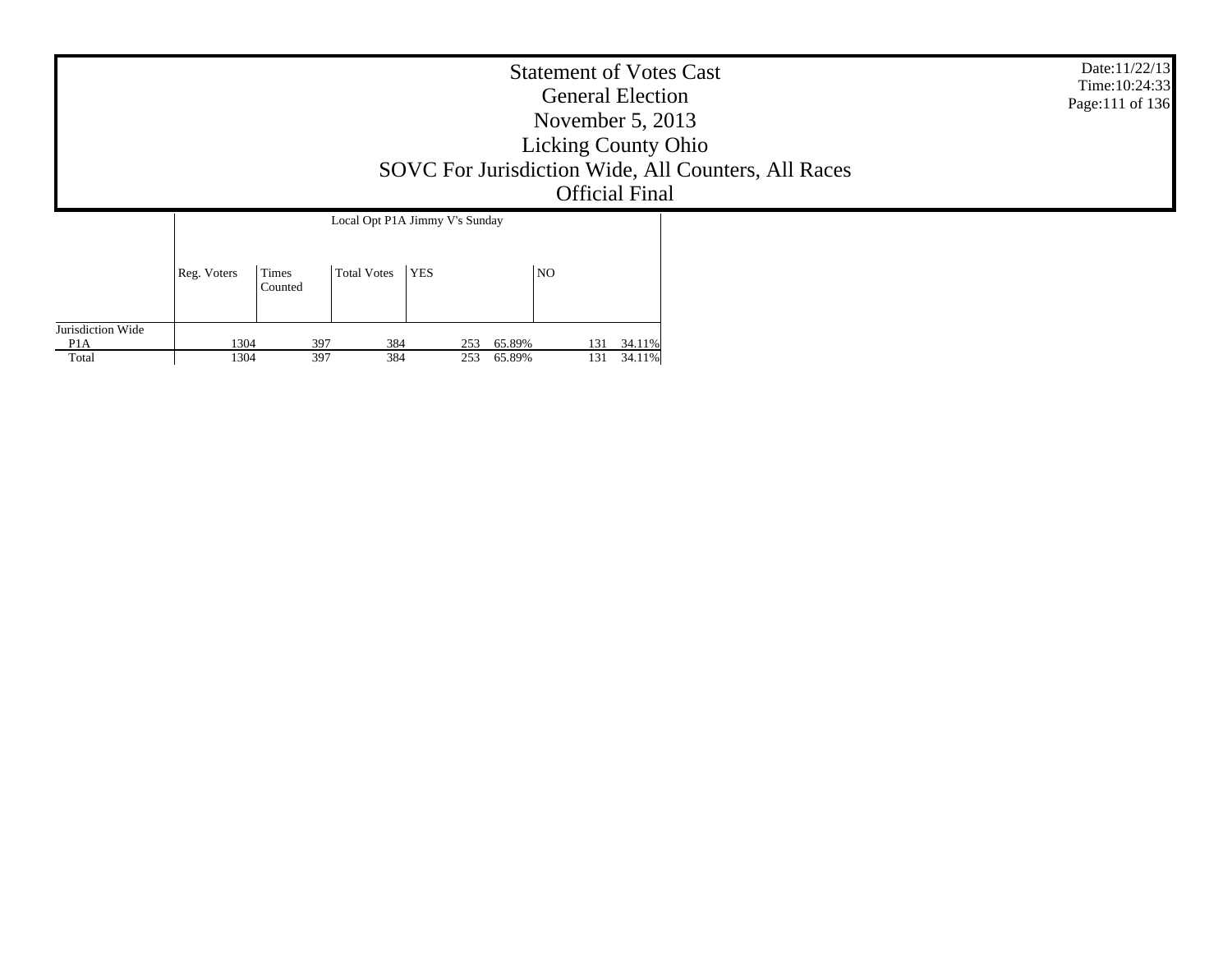# Statement of Votes Cast
## General Election
## November 5, 2013
## Licking County Ohio
## SOVC For Jurisdiction Wide, All Counters, All Races
## Official Final

Date:11/22/13
Time:10:24:33

| | Local Opt P1A Jimmy V's Sunday | | | | | | |
|---|---|---|---|---|---|---|---|
| | Reg. Voters | Times Counted | Total Votes | YES | | NO | |
| Jurisdiction Wide | | | | | | | |
| P1A | 1304 | 397 | 384 | 253 | 65.89% | 131 | 34.11% |
| Total | 1304 | 397 | 384 | 253 | 65.89% | 131 | 34.11% |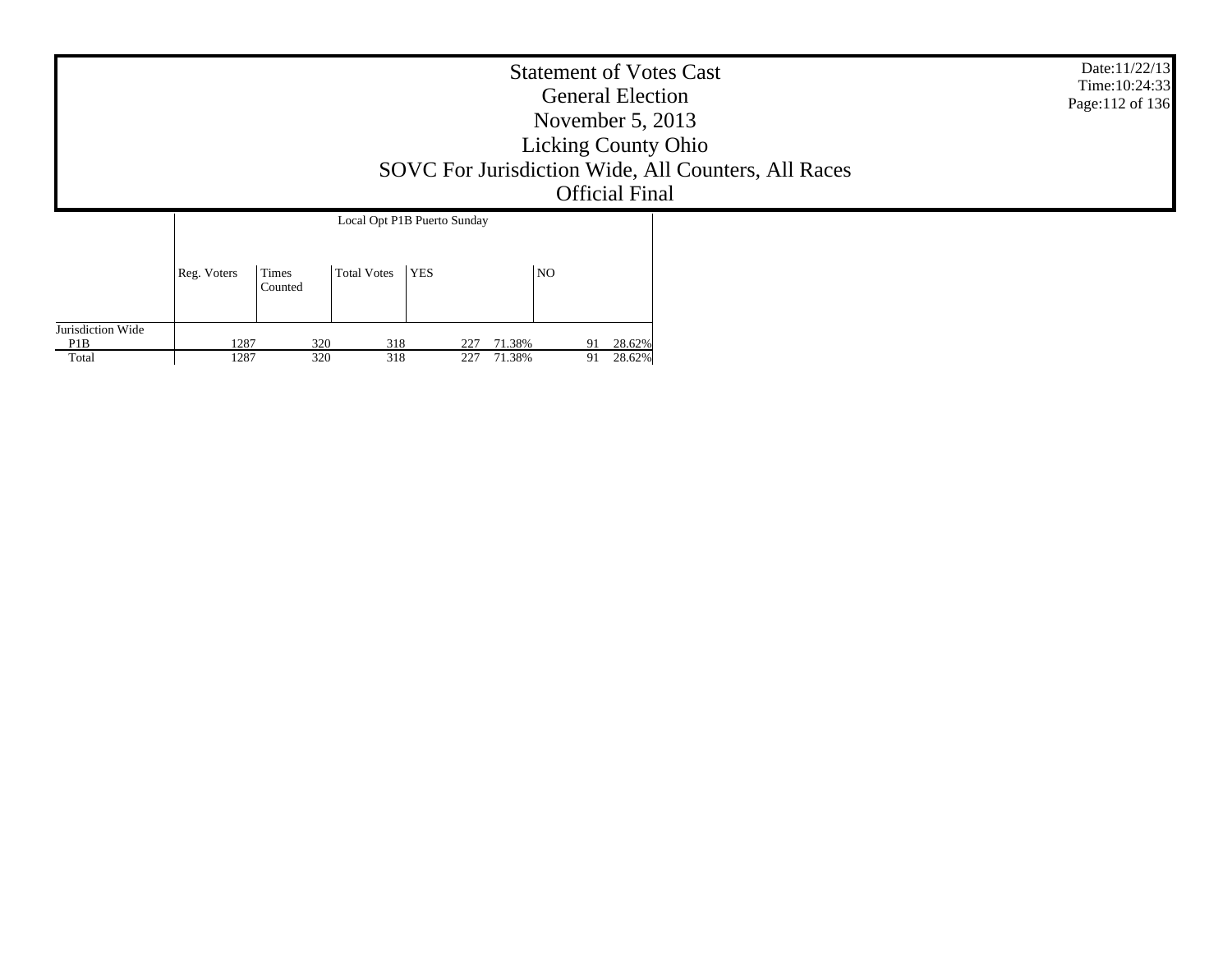# Statement of Votes Cast
## General Election
## November 5, 2013
## Licking County Ohio
## SOVC For Jurisdiction Wide, All Counters, All Races
## Official Final

Date:11/22/13
Time:10:24:33

| | Local Opt P1B Puerto Sunday | | | | | | |
|---|---|---|---|---|---|---|---|
| | Reg. Voters | Times Counted | Total Votes | YES | | NO | |
| Jurisdiction Wide | | | | | | | |
| P1B | 1287 | 320 | 318 | 227 | 71.38% | 91 | 28.62% |
| Total | 1287 | 320 | 318 | 227 | 71.38% | 91 | 28.62% |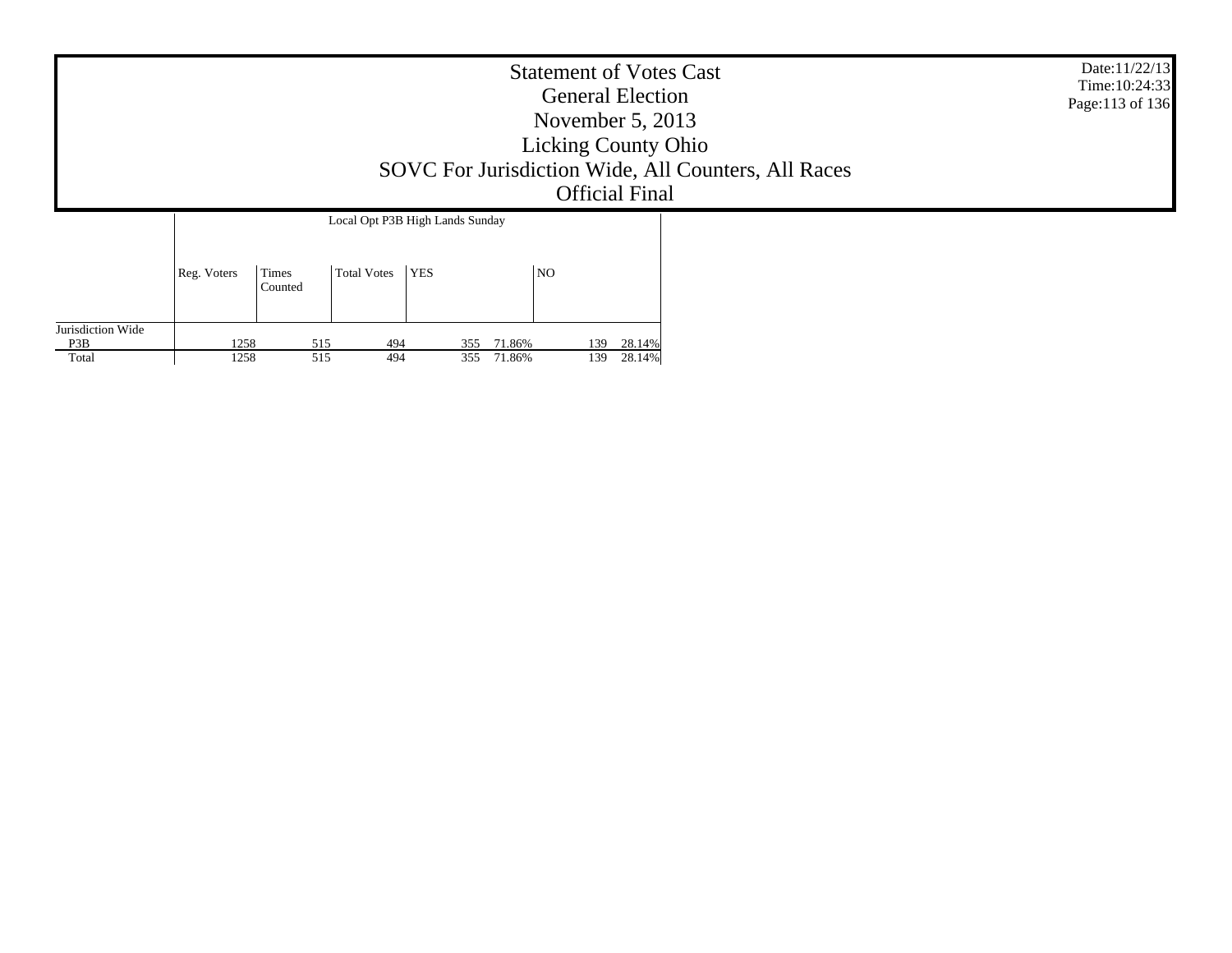# Statement of Votes Cast
## General Election
## November 5, 2013
## Licking County Ohio
## SOVC For Jurisdiction Wide, All Counters, All Races
## Official Final

Date:11/22/13
Time:10:24:33

| | Local Opt P3B High Lands Sunday | | | | | | |
|---|---|---|---|---|---|---|---|
| | Reg. Voters | Times Counted | Total Votes | YES | | NO | |
| Jurisdiction Wide | | | | | | | |
| P3B | 1258 | 515 | 494 | 355 | 71.86% | 139 | 28.14% |
| Total | 1258 | 515 | 494 | 355 | 71.86% | 139 | 28.14% |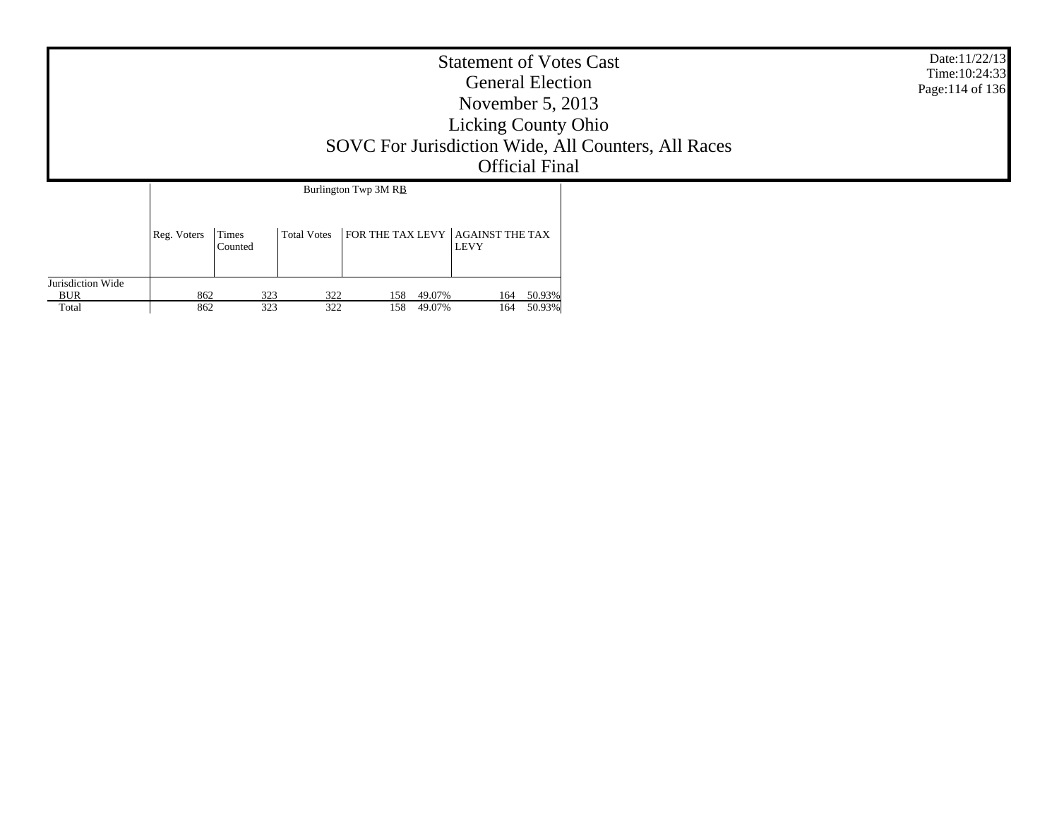# Statement of Votes Cast

## General Election

## November 5, 2013

## Licking County Ohio

## SOVC For Jurisdiction Wide, All Counters, All Races

## Official Final

Date:11/22/13
Time:10:24:33

| | Burlington Twp 3M RB | | | | | | |
|---|---|---|---|---|---|---|---|
| | Reg. Voters | Times Counted | Total Votes | FOR THE TAX LEVY | | AGAINST THE TAX LEVY | |
| Jurisdiction Wide | | | | | | | |
| BUR | 862 | 323 | 322 | 158 | 49.07% | 164 | 50.93% |
| Total | 862 | 323 | 322 | 158 | 49.07% | 164 | 50.93% |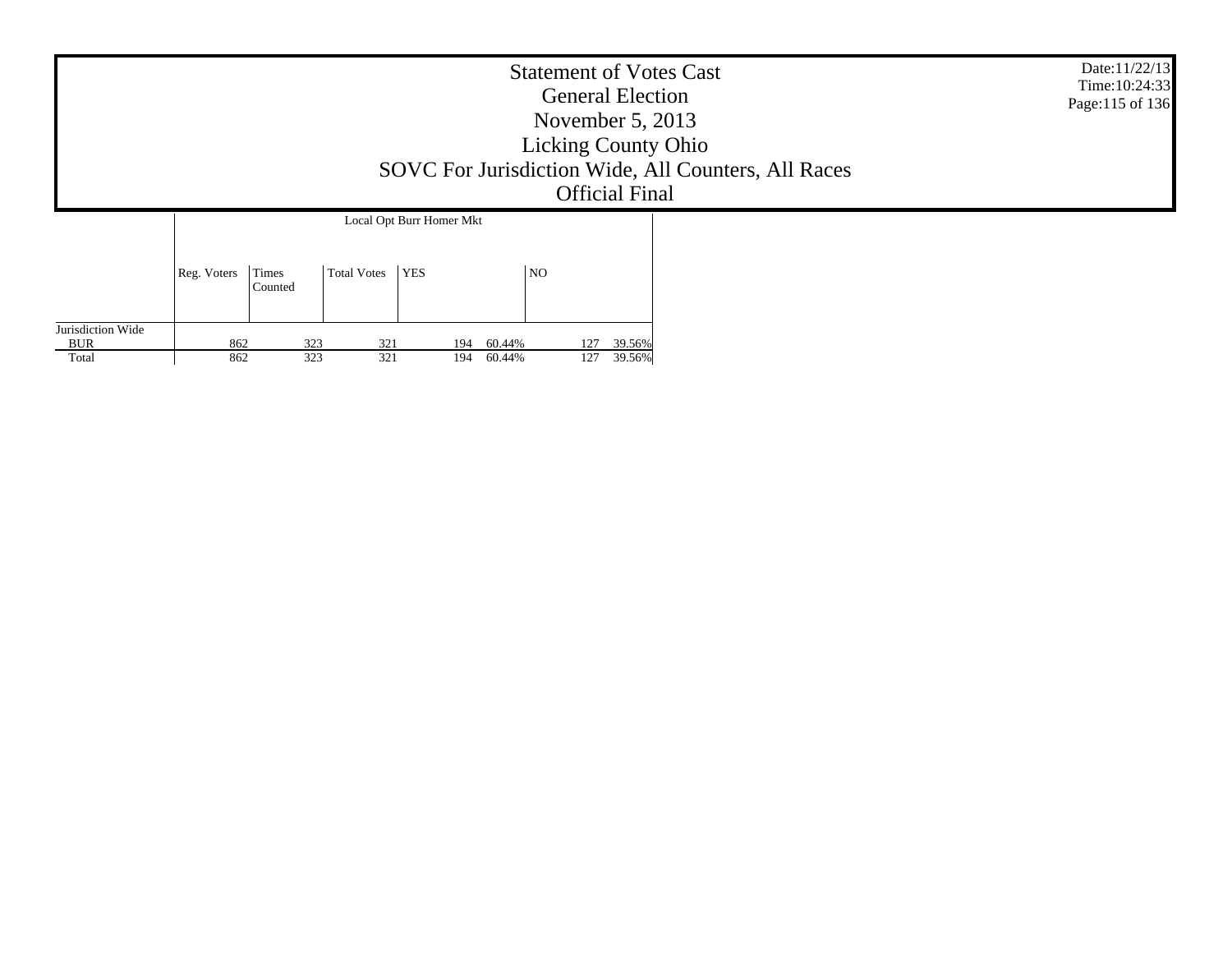# Statement of Votes Cast
## General Election
## November 5, 2013
## Licking County Ohio
## SOVC For Jurisdiction Wide, All Counters, All Races
## Official Final

Date:11/22/13
Time:10:24:33

| | Local Opt Burr Homer Mkt | | | | | | |
|---|---|---|---|---|---|---|---|
| | Reg. Voters | Times Counted | Total Votes | YES | | NO | |
| Jurisdiction Wide | | | | | | | |
| BUR | 862 | 323 | 321 | 194 | 60.44% | 127 | 39.56% |
| Total | 862 | 323 | 321 | 194 | 60.44% | 127 | 39.56% |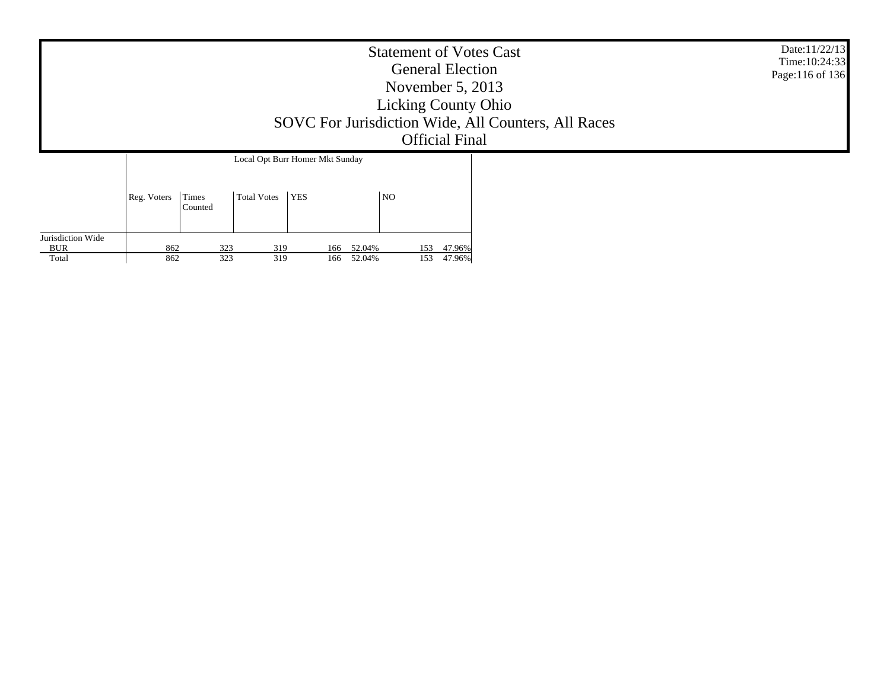# Statement of Votes Cast
## General Election
## November 5, 2013
## Licking County Ohio
## SOVC For Jurisdiction Wide, All Counters, All Races
## Official Final

Date:11/22/13
Time:10:24:33

| | Local Opt Burr Homer Mkt Sunday | | | | | | |
|---|---|---|---|---|---|---|---|
| | Reg. Voters | Times Counted | Total Votes | YES | | NO | |
| Jurisdiction Wide | | | | | | | |
| BUR | 862 | 323 | 319 | 166 | 52.04% | 153 | 47.96% |
| Total | 862 | 323 | 319 | 166 | 52.04% | 153 | 47.96% |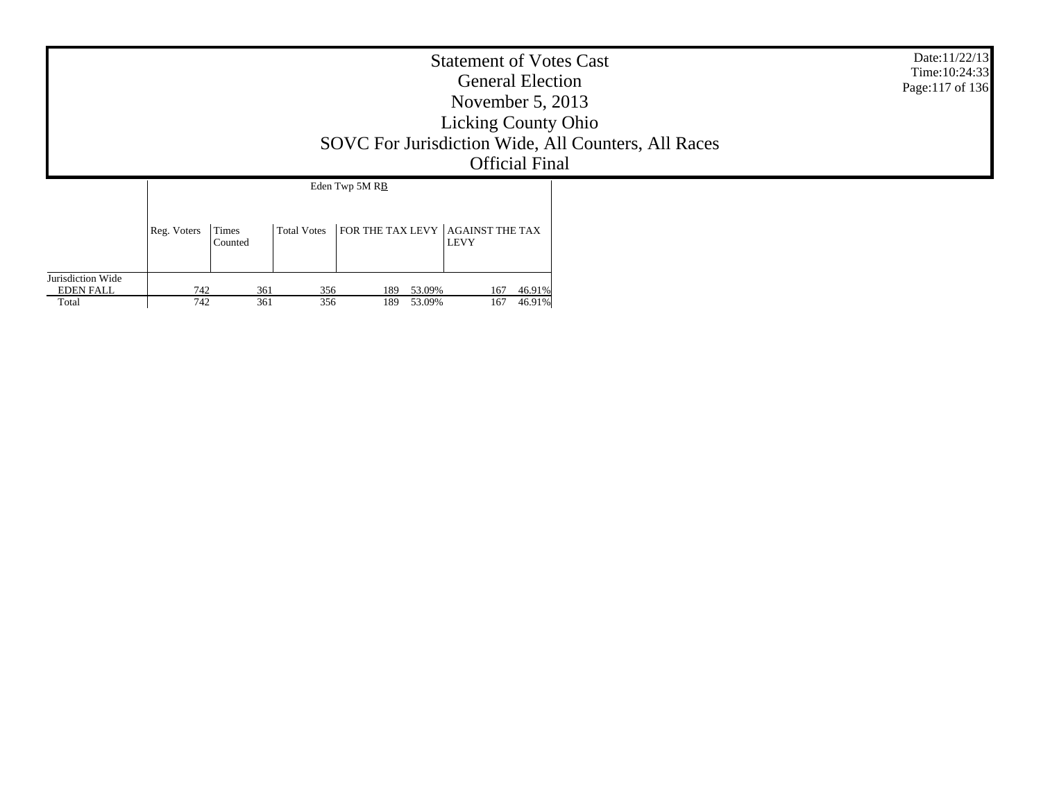# Statement of Votes Cast
## General Election
## November 5, 2013
## Licking County Ohio
## SOVC For Jurisdiction Wide, All Counters, All Races
## Official Final

Date:11/22/13
Time:10:24:33

| | Eden Twp 5M RB | | | | | | |
|---|---|---|---|---|---|---|---|
| | Reg. Voters | Times Counted | Total Votes | FOR THE TAX LEVY | | AGAINST THE TAX LEVY | |
| Jurisdiction Wide | | | | | | | |
| EDEN FALL | 742 | 361 | 356 | 189 | 53.09% | 167 | 46.91% |
| Total | 742 | 361 | 356 | 189 | 53.09% | 167 | 46.91% |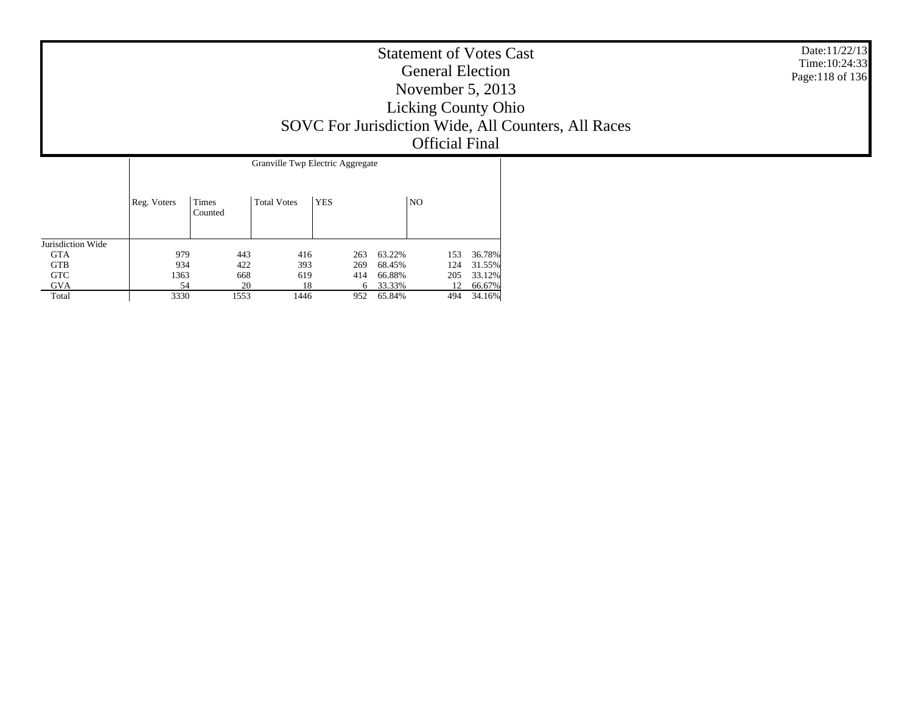# Statement of Votes Cast
## General Election
## November 5, 2013
## Licking County Ohio
## SOVC For Jurisdiction Wide, All Counters, All Races
## Official Final

Date:11/22/13
Time:10:24:33

| | Granville Twp Electric Aggregate | | | | | | |
|---|---|---|---|---|---|---|---|
| | Reg. Voters | Times Counted | Total Votes | YES | | NO | |
| Jurisdiction Wide | | | | | | | |
| GTA | 979 | 443 | 416 | 263 | 63.22% | 153 | 36.78% |
| GTB | 934 | 422 | 393 | 269 | 68.45% | 124 | 31.55% |
| GTC | 1363 | 668 | 619 | 414 | 66.88% | 205 | 33.12% |
| GVA | 54 | 20 | 18 | 6 | 33.33% | 12 | 66.67% |
| Total | 3330 | 1553 | 1446 | 952 | 65.84% | 494 | 34.16% |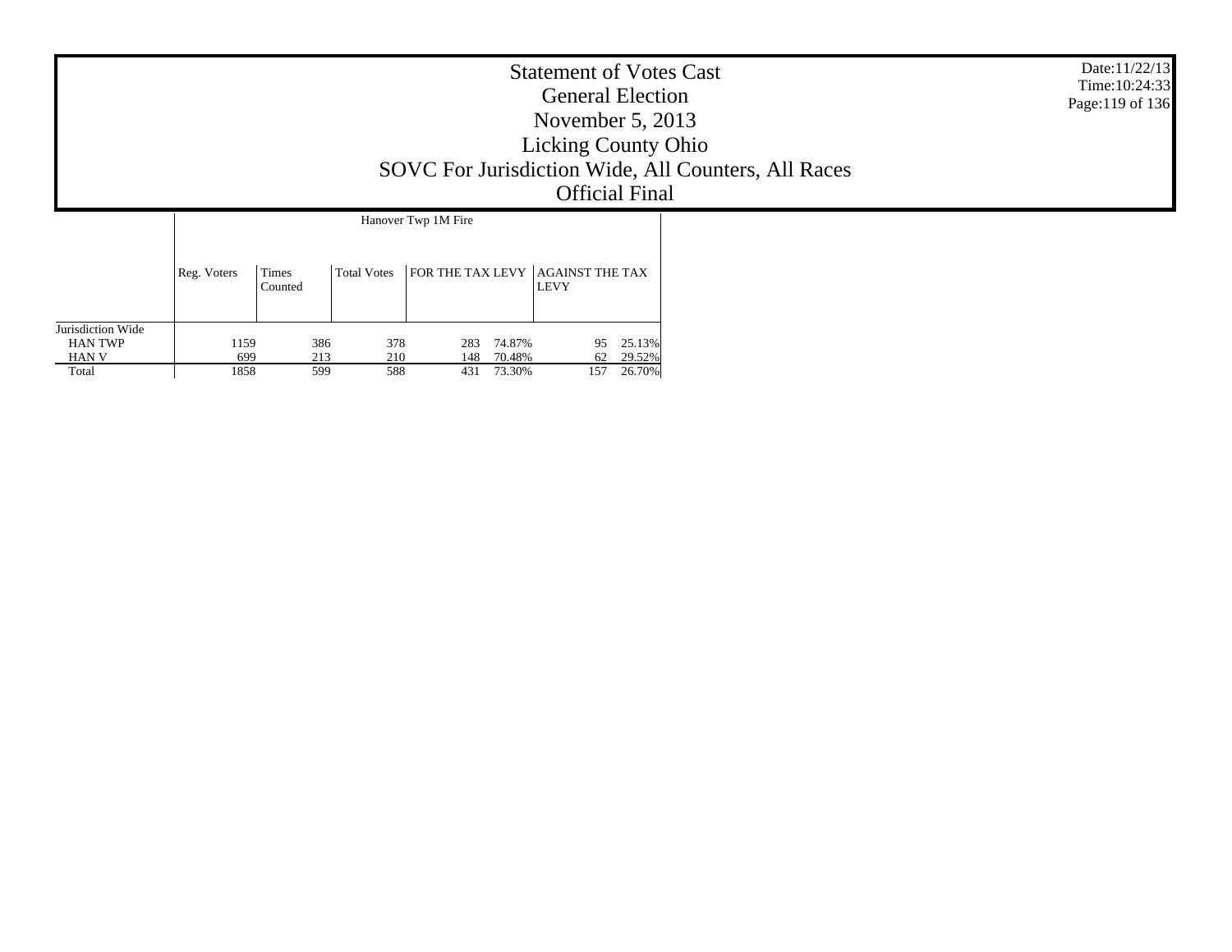# Statement of Votes Cast
## General Election
## November 5, 2013
## Licking County Ohio
## SOVC For Jurisdiction Wide, All Counters, All Races
## Official Final

| | Hanover Twp 1M Fire | | | | | | |
|---|---|---|---|---|---|---|---|
| | Reg. Voters | Times Counted | Total Votes | FOR THE TAX LEVY | | AGAINST THE TAX LEVY | |
| Jurisdiction Wide | | | | | | | |
| HAN TWP | 1159 | 386 | 378 | 283 | 74.87% | 95 | 25.13% |
| HAN V | 699 | 213 | 210 | 148 | 70.48% | 62 | 29.52% |
| Total | 1858 | 599 | 588 | 431 | 73.30% | 157 | 26.70% |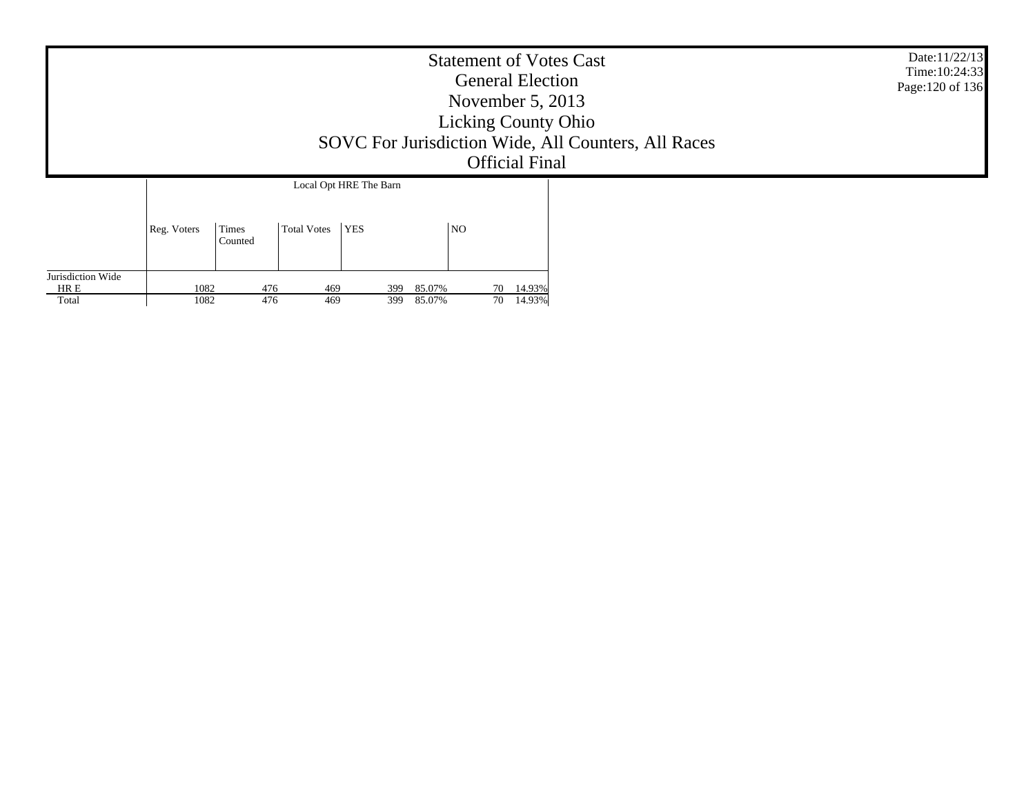# Statement of Votes Cast
## General Election
## November 5, 2013
## Licking County Ohio
## SOVC For Jurisdiction Wide, All Counters, All Races
## Official Final

Date:11/22/13
Time:10:24:33

| | Local Opt HRE The Barn | | | | | | |
|---|---|---|---|---|---|---|---|
| | Reg. Voters | Times Counted | Total Votes | YES | | NO | |
| Jurisdiction Wide | | | | | | | |
| HR E | 1082 | 476 | 469 | 399 | 85.07% | 70 | 14.93% |
| Total | 1082 | 476 | 469 | 399 | 85.07% | 70 | 14.93% |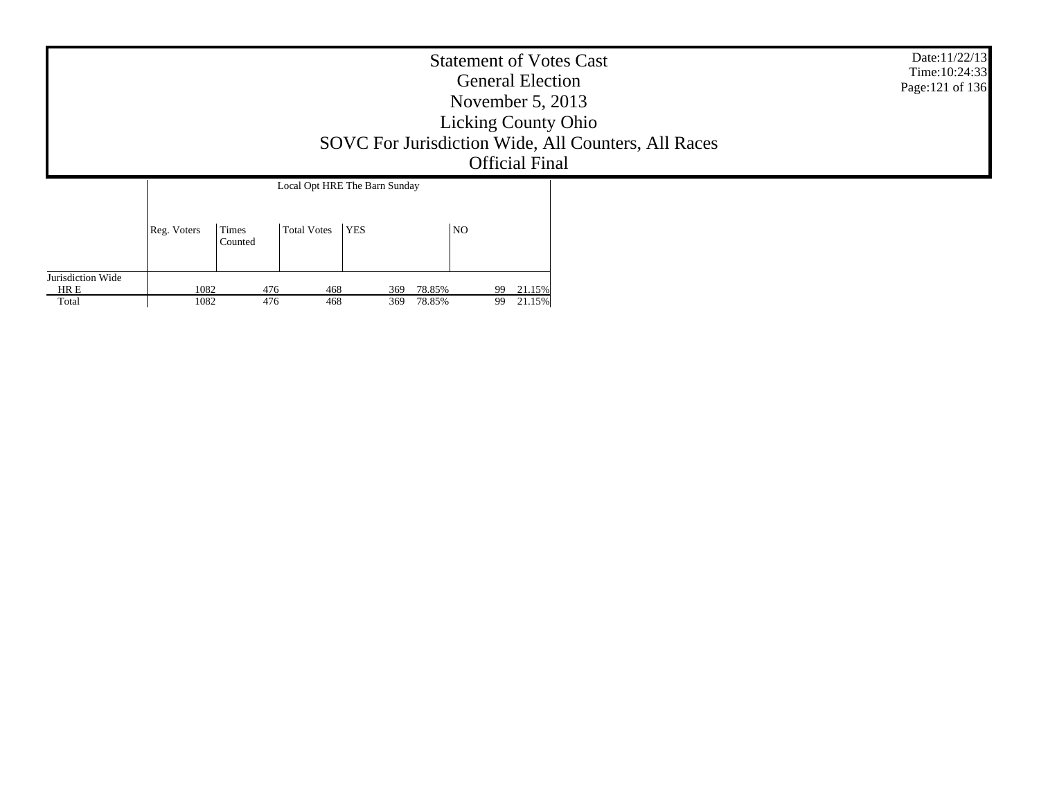# Statement of Votes Cast
## General Election
## November 5, 2013
## Licking County Ohio
## SOVC For Jurisdiction Wide, All Counters, All Races
## Official Final

Date:11/22/13
Time:10:24:33

| | Local Opt HRE The Barn Sunday | | | | | | |
|---|---|---|---|---|---|---|---|
| | Reg. Voters | Times Counted | Total Votes | YES | | NO | |
| Jurisdiction Wide | | | | | | | |
| HR E | 1082 | 476 | 468 | 369 | 78.85% | 99 | 21.15% |
| Total | 1082 | 476 | 468 | 369 | 78.85% | 99 | 21.15% |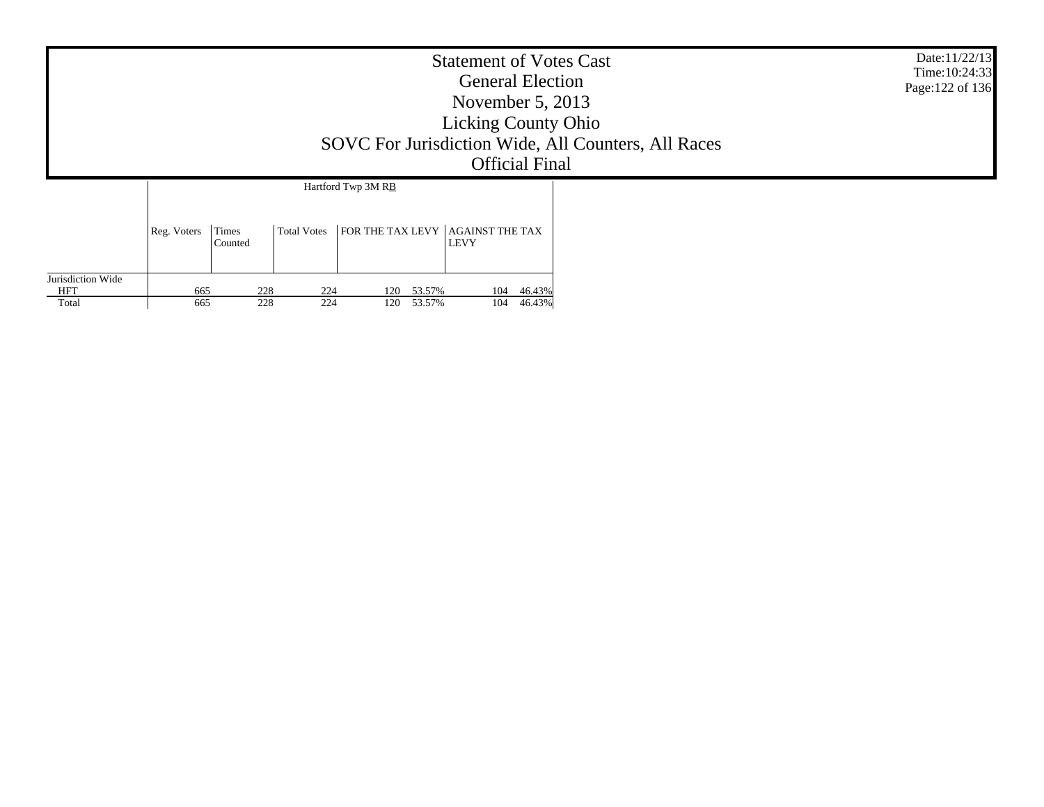# Statement of Votes Cast
## General Election
## November 5, 2013
## Licking County Ohio
## SOVC For Jurisdiction Wide, All Counters, All Races
## Official Final

Date:11/22/13
Time:10:24:33

| | Hartford Twp 3M RB | | | | | | |
|---|---|---|---|---|---|---|---|
| | Reg. Voters | Times Counted | Total Votes | FOR THE TAX LEVY | | AGAINST THE TAX LEVY | |
| Jurisdiction Wide | | | | | | | |
| HFT | 665 | 228 | 224 | 120 | 53.57% | 104 | 46.43% |
| Total | 665 | 228 | 224 | 120 | 53.57% | 104 | 46.43% |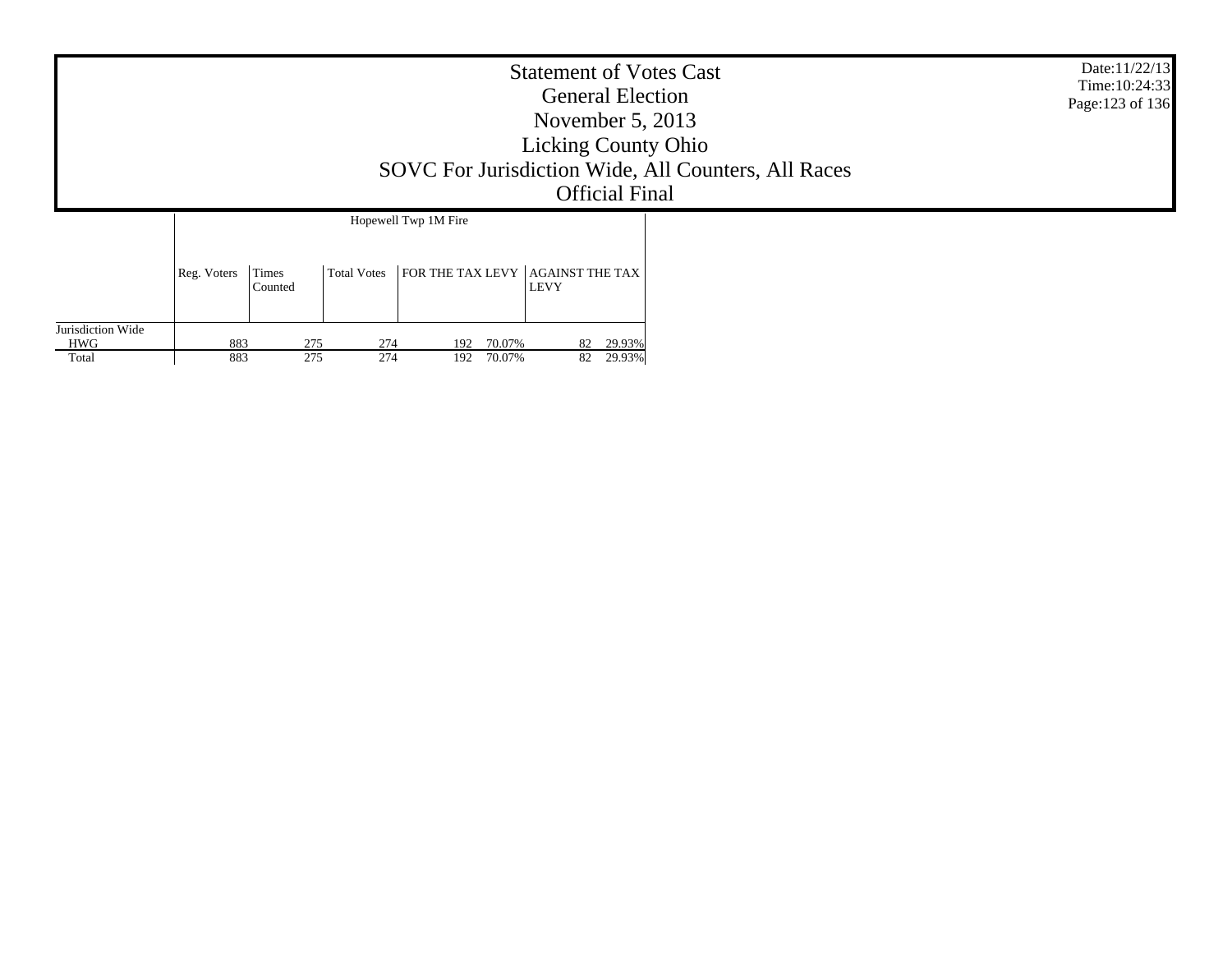# Statement of Votes Cast
## General Election
## November 5, 2013
## Licking County Ohio
## SOVC For Jurisdiction Wide, All Counters, All Races
## Official Final

Date:11/22/13
Time:10:24:33

| | Hopewell Twp 1M Fire | | | | | | |
|---|---|---|---|---|---|---|---|
| | Reg. Voters | Times Counted | Total Votes | FOR THE TAX LEVY | | AGAINST THE TAX LEVY | |
| Jurisdiction Wide | | | | | | | |
| HWG | 883 | 275 | 274 | 192 | 70.07% | 82 | 29.93% |
| Total | 883 | 275 | 274 | 192 | 70.07% | 82 | 29.93% |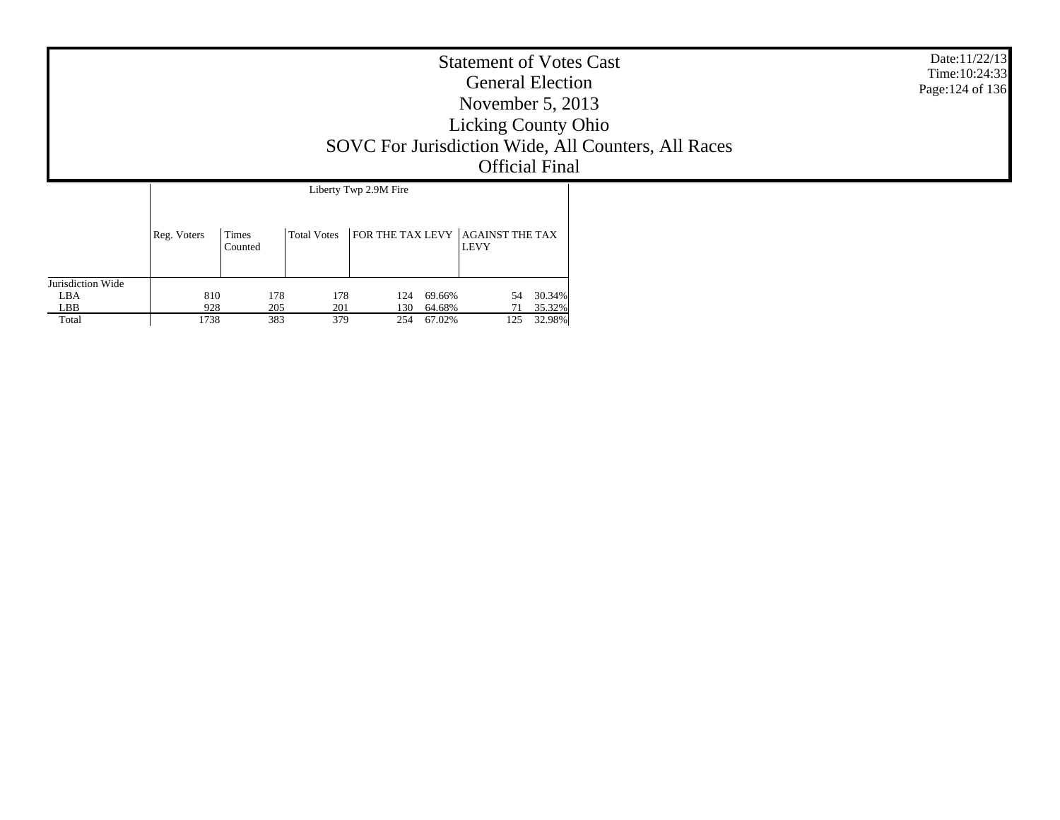# Statement of Votes Cast
## General Election
## November 5, 2013
## Licking County Ohio
## SOVC For Jurisdiction Wide, All Counters, All Races
## Official Final

Date:11/22/13
Time:10:24:33

| | Liberty Twp 2.9M Fire | | | | | | |
|---|---|---|---|---|---|---|---|
| | Reg. Voters | Times Counted | Total Votes | FOR THE TAX LEVY | | AGAINST THE TAX LEVY | |
| Jurisdiction Wide | | | | | | | |
| LBA | 810 | 178 | 178 | 124 | 69.66% | 54 | 30.34% |
| LBB | 928 | 205 | 201 | 130 | 64.68% | 71 | 35.32% |
| Total | 1738 | 383 | 379 | 254 | 67.02% | 125 | 32.98% |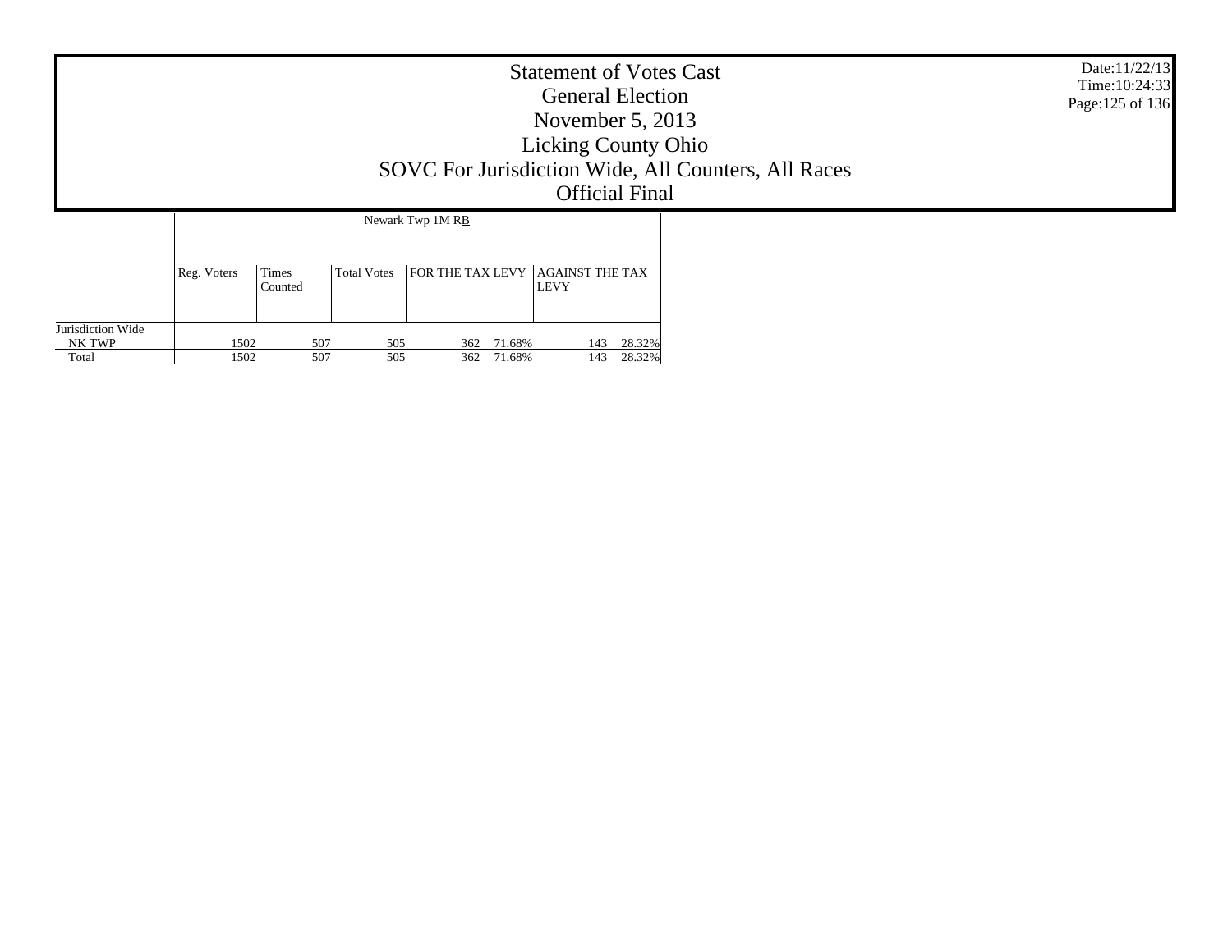# Statement of Votes Cast
## General Election
## November 5, 2013
## Licking County Ohio
## SOVC For Jurisdiction Wide, All Counters, All Races
## Official Final

Date:11/22/13
Time:10:24:33

| | Newark Twp 1M RB | | | | | | |
|---|---|---|---|---|---|---|---|
| | Reg. Voters | Times Counted | Total Votes | FOR THE TAX LEVY | | AGAINST THE TAX LEVY | |
| Jurisdiction Wide | | | | | | | |
| NK TWP | 1502 | 507 | 505 | 362 | 71.68% | 143 | 28.32% |
| Total | 1502 | 507 | 505 | 362 | 71.68% | 143 | 28.32% |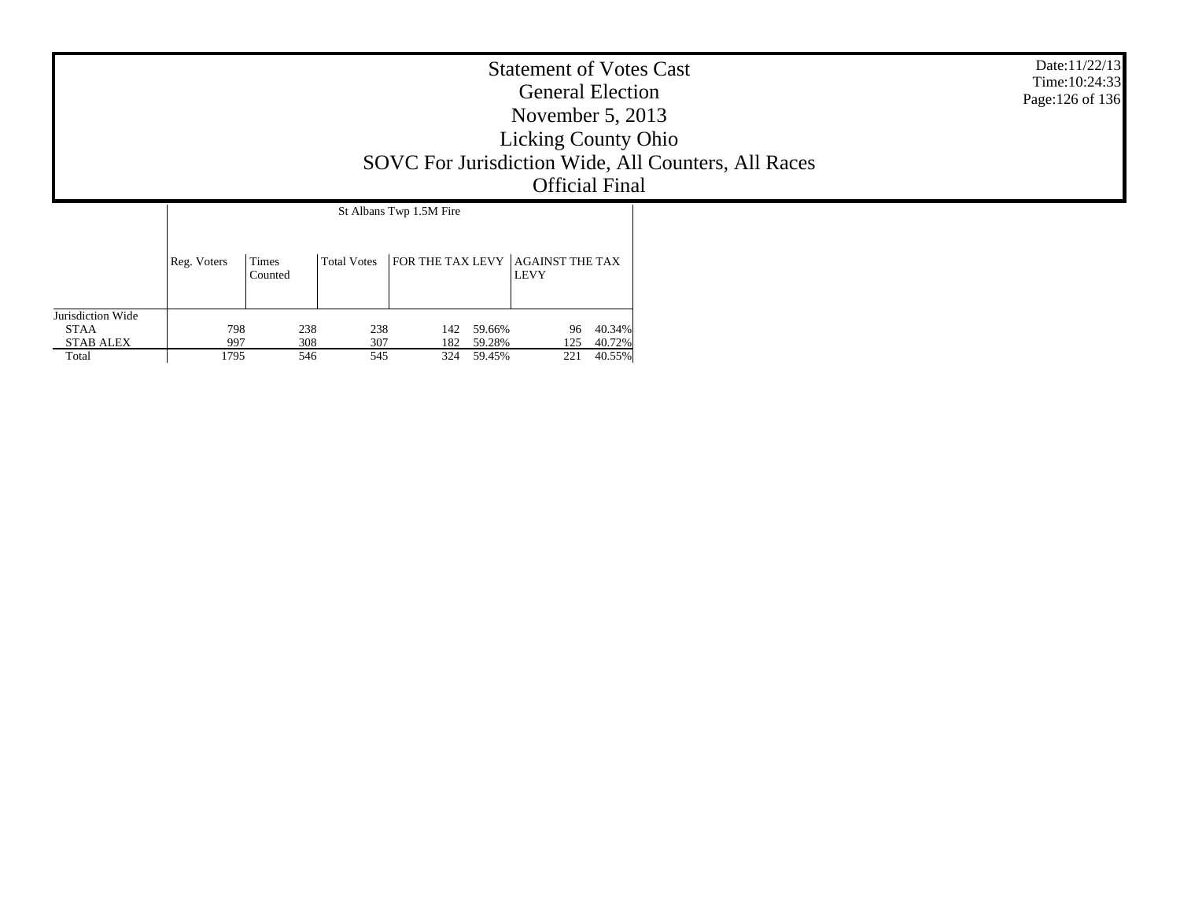# Statement of Votes Cast
## General Election
## November 5, 2013
## Licking County Ohio
## SOVC For Jurisdiction Wide, All Counters, All Races
## Official Final

Date:11/22/13
Time:10:24:33

| | St Albans Twp 1.5M Fire | | | | | | |
|---|---|---|---|---|---|---|---|
| | Reg. Voters | Times Counted | Total Votes | FOR THE TAX LEVY | | AGAINST THE TAX LEVY | |
| Jurisdiction Wide | | | | | | | |
| STAA | 798 | 238 | 238 | 142 | 59.66% | 96 | 40.34% |
| STAB ALEX | 997 | 308 | 307 | 182 | 59.28% | 125 | 40.72% |
| Total | 1795 | 546 | 545 | 324 | 59.45% | 221 | 40.55% |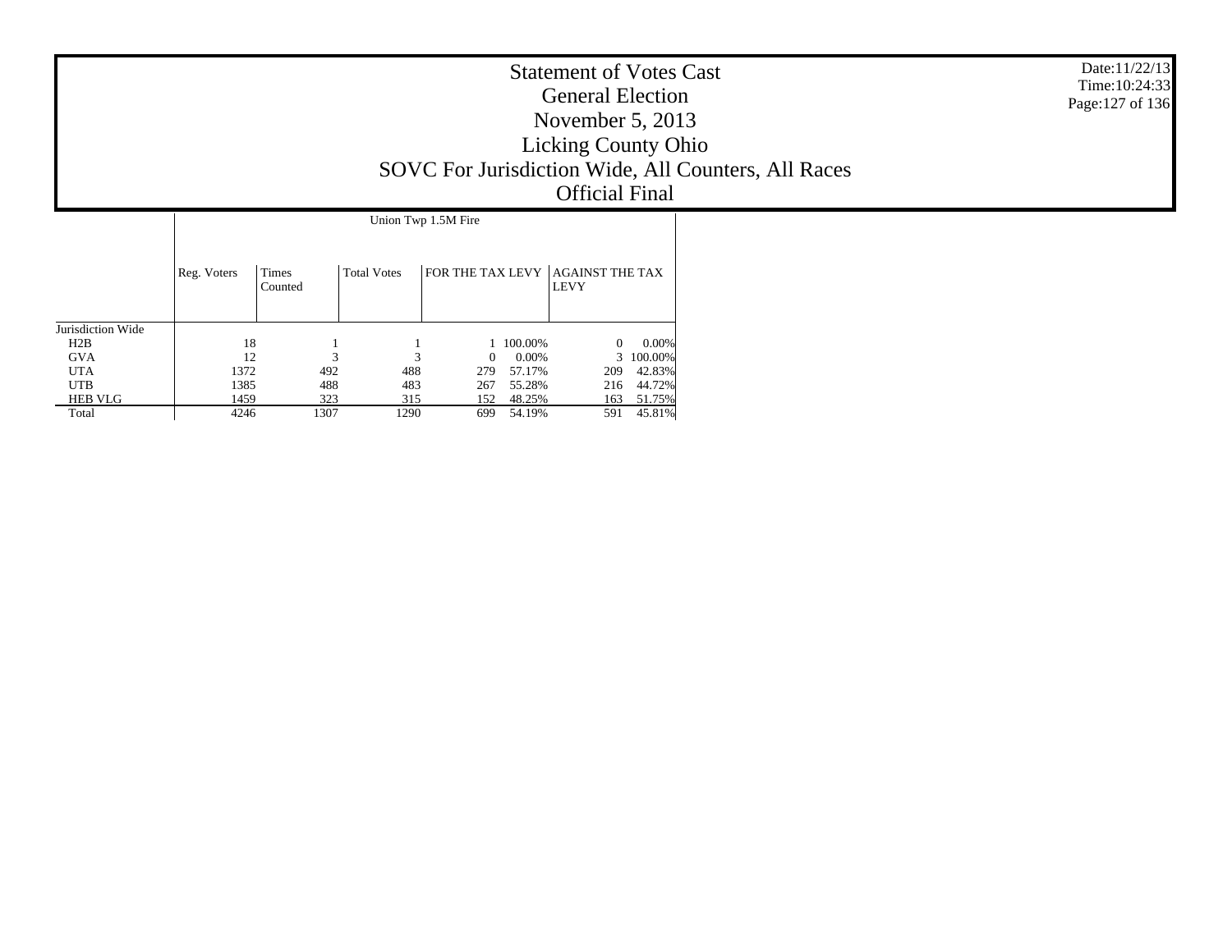# Statement of Votes Cast
## General Election
## November 5, 2013
## Licking County Ohio
## SOVC For Jurisdiction Wide, All Counters, All Races
## Official Final

Date:11/22/13
Time:10:24:33

| | Union Twp 1.5M Fire | | | | | | |
|---|---|---|---|---|---|---|---|
| | Reg. Voters | Times Counted | Total Votes | FOR THE TAX LEVY | | AGAINST THE TAX LEVY | |
| Jurisdiction Wide | | | | | | | |
| H2B | 18 | 1 | 1 | 1 | 100.00% | 0 | 0.00% |
| GVA | 12 | 3 | 3 | 0 | 0.00% | 3 | 100.00% |
| UTA | 1372 | 492 | 488 | 279 | 57.17% | 209 | 42.83% |
| UTB | 1385 | 488 | 483 | 267 | 55.28% | 216 | 44.72% |
| HEB VLG | 1459 | 323 | 315 | 152 | 48.25% | 163 | 51.75% |
| Total | 4246 | 1307 | 1290 | 699 | 54.19% | 591 | 45.81% |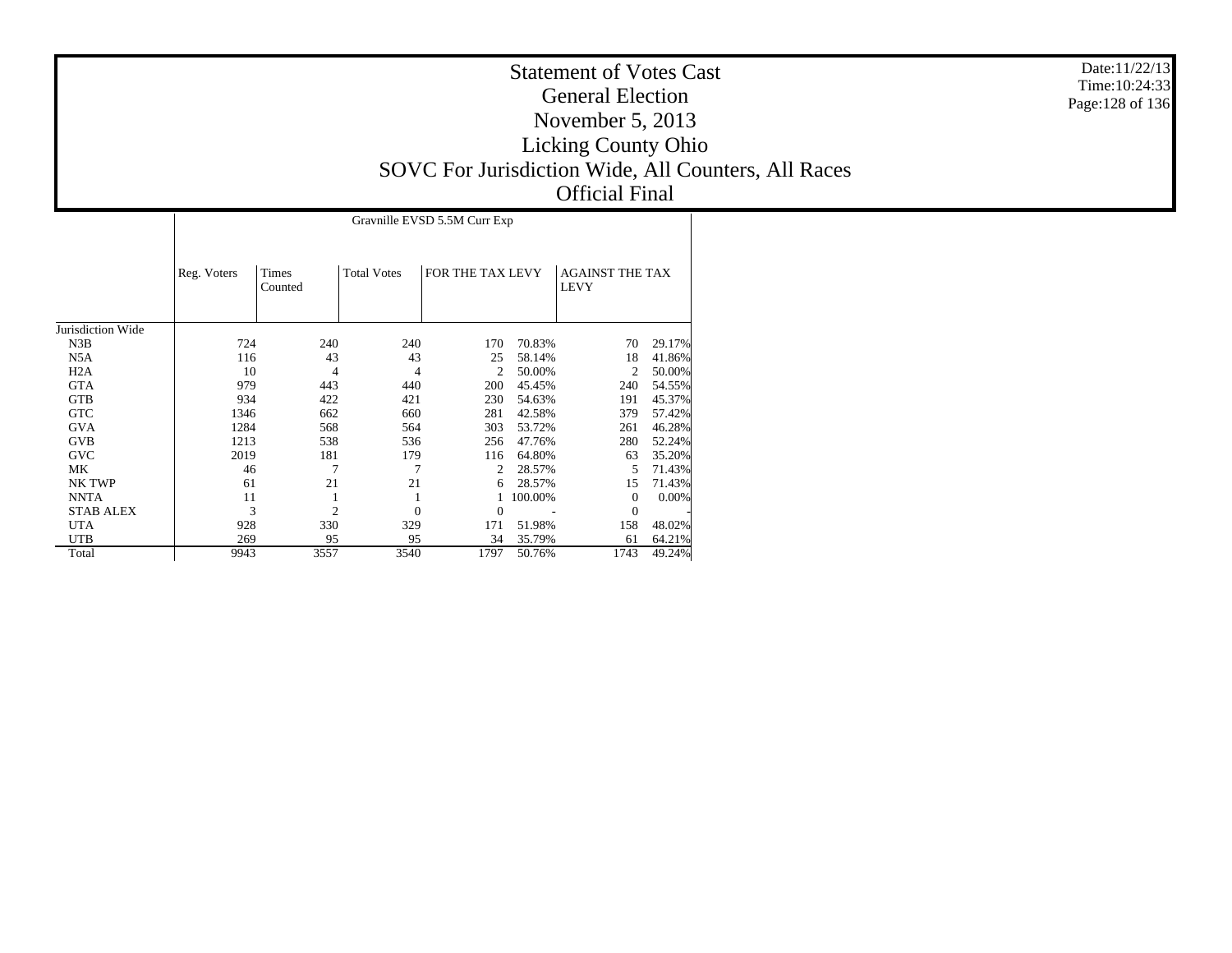# Statement of Votes Cast
## General Election
## November 5, 2013
## Licking County Ohio
## SOVC For Jurisdiction Wide, All Counters, All Races
## Official Final

Date:11/22/13
Time:10:24:33

| | Gravnille EVSD 5.5M Curr Exp | | | | | | |
|---|---|---|---|---|---|---|---|
| | Reg. Voters | Times Counted | Total Votes | FOR THE TAX LEVY | | AGAINST THE TAX LEVY | |
| Jurisdiction Wide | | | | | | | |
| N3B | 724 | 240 | 240 | 170 | 70.83% | 70 | 29.17% |
| N5A | 116 | 43 | 43 | 25 | 58.14% | 18 | 41.86% |
| H2A | 10 | 4 | 4 | 2 | 50.00% | 2 | 50.00% |
| GTA | 979 | 443 | 440 | 200 | 45.45% | 240 | 54.55% |
| GTB | 934 | 422 | 421 | 230 | 54.63% | 191 | 45.37% |
| GTC | 1346 | 662 | 660 | 281 | 42.58% | 379 | 57.42% |
| GVA | 1284 | 568 | 564 | 303 | 53.72% | 261 | 46.28% |
| GVB | 1213 | 538 | 536 | 256 | 47.76% | 280 | 52.24% |
| GVC | 2019 | 181 | 179 | 116 | 64.80% | 63 | 35.20% |
| MK | 46 | 7 | 7 | 2 | 28.57% | 5 | 71.43% |
| NK TWP | 61 | 21 | 21 | 6 | 28.57% | 15 | 71.43% |
| NNTA | 11 | 1 | 1 | 1 | 100.00% | 0 | 0.00% |
| STAB ALEX | 3 | 2 | 0 | 0 | - | 0 | - |
| UTA | 928 | 330 | 329 | 171 | 51.98% | 158 | 48.02% |
| UTB | 269 | 95 | 95 | 34 | 35.79% | 61 | 64.21% |
| Total | 9943 | 3557 | 3540 | 1797 | 50.76% | 1743 | 49.24% |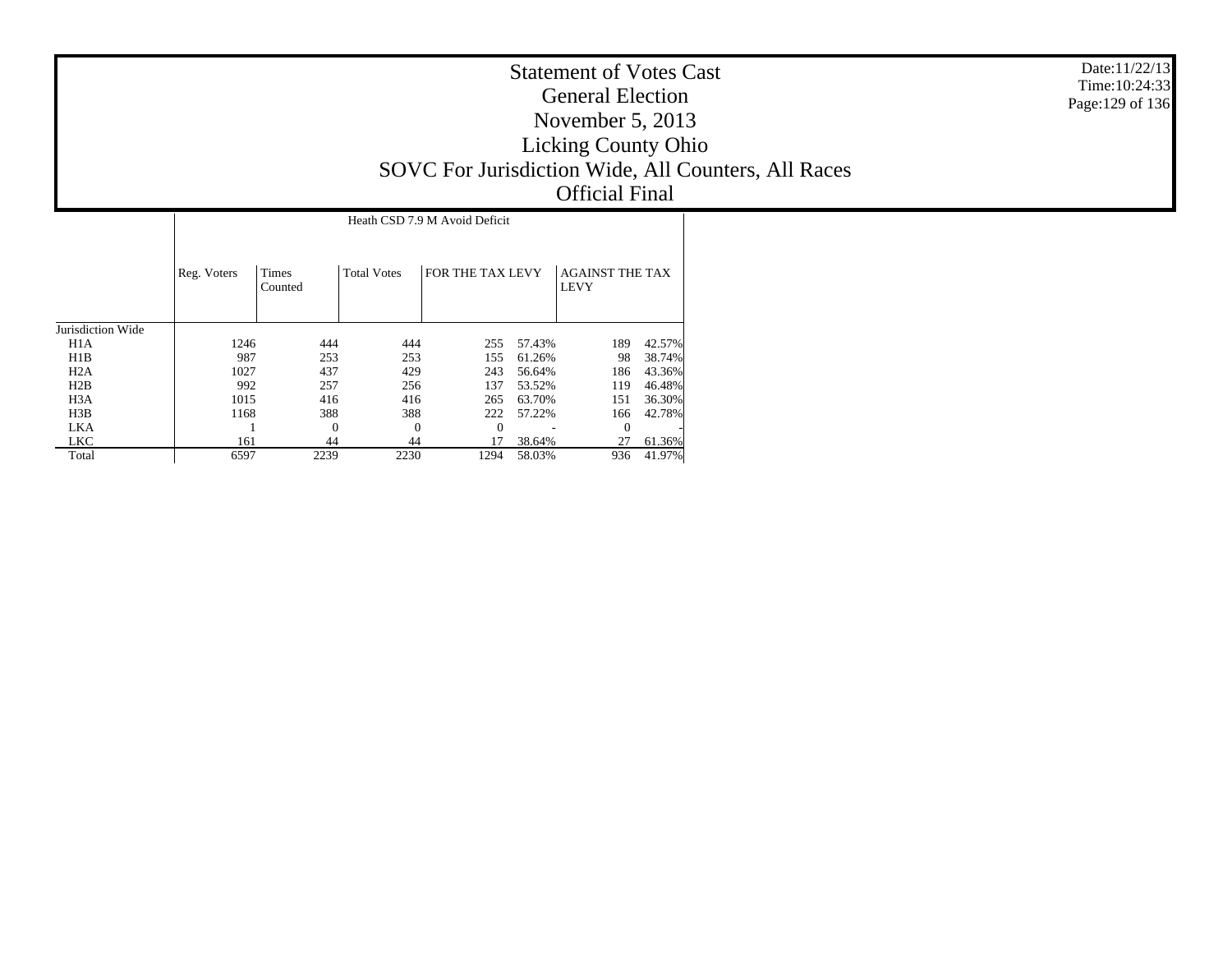# Statement of Votes Cast
## General Election
## November 5, 2013
## Licking County Ohio
## SOVC For Jurisdiction Wide, All Counters, All Races
## Official Final

Date:11/22/13
Time:10:24:33

| | Heath CSD 7.9 M Avoid Deficit | | | | | | |
|---|---|---|---|---|---|---|---|
| | Reg. Voters | Times Counted | Total Votes | FOR THE TAX LEVY | | AGAINST THE TAX LEVY | |
| Jurisdiction Wide | | | | | | | |
| H1A | 1246 | 444 | 444 | 255 | 57.43% | 189 | 42.57% |
| H1B | 987 | 253 | 253 | 155 | 61.26% | 98 | 38.74% |
| H2A | 1027 | 437 | 429 | 243 | 56.64% | 186 | 43.36% |
| H2B | 992 | 257 | 256 | 137 | 53.52% | 119 | 46.48% |
| H3A | 1015 | 416 | 416 | 265 | 63.70% | 151 | 36.30% |
| H3B | 1168 | 388 | 388 | 222 | 57.22% | 166 | 42.78% |
| LKA | 1 | 0 | 0 | 0 | - | 0 | - |
| LKC | 161 | 44 | 44 | 17 | 38.64% | 27 | 61.36% |
| Total | 6597 | 2239 | 2230 | 1294 | 58.03% | 936 | 41.97% |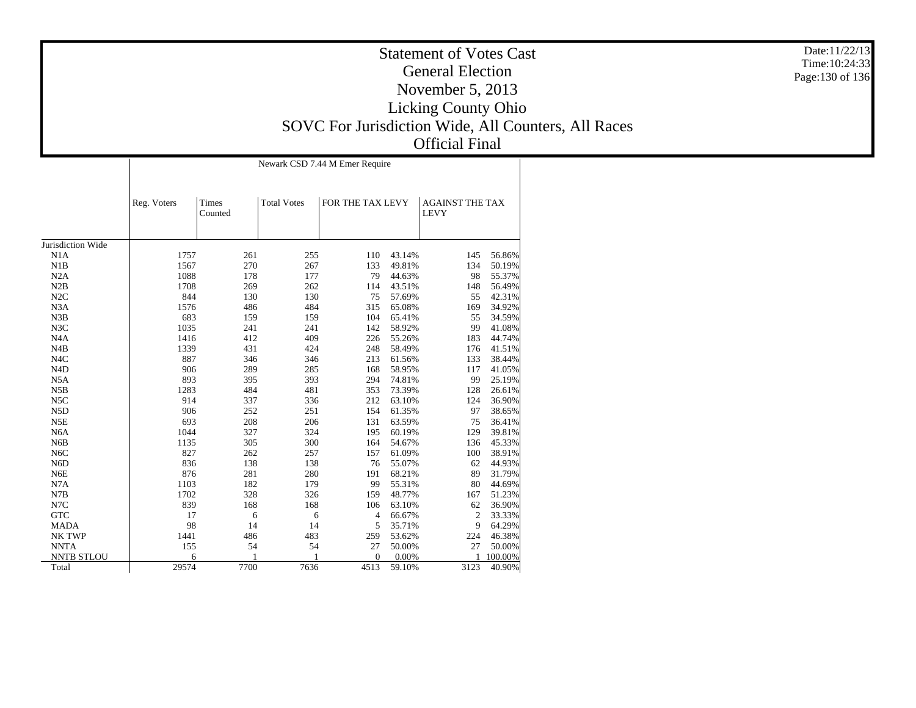# Statement of Votes Cast
## General Election
## November 5, 2013
## Licking County Ohio
## SOVC For Jurisdiction Wide, All Counters, All Races
## Official Final

Date:11/22/13
Time:10:24:33

| | Newark CSD 7.44 M Emer Require | | | | | | |
|---|---|---|---|---|---|---|---|
| | Reg. Voters | Times Counted | Total Votes | FOR THE TAX LEVY | | AGAINST THE TAX LEVY | |
| Jurisdiction Wide | | | | | | | |
| N1A | 1757 | 261 | 255 | 110 | 43.14% | 145 | 56.86% |
| N1B | 1567 | 270 | 267 | 133 | 49.81% | 134 | 50.19% |
| N2A | 1088 | 178 | 177 | 79 | 44.63% | 98 | 55.37% |
| N2B | 1708 | 269 | 262 | 114 | 43.51% | 148 | 56.49% |
| N2C | 844 | 130 | 130 | 75 | 57.69% | 55 | 42.31% |
| N3A | 1576 | 486 | 484 | 315 | 65.08% | 169 | 34.92% |
| N3B | 683 | 159 | 159 | 104 | 65.41% | 55 | 34.59% |
| N3C | 1035 | 241 | 241 | 142 | 58.92% | 99 | 41.08% |
| N4A | 1416 | 412 | 409 | 226 | 55.26% | 183 | 44.74% |
| N4B | 1339 | 431 | 424 | 248 | 58.49% | 176 | 41.51% |
| N4C | 887 | 346 | 346 | 213 | 61.56% | 133 | 38.44% |
| N4D | 906 | 289 | 285 | 168 | 58.95% | 117 | 41.05% |
| N5A | 893 | 395 | 393 | 294 | 74.81% | 99 | 25.19% |
| N5B | 1283 | 484 | 481 | 353 | 73.39% | 128 | 26.61% |
| N5C | 914 | 337 | 336 | 212 | 63.10% | 124 | 36.90% |
| N5D | 906 | 252 | 251 | 154 | 61.35% | 97 | 38.65% |
| N5E | 693 | 208 | 206 | 131 | 63.59% | 75 | 36.41% |
| N6A | 1044 | 327 | 324 | 195 | 60.19% | 129 | 39.81% |
| N6B | 1135 | 305 | 300 | 164 | 54.67% | 136 | 45.33% |
| N6C | 827 | 262 | 257 | 157 | 61.09% | 100 | 38.91% |
| N6D | 836 | 138 | 138 | 76 | 55.07% | 62 | 44.93% |
| N6E | 876 | 281 | 280 | 191 | 68.21% | 89 | 31.79% |
| N7A | 1103 | 182 | 179 | 99 | 55.31% | 80 | 44.69% |
| N7B | 1702 | 328 | 326 | 159 | 48.77% | 167 | 51.23% |
| N7C | 839 | 168 | 168 | 106 | 63.10% | 62 | 36.90% |
| GTC | 17 | 6 | 6 | 4 | 66.67% | 2 | 33.33% |
| MADA | 98 | 14 | 14 | 5 | 35.71% | 9 | 64.29% |
| NK TWP | 1441 | 486 | 483 | 259 | 53.62% | 224 | 46.38% |
| NNTA | 155 | 54 | 54 | 27 | 50.00% | 27 | 50.00% |
| NNTB STLOU | 6 | 1 | 1 | 0 | 0.00% | 1 | 100.00% |
| Total | 29574 | 7700 | 7636 | 4513 | 59.10% | 3123 | 40.90% |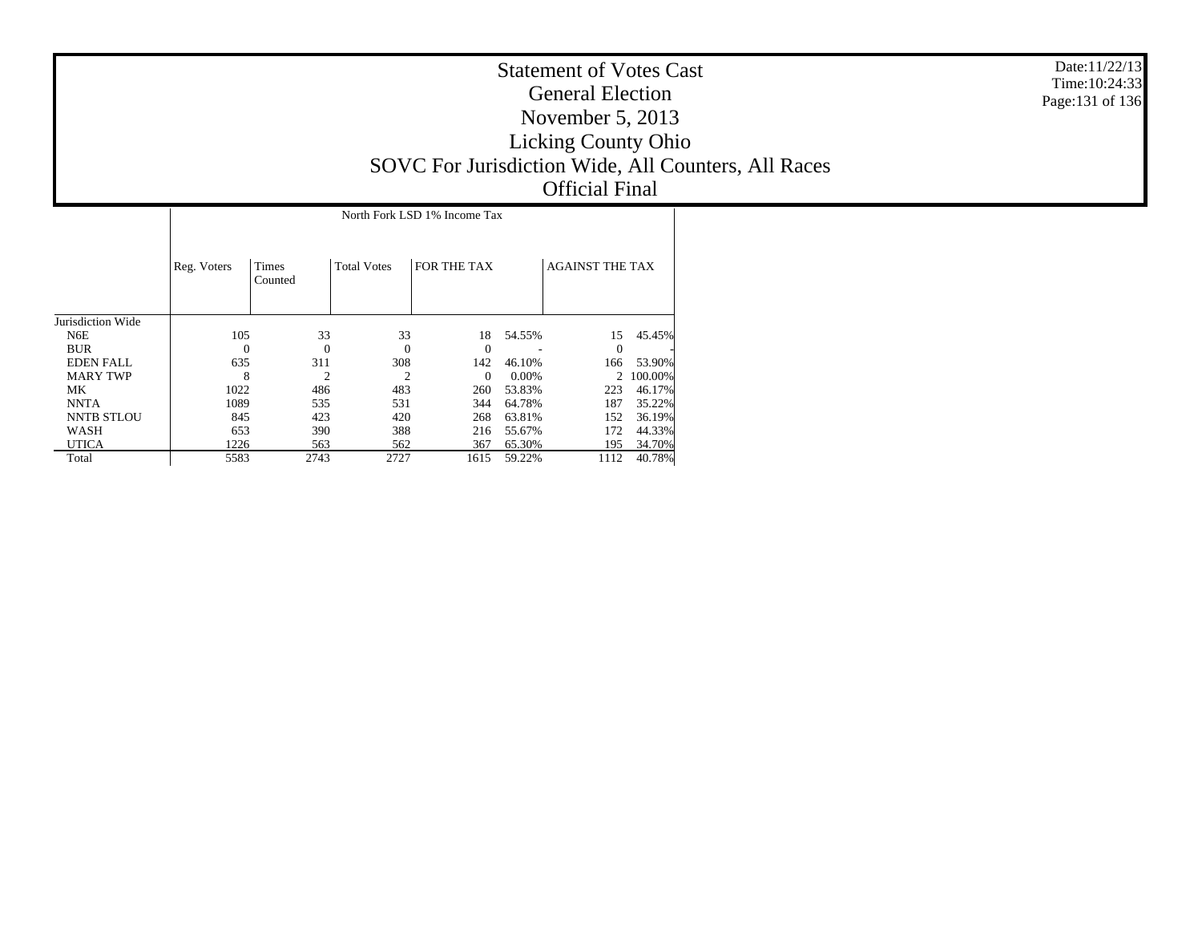# Statement of Votes Cast
## General Election
## November 5, 2013
## Licking County Ohio
## SOVC For Jurisdiction Wide, All Counters, All Races
## Official Final

Date:11/22/13
Time:10:24:33

| | Reg. Voters | Times Counted | Total Votes | North Fork LSD 1% Income Tax | | | |
|---|---|---|---|---|---|---|---|
| | | | | FOR THE TAX | | AGAINST THE TAX | |
| Jurisdiction Wide | | | | | | | |
| N6E | 105 | 33 | 33 | 18 | 54.55% | 15 | 45.45% |
| BUR | 0 | 0 | 0 | 0 | - | 0 | - |
| EDEN FALL | 635 | 311 | 308 | 142 | 46.10% | 166 | 53.90% |
| MARY TWP | 8 | 2 | 2 | 0 | 0.00% | 2 | 100.00% |
| MK | 1022 | 486 | 483 | 260 | 53.83% | 223 | 46.17% |
| NNTA | 1089 | 535 | 531 | 344 | 64.78% | 187 | 35.22% |
| NNTB STLOU | 845 | 423 | 420 | 268 | 63.81% | 152 | 36.19% |
| WASH | 653 | 390 | 388 | 216 | 55.67% | 172 | 44.33% |
| UTICA | 1226 | 563 | 562 | 367 | 65.30% | 195 | 34.70% |
| Total | 5583 | 2743 | 2727 | 1615 | 59.22% | 1112 | 40.78% |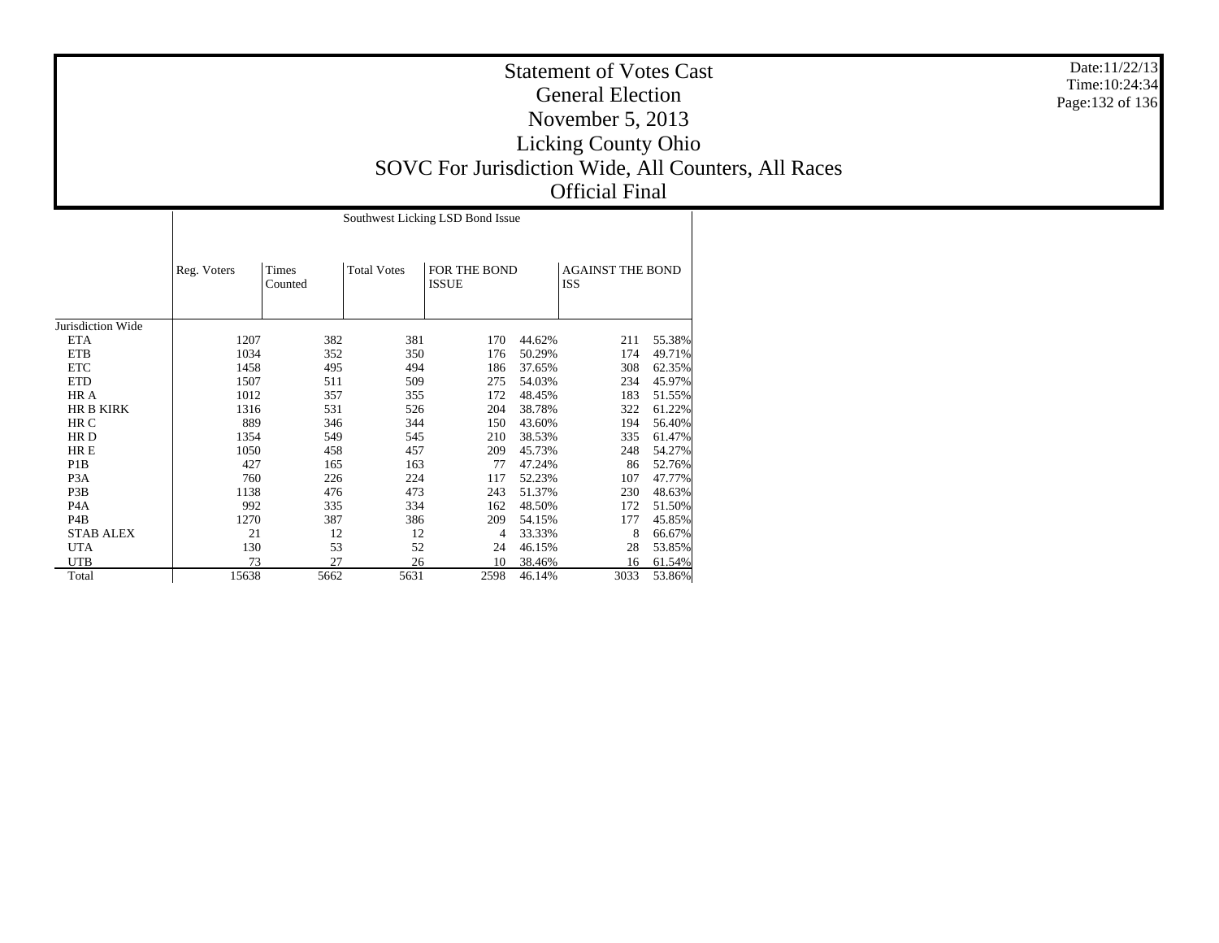# Statement of Votes Cast
## General Election
## November 5, 2013
## Licking County Ohio
## SOVC For Jurisdiction Wide, All Counters, All Races
## Official Final

Date:11/22/13
Time:10:24:34

| | Southwest Licking LSD Bond Issue | | | | | | |
|---|---|---|---|---|---|---|---|
| | Reg. Voters | Times Counted | Total Votes | FOR THE BOND ISSUE | | AGAINST THE BOND ISS | |
| Jurisdiction Wide | | | | | | | |
| ETA | 1207 | 382 | 381 | 170 | 44.62% | 211 | 55.38% |
| ETB | 1034 | 352 | 350 | 176 | 50.29% | 174 | 49.71% |
| ETC | 1458 | 495 | 494 | 186 | 37.65% | 308 | 62.35% |
| ETD | 1507 | 511 | 509 | 275 | 54.03% | 234 | 45.97% |
| HR A | 1012 | 357 | 355 | 172 | 48.45% | 183 | 51.55% |
| HR B KIRK | 1316 | 531 | 526 | 204 | 38.78% | 322 | 61.22% |
| HR C | 889 | 346 | 344 | 150 | 43.60% | 194 | 56.40% |
| HR D | 1354 | 549 | 545 | 210 | 38.53% | 335 | 61.47% |
| HR E | 1050 | 458 | 457 | 209 | 45.73% | 248 | 54.27% |
| P1B | 427 | 165 | 163 | 77 | 47.24% | 86 | 52.76% |
| P3A | 760 | 226 | 224 | 117 | 52.23% | 107 | 47.77% |
| P3B | 1138 | 476 | 473 | 243 | 51.37% | 230 | 48.63% |
| P4A | 992 | 335 | 334 | 162 | 48.50% | 172 | 51.50% |
| P4B | 1270 | 387 | 386 | 209 | 54.15% | 177 | 45.85% |
| STAB ALEX | 21 | 12 | 12 | 4 | 33.33% | 8 | 66.67% |
| UTA | 130 | 53 | 52 | 24 | 46.15% | 28 | 53.85% |
| UTB | 73 | 27 | 26 | 10 | 38.46% | 16 | 61.54% |
| Total | 15638 | 5662 | 5631 | 2598 | 46.14% | 3033 | 53.86% |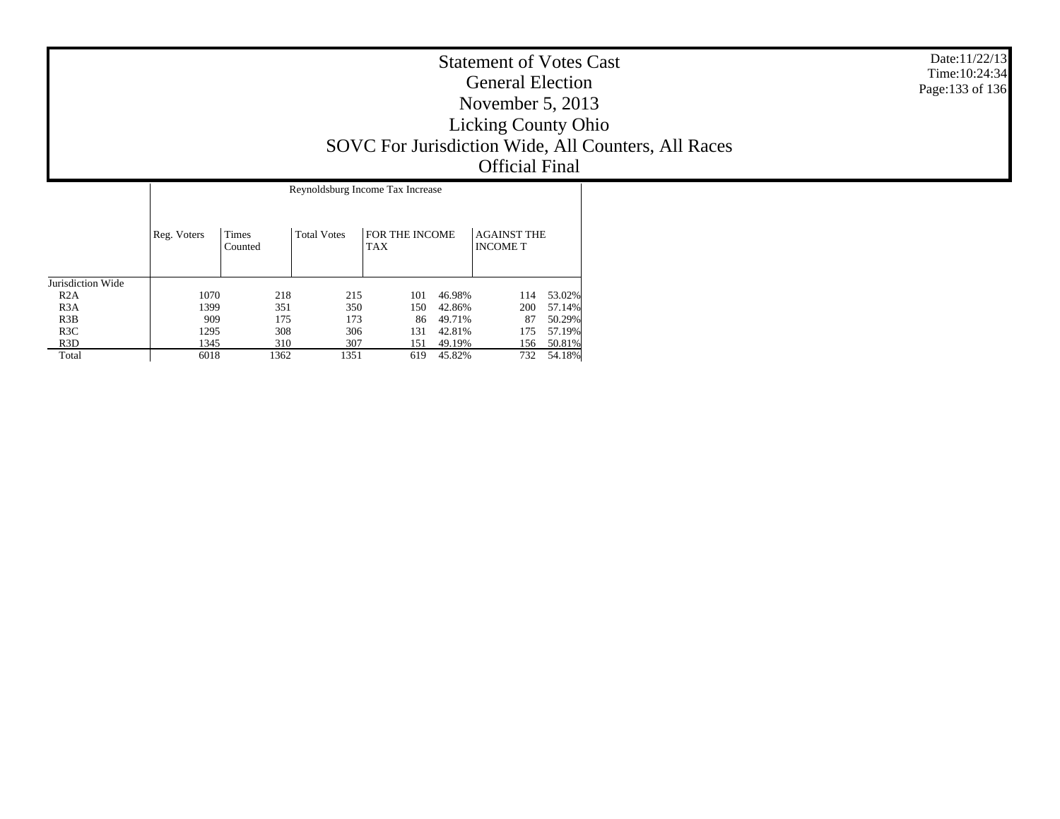# Statement of Votes Cast
## General Election
## November 5, 2013
## Licking County Ohio
## SOVC For Jurisdiction Wide, All Counters, All Races
## Official Final

Date:11/22/13
Time:10:24:34

| | Reynoldsburg Income Tax Increase | | | | | | |
|---|---|---|---|---|---|---|---|
| | Reg. Voters | Times Counted | Total Votes | FOR THE INCOME TAX | | AGAINST THE INCOME T | |
| Jurisdiction Wide | | | | | | | |
| R2A | 1070 | 218 | 215 | 101 | 46.98% | 114 | 53.02% |
| R3A | 1399 | 351 | 350 | 150 | 42.86% | 200 | 57.14% |
| R3B | 909 | 175 | 173 | 86 | 49.71% | 87 | 50.29% |
| R3C | 1295 | 308 | 306 | 131 | 42.81% | 175 | 57.19% |
| R3D | 1345 | 310 | 307 | 151 | 49.19% | 156 | 50.81% |
| Total | 6018 | 1362 | 1351 | 619 | 45.82% | 732 | 54.18% |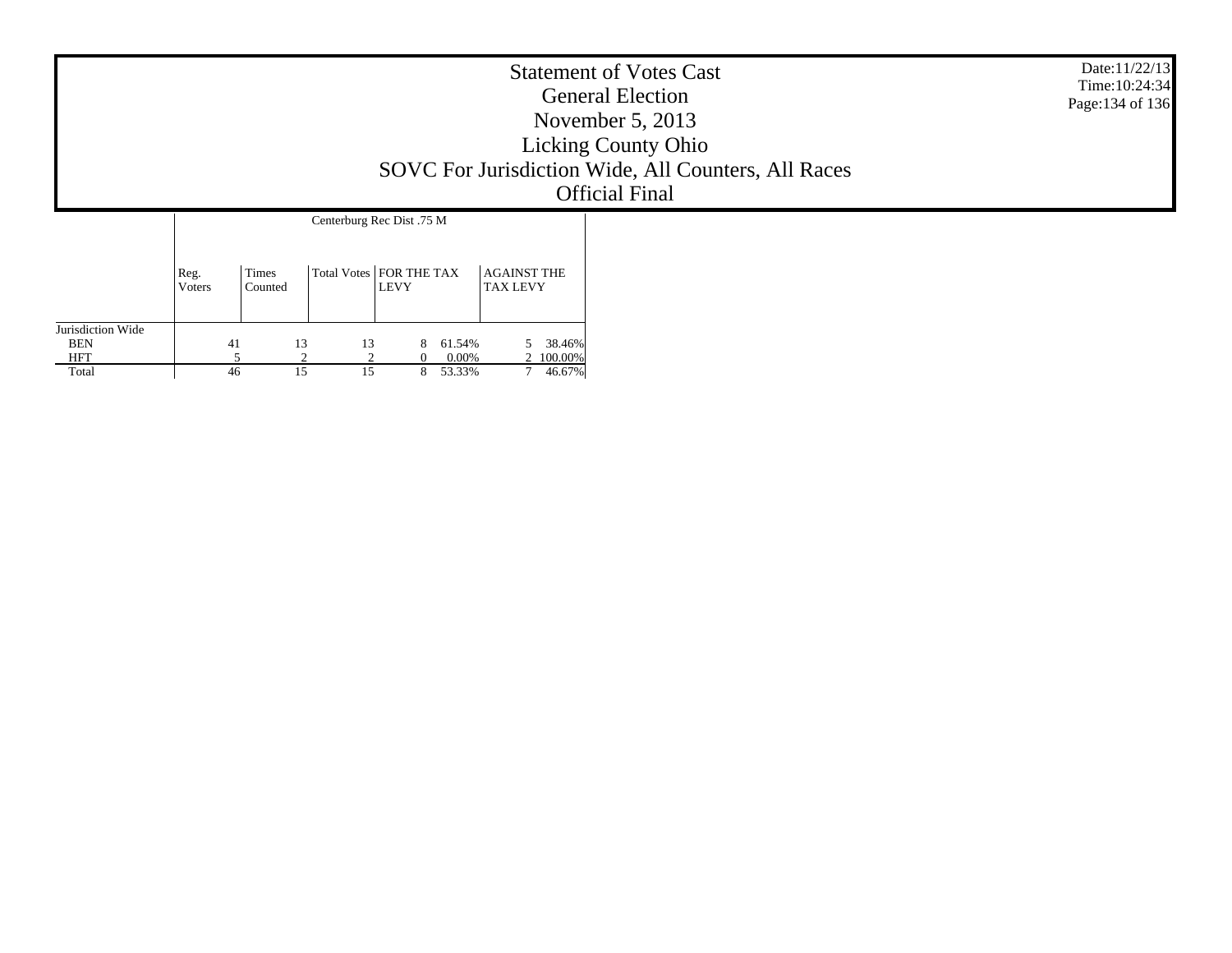# Statement of Votes Cast

## General Election

## November 5, 2013

## Licking County Ohio

## SOVC For Jurisdiction Wide, All Counters, All Races

## Official Final

| | Centerburg Rec Dist .75 M | | | | | | |
|---|---|---|---|---|---|---|---|
| | Reg. Voters | Times Counted | Total Votes | FOR THE TAX LEVY | | AGAINST THE TAX LEVY | |
| Jurisdiction Wide | | | | | | | |
| BEN | 41 | 13 | 13 | 8 | 61.54% | 5 | 38.46% |
| HFT | 5 | 2 | 2 | 0 | 0.00% | 2 | 100.00% |
| Total | 46 | 15 | 15 | 8 | 53.33% | 7 | 46.67% |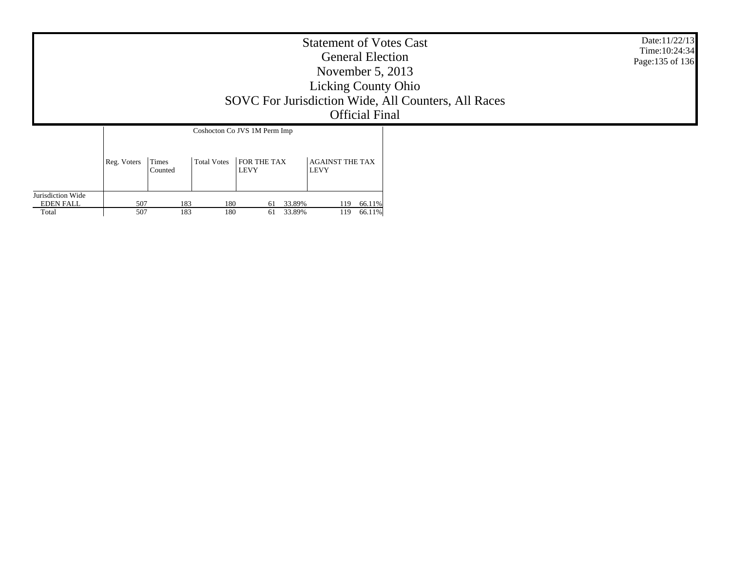# Statement of Votes Cast
## General Election
## November 5, 2013
## Licking County Ohio
## SOVC For Jurisdiction Wide, All Counters, All Races
## Official Final

Date:11/22/13
Time:10:24:34

| | Coshocton Co JVS 1M Perm Imp | | | | | | |
|---|---|---|---|---|---|---|---|
| | Reg. Voters | Times Counted | Total Votes | FOR THE TAX LEVY | | AGAINST THE TAX LEVY | |
| Jurisdiction Wide | | | | | | | |
| EDEN FALL | 507 | 183 | 180 | 61 | 33.89% | 119 | 66.11% |
| Total | 507 | 183 | 180 | 61 | 33.89% | 119 | 66.11% |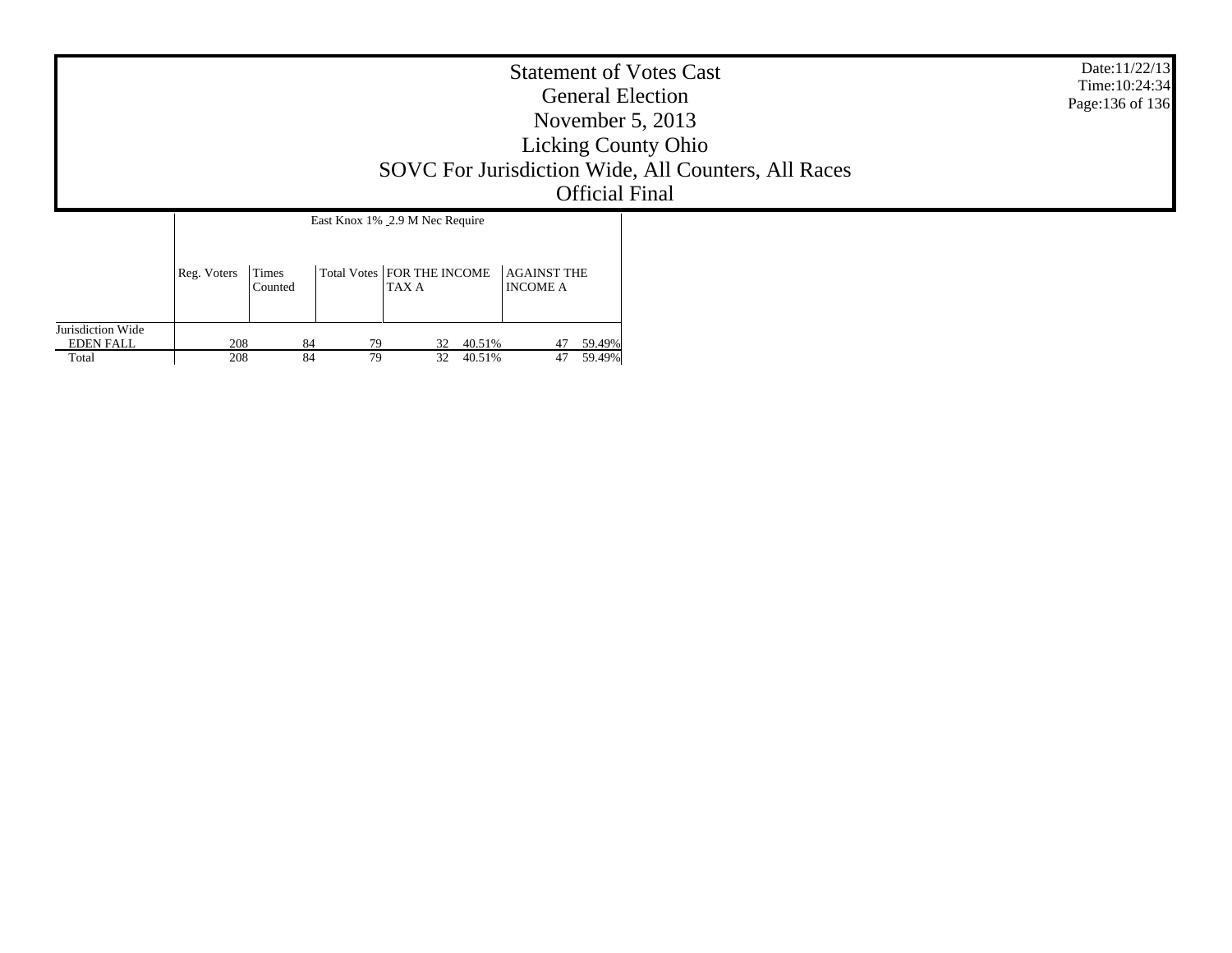# Statement of Votes Cast
## General Election
## November 5, 2013
## Licking County Ohio
## SOVC For Jurisdiction Wide, All Counters, All Races
## Official Final

Date:11/22/13
Time:10:24:34

East Knox 1% _2.9 M Nec Require

| | Reg. Voters | Times Counted | Total Votes | FOR THE INCOME TAX A | | AGAINST THE INCOME A | |
|---|---|---|---|---|---|---|---|
| Jurisdiction Wide | | | | | | | |
| EDEN FALL | 208 | 84 | 79 | 32 | 40.51% | 47 | 59.49% |
| Total | 208 | 84 | 79 | 32 | 40.51% | 47 | 59.49% |